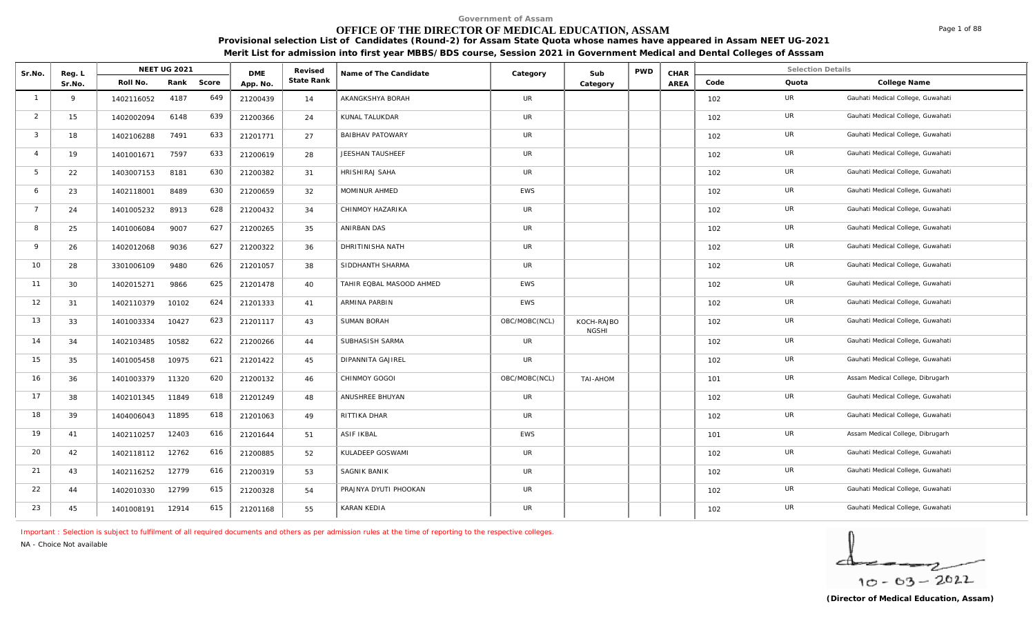Government of Assam

# OFFICE OF THE DIRECTOR OF MEDICAL EDUCATION, ASSAM

**Provisional selection List of Candidates (Round-2) for Assam State Quota whose names have appeared in Assam NEET UG-2021**

**Merit List for admission into first year MBBS/BDS course, Session 2021 in Government Medical and Dental Colleges of Asssam**

| Sr.No. | Reg. L Sr.No. | NEET UG 2021 Roll No. | Rank | Score | DME App. No. | Revised State Rank | Name of The Candidate | Category | Sub Category | PWD | CHAR AREA | Selection Details Code | Quota | College Name |
|---|---|---|---|---|---|---|---|---|---|---|---|---|---|---|
| 1 | 9 | 1402116052 | 4187 | 649 | 21200439 | 14 | AKANGKSHYA BORAH | UR | | | | 102 | UR | Gauhati Medical College, Guwahati |
| 2 | 15 | 1402002094 | 6148 | 639 | 21200366 | 24 | KUNAL TALUKDAR | UR | | | | 102 | UR | Gauhati Medical College, Guwahati |
| 3 | 18 | 1402106288 | 7491 | 633 | 21201771 | 27 | BAIBHAV PATOWARY | UR | | | | 102 | UR | Gauhati Medical College, Guwahati |
| 4 | 19 | 1401001671 | 7597 | 633 | 21200619 | 28 | JEESHAN TAUSHEEF | UR | | | | 102 | UR | Gauhati Medical College, Guwahati |
| 5 | 22 | 1403007153 | 8181 | 630 | 21200382 | 31 | HRISHIRAJ SAHA | UR | | | | 102 | UR | Gauhati Medical College, Guwahati |
| 6 | 23 | 1402118001 | 8489 | 630 | 21200659 | 32 | MOMINUR AHMED | EWS | | | | 102 | UR | Gauhati Medical College, Guwahati |
| 7 | 24 | 1401005232 | 8913 | 628 | 21200432 | 34 | CHINMOY HAZARIKA | UR | | | | 102 | UR | Gauhati Medical College, Guwahati |
| 8 | 25 | 1401006084 | 9007 | 627 | 21200265 | 35 | ANIRBAN DAS | UR | | | | 102 | UR | Gauhati Medical College, Guwahati |
| 9 | 26 | 1402012068 | 9036 | 627 | 21200322 | 36 | DHRITINISHA NATH | UR | | | | 102 | UR | Gauhati Medical College, Guwahati |
| 10 | 28 | 3301006109 | 9480 | 626 | 21201057 | 38 | SIDDHANTH SHARMA | UR | | | | 102 | UR | Gauhati Medical College, Guwahati |
| 11 | 30 | 1402015271 | 9866 | 625 | 21201478 | 40 | TAHIR EQBAL MASOOD AHMED | EWS | | | | 102 | UR | Gauhati Medical College, Guwahati |
| 12 | 31 | 1402110379 | 10102 | 624 | 21201333 | 41 | ARMINA PARBIN | EWS | | | | 102 | UR | Gauhati Medical College, Guwahati |
| 13 | 33 | 1401003334 | 10427 | 623 | 21201117 | 43 | SUMAN BORAH | OBC/MOBC(NCL) | KOCH-RAJBONGSHI | | | 102 | UR | Gauhati Medical College, Guwahati |
| 14 | 34 | 1402103485 | 10582 | 622 | 21200266 | 44 | SUBHASISH SARMA | UR | | | | 102 | UR | Gauhati Medical College, Guwahati |
| 15 | 35 | 1401005458 | 10975 | 621 | 21201422 | 45 | DIPANNITA GAJIREL | UR | | | | 102 | UR | Gauhati Medical College, Guwahati |
| 16 | 36 | 1401003379 | 11320 | 620 | 21200132 | 46 | CHINMOY GOGOI | OBC/MOBC(NCL) | TAI-AHOM | | | 101 | UR | Assam Medical College, Dibrugarh |
| 17 | 38 | 1402101345 | 11849 | 618 | 21201249 | 48 | ANUSHREE BHUYAN | UR | | | | 102 | UR | Gauhati Medical College, Guwahati |
| 18 | 39 | 1404006043 | 11895 | 618 | 21201063 | 49 | RITTIKA DHAR | UR | | | | 102 | UR | Gauhati Medical College, Guwahati |
| 19 | 41 | 1402110257 | 12403 | 616 | 21201644 | 51 | ASIF IKBAL | EWS | | | | 101 | UR | Assam Medical College, Dibrugarh |
| 20 | 42 | 1402118112 | 12762 | 616 | 21200885 | 52 | KULADEEP GOSWAMI | UR | | | | 102 | UR | Gauhati Medical College, Guwahati |
| 21 | 43 | 1402116252 | 12779 | 616 | 21200319 | 53 | SAGNIK BANIK | UR | | | | 102 | UR | Gauhati Medical College, Guwahati |
| 22 | 44 | 1402010330 | 12799 | 615 | 21200328 | 54 | PRAJNYA DYUTI PHOOKAN | UR | | | | 102 | UR | Gauhati Medical College, Guwahati |
| 23 | 45 | 1401008191 | 12914 | 615 | 21201168 | 55 | KARAN KEDIA | UR | | | | 102 | UR | Gauhati Medical College, Guwahati |

Important : Selection is subject to fulfilment of all required documents and others as per admission rules at the time of reporting to the respective colleges.

NA - Choice Not available

10 - 03 - 2022

**(Director of Medical Education, Assam)**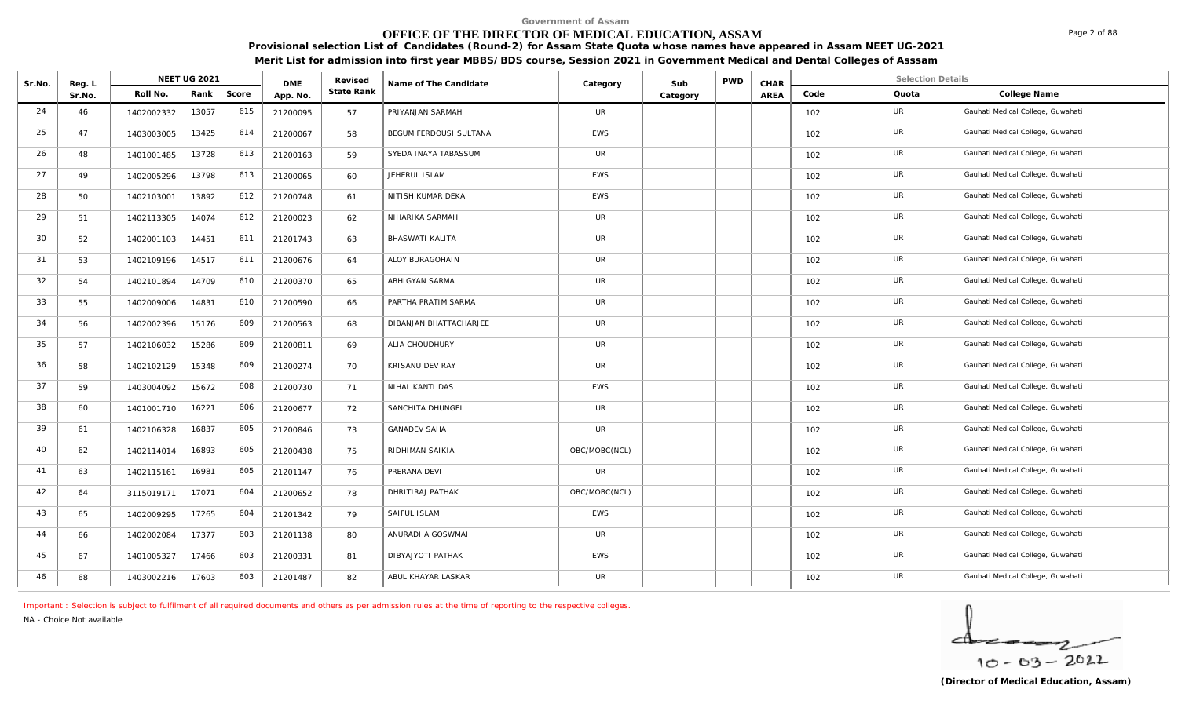Government of Assam

# OFFICE OF THE DIRECTOR OF MEDICAL EDUCATION, ASSAM

**Provisional selection List of Candidates (Round-2) for Assam State Quota whose names have appeared in Assam NEET UG-2021**

**Merit List for admission into first year MBBS/BDS course, Session 2021 in Government Medical and Dental Colleges of Asssam**

| Sr.No. | Reg. L Sr.No. | NEET UG 2021 | | | DME App. No. | Revised State Rank | Name of The Candidate | Category | Sub Category | PWD | CHAR AREA | Selection Details | | |
|---|---|---|---|---|---|---|---|---|---|---|---|---|---|---|
| | | Roll No. | Rank | Score | | | | | | | | Code | Quota | College Name |
| 24 | 46 | 1402002332 | 13057 | 615 | 21200095 | 57 | PRIYANJAN SARMAH | UR | | | | 102 | UR | Gauhati Medical College, Guwahati |
| 25 | 47 | 1403003005 | 13425 | 614 | 21200067 | 58 | BEGUM FERDOUSI SULTANA | EWS | | | | 102 | UR | Gauhati Medical College, Guwahati |
| 26 | 48 | 1401001485 | 13728 | 613 | 21200163 | 59 | SYEDA INAYA TABASSUM | UR | | | | 102 | UR | Gauhati Medical College, Guwahati |
| 27 | 49 | 1402005296 | 13798 | 613 | 21200065 | 60 | JEHERUL ISLAM | EWS | | | | 102 | UR | Gauhati Medical College, Guwahati |
| 28 | 50 | 1402103001 | 13892 | 612 | 21200748 | 61 | NITISH KUMAR DEKA | EWS | | | | 102 | UR | Gauhati Medical College, Guwahati |
| 29 | 51 | 1402113305 | 14074 | 612 | 21200023 | 62 | NIHARIKA SARMAH | UR | | | | 102 | UR | Gauhati Medical College, Guwahati |
| 30 | 52 | 1402001103 | 14451 | 611 | 21201743 | 63 | BHASWATI KALITA | UR | | | | 102 | UR | Gauhati Medical College, Guwahati |
| 31 | 53 | 1402109196 | 14517 | 611 | 21200676 | 64 | ALOY BURAGOHAIN | UR | | | | 102 | UR | Gauhati Medical College, Guwahati |
| 32 | 54 | 1402101894 | 14709 | 610 | 21200370 | 65 | ABHIGYAN SARMA | UR | | | | 102 | UR | Gauhati Medical College, Guwahati |
| 33 | 55 | 1402009006 | 14831 | 610 | 21200590 | 66 | PARTHA PRATIM SARMA | UR | | | | 102 | UR | Gauhati Medical College, Guwahati |
| 34 | 56 | 1402002396 | 15176 | 609 | 21200563 | 68 | DIBANJAN BHATTACHARJEE | UR | | | | 102 | UR | Gauhati Medical College, Guwahati |
| 35 | 57 | 1402106032 | 15286 | 609 | 21200811 | 69 | ALIA CHOUDHURY | UR | | | | 102 | UR | Gauhati Medical College, Guwahati |
| 36 | 58 | 1402102129 | 15348 | 609 | 21200274 | 70 | KRISANU DEV RAY | UR | | | | 102 | UR | Gauhati Medical College, Guwahati |
| 37 | 59 | 1403004092 | 15672 | 608 | 21200730 | 71 | NIHAL KANTI DAS | EWS | | | | 102 | UR | Gauhati Medical College, Guwahati |
| 38 | 60 | 1401001710 | 16221 | 606 | 21200677 | 72 | SANCHITA DHUNGEL | UR | | | | 102 | UR | Gauhati Medical College, Guwahati |
| 39 | 61 | 1402106328 | 16837 | 605 | 21200846 | 73 | GANADEV SAHA | UR | | | | 102 | UR | Gauhati Medical College, Guwahati |
| 40 | 62 | 1402114014 | 16893 | 605 | 21200438 | 75 | RIDHIMAN SAIKIA | OBC/MOBC(NCL) | | | | 102 | UR | Gauhati Medical College, Guwahati |
| 41 | 63 | 1402115161 | 16981 | 605 | 21201147 | 76 | PRERANA DEVI | UR | | | | 102 | UR | Gauhati Medical College, Guwahati |
| 42 | 64 | 3115019171 | 17071 | 604 | 21200652 | 78 | DHRITIRAJ PATHAK | OBC/MOBC(NCL) | | | | 102 | UR | Gauhati Medical College, Guwahati |
| 43 | 65 | 1402009295 | 17265 | 604 | 21201342 | 79 | SAIFUL ISLAM | EWS | | | | 102 | UR | Gauhati Medical College, Guwahati |
| 44 | 66 | 1402002084 | 17377 | 603 | 21201138 | 80 | ANURADHA GOSWMAI | UR | | | | 102 | UR | Gauhati Medical College, Guwahati |
| 45 | 67 | 1401005327 | 17466 | 603 | 21200331 | 81 | DIBYAJYOTI PATHAK | EWS | | | | 102 | UR | Gauhati Medical College, Guwahati |
| 46 | 68 | 1403002216 | 17603 | 603 | 21201487 | 82 | ABUL KHAYAR LASKAR | UR | | | | 102 | UR | Gauhati Medical College, Guwahati |

Important : Selection is subject to fulfilment of all required documents and others as per admission rules at the time of reporting to the respective colleges.

NA - Choice Not available

10-03-2022

**(Director of Medical Education, Assam)**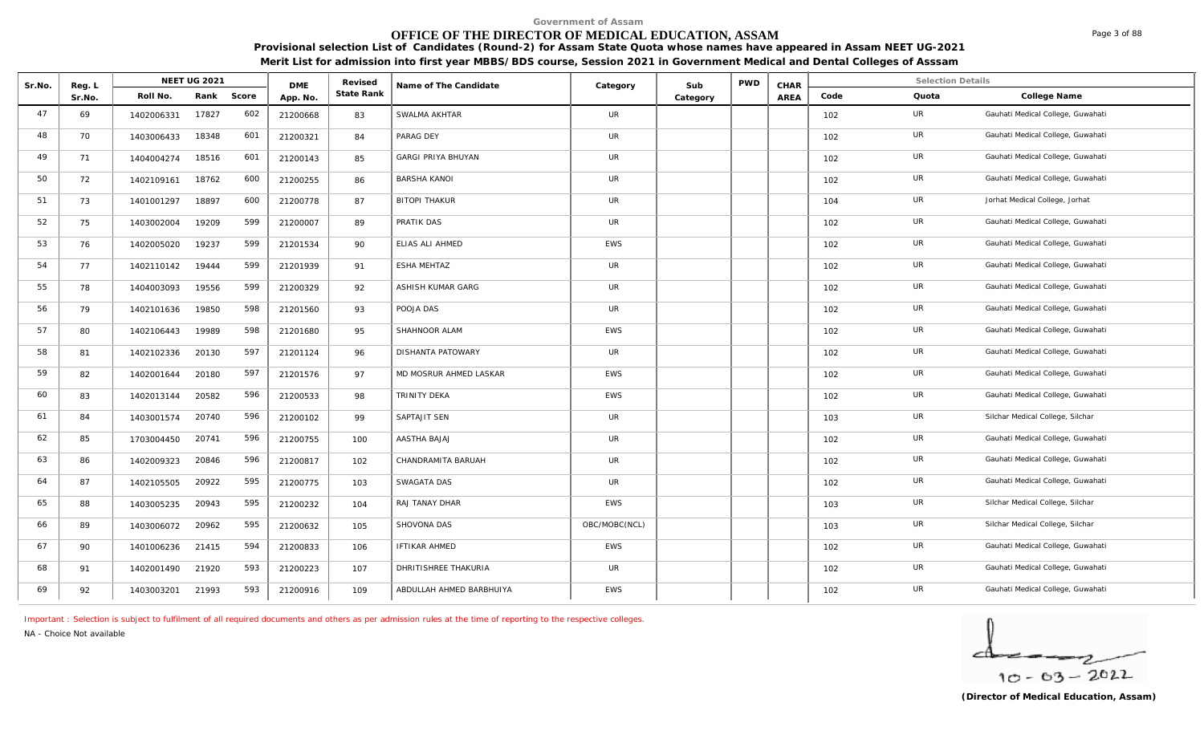Government of Assam

# OFFICE OF THE DIRECTOR OF MEDICAL EDUCATION, ASSAM

**Provisional selection List of Candidates (Round-2) for Assam State Quota whose names have appeared in Assam NEET UG-2021**

**Merit List for admission into first year MBBS/BDS course, Session 2021 in Government Medical and Dental Colleges of Asssam**

| Sr.No. | Reg. L Sr.No. | NEET UG 2021 | | | DME App. No. | Revised State Rank | Name of The Candidate | Category | Sub Category | PWD | CHAR AREA | Selection Details | | |
|---|---|---|---|---|---|---|---|---|---|---|---|---|---|---|
| | | Roll No. | Rank | Score | | | | | | | | Code | Quota | College Name |
| 47 | 69 | 1402006331 | 17827 | 602 | 21200668 | 83 | SWALMA AKHTAR | UR | | | | 102 | UR | Gauhati Medical College, Guwahati |
| 48 | 70 | 1403006433 | 18348 | 601 | 21200321 | 84 | PARAG DEY | UR | | | | 102 | UR | Gauhati Medical College, Guwahati |
| 49 | 71 | 1404004274 | 18516 | 601 | 21200143 | 85 | GARGI PRIYA BHUYAN | UR | | | | 102 | UR | Gauhati Medical College, Guwahati |
| 50 | 72 | 1402109161 | 18762 | 600 | 21200255 | 86 | BARSHA KANOI | UR | | | | 102 | UR | Gauhati Medical College, Guwahati |
| 51 | 73 | 1401001297 | 18897 | 600 | 21200778 | 87 | BITOPI THAKUR | UR | | | | 104 | UR | Jorhat Medical College, Jorhat |
| 52 | 75 | 1403002004 | 19209 | 599 | 21200007 | 89 | PRATIK DAS | UR | | | | 102 | UR | Gauhati Medical College, Guwahati |
| 53 | 76 | 1402005020 | 19237 | 599 | 21201534 | 90 | ELIAS ALI AHMED | EWS | | | | 102 | UR | Gauhati Medical College, Guwahati |
| 54 | 77 | 1402110142 | 19444 | 599 | 21201939 | 91 | ESHA MEHTAZ | UR | | | | 102 | UR | Gauhati Medical College, Guwahati |
| 55 | 78 | 1404003093 | 19556 | 599 | 21200329 | 92 | ASHISH KUMAR GARG | UR | | | | 102 | UR | Gauhati Medical College, Guwahati |
| 56 | 79 | 1402101636 | 19850 | 598 | 21201560 | 93 | POOJA DAS | UR | | | | 102 | UR | Gauhati Medical College, Guwahati |
| 57 | 80 | 1402106443 | 19989 | 598 | 21201680 | 95 | SHAHNOOR ALAM | EWS | | | | 102 | UR | Gauhati Medical College, Guwahati |
| 58 | 81 | 1402102336 | 20130 | 597 | 21201124 | 96 | DISHANTA PATOWARY | UR | | | | 102 | UR | Gauhati Medical College, Guwahati |
| 59 | 82 | 1402001644 | 20180 | 597 | 21201576 | 97 | MD MOSRUR AHMED LASKAR | EWS | | | | 102 | UR | Gauhati Medical College, Guwahati |
| 60 | 83 | 1402013144 | 20582 | 596 | 21200533 | 98 | TRINITY DEKA | EWS | | | | 102 | UR | Gauhati Medical College, Guwahati |
| 61 | 84 | 1403001574 | 20740 | 596 | 21200102 | 99 | SAPTAJIT SEN | UR | | | | 103 | UR | Silchar Medical College, Silchar |
| 62 | 85 | 1703004450 | 20741 | 596 | 21200755 | 100 | AASTHA BAJAJ | UR | | | | 102 | UR | Gauhati Medical College, Guwahati |
| 63 | 86 | 1402009323 | 20846 | 596 | 21200817 | 102 | CHANDRAMITA BARUAH | UR | | | | 102 | UR | Gauhati Medical College, Guwahati |
| 64 | 87 | 1402105505 | 20922 | 595 | 21200775 | 103 | SWAGATA DAS | UR | | | | 102 | UR | Gauhati Medical College, Guwahati |
| 65 | 88 | 1403005235 | 20943 | 595 | 21200232 | 104 | RAJ TANAY DHAR | EWS | | | | 103 | UR | Silchar Medical College, Silchar |
| 66 | 89 | 1403006072 | 20962 | 595 | 21200632 | 105 | SHOVONA DAS | OBC/MOBC(NCL) | | | | 103 | UR | Silchar Medical College, Silchar |
| 67 | 90 | 1401006236 | 21415 | 594 | 21200833 | 106 | IFTIKAR AHMED | EWS | | | | 102 | UR | Gauhati Medical College, Guwahati |
| 68 | 91 | 1402001490 | 21920 | 593 | 21200223 | 107 | DHRITISHREE THAKURIA | UR | | | | 102 | UR | Gauhati Medical College, Guwahati |
| 69 | 92 | 1403003201 | 21993 | 593 | 21200916 | 109 | ABDULLAH AHMED BARBHUIYA | EWS | | | | 102 | UR | Gauhati Medical College, Guwahati |

Important : Selection is subject to fulfilment of all required documents and others as per admission rules at the time of reporting to the respective colleges.

NA - Choice Not available

10-03-2022

**(Director of Medical Education, Assam)**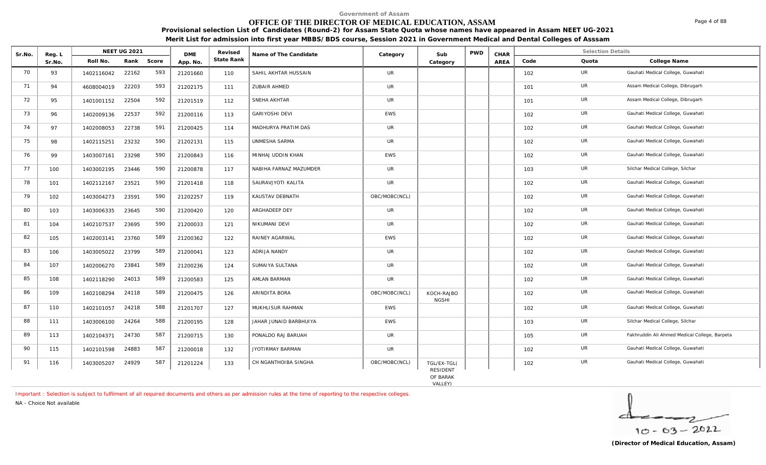Government of Assam

# OFFICE OF THE DIRECTOR OF MEDICAL EDUCATION, ASSAM

**Provisional selection List of Candidates (Round-2) for Assam State Quota whose names have appeared in Assam NEET UG-2021**

**Merit List for admission into first year MBBS/BDS course, Session 2021 in Government Medical and Dental Colleges of Asssam**

| Sr.No. | Reg. L Sr.No. | NEET UG 2021 | | | DME App. No. | Revised State Rank | Name of The Candidate | Category | Sub Category | PWD | CHAR AREA | Selection Details | | |
|---|---|---|---|---|---|---|---|---|---|---|---|---|---|---|
| | | Roll No. | Rank | Score | | | | | | | | Code | Quota | College Name |
| 70 | 93 | 1402116042 | 22162 | 593 | 21201660 | 110 | SAHIL AKHTAR HUSSAIN | UR | | | | 102 | UR | Gauhati Medical College, Guwahati |
| 71 | 94 | 4608004019 | 22203 | 593 | 21202175 | 111 | ZUBAIR AHMED | UR | | | | 101 | UR | Assam Medical College, Dibrugarh |
| 72 | 95 | 1401001152 | 22504 | 592 | 21201519 | 112 | SNEHA AKHTAR | UR | | | | 101 | UR | Assam Medical College, Dibrugarh |
| 73 | 96 | 1402009136 | 22537 | 592 | 21200116 | 113 | GARIYOSHI DEVI | EWS | | | | 102 | UR | Gauhati Medical College, Guwahati |
| 74 | 97 | 1402008053 | 22738 | 591 | 21200425 | 114 | MADHURYA PRATIM DAS | UR | | | | 102 | UR | Gauhati Medical College, Guwahati |
| 75 | 98 | 1402115251 | 23232 | 590 | 21202131 | 115 | UNMESHA SARMA | UR | | | | 102 | UR | Gauhati Medical College, Guwahati |
| 76 | 99 | 1403007161 | 23298 | 590 | 21200843 | 116 | MINHAJ UDDIN KHAN | EWS | | | | 102 | UR | Gauhati Medical College, Guwahati |
| 77 | 100 | 1403002195 | 23446 | 590 | 21200878 | 117 | NABIHA FARNAZ MAZUMDER | UR | | | | 103 | UR | Silchar Medical College, Silchar |
| 78 | 101 | 1402112167 | 23521 | 590 | 21201418 | 118 | SAURAVJYOTI KALITA | UR | | | | 102 | UR | Gauhati Medical College, Guwahati |
| 79 | 102 | 1403004273 | 23591 | 590 | 21202257 | 119 | KAUSTAV DEBNATH | OBC/MOBC(NCL) | | | | 102 | UR | Gauhati Medical College, Guwahati |
| 80 | 103 | 1403006335 | 23645 | 590 | 21200420 | 120 | ARGHADEEP DEY | UR | | | | 102 | UR | Gauhati Medical College, Guwahati |
| 81 | 104 | 1402107537 | 23695 | 590 | 21200033 | 121 | NIKUMANI DEVI | UR | | | | 102 | UR | Gauhati Medical College, Guwahati |
| 82 | 105 | 1402003141 | 23760 | 589 | 21200362 | 122 | RAINEY AGARWAL | EWS | | | | 102 | UR | Gauhati Medical College, Guwahati |
| 83 | 106 | 1403005022 | 23799 | 589 | 21200041 | 123 | ADRIJA NANDY | UR | | | | 102 | UR | Gauhati Medical College, Guwahati |
| 84 | 107 | 1402006270 | 23841 | 589 | 21200236 | 124 | SUMAIYA SULTANA | UR | | | | 102 | UR | Gauhati Medical College, Guwahati |
| 85 | 108 | 1402118290 | 24013 | 589 | 21200583 | 125 | AMLAN BARMAN | UR | | | | 102 | UR | Gauhati Medical College, Guwahati |
| 86 | 109 | 1402108294 | 24118 | 589 | 21200475 | 126 | ARINDITA BORA | OBC/MOBC(NCL) | KOCH-RAJBONGSHI | | | 102 | UR | Gauhati Medical College, Guwahati |
| 87 | 110 | 1402101057 | 24218 | 588 | 21201707 | 127 | MUKHLISUR RAHMAN | EWS | | | | 102 | UR | Gauhati Medical College, Guwahati |
| 88 | 111 | 1403006100 | 24264 | 588 | 21200195 | 128 | JAHAR JUNAID BARBHUIYA | EWS | | | | 103 | UR | Silchar Medical College, Silchar |
| 89 | 113 | 1402104371 | 24730 | 587 | 21200715 | 130 | PONALDO RAJ BARUAH | UR | | | | 105 | UR | Fakhruddin Ali Ahmed Medical College, Barpeta |
| 90 | 115 | 1402101598 | 24883 | 587 | 21200018 | 132 | JYOTIRMAY BARMAN | UR | | | | 102 | UR | Gauhati Medical College, Guwahati |
| 91 | 116 | 1403005207 | 24929 | 587 | 21201224 | 133 | CH NGANTHOIBA SINGHA | OBC/MOBC(NCL) | TGL/EX-TGL( RESIDENT OF BARAK VALLEY) | | | 102 | UR | Gauhati Medical College, Guwahati |

Important : Selection is subject to fulfilment of all required documents and others as per admission rules at the time of reporting to the respective colleges.

NA - Choice Not available

10 - 03 - 2022

**(Director of Medical Education, Assam)**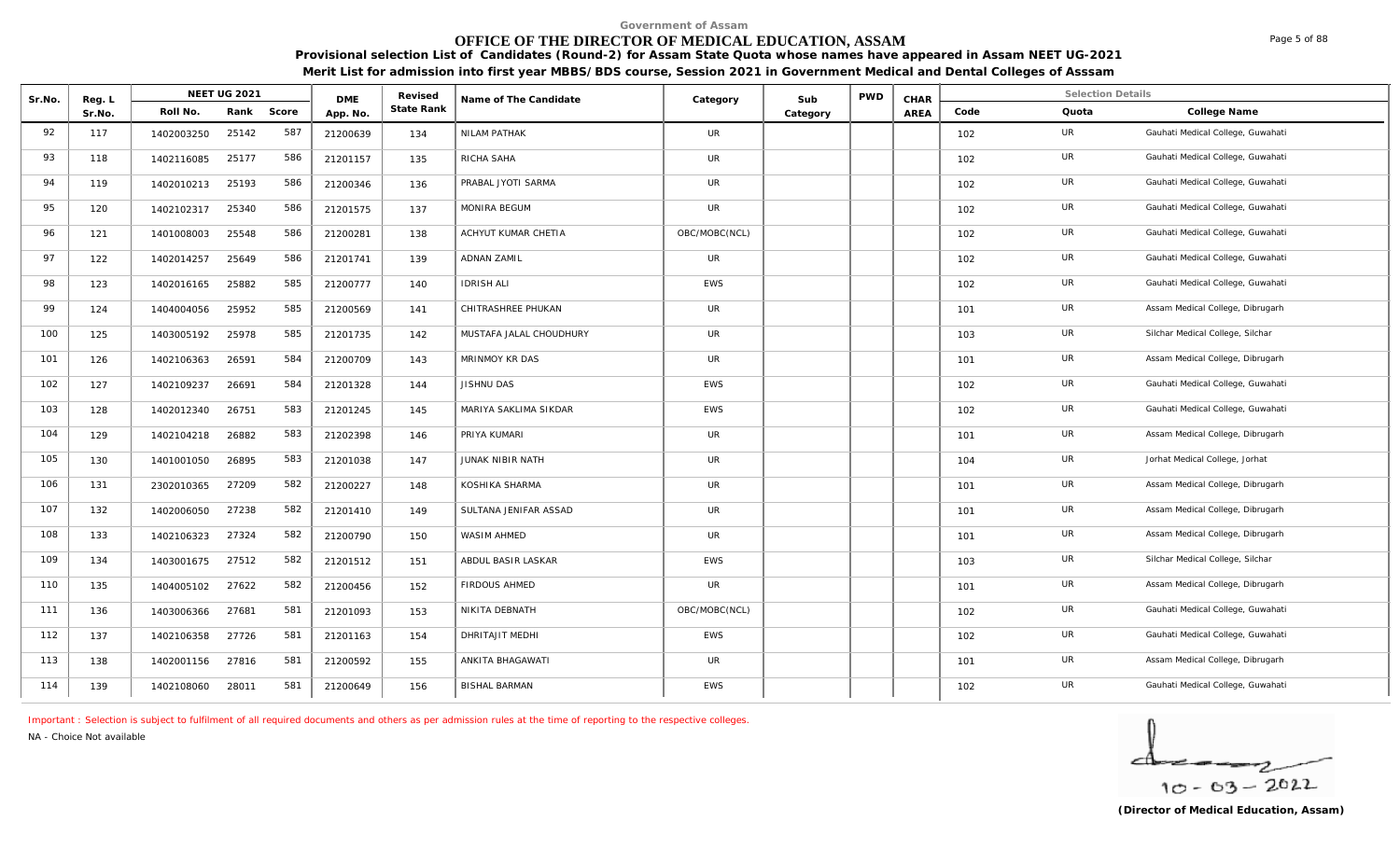Government of Assam

# OFFICE OF THE DIRECTOR OF MEDICAL EDUCATION, ASSAM

**Provisional selection List of Candidates (Round-2) for Assam State Quota whose names have appeared in Assam NEET UG-2021**

**Merit List for admission into first year MBBS/BDS course, Session 2021 in Government Medical and Dental Colleges of Asssam**

| Sr.No. | Reg. L Sr.No. | NEET UG 2021 Roll No. | Rank | Score | DME App. No. | Revised State Rank | Name of The Candidate | Category | Sub Category | PWD | CHAR AREA | Code | Quota | College Name |
|---|---|---|---|---|---|---|---|---|---|---|---|---|---|---|
| 92 | 117 | 1402003250 | 25142 | 587 | 21200639 | 134 | NILAM PATHAK | UR | | | | 102 | UR | Gauhati Medical College, Guwahati |
| 93 | 118 | 1402116085 | 25177 | 586 | 21201157 | 135 | RICHA SAHA | UR | | | | 102 | UR | Gauhati Medical College, Guwahati |
| 94 | 119 | 1402010213 | 25193 | 586 | 21200346 | 136 | PRABAL JYOTI SARMA | UR | | | | 102 | UR | Gauhati Medical College, Guwahati |
| 95 | 120 | 1402102317 | 25340 | 586 | 21201575 | 137 | MONIRA BEGUM | UR | | | | 102 | UR | Gauhati Medical College, Guwahati |
| 96 | 121 | 1401008003 | 25548 | 586 | 21200281 | 138 | ACHYUT KUMAR CHETIA | OBC/MOBC(NCL) | | | | 102 | UR | Gauhati Medical College, Guwahati |
| 97 | 122 | 1402014257 | 25649 | 586 | 21201741 | 139 | ADNAN ZAMIL | UR | | | | 102 | UR | Gauhati Medical College, Guwahati |
| 98 | 123 | 1402016165 | 25882 | 585 | 21200777 | 140 | IDRISH ALI | EWS | | | | 102 | UR | Gauhati Medical College, Guwahati |
| 99 | 124 | 1404004056 | 25952 | 585 | 21200569 | 141 | CHITRASHREE PHUKAN | UR | | | | 101 | UR | Assam Medical College, Dibrugarh |
| 100 | 125 | 1403005192 | 25978 | 585 | 21201735 | 142 | MUSTAFA JALAL CHOUDHURY | UR | | | | 103 | UR | Silchar Medical College, Silchar |
| 101 | 126 | 1402106363 | 26591 | 584 | 21200709 | 143 | MRINMOY KR DAS | UR | | | | 101 | UR | Assam Medical College, Dibrugarh |
| 102 | 127 | 1402109237 | 26691 | 584 | 21201328 | 144 | JISHNU DAS | EWS | | | | 102 | UR | Gauhati Medical College, Guwahati |
| 103 | 128 | 1402012340 | 26751 | 583 | 21201245 | 145 | MARIYA SAKLIMA SIKDAR | EWS | | | | 102 | UR | Gauhati Medical College, Guwahati |
| 104 | 129 | 1402104218 | 26882 | 583 | 21202398 | 146 | PRIYA KUMARI | UR | | | | 101 | UR | Assam Medical College, Dibrugarh |
| 105 | 130 | 1401001050 | 26895 | 583 | 21201038 | 147 | JUNAK NIBIR NATH | UR | | | | 104 | UR | Jorhat Medical College, Jorhat |
| 106 | 131 | 2302010365 | 27209 | 582 | 21200227 | 148 | KOSHIKA SHARMA | UR | | | | 101 | UR | Assam Medical College, Dibrugarh |
| 107 | 132 | 1402006050 | 27238 | 582 | 21201410 | 149 | SULTANA JENIFAR ASSAD | UR | | | | 101 | UR | Assam Medical College, Dibrugarh |
| 108 | 133 | 1402106323 | 27324 | 582 | 21200790 | 150 | WASIM AHMED | UR | | | | 101 | UR | Assam Medical College, Dibrugarh |
| 109 | 134 | 1403001675 | 27512 | 582 | 21201512 | 151 | ABDUL BASIR LASKAR | EWS | | | | 103 | UR | Silchar Medical College, Silchar |
| 110 | 135 | 1404005102 | 27622 | 582 | 21200456 | 152 | FIRDOUS AHMED | UR | | | | 101 | UR | Assam Medical College, Dibrugarh |
| 111 | 136 | 1403006366 | 27681 | 581 | 21201093 | 153 | NIKITA DEBNATH | OBC/MOBC(NCL) | | | | 102 | UR | Gauhati Medical College, Guwahati |
| 112 | 137 | 1402106358 | 27726 | 581 | 21201163 | 154 | DHRITAJIT MEDHI | EWS | | | | 102 | UR | Gauhati Medical College, Guwahati |
| 113 | 138 | 1402001156 | 27816 | 581 | 21200592 | 155 | ANKITA BHAGAWATI | UR | | | | 101 | UR | Assam Medical College, Dibrugarh |
| 114 | 139 | 1402108060 | 28011 | 581 | 21200649 | 156 | BISHAL BARMAN | EWS | | | | 102 | UR | Gauhati Medical College, Guwahati |

Important : Selection is subject to fulfilment of all required documents and others as per admission rules at the time of reporting to the respective colleges.

NA - Choice Not available

10 - 03 - 2022

**(Director of Medical Education, Assam)**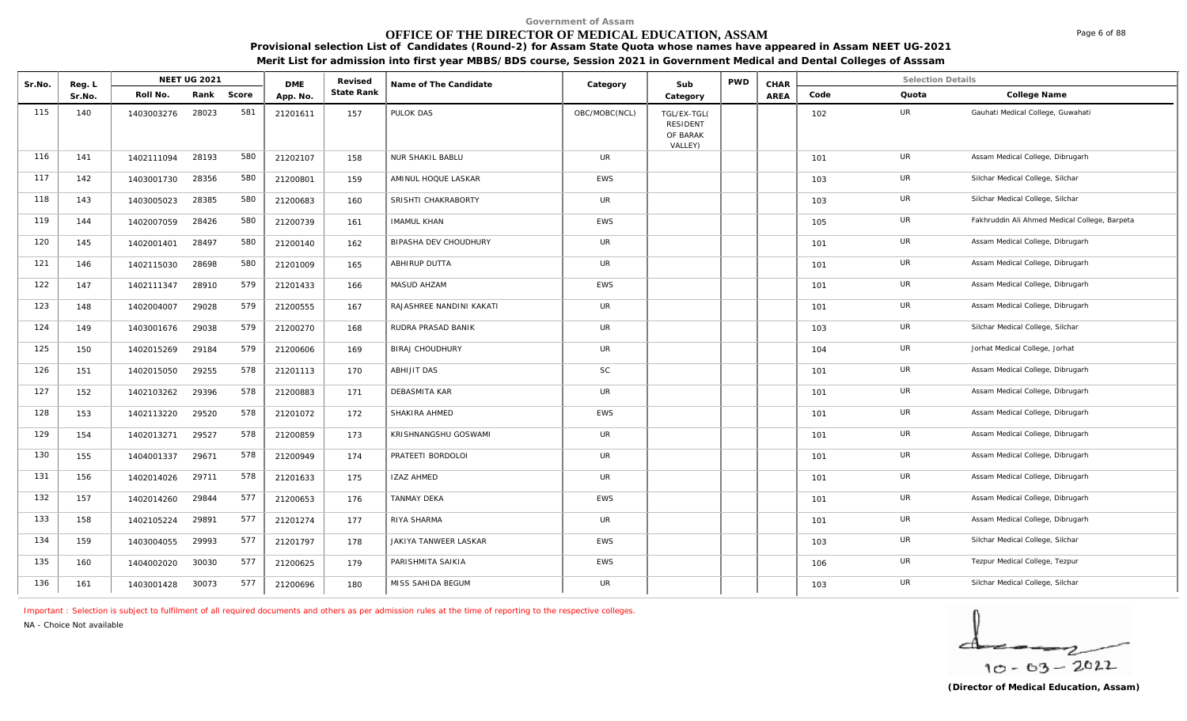Government of Assam

# OFFICE OF THE DIRECTOR OF MEDICAL EDUCATION, ASSAM

**Provisional selection List of Candidates (Round-2) for Assam State Quota whose names have appeared in Assam NEET UG-2021**

**Merit List for admission into first year MBBS/BDS course, Session 2021 in Government Medical and Dental Colleges of Asssam**

| Sr.No. | Reg. L Sr.No. | NEET UG 2021 Roll No. | Rank | Score | DME App. No. | Revised State Rank | Name of The Candidate | Category | Sub Category | PWD | CHAR AREA | Code | Quota | College Name |
|---|---|---|---|---|---|---|---|---|---|---|---|---|---|---|
| 115 | 140 | 1403003276 | 28023 | 581 | 21201611 | 157 | PULOK DAS | OBC/MOBC(NCL) | TGL/EX-TGL( RESIDENT OF BARAK VALLEY) | | | 102 | UR | Gauhati Medical College, Guwahati |
| 116 | 141 | 1402111094 | 28193 | 580 | 21202107 | 158 | NUR SHAKIL BABLU | UR | | | | 101 | UR | Assam Medical College, Dibrugarh |
| 117 | 142 | 1403001730 | 28356 | 580 | 21200801 | 159 | AMINUL HOQUE LASKAR | EWS | | | | 103 | UR | Silchar Medical College, Silchar |
| 118 | 143 | 1403005023 | 28385 | 580 | 21200683 | 160 | SRISHTI CHAKRABORTY | UR | | | | 103 | UR | Silchar Medical College, Silchar |
| 119 | 144 | 1402007059 | 28426 | 580 | 21200739 | 161 | IMAMUL KHAN | EWS | | | | 105 | UR | Fakhruddin Ali Ahmed Medical College, Barpeta |
| 120 | 145 | 1402001401 | 28497 | 580 | 21200140 | 162 | BIPASHA DEV CHOUDHURY | UR | | | | 101 | UR | Assam Medical College, Dibrugarh |
| 121 | 146 | 1402115030 | 28698 | 580 | 21201009 | 165 | ABHIRUP DUTTA | UR | | | | 101 | UR | Assam Medical College, Dibrugarh |
| 122 | 147 | 1402111347 | 28910 | 579 | 21201433 | 166 | MASUD AHZAM | EWS | | | | 101 | UR | Assam Medical College, Dibrugarh |
| 123 | 148 | 1402004007 | 29028 | 579 | 21200555 | 167 | RAJASHREE NANDINI KAKATI | UR | | | | 101 | UR | Assam Medical College, Dibrugarh |
| 124 | 149 | 1403001676 | 29038 | 579 | 21200270 | 168 | RUDRA PRASAD BANIK | UR | | | | 103 | UR | Silchar Medical College, Silchar |
| 125 | 150 | 1402015269 | 29184 | 579 | 21200606 | 169 | BIRAJ CHOUDHURY | UR | | | | 104 | UR | Jorhat Medical College, Jorhat |
| 126 | 151 | 1402015050 | 29255 | 578 | 21201113 | 170 | ABHIJIT DAS | SC | | | | 101 | UR | Assam Medical College, Dibrugarh |
| 127 | 152 | 1402103262 | 29396 | 578 | 21200883 | 171 | DEBASMITA KAR | UR | | | | 101 | UR | Assam Medical College, Dibrugarh |
| 128 | 153 | 1402113220 | 29520 | 578 | 21201072 | 172 | SHAKIRA AHMED | EWS | | | | 101 | UR | Assam Medical College, Dibrugarh |
| 129 | 154 | 1402013271 | 29527 | 578 | 21200859 | 173 | KRISHNANGSHU GOSWAMI | UR | | | | 101 | UR | Assam Medical College, Dibrugarh |
| 130 | 155 | 1404001337 | 29671 | 578 | 21200949 | 174 | PRATEETI BORDOLOI | UR | | | | 101 | UR | Assam Medical College, Dibrugarh |
| 131 | 156 | 1402014026 | 29711 | 578 | 21201633 | 175 | IZAZ AHMED | UR | | | | 101 | UR | Assam Medical College, Dibrugarh |
| 132 | 157 | 1402014260 | 29844 | 577 | 21200653 | 176 | TANMAY DEKA | EWS | | | | 101 | UR | Assam Medical College, Dibrugarh |
| 133 | 158 | 1402105224 | 29891 | 577 | 21201274 | 177 | RIYA SHARMA | UR | | | | 101 | UR | Assam Medical College, Dibrugarh |
| 134 | 159 | 1403004055 | 29993 | 577 | 21201797 | 178 | JAKIYA TANWEER LASKAR | EWS | | | | 103 | UR | Silchar Medical College, Silchar |
| 135 | 160 | 1404002020 | 30030 | 577 | 21200625 | 179 | PARISHMITA SAIKIA | EWS | | | | 106 | UR | Tezpur Medical College, Tezpur |
| 136 | 161 | 1403001428 | 30073 | 577 | 21200696 | 180 | MISS SAHIDA BEGUM | UR | | | | 103 | UR | Silchar Medical College, Silchar |

Important : Selection is subject to fulfilment of all required documents and others as per admission rules at the time of reporting to the respective colleges.

NA - Choice Not available

10 - 03 - 2022

**(Director of Medical Education, Assam)**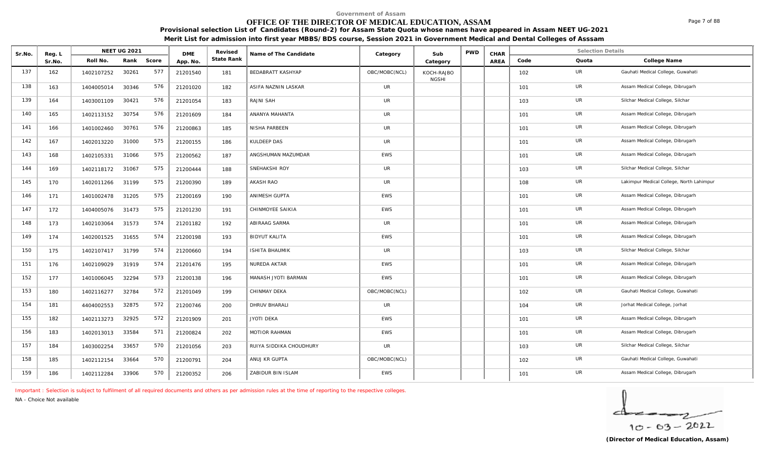Government of Assam

# OFFICE OF THE DIRECTOR OF MEDICAL EDUCATION, ASSAM

**Provisional selection List of Candidates (Round-2) for Assam State Quota whose names have appeared in Assam NEET UG-2021**

**Merit List for admission into first year MBBS/BDS course, Session 2021 in Government Medical and Dental Colleges of Asssam**

| Sr.No. | Reg. L Sr.No. | NEET UG 2021 | | | DME App. No. | Revised State Rank | Name of The Candidate | Category | Sub Category | PWD | CHAR AREA | Selection Details | | |
|---|---|---|---|---|---|---|---|---|---|---|---|---|---|---|
| | | Roll No. | Rank | Score | | | | | | | | Code | Quota | College Name |
| 137 | 162 | 1402107252 | 30261 | 577 | 21201540 | 181 | BEDABRATT KASHYAP | OBC/MOBC(NCL) | KOCH-RAJBONGSHI | | | 102 | UR | Gauhati Medical College, Guwahati |
| 138 | 163 | 1404005014 | 30346 | 576 | 21201020 | 182 | ASIFA NAZNIN LASKAR | UR | | | | 101 | UR | Assam Medical College, Dibrugarh |
| 139 | 164 | 1403001109 | 30421 | 576 | 21201054 | 183 | RAJNI SAH | UR | | | | 103 | UR | Silchar Medical College, Silchar |
| 140 | 165 | 1402113152 | 30754 | 576 | 21201609 | 184 | ANANYA MAHANTA | UR | | | | 101 | UR | Assam Medical College, Dibrugarh |
| 141 | 166 | 1401002460 | 30761 | 576 | 21200863 | 185 | NISHA PARBEEN | UR | | | | 101 | UR | Assam Medical College, Dibrugarh |
| 142 | 167 | 1402013220 | 31000 | 575 | 21200155 | 186 | KULDEEP DAS | UR | | | | 101 | UR | Assam Medical College, Dibrugarh |
| 143 | 168 | 1402105331 | 31066 | 575 | 21200562 | 187 | ANGSHUMAN MAZUMDAR | EWS | | | | 101 | UR | Assam Medical College, Dibrugarh |
| 144 | 169 | 1402118172 | 31067 | 575 | 21200444 | 188 | SNEHAKSHI ROY | UR | | | | 103 | UR | Silchar Medical College, Silchar |
| 145 | 170 | 1402011266 | 31199 | 575 | 21200390 | 189 | AKASH RAO | UR | | | | 108 | UR | Lakimpur Medical College, North Lahimpur |
| 146 | 171 | 1401002478 | 31205 | 575 | 21200169 | 190 | ANIMESH GUPTA | EWS | | | | 101 | UR | Assam Medical College, Dibrugarh |
| 147 | 172 | 1404005076 | 31473 | 575 | 21201230 | 191 | CHINMOYEE SAIKIA | EWS | | | | 101 | UR | Assam Medical College, Dibrugarh |
| 148 | 173 | 1402103064 | 31573 | 574 | 21201182 | 192 | ABIRAAG SARMA | UR | | | | 101 | UR | Assam Medical College, Dibrugarh |
| 149 | 174 | 1402001525 | 31655 | 574 | 21200198 | 193 | BIDYUT KALITA | EWS | | | | 101 | UR | Assam Medical College, Dibrugarh |
| 150 | 175 | 1402107417 | 31799 | 574 | 21200660 | 194 | ISHITA BHAUMIK | UR | | | | 103 | UR | Silchar Medical College, Silchar |
| 151 | 176 | 1402109029 | 31919 | 574 | 21201476 | 195 | NUREDA AKTAR | EWS | | | | 101 | UR | Assam Medical College, Dibrugarh |
| 152 | 177 | 1401006045 | 32294 | 573 | 21200138 | 196 | MANASH JYOTI BARMAN | EWS | | | | 101 | UR | Assam Medical College, Dibrugarh |
| 153 | 180 | 1402116277 | 32784 | 572 | 21201049 | 199 | CHINMAY DEKA | OBC/MOBC(NCL) | | | | 102 | UR | Gauhati Medical College, Guwahati |
| 154 | 181 | 4404002553 | 32875 | 572 | 21200746 | 200 | DHRUV BHARALI | UR | | | | 104 | UR | Jorhat Medical College, Jorhat |
| 155 | 182 | 1402113273 | 32925 | 572 | 21201909 | 201 | JYOTI DEKA | EWS | | | | 101 | UR | Assam Medical College, Dibrugarh |
| 156 | 183 | 1402013013 | 33584 | 571 | 21200824 | 202 | MOTIOR RAHMAN | EWS | | | | 101 | UR | Assam Medical College, Dibrugarh |
| 157 | 184 | 1403002254 | 33657 | 570 | 21201056 | 203 | RUIYA SIDDIKA CHOUDHURY | UR | | | | 103 | UR | Silchar Medical College, Silchar |
| 158 | 185 | 1402112154 | 33664 | 570 | 21200791 | 204 | ANUJ KR GUPTA | OBC/MOBC(NCL) | | | | 102 | UR | Gauhati Medical College, Guwahati |
| 159 | 186 | 1402112284 | 33906 | 570 | 21200352 | 206 | ZABIDUR BIN ISLAM | EWS | | | | 101 | UR | Assam Medical College, Dibrugarh |

Important : Selection is subject to fulfilment of all required documents and others as per admission rules at the time of reporting to the respective colleges.

NA - Choice Not available

10 - 03 - 2022

**(Director of Medical Education, Assam)**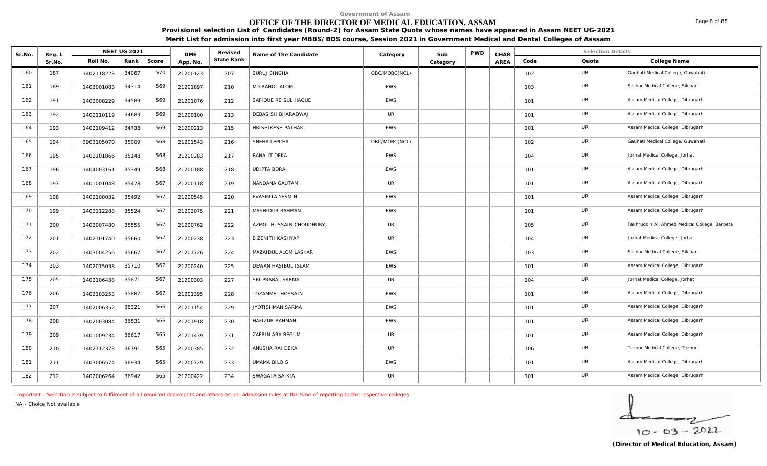Government of Assam

# OFFICE OF THE DIRECTOR OF MEDICAL EDUCATION, ASSAM

**Provisional selection List of Candidates (Round-2) for Assam State Quota whose names have appeared in Assam NEET UG-2021**

**Merit List for admission into first year MBBS/BDS course, Session 2021 in Government Medical and Dental Colleges of Asssam**

| Sr.No. | Reg. L Sr.No. | NEET UG 2021 Roll No. | Rank | Score | DME App. No. | Revised State Rank | Name of The Candidate | Category | Sub Category | PWD | CHAR AREA | Code | Quota | College Name |
|---|---|---|---|---|---|---|---|---|---|---|---|---|---|---|
| 160 | 187 | 1402118223 | 34067 | 570 | 21200123 | 207 | SURUJ SINGHA | OBC/MOBC(NCL) | | | | 102 | UR | Gauhati Medical College, Guwahati |
| 161 | 189 | 1403001083 | 34314 | 569 | 21201897 | 210 | MD RAHOL ALOM | EWS | | | | 103 | UR | Silchar Medical College, Silchar |
| 162 | 191 | 1402008229 | 34589 | 569 | 21201076 | 212 | SAFIQUE REISUL HAQUE | EWS | | | | 101 | UR | Assam Medical College, Dibrugarh |
| 163 | 192 | 1402110119 | 34683 | 569 | 21200100 | 213 | DEBASISH BHARADWAJ | UR | | | | 101 | UR | Assam Medical College, Dibrugarh |
| 164 | 193 | 1402109412 | 34738 | 569 | 21200213 | 215 | HRISHIKESH PATHAK | EWS | | | | 101 | UR | Assam Medical College, Dibrugarh |
| 165 | 194 | 3903105070 | 35009 | 568 | 21201543 | 216 | SNEHA LEPCHA | OBC/MOBC(NCL) | | | | 102 | UR | Gauhati Medical College, Guwahati |
| 166 | 195 | 1402101866 | 35148 | 568 | 21200283 | 217 | BANAJIT DEKA | EWS | | | | 104 | UR | Jorhat Medical College, Jorhat |
| 167 | 196 | 1404003161 | 35349 | 568 | 21200188 | 218 | UDIPTA BORAH | EWS | | | | 101 | UR | Assam Medical College, Dibrugarh |
| 168 | 197 | 1401001048 | 35478 | 567 | 21200118 | 219 | NANDANA GAUTAM | UR | | | | 101 | UR | Assam Medical College, Dibrugarh |
| 169 | 198 | 1402108032 | 35492 | 567 | 21200545 | 220 | EVASMITA YESMIN | EWS | | | | 101 | UR | Assam Medical College, Dibrugarh |
| 170 | 199 | 1402112288 | 35524 | 567 | 21202075 | 221 | MASHIDUR RAHMAN | EWS | | | | 101 | UR | Assam Medical College, Dibrugarh |
| 171 | 200 | 1402007480 | 35555 | 567 | 21200762 | 222 | AZMOL HUSSAIN CHOUDHURY | UR | | | | 105 | UR | Fakhruddin Ali Ahmed Medical College, Barpeta |
| 172 | 201 | 1402101740 | 35660 | 567 | 21200238 | 223 | B ZENITH KASHYAP | UR | | | | 104 | UR | Jorhat Medical College, Jorhat |
| 173 | 202 | 1403004256 | 35667 | 567 | 21201726 | 224 | MAZAIDUL ALOM LASKAR | EWS | | | | 103 | UR | Silchar Medical College, Silchar |
| 174 | 203 | 1402015038 | 35710 | 567 | 21200240 | 225 | DEWAN HASIBUL ISLAM | EWS | | | | 101 | UR | Assam Medical College, Dibrugarh |
| 175 | 205 | 1402106438 | 35871 | 567 | 21200303 | 227 | SRI PRABAL SARMA | UR | | | | 104 | UR | Jorhat Medical College, Jorhat |
| 176 | 206 | 1402103253 | 35887 | 567 | 21201395 | 228 | TOZAMMEL HOSSAIN | EWS | | | | 101 | UR | Assam Medical College, Dibrugarh |
| 177 | 207 | 1402006352 | 36321 | 566 | 21201154 | 229 | JYOTISHMAN SARMA | EWS | | | | 101 | UR | Assam Medical College, Dibrugarh |
| 178 | 208 | 1402003084 | 36531 | 566 | 21201918 | 230 | HAFIZUR RAHMAN | EWS | | | | 101 | UR | Assam Medical College, Dibrugarh |
| 179 | 209 | 1401009234 | 36617 | 565 | 21201439 | 231 | ZAFRIN ARA BEGUM | UR | | | | 101 | UR | Assam Medical College, Dibrugarh |
| 180 | 210 | 1402112373 | 36791 | 565 | 21200385 | 232 | ANUSHA RAI DEKA | UR | | | | 106 | UR | Tezpur Medical College, Tezpur |
| 181 | 211 | 1403006574 | 36934 | 565 | 21200729 | 233 | UMAMA BILQIS | EWS | | | | 101 | UR | Assam Medical College, Dibrugarh |
| 182 | 212 | 1402006264 | 36942 | 565 | 21200422 | 234 | SWAGATA SAIKIA | UR | | | | 101 | UR | Assam Medical College, Dibrugarh |

Important : Selection is subject to fulfilment of all required documents and others as per admission rules at the time of reporting to the respective colleges.

NA - Choice Not available

10-03-2022

**(Director of Medical Education, Assam)**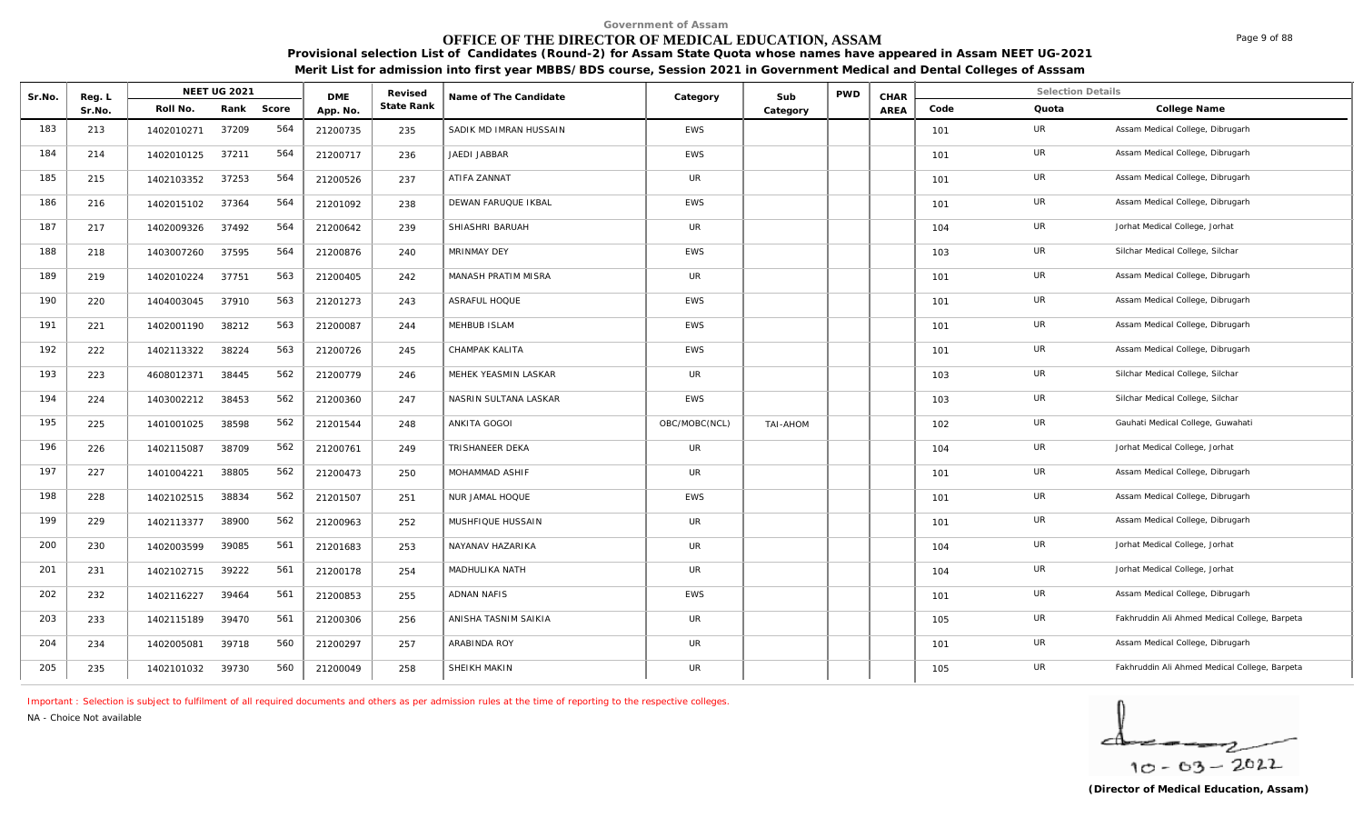Government of Assam

# OFFICE OF THE DIRECTOR OF MEDICAL EDUCATION, ASSAM

**Provisional selection List of Candidates (Round-2) for Assam State Quota whose names have appeared in Assam NEET UG-2021**

**Merit List for admission into first year MBBS/BDS course, Session 2021 in Government Medical and Dental Colleges of Asssam**

| Sr.No. | Reg. L Sr.No. | NEET UG 2021 Roll No. | Rank | Score | DME App. No. | Revised State Rank | Name of The Candidate | Category | Sub Category | PWD | CHAR AREA | Code | Quota | College Name |
|---|---|---|---|---|---|---|---|---|---|---|---|---|---|---|
| 183 | 213 | 1402010271 | 37209 | 564 | 21200735 | 235 | SADIK MD IMRAN HUSSAIN | EWS | | | | 101 | UR | Assam Medical College, Dibrugarh |
| 184 | 214 | 1402010125 | 37211 | 564 | 21200717 | 236 | JAEDI JABBAR | EWS | | | | 101 | UR | Assam Medical College, Dibrugarh |
| 185 | 215 | 1402103352 | 37253 | 564 | 21200526 | 237 | ATIFA ZANNAT | UR | | | | 101 | UR | Assam Medical College, Dibrugarh |
| 186 | 216 | 1402015102 | 37364 | 564 | 21201092 | 238 | DEWAN FARUQUE IKBAL | EWS | | | | 101 | UR | Assam Medical College, Dibrugarh |
| 187 | 217 | 1402009326 | 37492 | 564 | 21200642 | 239 | SHIASHRI BARUAH | UR | | | | 104 | UR | Jorhat Medical College, Jorhat |
| 188 | 218 | 1403007260 | 37595 | 564 | 21200876 | 240 | MRINMAY DEY | EWS | | | | 103 | UR | Silchar Medical College, Silchar |
| 189 | 219 | 1402010224 | 37751 | 563 | 21200405 | 242 | MANASH PRATIM MISRA | UR | | | | 101 | UR | Assam Medical College, Dibrugarh |
| 190 | 220 | 1404003045 | 37910 | 563 | 21201273 | 243 | ASRAFUL HOQUE | EWS | | | | 101 | UR | Assam Medical College, Dibrugarh |
| 191 | 221 | 1402001190 | 38212 | 563 | 21200087 | 244 | MEHBUB ISLAM | EWS | | | | 101 | UR | Assam Medical College, Dibrugarh |
| 192 | 222 | 1402113322 | 38224 | 563 | 21200726 | 245 | CHAMPAK KALITA | EWS | | | | 101 | UR | Assam Medical College, Dibrugarh |
| 193 | 223 | 4608012371 | 38445 | 562 | 21200779 | 246 | MEHEK YEASMIN LASKAR | UR | | | | 103 | UR | Silchar Medical College, Silchar |
| 194 | 224 | 1403002212 | 38453 | 562 | 21200360 | 247 | NASRIN SULTANA LASKAR | EWS | | | | 103 | UR | Silchar Medical College, Silchar |
| 195 | 225 | 1401001025 | 38598 | 562 | 21201544 | 248 | ANKITA GOGOI | OBC/MOBC(NCL) | TAI-AHOM | | | 102 | UR | Gauhati Medical College, Guwahati |
| 196 | 226 | 1402115087 | 38709 | 562 | 21200761 | 249 | TRISHANEER DEKA | UR | | | | 104 | UR | Jorhat Medical College, Jorhat |
| 197 | 227 | 1401004221 | 38805 | 562 | 21200473 | 250 | MOHAMMAD ASHIF | UR | | | | 101 | UR | Assam Medical College, Dibrugarh |
| 198 | 228 | 1402102515 | 38834 | 562 | 21201507 | 251 | NUR JAMAL HOQUE | EWS | | | | 101 | UR | Assam Medical College, Dibrugarh |
| 199 | 229 | 1402113377 | 38900 | 562 | 21200963 | 252 | MUSHFIQUE HUSSAIN | UR | | | | 101 | UR | Assam Medical College, Dibrugarh |
| 200 | 230 | 1402003599 | 39085 | 561 | 21201683 | 253 | NAYANAV HAZARIKA | UR | | | | 104 | UR | Jorhat Medical College, Jorhat |
| 201 | 231 | 1402102715 | 39222 | 561 | 21200178 | 254 | MADHULIKA NATH | UR | | | | 104 | UR | Jorhat Medical College, Jorhat |
| 202 | 232 | 1402116227 | 39464 | 561 | 21200853 | 255 | ADNAN NAFIS | EWS | | | | 101 | UR | Assam Medical College, Dibrugarh |
| 203 | 233 | 1402115189 | 39470 | 561 | 21200306 | 256 | ANISHA TASNIM SAIKIA | UR | | | | 105 | UR | Fakhruddin Ali Ahmed Medical College, Barpeta |
| 204 | 234 | 1402005081 | 39718 | 560 | 21200297 | 257 | ARABINDA ROY | UR | | | | 101 | UR | Assam Medical College, Dibrugarh |
| 205 | 235 | 1402101032 | 39730 | 560 | 21200049 | 258 | SHEIKH MAKIN | UR | | | | 105 | UR | Fakhruddin Ali Ahmed Medical College, Barpeta |

Important : Selection is subject to fulfilment of all required documents and others as per admission rules at the time of reporting to the respective colleges.

NA - Choice Not available

10-03-2022

**(Director of Medical Education, Assam)**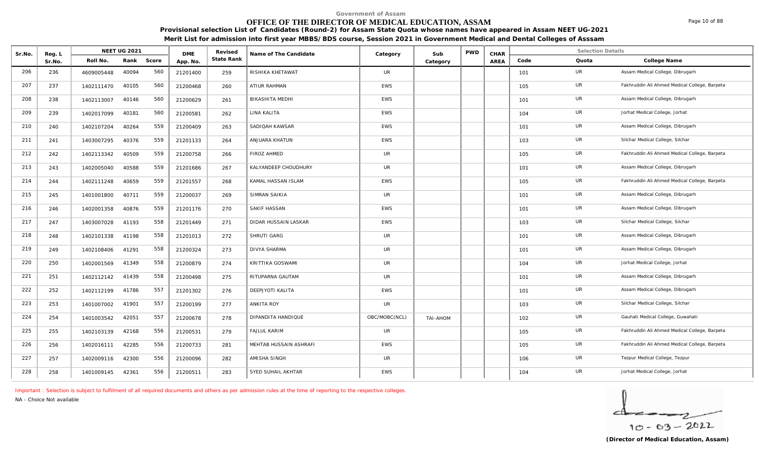Government of Assam

# OFFICE OF THE DIRECTOR OF MEDICAL EDUCATION, ASSAM

**Provisional selection List of Candidates (Round-2) for Assam State Quota whose names have appeared in Assam NEET UG-2021**

**Merit List for admission into first year MBBS/BDS course, Session 2021 in Government Medical and Dental Colleges of Asssam**

| Sr.No. | Reg. L Sr.No. | NEET UG 2021 Roll No. | Rank | Score | DME App. No. | Revised State Rank | Name of The Candidate | Category | Sub Category | PWD | CHAR AREA | Code | Quota | College Name |
|---|---|---|---|---|---|---|---|---|---|---|---|---|---|---|
| 206 | 236 | 4609005448 | 40094 | 560 | 21201400 | 259 | RISHIKA KHETAWAT | UR | | | | 101 | UR | Assam Medical College, Dibrugarh |
| 207 | 237 | 1402111470 | 40105 | 560 | 21200468 | 260 | ATIUR RAHMAN | EWS | | | | 105 | UR | Fakhruddin Ali Ahmed Medical College, Barpeta |
| 208 | 238 | 1402113007 | 40146 | 560 | 21200629 | 261 | BIKASHITA MEDHI | EWS | | | | 101 | UR | Assam Medical College, Dibrugarh |
| 209 | 239 | 1402017099 | 40181 | 560 | 21200581 | 262 | LINA KALITA | EWS | | | | 104 | UR | Jorhat Medical College, Jorhat |
| 210 | 240 | 1402107204 | 40264 | 559 | 21200409 | 263 | SADIQAH KAWSAR | EWS | | | | 101 | UR | Assam Medical College, Dibrugarh |
| 211 | 241 | 1403007295 | 40376 | 559 | 21201133 | 264 | ANJUARA KHATUN | EWS | | | | 103 | UR | Silchar Medical College, Silchar |
| 212 | 242 | 1402113342 | 40509 | 559 | 21200758 | 266 | FIROZ AHMED | UR | | | | 105 | UR | Fakhruddin Ali Ahmed Medical College, Barpeta |
| 213 | 243 | 1402005040 | 40588 | 559 | 21201686 | 267 | KALYANDEEP CHOUDHURY | UR | | | | 101 | UR | Assam Medical College, Dibrugarh |
| 214 | 244 | 1402111248 | 40659 | 559 | 21201557 | 268 | KAMAL HASSAN ISLAM | EWS | | | | 105 | UR | Fakhruddin Ali Ahmed Medical College, Barpeta |
| 215 | 245 | 1401001800 | 40711 | 559 | 21200037 | 269 | SIMRAN SAIKIA | UR | | | | 101 | UR | Assam Medical College, Dibrugarh |
| 216 | 246 | 1402001358 | 40876 | 559 | 21201176 | 270 | SAKIF HASSAN | EWS | | | | 101 | UR | Assam Medical College, Dibrugarh |
| 217 | 247 | 1403007028 | 41193 | 558 | 21201449 | 271 | DIDAR HUSSAIN LASKAR | EWS | | | | 103 | UR | Silchar Medical College, Silchar |
| 218 | 248 | 1402101338 | 41198 | 558 | 21201013 | 272 | SHRUTI GARG | UR | | | | 101 | UR | Assam Medical College, Dibrugarh |
| 219 | 249 | 1402108406 | 41291 | 558 | 21200324 | 273 | DIVYA SHARMA | UR | | | | 101 | UR | Assam Medical College, Dibrugarh |
| 220 | 250 | 1402001569 | 41349 | 558 | 21200879 | 274 | KRITTIKA GOSWAMI | UR | | | | 104 | UR | Jorhat Medical College, Jorhat |
| 221 | 251 | 1402112142 | 41439 | 558 | 21200498 | 275 | RITUPARNA GAUTAM | UR | | | | 101 | UR | Assam Medical College, Dibrugarh |
| 222 | 252 | 1402112199 | 41786 | 557 | 21201302 | 276 | DEEPJYOTI KALITA | EWS | | | | 101 | UR | Assam Medical College, Dibrugarh |
| 223 | 253 | 1401007002 | 41901 | 557 | 21200199 | 277 | ANKITA ROY | UR | | | | 103 | UR | Silchar Medical College, Silchar |
| 224 | 254 | 1401003542 | 42051 | 557 | 21200678 | 278 | DIPANDITA HANDIQUE | OBC/MOBC(NCL) | TAI-AHOM | | | 102 | UR | Gauhati Medical College, Guwahati |
| 225 | 255 | 1402103139 | 42168 | 556 | 21200531 | 279 | FAJLUL KARIM | UR | | | | 105 | UR | Fakhruddin Ali Ahmed Medical College, Barpeta |
| 226 | 256 | 1402016111 | 42285 | 556 | 21200733 | 281 | MEHTAB HUSSAIN ASHRAFI | EWS | | | | 105 | UR | Fakhruddin Ali Ahmed Medical College, Barpeta |
| 227 | 257 | 1402009116 | 42300 | 556 | 21200096 | 282 | AMISHA SINGH | UR | | | | 106 | UR | Tezpur Medical College, Tezpur |
| 228 | 258 | 1401009145 | 42361 | 556 | 21200511 | 283 | SYED SUHAIL AKHTAR | EWS | | | | 104 | UR | Jorhat Medical College, Jorhat |

Important : Selection is subject to fulfilment of all required documents and others as per admission rules at the time of reporting to the respective colleges.

NA - Choice Not available

10-03-2022

**(Director of Medical Education, Assam)**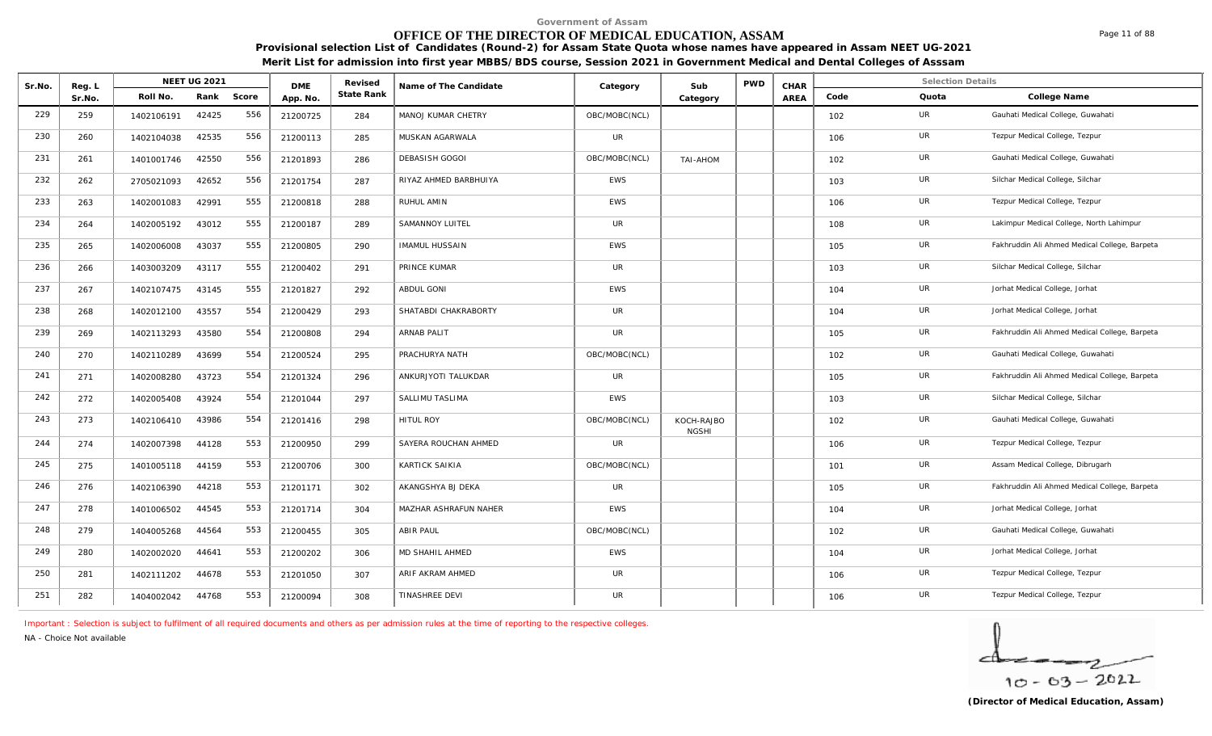Government of Assam

# OFFICE OF THE DIRECTOR OF MEDICAL EDUCATION, ASSAM

**Provisional selection List of Candidates (Round-2) for Assam State Quota whose names have appeared in Assam NEET UG-2021**

**Merit List for admission into first year MBBS/BDS course, Session 2021 in Government Medical and Dental Colleges of Asssam**

| Sr.No. | Reg. L Sr.No. | NEET UG 2021 Roll No. | Rank | Score | DME App. No. | Revised State Rank | Name of The Candidate | Category | Sub Category | PWD | CHAR AREA | Code | Quota | College Name |
|---|---|---|---|---|---|---|---|---|---|---|---|---|---|---|
| 229 | 259 | 1402106191 | 42425 | 556 | 21200725 | 284 | MANOJ KUMAR CHETRY | OBC/MOBC(NCL) | | | | 102 | UR | Gauhati Medical College, Guwahati |
| 230 | 260 | 1402104038 | 42535 | 556 | 21200113 | 285 | MUSKAN AGARWALA | UR | | | | 106 | UR | Tezpur Medical College, Tezpur |
| 231 | 261 | 1401001746 | 42550 | 556 | 21201893 | 286 | DEBASISH GOGOI | OBC/MOBC(NCL) | TAI-AHOM | | | 102 | UR | Gauhati Medical College, Guwahati |
| 232 | 262 | 2705021093 | 42652 | 556 | 21201754 | 287 | RIYAZ AHMED BARBHUIYA | EWS | | | | 103 | UR | Silchar Medical College, Silchar |
| 233 | 263 | 1402001083 | 42991 | 555 | 21200818 | 288 | RUHUL AMIN | EWS | | | | 106 | UR | Tezpur Medical College, Tezpur |
| 234 | 264 | 1402005192 | 43012 | 555 | 21200187 | 289 | SAMANNOY LUITEL | UR | | | | 108 | UR | Lakimpur Medical College, North Lahimpur |
| 235 | 265 | 1402006008 | 43037 | 555 | 21200805 | 290 | IMAMUL HUSSAIN | EWS | | | | 105 | UR | Fakhruddin Ali Ahmed Medical College, Barpeta |
| 236 | 266 | 1403003209 | 43117 | 555 | 21200402 | 291 | PRINCE KUMAR | UR | | | | 103 | UR | Silchar Medical College, Silchar |
| 237 | 267 | 1402107475 | 43145 | 555 | 21201827 | 292 | ABDUL GONI | EWS | | | | 104 | UR | Jorhat Medical College, Jorhat |
| 238 | 268 | 1402012100 | 43557 | 554 | 21200429 | 293 | SHATABDI CHAKRABORTY | UR | | | | 104 | UR | Jorhat Medical College, Jorhat |
| 239 | 269 | 1402113293 | 43580 | 554 | 21200808 | 294 | ARNAB PALIT | UR | | | | 105 | UR | Fakhruddin Ali Ahmed Medical College, Barpeta |
| 240 | 270 | 1402110289 | 43699 | 554 | 21200524 | 295 | PRACHURYA NATH | OBC/MOBC(NCL) | | | | 102 | UR | Gauhati Medical College, Guwahati |
| 241 | 271 | 1402008280 | 43723 | 554 | 21201324 | 296 | ANKURJYOTI TALUKDAR | UR | | | | 105 | UR | Fakhruddin Ali Ahmed Medical College, Barpeta |
| 242 | 272 | 1402005408 | 43924 | 554 | 21201044 | 297 | SALLIMU TASLIMA | EWS | | | | 103 | UR | Silchar Medical College, Silchar |
| 243 | 273 | 1402106410 | 43986 | 554 | 21201416 | 298 | HITUL ROY | OBC/MOBC(NCL) | KOCH-RAJBONGSHI | | | 102 | UR | Gauhati Medical College, Guwahati |
| 244 | 274 | 1402007398 | 44128 | 553 | 21200950 | 299 | SAYERA ROUCHAN AHMED | UR | | | | 106 | UR | Tezpur Medical College, Tezpur |
| 245 | 275 | 1401005118 | 44159 | 553 | 21200706 | 300 | KARTICK SAIKIA | OBC/MOBC(NCL) | | | | 101 | UR | Assam Medical College, Dibrugarh |
| 246 | 276 | 1402106390 | 44218 | 553 | 21201171 | 302 | AKANGSHYA BJ DEKA | UR | | | | 105 | UR | Fakhruddin Ali Ahmed Medical College, Barpeta |
| 247 | 278 | 1401006502 | 44545 | 553 | 21201714 | 304 | MAZHAR ASHRAFUN NAHER | EWS | | | | 104 | UR | Jorhat Medical College, Jorhat |
| 248 | 279 | 1404005268 | 44564 | 553 | 21200455 | 305 | ABIR PAUL | OBC/MOBC(NCL) | | | | 102 | UR | Gauhati Medical College, Guwahati |
| 249 | 280 | 1402002020 | 44641 | 553 | 21200202 | 306 | MD SHAHIL AHMED | EWS | | | | 104 | UR | Jorhat Medical College, Jorhat |
| 250 | 281 | 1402111202 | 44678 | 553 | 21201050 | 307 | ARIF AKRAM AHMED | UR | | | | 106 | UR | Tezpur Medical College, Tezpur |
| 251 | 282 | 1404002042 | 44768 | 553 | 21200094 | 308 | TINASHREE DEVI | UR | | | | 106 | UR | Tezpur Medical College, Tezpur |

Important : Selection is subject to fulfilment of all required documents and others as per admission rules at the time of reporting to the respective colleges.

NA - Choice Not available

10 - 03 - 2022

**(Director of Medical Education, Assam)**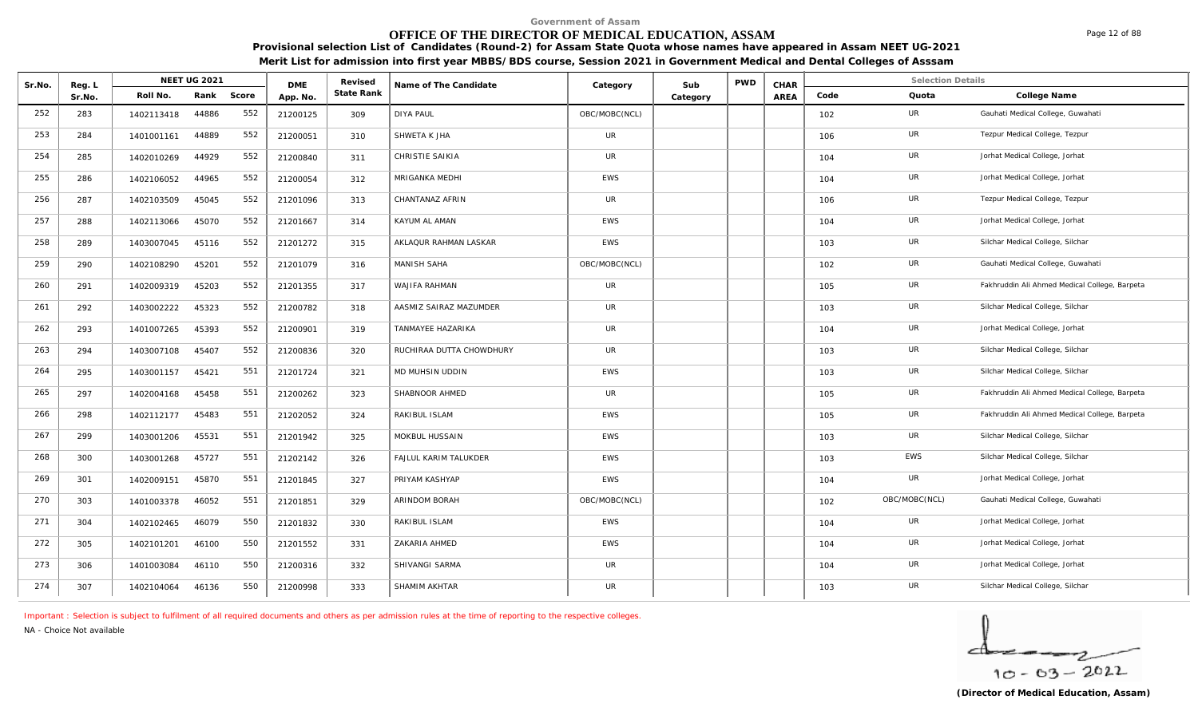Government of Assam

# OFFICE OF THE DIRECTOR OF MEDICAL EDUCATION, ASSAM

**Provisional selection List of Candidates (Round-2) for Assam State Quota whose names have appeared in Assam NEET UG-2021**

**Merit List for admission into first year MBBS/BDS course, Session 2021 in Government Medical and Dental Colleges of Asssam**

| Sr.No. | Reg. L Sr.No. | NEET UG 2021 Roll No. | Rank | Score | DME App. No. | Revised State Rank | Name of The Candidate | Category | Sub Category | PWD | CHAR AREA | Code | Quota | College Name |
|---|---|---|---|---|---|---|---|---|---|---|---|---|---|---|
| 252 | 283 | 1402113418 | 44886 | 552 | 21200125 | 309 | DIYA PAUL | OBC/MOBC(NCL) | | | | 102 | UR | Gauhati Medical College, Guwahati |
| 253 | 284 | 1401001161 | 44889 | 552 | 21200051 | 310 | SHWETA K JHA | UR | | | | 106 | UR | Tezpur Medical College, Tezpur |
| 254 | 285 | 1402010269 | 44929 | 552 | 21200840 | 311 | CHRISTIE SAIKIA | UR | | | | 104 | UR | Jorhat Medical College, Jorhat |
| 255 | 286 | 1402106052 | 44965 | 552 | 21200054 | 312 | MRIGANKA MEDHI | EWS | | | | 104 | UR | Jorhat Medical College, Jorhat |
| 256 | 287 | 1402103509 | 45045 | 552 | 21201096 | 313 | CHANTANAZ AFRIN | UR | | | | 106 | UR | Tezpur Medical College, Tezpur |
| 257 | 288 | 1402113066 | 45070 | 552 | 21201667 | 314 | KAYUM AL AMAN | EWS | | | | 104 | UR | Jorhat Medical College, Jorhat |
| 258 | 289 | 1403007045 | 45116 | 552 | 21201272 | 315 | AKLAQUR RAHMAN LASKAR | EWS | | | | 103 | UR | Silchar Medical College, Silchar |
| 259 | 290 | 1402108290 | 45201 | 552 | 21201079 | 316 | MANISH SAHA | OBC/MOBC(NCL) | | | | 102 | UR | Gauhati Medical College, Guwahati |
| 260 | 291 | 1402009319 | 45203 | 552 | 21201355 | 317 | WAJIFA RAHMAN | UR | | | | 105 | UR | Fakhruddin Ali Ahmed Medical College, Barpeta |
| 261 | 292 | 1403002222 | 45323 | 552 | 21200782 | 318 | AASMIZ SAIRAZ MAZUMDER | UR | | | | 103 | UR | Silchar Medical College, Silchar |
| 262 | 293 | 1401007265 | 45393 | 552 | 21200901 | 319 | TANMAYEE HAZARIKA | UR | | | | 104 | UR | Jorhat Medical College, Jorhat |
| 263 | 294 | 1403007108 | 45407 | 552 | 21200836 | 320 | RUCHIRAA DUTTA CHOWDHURY | UR | | | | 103 | UR | Silchar Medical College, Silchar |
| 264 | 295 | 1403001157 | 45421 | 551 | 21201724 | 321 | MD MUHSIN UDDIN | EWS | | | | 103 | UR | Silchar Medical College, Silchar |
| 265 | 297 | 1402004168 | 45458 | 551 | 21200262 | 323 | SHABNOOR AHMED | UR | | | | 105 | UR | Fakhruddin Ali Ahmed Medical College, Barpeta |
| 266 | 298 | 1402112177 | 45483 | 551 | 21202052 | 324 | RAKIBUL ISLAM | EWS | | | | 105 | UR | Fakhruddin Ali Ahmed Medical College, Barpeta |
| 267 | 299 | 1403001206 | 45531 | 551 | 21201942 | 325 | MOKBUL HUSSAIN | EWS | | | | 103 | UR | Silchar Medical College, Silchar |
| 268 | 300 | 1403001268 | 45727 | 551 | 21202142 | 326 | FAJLUL KARIM TALUKDER | EWS | | | | 103 | EWS | Silchar Medical College, Silchar |
| 269 | 301 | 1402009151 | 45870 | 551 | 21201845 | 327 | PRIYAM KASHYAP | EWS | | | | 104 | UR | Jorhat Medical College, Jorhat |
| 270 | 303 | 1401003378 | 46052 | 551 | 21201851 | 329 | ARINDOM BORAH | OBC/MOBC(NCL) | | | | 102 | OBC/MOBC(NCL) | Gauhati Medical College, Guwahati |
| 271 | 304 | 1402102465 | 46079 | 550 | 21201832 | 330 | RAKIBUL ISLAM | EWS | | | | 104 | UR | Jorhat Medical College, Jorhat |
| 272 | 305 | 1402101201 | 46100 | 550 | 21201552 | 331 | ZAKARIA AHMED | EWS | | | | 104 | UR | Jorhat Medical College, Jorhat |
| 273 | 306 | 1401003084 | 46110 | 550 | 21200316 | 332 | SHIVANGI SARMA | UR | | | | 104 | UR | Jorhat Medical College, Jorhat |
| 274 | 307 | 1402104064 | 46136 | 550 | 21200998 | 333 | SHAMIM AKHTAR | UR | | | | 103 | UR | Silchar Medical College, Silchar |

Important : Selection is subject to fulfilment of all required documents and others as per admission rules at the time of reporting to the respective colleges.

NA - Choice Not available

10-03-2022

(Director of Medical Education, Assam)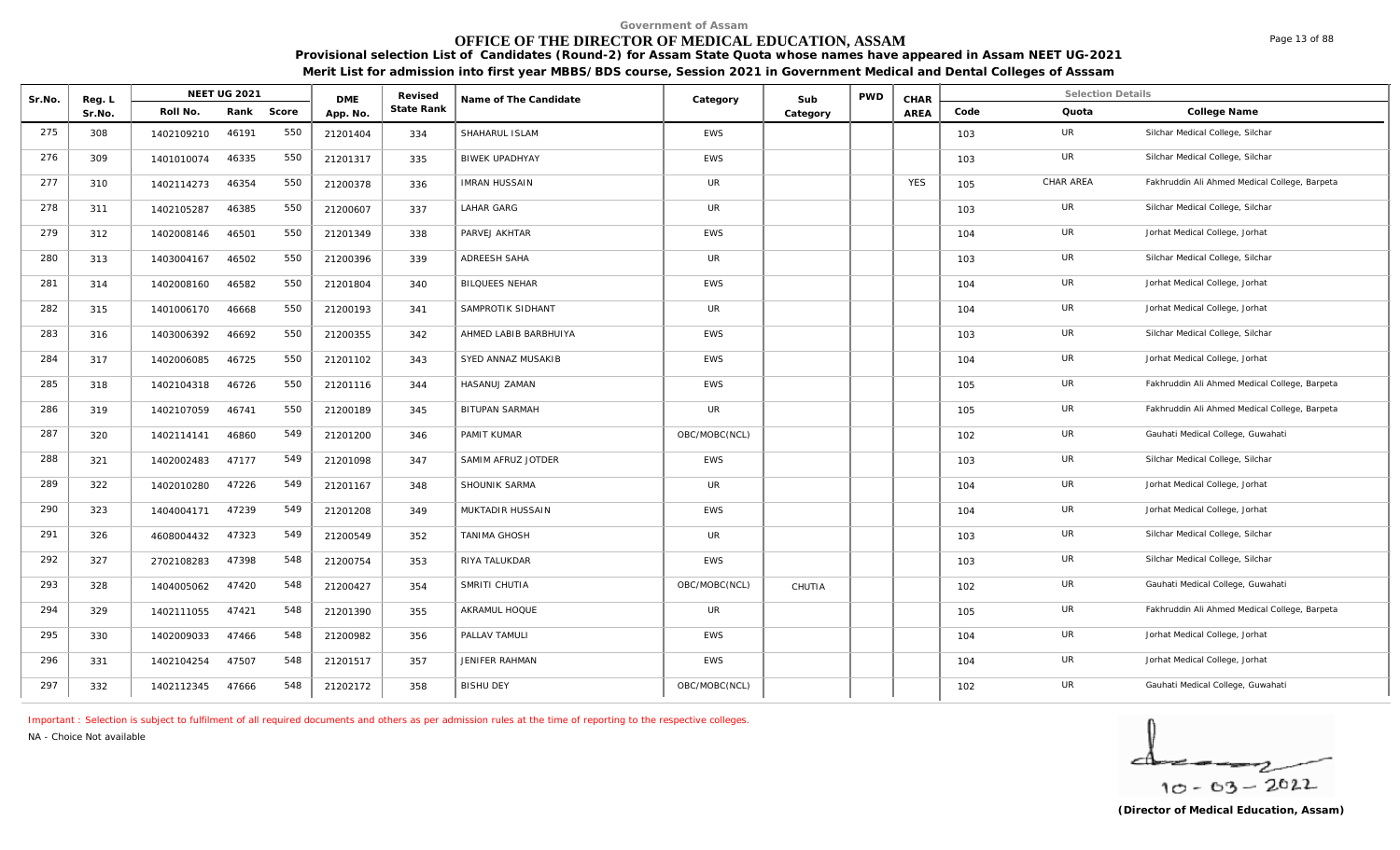Government of Assam

# OFFICE OF THE DIRECTOR OF MEDICAL EDUCATION, ASSAM

**Provisional selection List of Candidates (Round-2) for Assam State Quota whose names have appeared in Assam NEET UG-2021**

**Merit List for admission into first year MBBS/BDS course, Session 2021 in Government Medical and Dental Colleges of Asssam**

| Sr.No. | Reg. L Sr.No. | NEET UG 2021 Roll No. | Rank | Score | DME App. No. | Revised State Rank | Name of The Candidate | Category | Sub Category | PWD | CHAR AREA | Code | Quota | College Name |
|---|---|---|---|---|---|---|---|---|---|---|---|---|---|---|
| 275 | 308 | 1402109210 | 46191 | 550 | 21201404 | 334 | SHAHARUL ISLAM | EWS | | | | 103 | UR | Silchar Medical College, Silchar |
| 276 | 309 | 1401010074 | 46335 | 550 | 21201317 | 335 | BIWEK UPADHYAY | EWS | | | | 103 | UR | Silchar Medical College, Silchar |
| 277 | 310 | 1402114273 | 46354 | 550 | 21200378 | 336 | IMRAN HUSSAIN | UR | | | YES | 105 | CHAR AREA | Fakhruddin Ali Ahmed Medical College, Barpeta |
| 278 | 311 | 1402105287 | 46385 | 550 | 21200607 | 337 | LAHAR GARG | UR | | | | 103 | UR | Silchar Medical College, Silchar |
| 279 | 312 | 1402008146 | 46501 | 550 | 21201349 | 338 | PARVEJ AKHTAR | EWS | | | | 104 | UR | Jorhat Medical College, Jorhat |
| 280 | 313 | 1403004167 | 46502 | 550 | 21200396 | 339 | ADREESH SAHA | UR | | | | 103 | UR | Silchar Medical College, Silchar |
| 281 | 314 | 1402008160 | 46582 | 550 | 21201804 | 340 | BILQUEES NEHAR | EWS | | | | 104 | UR | Jorhat Medical College, Jorhat |
| 282 | 315 | 1401006170 | 46668 | 550 | 21200193 | 341 | SAMPROTIK SIDHANT | UR | | | | 104 | UR | Jorhat Medical College, Jorhat |
| 283 | 316 | 1403006392 | 46692 | 550 | 21200355 | 342 | AHMED LABIB BARBHUIYA | EWS | | | | 103 | UR | Silchar Medical College, Silchar |
| 284 | 317 | 1402006085 | 46725 | 550 | 21201102 | 343 | SYED ANNAZ MUSAKIB | EWS | | | | 104 | UR | Jorhat Medical College, Jorhat |
| 285 | 318 | 1402104318 | 46726 | 550 | 21201116 | 344 | HASANUJ ZAMAN | EWS | | | | 105 | UR | Fakhruddin Ali Ahmed Medical College, Barpeta |
| 286 | 319 | 1402107059 | 46741 | 550 | 21200189 | 345 | BITUPAN SARMAH | UR | | | | 105 | UR | Fakhruddin Ali Ahmed Medical College, Barpeta |
| 287 | 320 | 1402114141 | 46860 | 549 | 21201200 | 346 | PAMIT KUMAR | OBC/MOBC(NCL) | | | | 102 | UR | Gauhati Medical College, Guwahati |
| 288 | 321 | 1402002483 | 47177 | 549 | 21201098 | 347 | SAMIM AFRUZ JOTDER | EWS | | | | 103 | UR | Silchar Medical College, Silchar |
| 289 | 322 | 1402010280 | 47226 | 549 | 21201167 | 348 | SHOUNIK SARMA | UR | | | | 104 | UR | Jorhat Medical College, Jorhat |
| 290 | 323 | 1404004171 | 47239 | 549 | 21201208 | 349 | MUKTADIR HUSSAIN | EWS | | | | 104 | UR | Jorhat Medical College, Jorhat |
| 291 | 326 | 4608004432 | 47323 | 549 | 21200549 | 352 | TANIMA GHOSH | UR | | | | 103 | UR | Silchar Medical College, Silchar |
| 292 | 327 | 2702108283 | 47398 | 548 | 21200754 | 353 | RIYA TALUKDAR | EWS | | | | 103 | UR | Silchar Medical College, Silchar |
| 293 | 328 | 1404005062 | 47420 | 548 | 21200427 | 354 | SMRITI CHUTIA | OBC/MOBC(NCL) | CHUTIA | | | 102 | UR | Gauhati Medical College, Guwahati |
| 294 | 329 | 1402111055 | 47421 | 548 | 21201390 | 355 | AKRAMUL HOQUE | UR | | | | 105 | UR | Fakhruddin Ali Ahmed Medical College, Barpeta |
| 295 | 330 | 1402009033 | 47466 | 548 | 21200982 | 356 | PALLAV TAMULI | EWS | | | | 104 | UR | Jorhat Medical College, Jorhat |
| 296 | 331 | 1402104254 | 47507 | 548 | 21201517 | 357 | JENIFER RAHMAN | EWS | | | | 104 | UR | Jorhat Medical College, Jorhat |
| 297 | 332 | 1402112345 | 47666 | 548 | 21202172 | 358 | BISHU DEY | OBC/MOBC(NCL) | | | | 102 | UR | Gauhati Medical College, Guwahati |

Important : Selection is subject to fulfilment of all required documents and others as per admission rules at the time of reporting to the respective colleges.

NA - Choice Not available

10-03-2022

**(Director of Medical Education, Assam)**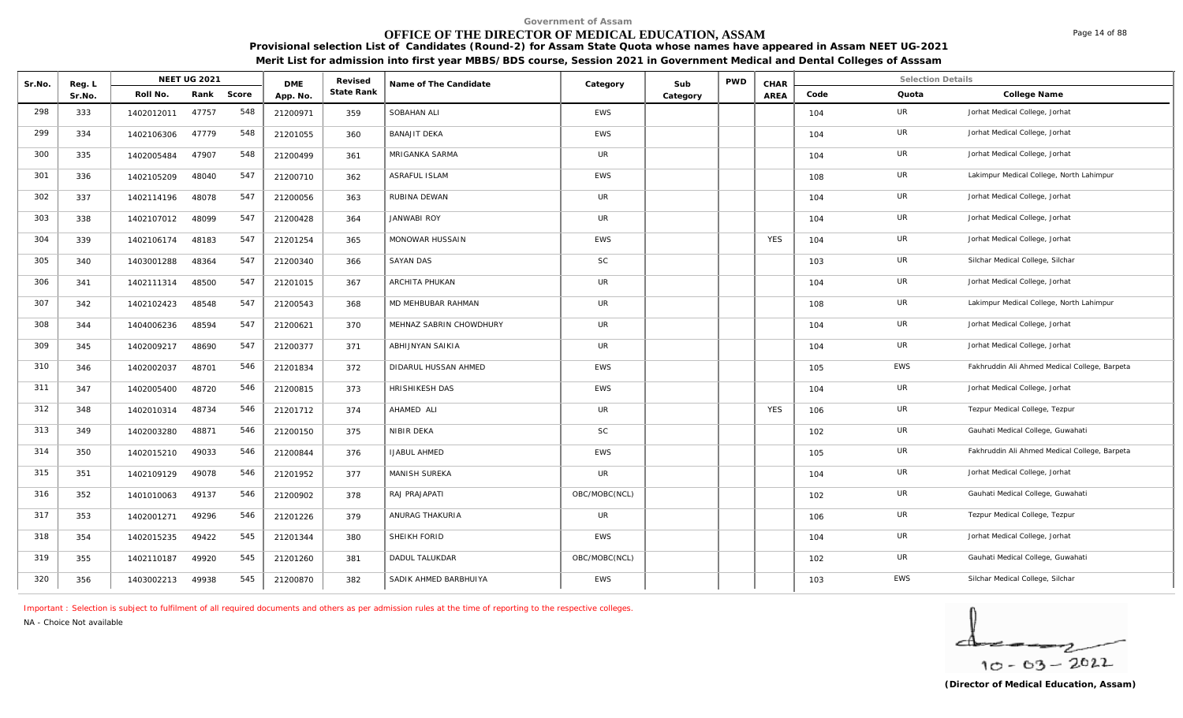Government of Assam

# OFFICE OF THE DIRECTOR OF MEDICAL EDUCATION, ASSAM

**Provisional selection List of Candidates (Round-2) for Assam State Quota whose names have appeared in Assam NEET UG-2021**

**Merit List for admission into first year MBBS/BDS course, Session 2021 in Government Medical and Dental Colleges of Asssam**

| Sr.No. | Reg. L Sr.No. | NEET UG 2021 Roll No. | Rank | Score | DME App. No. | Revised State Rank | Name of The Candidate | Category | Sub Category | PWD | CHAR AREA | Code | Quota | College Name |
|---|---|---|---|---|---|---|---|---|---|---|---|---|---|---|
| 298 | 333 | 1402012011 | 47757 | 548 | 21200971 | 359 | SOBAHAN ALI | EWS | | | | 104 | UR | Jorhat Medical College, Jorhat |
| 299 | 334 | 1402106306 | 47779 | 548 | 21201055 | 360 | BANAJIT DEKA | EWS | | | | 104 | UR | Jorhat Medical College, Jorhat |
| 300 | 335 | 1402005484 | 47907 | 548 | 21200499 | 361 | MRIGANKA SARMA | UR | | | | 104 | UR | Jorhat Medical College, Jorhat |
| 301 | 336 | 1402105209 | 48040 | 547 | 21200710 | 362 | ASRAFUL ISLAM | EWS | | | | 108 | UR | Lakimpur Medical College, North Lahimpur |
| 302 | 337 | 1402114196 | 48078 | 547 | 21200056 | 363 | RUBINA DEWAN | UR | | | | 104 | UR | Jorhat Medical College, Jorhat |
| 303 | 338 | 1402107012 | 48099 | 547 | 21200428 | 364 | JANWABI ROY | UR | | | | 104 | UR | Jorhat Medical College, Jorhat |
| 304 | 339 | 1402106174 | 48183 | 547 | 21201254 | 365 | MONOWAR HUSSAIN | EWS | | | YES | 104 | UR | Jorhat Medical College, Jorhat |
| 305 | 340 | 1403001288 | 48364 | 547 | 21200340 | 366 | SAYAN DAS | SC | | | | 103 | UR | Silchar Medical College, Silchar |
| 306 | 341 | 1402111314 | 48500 | 547 | 21201015 | 367 | ARCHITA PHUKAN | UR | | | | 104 | UR | Jorhat Medical College, Jorhat |
| 307 | 342 | 1402102423 | 48548 | 547 | 21200543 | 368 | MD MEHBUBAR RAHMAN | UR | | | | 108 | UR | Lakimpur Medical College, North Lahimpur |
| 308 | 344 | 1404006236 | 48594 | 547 | 21200621 | 370 | MEHNAZ SABRIN CHOWDHURY | UR | | | | 104 | UR | Jorhat Medical College, Jorhat |
| 309 | 345 | 1402009217 | 48690 | 547 | 21200377 | 371 | ABHIJNYAN SAIKIA | UR | | | | 104 | UR | Jorhat Medical College, Jorhat |
| 310 | 346 | 1402002037 | 48701 | 546 | 21201834 | 372 | DIDARUL HUSSAN AHMED | EWS | | | | 105 | EWS | Fakhruddin Ali Ahmed Medical College, Barpeta |
| 311 | 347 | 1402005400 | 48720 | 546 | 21200815 | 373 | HRISHIKESH DAS | EWS | | | | 104 | UR | Jorhat Medical College, Jorhat |
| 312 | 348 | 1402010314 | 48734 | 546 | 21201712 | 374 | AHAMED ALI | UR | | | YES | 106 | UR | Tezpur Medical College, Tezpur |
| 313 | 349 | 1402003280 | 48871 | 546 | 21200150 | 375 | NIBIR DEKA | SC | | | | 102 | UR | Gauhati Medical College, Guwahati |
| 314 | 350 | 1402015210 | 49033 | 546 | 21200844 | 376 | IJABUL AHMED | EWS | | | | 105 | UR | Fakhruddin Ali Ahmed Medical College, Barpeta |
| 315 | 351 | 1402109129 | 49078 | 546 | 21201952 | 377 | MANISH SUREKA | UR | | | | 104 | UR | Jorhat Medical College, Jorhat |
| 316 | 352 | 1401010063 | 49137 | 546 | 21200902 | 378 | RAJ PRAJAPATI | OBC/MOBC(NCL) | | | | 102 | UR | Gauhati Medical College, Guwahati |
| 317 | 353 | 1402001271 | 49296 | 546 | 21201226 | 379 | ANURAG THAKURIA | UR | | | | 106 | UR | Tezpur Medical College, Tezpur |
| 318 | 354 | 1402015235 | 49422 | 545 | 21201344 | 380 | SHEIKH FORID | EWS | | | | 104 | UR | Jorhat Medical College, Jorhat |
| 319 | 355 | 1402110187 | 49920 | 545 | 21201260 | 381 | DADUL TALUKDAR | OBC/MOBC(NCL) | | | | 102 | UR | Gauhati Medical College, Guwahati |
| 320 | 356 | 1403002213 | 49938 | 545 | 21200870 | 382 | SADIK AHMED BARBHUIYA | EWS | | | | 103 | EWS | Silchar Medical College, Silchar |

Important : Selection is subject to fulfilment of all required documents and others as per admission rules at the time of reporting to the respective colleges.

NA - Choice Not available

10 - 03 - 2022

**(Director of Medical Education, Assam)**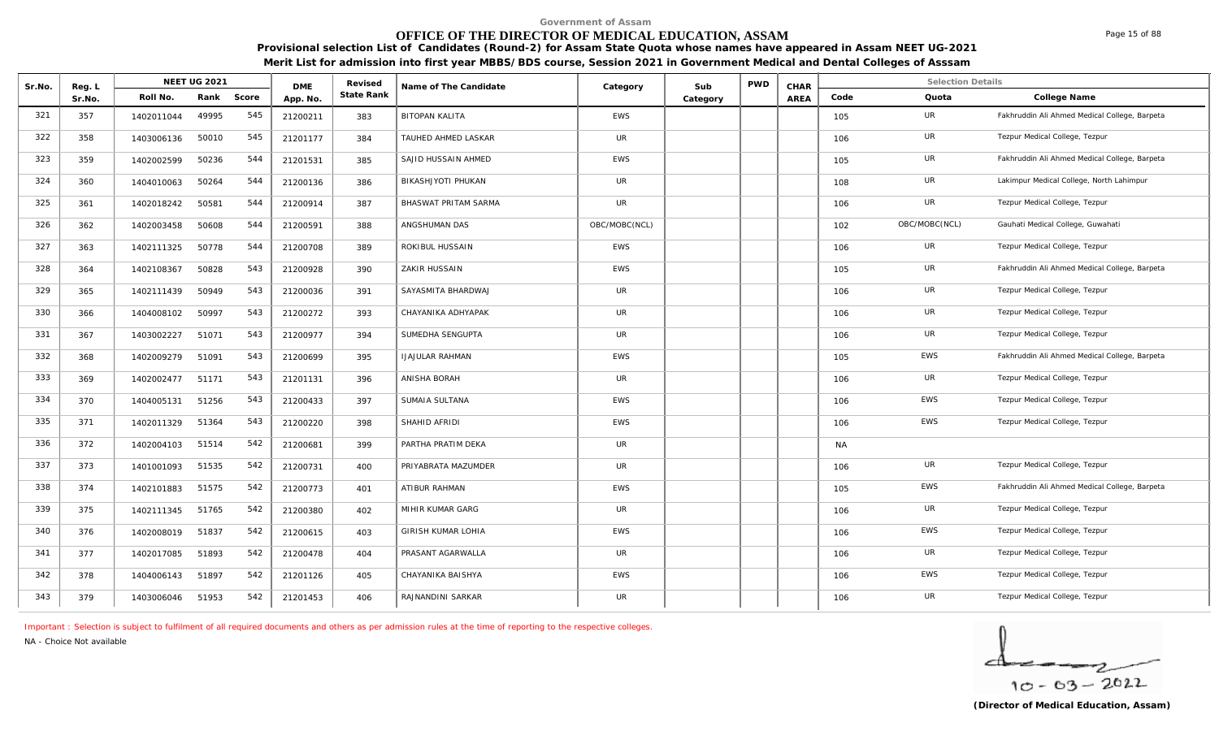Government of Assam

# OFFICE OF THE DIRECTOR OF MEDICAL EDUCATION, ASSAM

**Provisional selection List of Candidates (Round-2) for Assam State Quota whose names have appeared in Assam NEET UG-2021**

**Merit List for admission into first year MBBS/BDS course, Session 2021 in Government Medical and Dental Colleges of Asssam**

| Sr.No. | Reg. L Sr.No. | NEET UG 2021 Roll No. | Rank | Score | DME App. No. | Revised State Rank | Name of The Candidate | Category | Sub Category | PWD | CHAR AREA | Code | Quota | College Name |
|---|---|---|---|---|---|---|---|---|---|---|---|---|---|---|
| 321 | 357 | 1402011044 | 49995 | 545 | 21200211 | 383 | BITOPAN KALITA | EWS | | | | 105 | UR | Fakhruddin Ali Ahmed Medical College, Barpeta |
| 322 | 358 | 1403006136 | 50010 | 545 | 21201177 | 384 | TAUHED AHMED LASKAR | UR | | | | 106 | UR | Tezpur Medical College, Tezpur |
| 323 | 359 | 1402002599 | 50236 | 544 | 21201531 | 385 | SAJID HUSSAIN AHMED | EWS | | | | 105 | UR | Fakhruddin Ali Ahmed Medical College, Barpeta |
| 324 | 360 | 1404010063 | 50264 | 544 | 21200136 | 386 | BIKASHJYOTI PHUKAN | UR | | | | 108 | UR | Lakimpur Medical College, North Lahimpur |
| 325 | 361 | 1402018242 | 50581 | 544 | 21200914 | 387 | BHASWAT PRITAM SARMA | UR | | | | 106 | UR | Tezpur Medical College, Tezpur |
| 326 | 362 | 1402003458 | 50608 | 544 | 21200591 | 388 | ANGSHUMAN DAS | OBC/MOBC(NCL) | | | | 102 | OBC/MOBC(NCL) | Gauhati Medical College, Guwahati |
| 327 | 363 | 1402111325 | 50778 | 544 | 21200708 | 389 | ROKIBUL HUSSAIN | EWS | | | | 106 | UR | Tezpur Medical College, Tezpur |
| 328 | 364 | 1402108367 | 50828 | 543 | 21200928 | 390 | ZAKIR HUSSAIN | EWS | | | | 105 | UR | Fakhruddin Ali Ahmed Medical College, Barpeta |
| 329 | 365 | 1402111439 | 50949 | 543 | 21200036 | 391 | SAYASMITA BHARDWAJ | UR | | | | 106 | UR | Tezpur Medical College, Tezpur |
| 330 | 366 | 1404008102 | 50997 | 543 | 21200272 | 393 | CHAYANIKA ADHYAPAK | UR | | | | 106 | UR | Tezpur Medical College, Tezpur |
| 331 | 367 | 1403002227 | 51071 | 543 | 21200977 | 394 | SUMEDHA SENGUPTA | UR | | | | 106 | UR | Tezpur Medical College, Tezpur |
| 332 | 368 | 1402009279 | 51091 | 543 | 21200699 | 395 | IJAJULAR RAHMAN | EWS | | | | 105 | EWS | Fakhruddin Ali Ahmed Medical College, Barpeta |
| 333 | 369 | 1402002477 | 51171 | 543 | 21201131 | 396 | ANISHA BORAH | UR | | | | 106 | UR | Tezpur Medical College, Tezpur |
| 334 | 370 | 1404005131 | 51256 | 543 | 21200433 | 397 | SUMAIA SULTANA | EWS | | | | 106 | EWS | Tezpur Medical College, Tezpur |
| 335 | 371 | 1402011329 | 51364 | 543 | 21200220 | 398 | SHAHID AFRIDI | EWS | | | | 106 | EWS | Tezpur Medical College, Tezpur |
| 336 | 372 | 1402004103 | 51514 | 542 | 21200681 | 399 | PARTHA PRATIM DEKA | UR | | | | NA | | |
| 337 | 373 | 1401001093 | 51535 | 542 | 21200731 | 400 | PRIYABRATA MAZUMDER | UR | | | | 106 | UR | Tezpur Medical College, Tezpur |
| 338 | 374 | 1402101883 | 51575 | 542 | 21200773 | 401 | ATIBUR RAHMAN | EWS | | | | 105 | EWS | Fakhruddin Ali Ahmed Medical College, Barpeta |
| 339 | 375 | 1402111345 | 51765 | 542 | 21200380 | 402 | MIHIR KUMAR GARG | UR | | | | 106 | UR | Tezpur Medical College, Tezpur |
| 340 | 376 | 1402008019 | 51837 | 542 | 21200615 | 403 | GIRISH KUMAR LOHIA | EWS | | | | 106 | EWS | Tezpur Medical College, Tezpur |
| 341 | 377 | 1402017085 | 51893 | 542 | 21200478 | 404 | PRASANT AGARWALLA | UR | | | | 106 | UR | Tezpur Medical College, Tezpur |
| 342 | 378 | 1404006143 | 51897 | 542 | 21201126 | 405 | CHAYANIKA BAISHYA | EWS | | | | 106 | EWS | Tezpur Medical College, Tezpur |
| 343 | 379 | 1403006046 | 51953 | 542 | 21201453 | 406 | RAJNANDINI SARKAR | UR | | | | 106 | UR | Tezpur Medical College, Tezpur |

Important : Selection is subject to fulfilment of all required documents and others as per admission rules at the time of reporting to the respective colleges.

NA - Choice Not available

10 - 03 - 2022

**(Director of Medical Education, Assam)**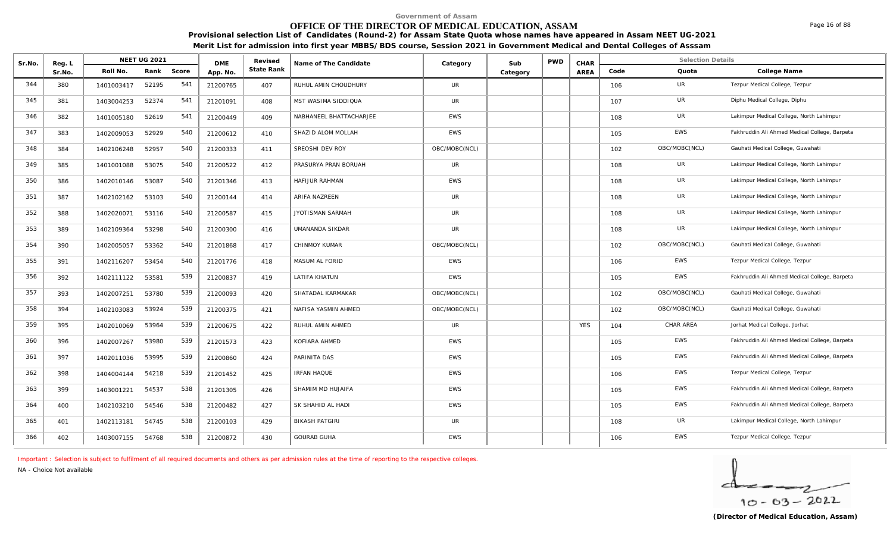Government of Assam

# OFFICE OF THE DIRECTOR OF MEDICAL EDUCATION, ASSAM

**Provisional selection List of Candidates (Round-2) for Assam State Quota whose names have appeared in Assam NEET UG-2021**

**Merit List for admission into first year MBBS/BDS course, Session 2021 in Government Medical and Dental Colleges of Asssam**

| Sr.No. | Reg. L Sr.No. | NEET UG 2021 Roll No. | Rank | Score | DME App. No. | Revised State Rank | Name of The Candidate | Category | Sub Category | PWD | CHAR AREA | Code | Quota | College Name |
|---|---|---|---|---|---|---|---|---|---|---|---|---|---|---|
| 344 | 380 | 1401003417 | 52195 | 541 | 21200765 | 407 | RUHUL AMIN CHOUDHURY | UR | | | | 106 | UR | Tezpur Medical College, Tezpur |
| 345 | 381 | 1403004253 | 52374 | 541 | 21201091 | 408 | MST WASIMA SIDDIQUA | UR | | | | 107 | UR | Diphu Medical College, Diphu |
| 346 | 382 | 1401005180 | 52619 | 541 | 21200449 | 409 | NABHANEEL BHATTACHARJEE | EWS | | | | 108 | UR | Lakimpur Medical College, North Lahimpur |
| 347 | 383 | 1402009053 | 52929 | 540 | 21200612 | 410 | SHAZID ALOM MOLLAH | EWS | | | | 105 | EWS | Fakhruddin Ali Ahmed Medical College, Barpeta |
| 348 | 384 | 1402106248 | 52957 | 540 | 21200333 | 411 | SREOSHI DEV ROY | OBC/MOBC(NCL) | | | | 102 | OBC/MOBC(NCL) | Gauhati Medical College, Guwahati |
| 349 | 385 | 1401001088 | 53075 | 540 | 21200522 | 412 | PRASURYA PRAN BORUAH | UR | | | | 108 | UR | Lakimpur Medical College, North Lahimpur |
| 350 | 386 | 1402010146 | 53087 | 540 | 21201346 | 413 | HAFIJUR RAHMAN | EWS | | | | 108 | UR | Lakimpur Medical College, North Lahimpur |
| 351 | 387 | 1402102162 | 53103 | 540 | 21200144 | 414 | ARIFA NAZREEN | UR | | | | 108 | UR | Lakimpur Medical College, North Lahimpur |
| 352 | 388 | 1402020071 | 53116 | 540 | 21200587 | 415 | JYOTISMAN SARMAH | UR | | | | 108 | UR | Lakimpur Medical College, North Lahimpur |
| 353 | 389 | 1402109364 | 53298 | 540 | 21200300 | 416 | UMANANDA SIKDAR | UR | | | | 108 | UR | Lakimpur Medical College, North Lahimpur |
| 354 | 390 | 1402005057 | 53362 | 540 | 21201868 | 417 | CHINMOY KUMAR | OBC/MOBC(NCL) | | | | 102 | OBC/MOBC(NCL) | Gauhati Medical College, Guwahati |
| 355 | 391 | 1402116207 | 53454 | 540 | 21201776 | 418 | MASUM AL FORID | EWS | | | | 106 | EWS | Tezpur Medical College, Tezpur |
| 356 | 392 | 1402111122 | 53581 | 539 | 21200837 | 419 | LATIFA KHATUN | EWS | | | | 105 | EWS | Fakhruddin Ali Ahmed Medical College, Barpeta |
| 357 | 393 | 1402007251 | 53780 | 539 | 21200093 | 420 | SHATADAL KARMAKAR | OBC/MOBC(NCL) | | | | 102 | OBC/MOBC(NCL) | Gauhati Medical College, Guwahati |
| 358 | 394 | 1402103083 | 53924 | 539 | 21200375 | 421 | NAFISA YASMIN AHMED | OBC/MOBC(NCL) | | | | 102 | OBC/MOBC(NCL) | Gauhati Medical College, Guwahati |
| 359 | 395 | 1402010069 | 53964 | 539 | 21200675 | 422 | RUHUL AMIN AHMED | UR | | | YES | 104 | CHAR AREA | Jorhat Medical College, Jorhat |
| 360 | 396 | 1402007267 | 53980 | 539 | 21201573 | 423 | KOFIARA AHMED | EWS | | | | 105 | EWS | Fakhruddin Ali Ahmed Medical College, Barpeta |
| 361 | 397 | 1402011036 | 53995 | 539 | 21200860 | 424 | PARINITA DAS | EWS | | | | 105 | EWS | Fakhruddin Ali Ahmed Medical College, Barpeta |
| 362 | 398 | 1404004144 | 54218 | 539 | 21201452 | 425 | IRFAN HAQUE | EWS | | | | 106 | EWS | Tezpur Medical College, Tezpur |
| 363 | 399 | 1403001221 | 54537 | 538 | 21201305 | 426 | SHAMIM MD HUJAIFA | EWS | | | | 105 | EWS | Fakhruddin Ali Ahmed Medical College, Barpeta |
| 364 | 400 | 1402103210 | 54546 | 538 | 21200482 | 427 | SK SHAHID AL HADI | EWS | | | | 105 | EWS | Fakhruddin Ali Ahmed Medical College, Barpeta |
| 365 | 401 | 1402113181 | 54745 | 538 | 21200103 | 429 | BIKASH PATGIRI | UR | | | | 108 | UR | Lakimpur Medical College, North Lahimpur |
| 366 | 402 | 1403007155 | 54768 | 538 | 21200872 | 430 | GOURAB GUHA | EWS | | | | 106 | EWS | Tezpur Medical College, Tezpur |

Important : Selection is subject to fulfilment of all required documents and others as per admission rules at the time of reporting to the respective colleges.

NA - Choice Not available

10-03-2022

**(Director of Medical Education, Assam)**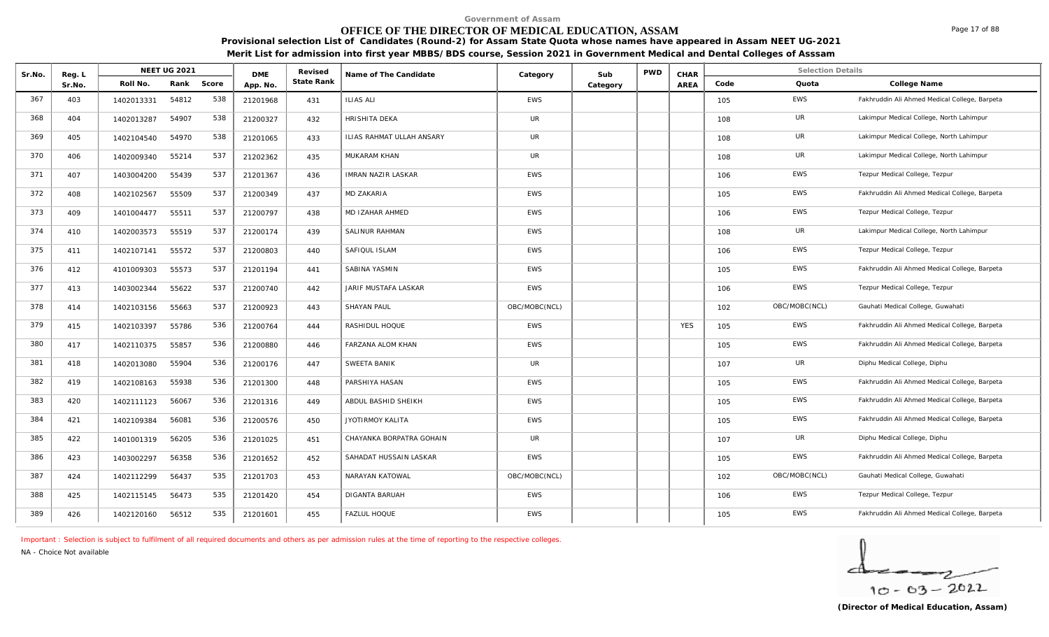Government of Assam

# OFFICE OF THE DIRECTOR OF MEDICAL EDUCATION, ASSAM

**Provisional selection List of Candidates (Round-2) for Assam State Quota whose names have appeared in Assam NEET UG-2021**

**Merit List for admission into first year MBBS/BDS course, Session 2021 in Government Medical and Dental Colleges of Asssam**

| Sr.No. | Reg. L Sr.No. | NEET UG 2021 | | | DME App. No. | Revised State Rank | Name of The Candidate | Category | Sub Category | PWD | CHAR AREA | Selection Details | | |
|---|---|---|---|---|---|---|---|---|---|---|---|---|---|---|
| | | Roll No. | Rank | Score | | | | | | | | Code | Quota | College Name |
| 367 | 403 | 1402013331 | 54812 | 538 | 21201968 | 431 | ILIAS ALI | EWS | | | | 105 | EWS | Fakhruddin Ali Ahmed Medical College, Barpeta |
| 368 | 404 | 1402013287 | 54907 | 538 | 21200327 | 432 | HRISHITA DEKA | UR | | | | 108 | UR | Lakimpur Medical College, North Lahimpur |
| 369 | 405 | 1402104540 | 54970 | 538 | 21201065 | 433 | ILIAS RAHMAT ULLAH ANSARY | UR | | | | 108 | UR | Lakimpur Medical College, North Lahimpur |
| 370 | 406 | 1402009340 | 55214 | 537 | 21202362 | 435 | MUKARAM KHAN | UR | | | | 108 | UR | Lakimpur Medical College, North Lahimpur |
| 371 | 407 | 1403004200 | 55439 | 537 | 21201367 | 436 | IMRAN NAZIR LASKAR | EWS | | | | 106 | EWS | Tezpur Medical College, Tezpur |
| 372 | 408 | 1402102567 | 55509 | 537 | 21200349 | 437 | MD ZAKARIA | EWS | | | | 105 | EWS | Fakhruddin Ali Ahmed Medical College, Barpeta |
| 373 | 409 | 1401004477 | 55511 | 537 | 21200797 | 438 | MD IZAHAR AHMED | EWS | | | | 106 | EWS | Tezpur Medical College, Tezpur |
| 374 | 410 | 1402003573 | 55519 | 537 | 21200174 | 439 | SALINUR RAHMAN | EWS | | | | 108 | UR | Lakimpur Medical College, North Lahimpur |
| 375 | 411 | 1402107141 | 55572 | 537 | 21200803 | 440 | SAFIQUL ISLAM | EWS | | | | 106 | EWS | Tezpur Medical College, Tezpur |
| 376 | 412 | 4101009303 | 55573 | 537 | 21201194 | 441 | SABINA YASMIN | EWS | | | | 105 | EWS | Fakhruddin Ali Ahmed Medical College, Barpeta |
| 377 | 413 | 1403002344 | 55622 | 537 | 21200740 | 442 | JARIF MUSTAFA LASKAR | EWS | | | | 106 | EWS | Tezpur Medical College, Tezpur |
| 378 | 414 | 1402103156 | 55663 | 537 | 21200923 | 443 | SHAYAN PAUL | OBC/MOBC(NCL) | | | | 102 | OBC/MOBC(NCL) | Gauhati Medical College, Guwahati |
| 379 | 415 | 1402103397 | 55786 | 536 | 21200764 | 444 | RASHIDUL HOQUE | EWS | | | YES | 105 | EWS | Fakhruddin Ali Ahmed Medical College, Barpeta |
| 380 | 417 | 1402110375 | 55857 | 536 | 21200880 | 446 | FARZANA ALOM KHAN | EWS | | | | 105 | EWS | Fakhruddin Ali Ahmed Medical College, Barpeta |
| 381 | 418 | 1402013080 | 55904 | 536 | 21200176 | 447 | SWEETA BANIK | UR | | | | 107 | UR | Diphu Medical College, Diphu |
| 382 | 419 | 1402108163 | 55938 | 536 | 21201300 | 448 | PARSHIYA HASAN | EWS | | | | 105 | EWS | Fakhruddin Ali Ahmed Medical College, Barpeta |
| 383 | 420 | 1402111123 | 56067 | 536 | 21201316 | 449 | ABDUL BASHID SHEIKH | EWS | | | | 105 | EWS | Fakhruddin Ali Ahmed Medical College, Barpeta |
| 384 | 421 | 1402109384 | 56081 | 536 | 21200576 | 450 | JYOTIRMOY KALITA | EWS | | | | 105 | EWS | Fakhruddin Ali Ahmed Medical College, Barpeta |
| 385 | 422 | 1401001319 | 56205 | 536 | 21201025 | 451 | CHAYANKA BORPATRA GOHAIN | UR | | | | 107 | UR | Diphu Medical College, Diphu |
| 386 | 423 | 1403002297 | 56358 | 536 | 21201652 | 452 | SAHADAT HUSSAIN LASKAR | EWS | | | | 105 | EWS | Fakhruddin Ali Ahmed Medical College, Barpeta |
| 387 | 424 | 1402112299 | 56437 | 535 | 21201703 | 453 | NARAYAN KATOWAL | OBC/MOBC(NCL) | | | | 102 | OBC/MOBC(NCL) | Gauhati Medical College, Guwahati |
| 388 | 425 | 1402115145 | 56473 | 535 | 21201420 | 454 | DIGANTA BARUAH | EWS | | | | 106 | EWS | Tezpur Medical College, Tezpur |
| 389 | 426 | 1402120160 | 56512 | 535 | 21201601 | 455 | FAZLUL HOQUE | EWS | | | | 105 | EWS | Fakhruddin Ali Ahmed Medical College, Barpeta |

Important : Selection is subject to fulfilment of all required documents and others as per admission rules at the time of reporting to the respective colleges.

NA - Choice Not available

10-03-2022

**(Director of Medical Education, Assam)**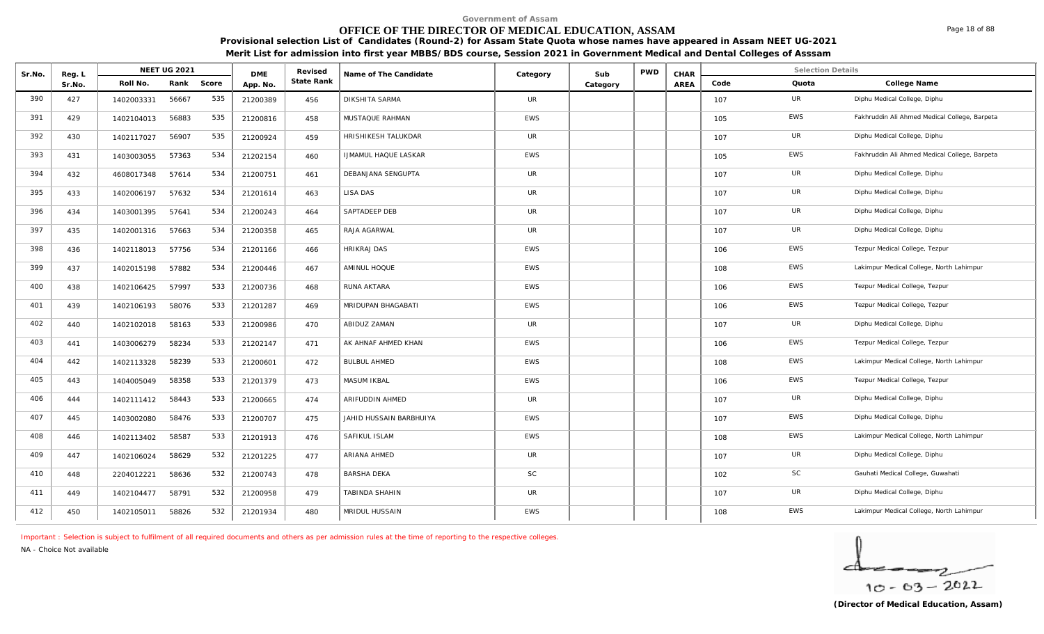Government of Assam

# OFFICE OF THE DIRECTOR OF MEDICAL EDUCATION, ASSAM

**Provisional selection List of Candidates (Round-2) for Assam State Quota whose names have appeared in Assam NEET UG-2021**

**Merit List for admission into first year MBBS/BDS course, Session 2021 in Government Medical and Dental Colleges of Asssam**

| Sr.No. | Reg. L Sr.No. | NEET UG 2021 Roll No. | Rank | Score | DME App. No. | Revised State Rank | Name of The Candidate | Category | Sub Category | PWD | CHAR AREA | Code | Quota | College Name |
|---|---|---|---|---|---|---|---|---|---|---|---|---|---|---|
| 390 | 427 | 1402003331 | 56667 | 535 | 21200389 | 456 | DIKSHITA SARMA | UR | | | | 107 | UR | Diphu Medical College, Diphu |
| 391 | 429 | 1402104013 | 56883 | 535 | 21200816 | 458 | MUSTAQUE RAHMAN | EWS | | | | 105 | EWS | Fakhruddin Ali Ahmed Medical College, Barpeta |
| 392 | 430 | 1402117027 | 56907 | 535 | 21200924 | 459 | HRISHIKESH TALUKDAR | UR | | | | 107 | UR | Diphu Medical College, Diphu |
| 393 | 431 | 1403003055 | 57363 | 534 | 21202154 | 460 | IJMAMUL HAQUE LASKAR | EWS | | | | 105 | EWS | Fakhruddin Ali Ahmed Medical College, Barpeta |
| 394 | 432 | 4608017348 | 57614 | 534 | 21200751 | 461 | DEBANJANA SENGUPTA | UR | | | | 107 | UR | Diphu Medical College, Diphu |
| 395 | 433 | 1402006197 | 57632 | 534 | 21201614 | 463 | LISA DAS | UR | | | | 107 | UR | Diphu Medical College, Diphu |
| 396 | 434 | 1403001395 | 57641 | 534 | 21200243 | 464 | SAPTADEEP DEB | UR | | | | 107 | UR | Diphu Medical College, Diphu |
| 397 | 435 | 1402001316 | 57663 | 534 | 21200358 | 465 | RAJA AGARWAL | UR | | | | 107 | UR | Diphu Medical College, Diphu |
| 398 | 436 | 1402118013 | 57756 | 534 | 21201166 | 466 | HRIKRAJ DAS | EWS | | | | 106 | EWS | Tezpur Medical College, Tezpur |
| 399 | 437 | 1402015198 | 57882 | 534 | 21200446 | 467 | AMINUL HOQUE | EWS | | | | 108 | EWS | Lakimpur Medical College, North Lahimpur |
| 400 | 438 | 1402106425 | 57997 | 533 | 21200736 | 468 | RUNA AKTARA | EWS | | | | 106 | EWS | Tezpur Medical College, Tezpur |
| 401 | 439 | 1402106193 | 58076 | 533 | 21201287 | 469 | MRIDUPAN BHAGABATI | EWS | | | | 106 | EWS | Tezpur Medical College, Tezpur |
| 402 | 440 | 1402102018 | 58163 | 533 | 21200986 | 470 | ABIDUZ ZAMAN | UR | | | | 107 | UR | Diphu Medical College, Diphu |
| 403 | 441 | 1403006279 | 58234 | 533 | 21202147 | 471 | AK AHNAF AHMED KHAN | EWS | | | | 106 | EWS | Tezpur Medical College, Tezpur |
| 404 | 442 | 1402113328 | 58239 | 533 | 21200601 | 472 | BULBUL AHMED | EWS | | | | 108 | EWS | Lakimpur Medical College, North Lahimpur |
| 405 | 443 | 1404005049 | 58358 | 533 | 21201379 | 473 | MASUM IKBAL | EWS | | | | 106 | EWS | Tezpur Medical College, Tezpur |
| 406 | 444 | 1402111412 | 58443 | 533 | 21200665 | 474 | ARIFUDDIN AHMED | UR | | | | 107 | UR | Diphu Medical College, Diphu |
| 407 | 445 | 1403002080 | 58476 | 533 | 21200707 | 475 | JAHID HUSSAIN BARBHUIYA | EWS | | | | 107 | EWS | Diphu Medical College, Diphu |
| 408 | 446 | 1402113402 | 58587 | 533 | 21201913 | 476 | SAFIKUL ISLAM | EWS | | | | 108 | EWS | Lakimpur Medical College, North Lahimpur |
| 409 | 447 | 1402106024 | 58629 | 532 | 21201225 | 477 | ARIANA AHMED | UR | | | | 107 | UR | Diphu Medical College, Diphu |
| 410 | 448 | 2204012221 | 58636 | 532 | 21200743 | 478 | BARSHA DEKA | SC | | | | 102 | SC | Gauhati Medical College, Guwahati |
| 411 | 449 | 1402104477 | 58791 | 532 | 21200958 | 479 | TABINDA SHAHIN | UR | | | | 107 | UR | Diphu Medical College, Diphu |
| 412 | 450 | 1402105011 | 58826 | 532 | 21201934 | 480 | MRIDUL HUSSAIN | EWS | | | | 108 | EWS | Lakimpur Medical College, North Lahimpur |

Important : Selection is subject to fulfilment of all required documents and others as per admission rules at the time of reporting to the respective colleges.

NA - Choice Not available

10-03-2022

**(Director of Medical Education, Assam)**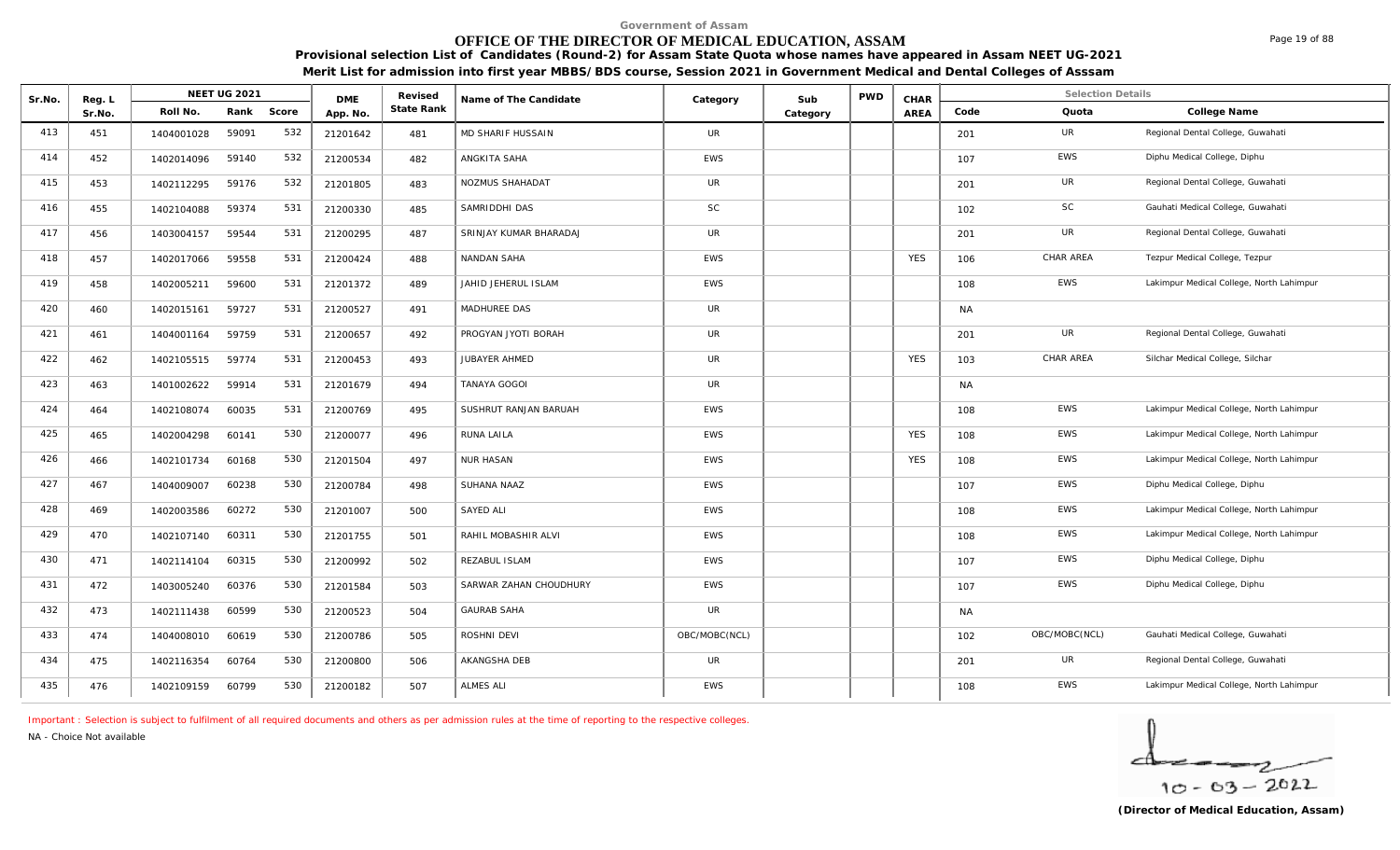Government of Assam

# OFFICE OF THE DIRECTOR OF MEDICAL EDUCATION, ASSAM

**Provisional selection List of Candidates (Round-2) for Assam State Quota whose names have appeared in Assam NEET UG-2021**

**Merit List for admission into first year MBBS/BDS course, Session 2021 in Government Medical and Dental Colleges of Asssam**

| Sr.No. | Reg. L Sr.No. | NEET UG 2021 Roll No. | Rank | Score | DME App. No. | Revised State Rank | Name of The Candidate | Category | Sub Category | PWD | CHAR AREA | Code | Quota | College Name |
|---|---|---|---|---|---|---|---|---|---|---|---|---|---|---|
| 413 | 451 | 1404001028 | 59091 | 532 | 21201642 | 481 | MD SHARIF HUSSAIN | UR | | | | 201 | UR | Regional Dental College, Guwahati |
| 414 | 452 | 1402014096 | 59140 | 532 | 21200534 | 482 | ANGKITA SAHA | EWS | | | | 107 | EWS | Diphu Medical College, Diphu |
| 415 | 453 | 1402112295 | 59176 | 532 | 21201805 | 483 | NOZMUS SHAHADAT | UR | | | | 201 | UR | Regional Dental College, Guwahati |
| 416 | 455 | 1402104088 | 59374 | 531 | 21200330 | 485 | SAMRIDDHI DAS | SC | | | | 102 | SC | Gauhati Medical College, Guwahati |
| 417 | 456 | 1403004157 | 59544 | 531 | 21200295 | 487 | SRINJAY KUMAR BHARADAJ | UR | | | | 201 | UR | Regional Dental College, Guwahati |
| 418 | 457 | 1402017066 | 59558 | 531 | 21200424 | 488 | NANDAN SAHA | EWS | | | YES | 106 | CHAR AREA | Tezpur Medical College, Tezpur |
| 419 | 458 | 1402005211 | 59600 | 531 | 21201372 | 489 | JAHID JEHERUL ISLAM | EWS | | | | 108 | EWS | Lakimpur Medical College, North Lahimpur |
| 420 | 460 | 1402015161 | 59727 | 531 | 21200527 | 491 | MADHUREE DAS | UR | | | | NA | | |
| 421 | 461 | 1404001164 | 59759 | 531 | 21200657 | 492 | PROGYAN JYOTI BORAH | UR | | | | 201 | UR | Regional Dental College, Guwahati |
| 422 | 462 | 1402105515 | 59774 | 531 | 21200453 | 493 | JUBAYER AHMED | UR | | | YES | 103 | CHAR AREA | Silchar Medical College, Silchar |
| 423 | 463 | 1401002622 | 59914 | 531 | 21201679 | 494 | TANAYA GOGOI | UR | | | | NA | | |
| 424 | 464 | 1402108074 | 60035 | 531 | 21200769 | 495 | SUSHRUT RANJAN BARUAH | EWS | | | | 108 | EWS | Lakimpur Medical College, North Lahimpur |
| 425 | 465 | 1402004298 | 60141 | 530 | 21200077 | 496 | RUNA LAILA | EWS | | | YES | 108 | EWS | Lakimpur Medical College, North Lahimpur |
| 426 | 466 | 1402101734 | 60168 | 530 | 21201504 | 497 | NUR HASAN | EWS | | | YES | 108 | EWS | Lakimpur Medical College, North Lahimpur |
| 427 | 467 | 1404009007 | 60238 | 530 | 21200784 | 498 | SUHANA NAAZ | EWS | | | | 107 | EWS | Diphu Medical College, Diphu |
| 428 | 469 | 1402003586 | 60272 | 530 | 21201007 | 500 | SAYED ALI | EWS | | | | 108 | EWS | Lakimpur Medical College, North Lahimpur |
| 429 | 470 | 1402107140 | 60311 | 530 | 21201755 | 501 | RAHIL MOBASHIR ALVI | EWS | | | | 108 | EWS | Lakimpur Medical College, North Lahimpur |
| 430 | 471 | 1402114104 | 60315 | 530 | 21200992 | 502 | REZABUL ISLAM | EWS | | | | 107 | EWS | Diphu Medical College, Diphu |
| 431 | 472 | 1403005240 | 60376 | 530 | 21201584 | 503 | SARWAR ZAHAN CHOUDHURY | EWS | | | | 107 | EWS | Diphu Medical College, Diphu |
| 432 | 473 | 1402111438 | 60599 | 530 | 21200523 | 504 | GAURAB SAHA | UR | | | | NA | | |
| 433 | 474 | 1404008010 | 60619 | 530 | 21200786 | 505 | ROSHNI DEVI | OBC/MOBC(NCL) | | | | 102 | OBC/MOBC(NCL) | Gauhati Medical College, Guwahati |
| 434 | 475 | 1402116354 | 60764 | 530 | 21200800 | 506 | AKANGSHA DEB | UR | | | | 201 | UR | Regional Dental College, Guwahati |
| 435 | 476 | 1402109159 | 60799 | 530 | 21200182 | 507 | ALMES ALI | EWS | | | | 108 | EWS | Lakimpur Medical College, North Lahimpur |

Important : Selection is subject to fulfilment of all required documents and others as per admission rules at the time of reporting to the respective colleges.

NA - Choice Not available

10-03-2022

**(Director of Medical Education, Assam)**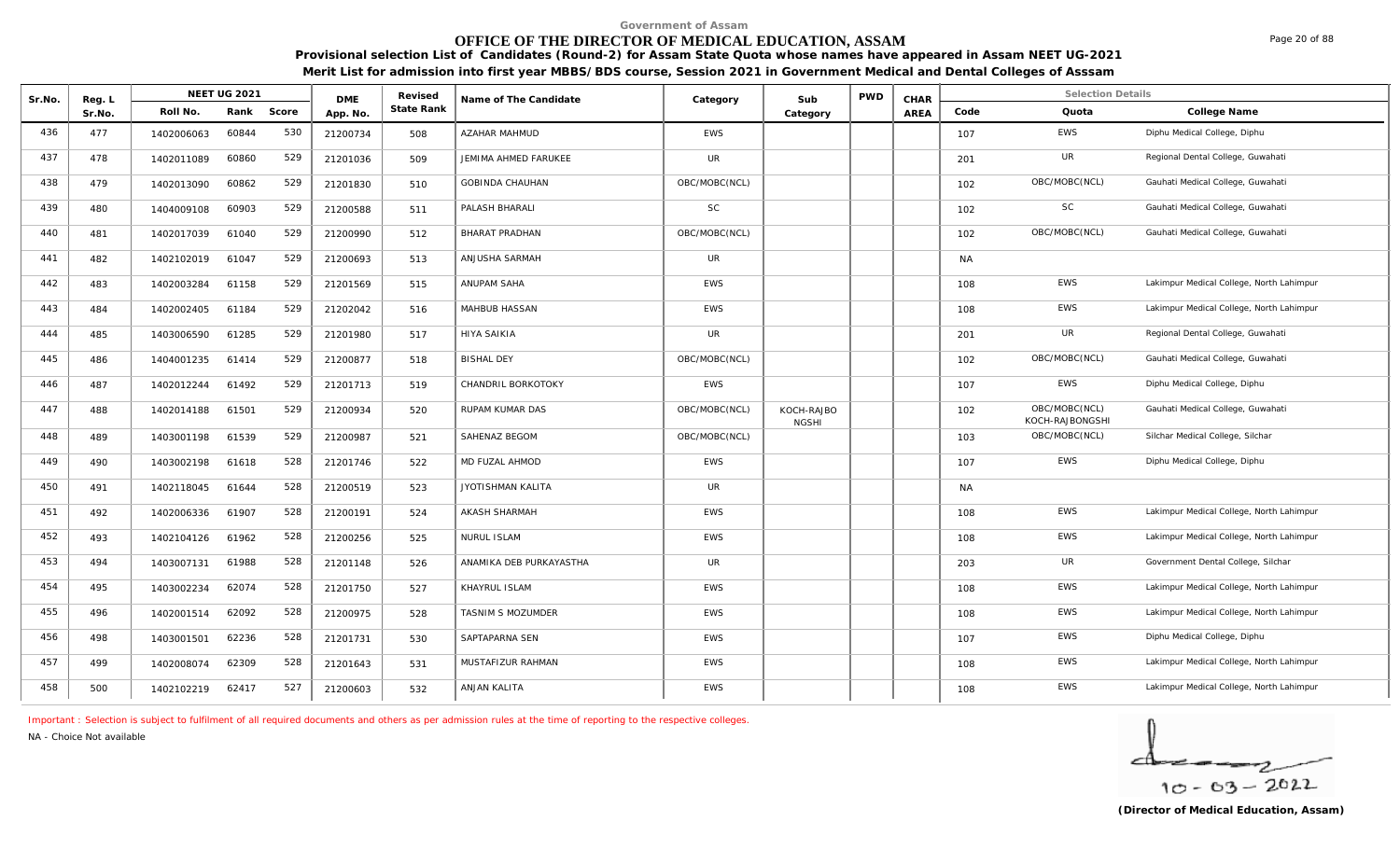Government of Assam

# OFFICE OF THE DIRECTOR OF MEDICAL EDUCATION, ASSAM

**Provisional selection List of Candidates (Round-2) for Assam State Quota whose names have appeared in Assam NEET UG-2021**

**Merit List for admission into first year MBBS/BDS course, Session 2021 in Government Medical and Dental Colleges of Asssam**

| Sr.No. | Reg. L Sr.No. | NEET UG 2021 Roll No. | Rank | Score | DME App. No. | Revised State Rank | Name of The Candidate | Category | Sub Category | PWD | CHAR AREA | Code | Quota | College Name |
|---|---|---|---|---|---|---|---|---|---|---|---|---|---|---|
| 436 | 477 | 1402006063 | 60844 | 530 | 21200734 | 508 | AZAHAR MAHMUD | EWS | | | | 107 | EWS | Diphu Medical College, Diphu |
| 437 | 478 | 1402011089 | 60860 | 529 | 21201036 | 509 | JEMIMA AHMED FARUKEE | UR | | | | 201 | UR | Regional Dental College, Guwahati |
| 438 | 479 | 1402013090 | 60862 | 529 | 21201830 | 510 | GOBINDA CHAUHAN | OBC/MOBC(NCL) | | | | 102 | OBC/MOBC(NCL) | Gauhati Medical College, Guwahati |
| 439 | 480 | 1404009108 | 60903 | 529 | 21200588 | 511 | PALASH BHARALI | SC | | | | 102 | SC | Gauhati Medical College, Guwahati |
| 440 | 481 | 1402017039 | 61040 | 529 | 21200990 | 512 | BHARAT PRADHAN | OBC/MOBC(NCL) | | | | 102 | OBC/MOBC(NCL) | Gauhati Medical College, Guwahati |
| 441 | 482 | 1402102019 | 61047 | 529 | 21200693 | 513 | ANJUSHA SARMAH | UR | | | | NA | | |
| 442 | 483 | 1402003284 | 61158 | 529 | 21201569 | 515 | ANUPAM SAHA | EWS | | | | 108 | EWS | Lakimpur Medical College, North Lahimpur |
| 443 | 484 | 1402002405 | 61184 | 529 | 21202042 | 516 | MAHBUB HASSAN | EWS | | | | 108 | EWS | Lakimpur Medical College, North Lahimpur |
| 444 | 485 | 1403006590 | 61285 | 529 | 21201980 | 517 | HIYA SAIKIA | UR | | | | 201 | UR | Regional Dental College, Guwahati |
| 445 | 486 | 1404001235 | 61414 | 529 | 21200877 | 518 | BISHAL DEY | OBC/MOBC(NCL) | | | | 102 | OBC/MOBC(NCL) | Gauhati Medical College, Guwahati |
| 446 | 487 | 1402012244 | 61492 | 529 | 21201713 | 519 | CHANDRIL BORKOTOKY | EWS | | | | 107 | EWS | Diphu Medical College, Diphu |
| 447 | 488 | 1402014188 | 61501 | 529 | 21200934 | 520 | RUPAM KUMAR DAS | OBC/MOBC(NCL) | KOCH-RAJBONGSHI | | | 102 | OBC/MOBC(NCL) KOCH-RAJBONGSHI | Gauhati Medical College, Guwahati |
| 448 | 489 | 1403001198 | 61539 | 529 | 21200987 | 521 | SAHENAZ BEGOM | OBC/MOBC(NCL) | | | | 103 | OBC/MOBC(NCL) | Silchar Medical College, Silchar |
| 449 | 490 | 1403002198 | 61618 | 528 | 21201746 | 522 | MD FUZAL AHMOD | EWS | | | | 107 | EWS | Diphu Medical College, Diphu |
| 450 | 491 | 1402118045 | 61644 | 528 | 21200519 | 523 | JYOTISHMAN KALITA | UR | | | | NA | | |
| 451 | 492 | 1402006336 | 61907 | 528 | 21200191 | 524 | AKASH SHARMAH | EWS | | | | 108 | EWS | Lakimpur Medical College, North Lahimpur |
| 452 | 493 | 1402104126 | 61962 | 528 | 21200256 | 525 | NURUL ISLAM | EWS | | | | 108 | EWS | Lakimpur Medical College, North Lahimpur |
| 453 | 494 | 1403007131 | 61988 | 528 | 21201148 | 526 | ANAMIKA DEB PURKAYASTHA | UR | | | | 203 | UR | Government Dental College, Silchar |
| 454 | 495 | 1403002234 | 62074 | 528 | 21201750 | 527 | KHAYRUL ISLAM | EWS | | | | 108 | EWS | Lakimpur Medical College, North Lahimpur |
| 455 | 496 | 1402001514 | 62092 | 528 | 21200975 | 528 | TASNIM S MOZUMDER | EWS | | | | 108 | EWS | Lakimpur Medical College, North Lahimpur |
| 456 | 498 | 1403001501 | 62236 | 528 | 21201731 | 530 | SAPTAPARNA SEN | EWS | | | | 107 | EWS | Diphu Medical College, Diphu |
| 457 | 499 | 1402008074 | 62309 | 528 | 21201643 | 531 | MUSTAFIZUR RAHMAN | EWS | | | | 108 | EWS | Lakimpur Medical College, North Lahimpur |
| 458 | 500 | 1402102219 | 62417 | 527 | 21200603 | 532 | ANJAN KALITA | EWS | | | | 108 | EWS | Lakimpur Medical College, North Lahimpur |

Important : Selection is subject to fulfilment of all required documents and others as per admission rules at the time of reporting to the respective colleges.

NA - Choice Not available

10-03-2022

**(Director of Medical Education, Assam)**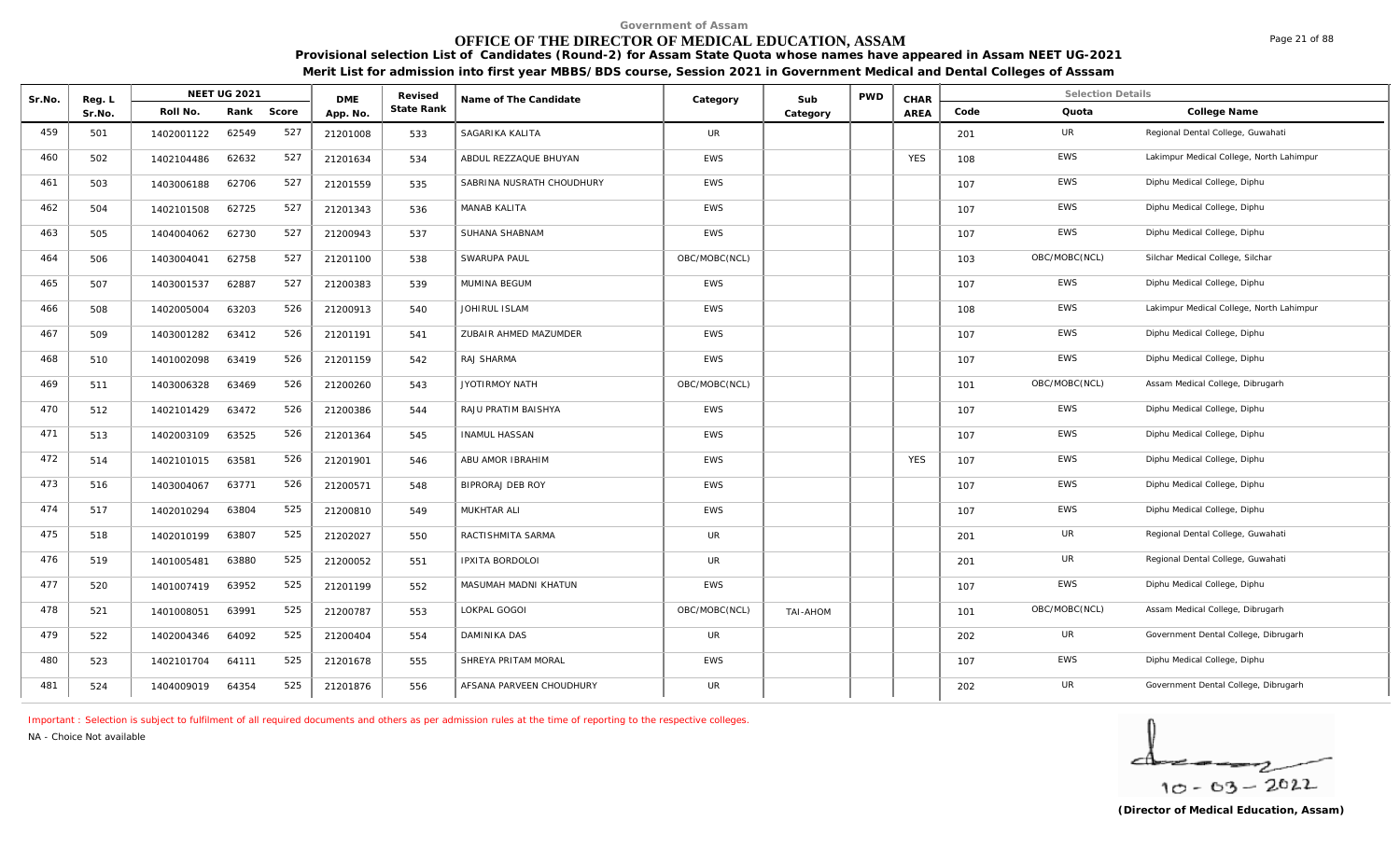Government of Assam

# OFFICE OF THE DIRECTOR OF MEDICAL EDUCATION, ASSAM

**Provisional selection List of Candidates (Round-2) for Assam State Quota whose names have appeared in Assam NEET UG-2021**

**Merit List for admission into first year MBBS/BDS course, Session 2021 in Government Medical and Dental Colleges of Asssam**

| Sr.No. | Reg. L Sr.No. | NEET UG 2021 Roll No. | Rank | Score | DME App. No. | Revised State Rank | Name of The Candidate | Category | Sub Category | PWD | CHAR AREA | Code | Quota | College Name |
|---|---|---|---|---|---|---|---|---|---|---|---|---|---|---|
| 459 | 501 | 1402001122 | 62549 | 527 | 21201008 | 533 | SAGARIKA KALITA | UR | | | | 201 | UR | Regional Dental College, Guwahati |
| 460 | 502 | 1402104486 | 62632 | 527 | 21201634 | 534 | ABDUL REZZAQUE BHUYAN | EWS | | | YES | 108 | EWS | Lakimpur Medical College, North Lahimpur |
| 461 | 503 | 1403006188 | 62706 | 527 | 21201559 | 535 | SABRINA NUSRATH CHOUDHURY | EWS | | | | 107 | EWS | Diphu Medical College, Diphu |
| 462 | 504 | 1402101508 | 62725 | 527 | 21201343 | 536 | MANAB KALITA | EWS | | | | 107 | EWS | Diphu Medical College, Diphu |
| 463 | 505 | 1404004062 | 62730 | 527 | 21200943 | 537 | SUHANA SHABNAM | EWS | | | | 107 | EWS | Diphu Medical College, Diphu |
| 464 | 506 | 1403004041 | 62758 | 527 | 21201100 | 538 | SWARUPA PAUL | OBC/MOBC(NCL) | | | | 103 | OBC/MOBC(NCL) | Silchar Medical College, Silchar |
| 465 | 507 | 1403001537 | 62887 | 527 | 21200383 | 539 | MUMINA BEGUM | EWS | | | | 107 | EWS | Diphu Medical College, Diphu |
| 466 | 508 | 1402005004 | 63203 | 526 | 21200913 | 540 | JOHIRUL ISLAM | EWS | | | | 108 | EWS | Lakimpur Medical College, North Lahimpur |
| 467 | 509 | 1403001282 | 63412 | 526 | 21201191 | 541 | ZUBAIR AHMED MAZUMDER | EWS | | | | 107 | EWS | Diphu Medical College, Diphu |
| 468 | 510 | 1401002098 | 63419 | 526 | 21201159 | 542 | RAJ SHARMA | EWS | | | | 107 | EWS | Diphu Medical College, Diphu |
| 469 | 511 | 1403006328 | 63469 | 526 | 21200260 | 543 | JYOTIRMOY NATH | OBC/MOBC(NCL) | | | | 101 | OBC/MOBC(NCL) | Assam Medical College, Dibrugarh |
| 470 | 512 | 1402101429 | 63472 | 526 | 21200386 | 544 | RAJU PRATIM BAISHYA | EWS | | | | 107 | EWS | Diphu Medical College, Diphu |
| 471 | 513 | 1402003109 | 63525 | 526 | 21201364 | 545 | INAMUL HASSAN | EWS | | | | 107 | EWS | Diphu Medical College, Diphu |
| 472 | 514 | 1402101015 | 63581 | 526 | 21201901 | 546 | ABU AMOR IBRAHIM | EWS | | | YES | 107 | EWS | Diphu Medical College, Diphu |
| 473 | 516 | 1403004067 | 63771 | 526 | 21200571 | 548 | BIPRORAJ DEB ROY | EWS | | | | 107 | EWS | Diphu Medical College, Diphu |
| 474 | 517 | 1402010294 | 63804 | 525 | 21200810 | 549 | MUKHTAR ALI | EWS | | | | 107 | EWS | Diphu Medical College, Diphu |
| 475 | 518 | 1402010199 | 63807 | 525 | 21202027 | 550 | RACTISHMITA SARMA | UR | | | | 201 | UR | Regional Dental College, Guwahati |
| 476 | 519 | 1401005481 | 63880 | 525 | 21200052 | 551 | IPXITA BORDOLOI | UR | | | | 201 | UR | Regional Dental College, Guwahati |
| 477 | 520 | 1401007419 | 63952 | 525 | 21201199 | 552 | MASUMAH MADNI KHATUN | EWS | | | | 107 | EWS | Diphu Medical College, Diphu |
| 478 | 521 | 1401008051 | 63991 | 525 | 21200787 | 553 | LOKPAL GOGOI | OBC/MOBC(NCL) | TAI-AHOM | | | 101 | OBC/MOBC(NCL) | Assam Medical College, Dibrugarh |
| 479 | 522 | 1402004346 | 64092 | 525 | 21200404 | 554 | DAMINIKA DAS | UR | | | | 202 | UR | Government Dental College, Dibrugarh |
| 480 | 523 | 1402101704 | 64111 | 525 | 21201678 | 555 | SHREYA PRITAM MORAL | EWS | | | | 107 | EWS | Diphu Medical College, Diphu |
| 481 | 524 | 1404009019 | 64354 | 525 | 21201876 | 556 | AFSANA PARVEEN CHOUDHURY | UR | | | | 202 | UR | Government Dental College, Dibrugarh |

Important : Selection is subject to fulfilment of all required documents and others as per admission rules at the time of reporting to the respective colleges.

NA - Choice Not available

10-03-2022

**(Director of Medical Education, Assam)**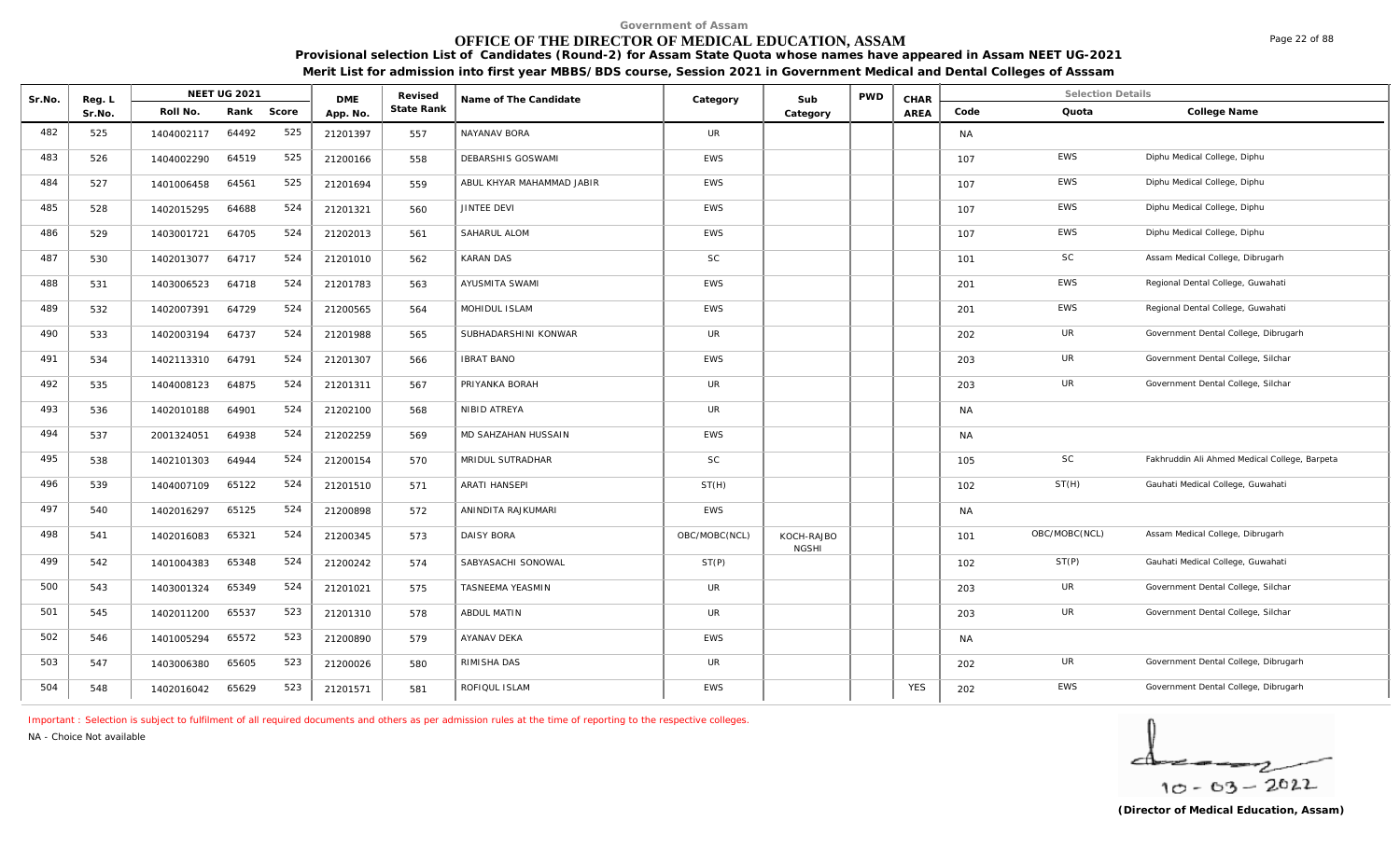Government of Assam

# OFFICE OF THE DIRECTOR OF MEDICAL EDUCATION, ASSAM

**Provisional selection List of Candidates (Round-2) for Assam State Quota whose names have appeared in Assam NEET UG-2021**

**Merit List for admission into first year MBBS/BDS course, Session 2021 in Government Medical and Dental Colleges of Asssam**

| Sr.No. | Reg. L Sr.No. | NEET UG 2021 Roll No. | Rank | Score | DME App. No. | Revised State Rank | Name of The Candidate | Category | Sub Category | PWD | CHAR AREA | Code | Quota | College Name |
|---|---|---|---|---|---|---|---|---|---|---|---|---|---|---|
| 482 | 525 | 1404002117 | 64492 | 525 | 21201397 | 557 | NAYANAV BORA | UR | | | | NA | | |
| 483 | 526 | 1404002290 | 64519 | 525 | 21200166 | 558 | DEBARSHIS GOSWAMI | EWS | | | | 107 | EWS | Diphu Medical College, Diphu |
| 484 | 527 | 1401006458 | 64561 | 525 | 21201694 | 559 | ABUL KHYAR MAHAMMAD JABIR | EWS | | | | 107 | EWS | Diphu Medical College, Diphu |
| 485 | 528 | 1402015295 | 64688 | 524 | 21201321 | 560 | JINTEE DEVI | EWS | | | | 107 | EWS | Diphu Medical College, Diphu |
| 486 | 529 | 1403001721 | 64705 | 524 | 21202013 | 561 | SAHARUL ALOM | EWS | | | | 107 | EWS | Diphu Medical College, Diphu |
| 487 | 530 | 1402013077 | 64717 | 524 | 21201010 | 562 | KARAN DAS | SC | | | | 101 | SC | Assam Medical College, Dibrugarh |
| 488 | 531 | 1403006523 | 64718 | 524 | 21201783 | 563 | AYUSMITA SWAMI | EWS | | | | 201 | EWS | Regional Dental College, Guwahati |
| 489 | 532 | 1402007391 | 64729 | 524 | 21200565 | 564 | MOHIDUL ISLAM | EWS | | | | 201 | EWS | Regional Dental College, Guwahati |
| 490 | 533 | 1402003194 | 64737 | 524 | 21201988 | 565 | SUBHADARSHINI KONWAR | UR | | | | 202 | UR | Government Dental College, Dibrugarh |
| 491 | 534 | 1402113310 | 64791 | 524 | 21201307 | 566 | IBRAT BANO | EWS | | | | 203 | UR | Government Dental College, Silchar |
| 492 | 535 | 1404008123 | 64875 | 524 | 21201311 | 567 | PRIYANKA BORAH | UR | | | | 203 | UR | Government Dental College, Silchar |
| 493 | 536 | 1402010188 | 64901 | 524 | 21202100 | 568 | NIBID ATREYA | UR | | | | NA | | |
| 494 | 537 | 2001324051 | 64938 | 524 | 21202259 | 569 | MD SAHZAHAN HUSSAIN | EWS | | | | NA | | |
| 495 | 538 | 1402101303 | 64944 | 524 | 21200154 | 570 | MRIDUL SUTRADHAR | SC | | | | 105 | SC | Fakhruddin Ali Ahmed Medical College, Barpeta |
| 496 | 539 | 1404007109 | 65122 | 524 | 21201510 | 571 | ARATI HANSEPI | ST(H) | | | | 102 | ST(H) | Gauhati Medical College, Guwahati |
| 497 | 540 | 1402016297 | 65125 | 524 | 21200898 | 572 | ANINDITA RAJKUMARI | EWS | | | | NA | | |
| 498 | 541 | 1402016083 | 65321 | 524 | 21200345 | 573 | DAISY BORA | OBC/MOBC(NCL) | KOCH-RAJBONGSHI | | | 101 | OBC/MOBC(NCL) | Assam Medical College, Dibrugarh |
| 499 | 542 | 1401004383 | 65348 | 524 | 21200242 | 574 | SABYASACHI SONOWAL | ST(P) | | | | 102 | ST(P) | Gauhati Medical College, Guwahati |
| 500 | 543 | 1403001324 | 65349 | 524 | 21201021 | 575 | TASNEEMA YEASMIN | UR | | | | 203 | UR | Government Dental College, Silchar |
| 501 | 545 | 1402011200 | 65537 | 523 | 21201310 | 578 | ABDUL MATIN | UR | | | | 203 | UR | Government Dental College, Silchar |
| 502 | 546 | 1401005294 | 65572 | 523 | 21200890 | 579 | AYANAV DEKA | EWS | | | | NA | | |
| 503 | 547 | 1403006380 | 65605 | 523 | 21200026 | 580 | RIMISHA DAS | UR | | | | 202 | UR | Government Dental College, Dibrugarh |
| 504 | 548 | 1402016042 | 65629 | 523 | 21201571 | 581 | ROFIQUL ISLAM | EWS | | | YES | 202 | EWS | Government Dental College, Dibrugarh |

Important : Selection is subject to fulfilment of all required documents and others as per admission rules at the time of reporting to the respective colleges.

NA - Choice Not available

10 - 03 - 2022

**(Director of Medical Education, Assam)**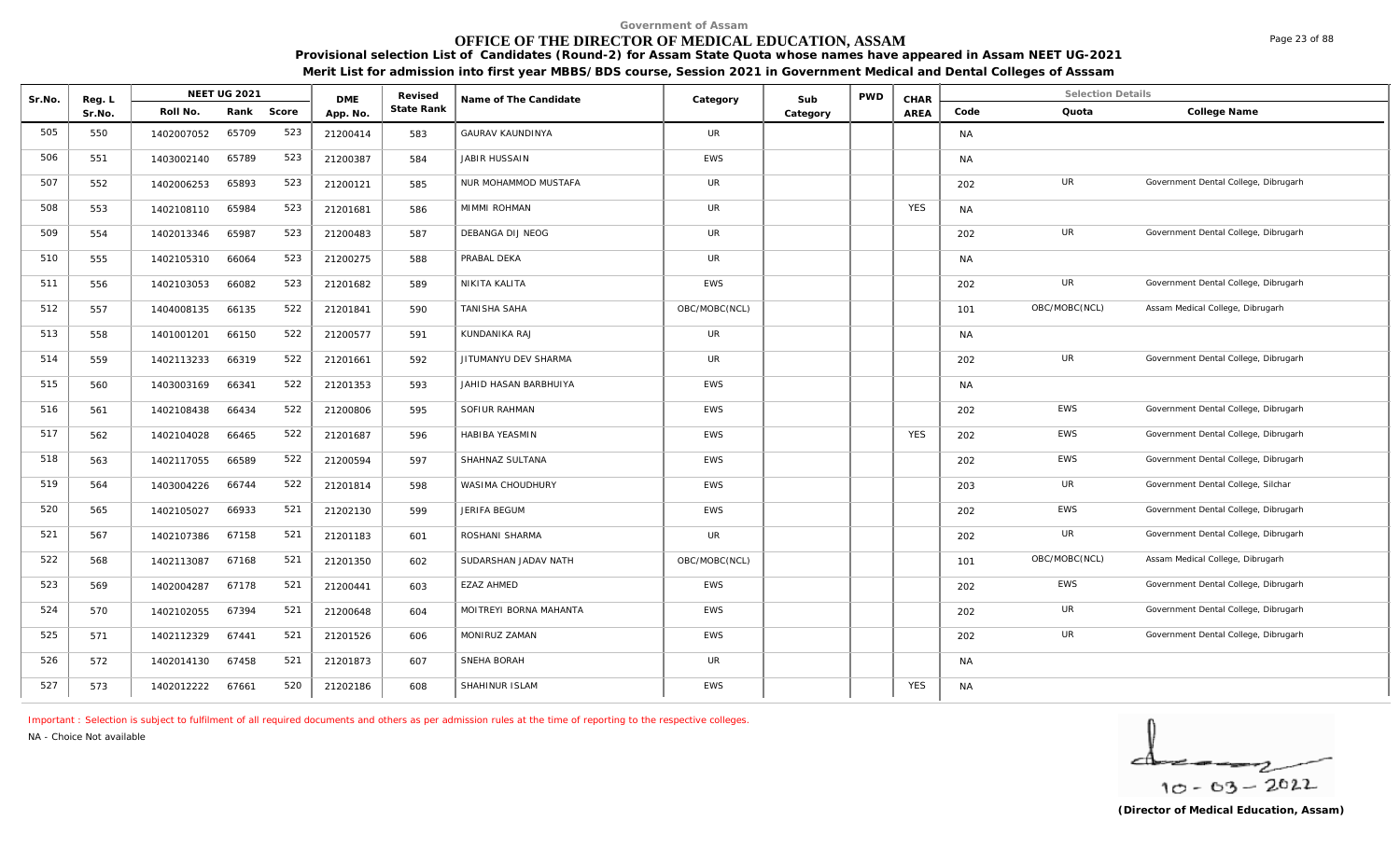Government of Assam

# OFFICE OF THE DIRECTOR OF MEDICAL EDUCATION, ASSAM

**Provisional selection List of Candidates (Round-2) for Assam State Quota whose names have appeared in Assam NEET UG-2021**

**Merit List for admission into first year MBBS/BDS course, Session 2021 in Government Medical and Dental Colleges of Asssam**

| Sr.No. | Reg. L Sr.No. | NEET UG 2021 Roll No. | Rank | Score | DME App. No. | Revised State Rank | Name of The Candidate | Category | Sub Category | PWD | CHAR AREA | Code | Quota | College Name |
|---|---|---|---|---|---|---|---|---|---|---|---|---|---|---|
| 505 | 550 | 1402007052 | 65709 | 523 | 21200414 | 583 | GAURAV KAUNDINYA | UR | | | | NA | | |
| 506 | 551 | 1403002140 | 65789 | 523 | 21200387 | 584 | JABIR HUSSAIN | EWS | | | | NA | | |
| 507 | 552 | 1402006253 | 65893 | 523 | 21200121 | 585 | NUR MOHAMMOD MUSTAFA | UR | | | | 202 | UR | Government Dental College, Dibrugarh |
| 508 | 553 | 1402108110 | 65984 | 523 | 21201681 | 586 | MIMMI ROHMAN | UR | | | YES | NA | | |
| 509 | 554 | 1402013346 | 65987 | 523 | 21200483 | 587 | DEBANGA DIJ NEOG | UR | | | | 202 | UR | Government Dental College, Dibrugarh |
| 510 | 555 | 1402105310 | 66064 | 523 | 21200275 | 588 | PRABAL DEKA | UR | | | | NA | | |
| 511 | 556 | 1402103053 | 66082 | 523 | 21201682 | 589 | NIKITA KALITA | EWS | | | | 202 | UR | Government Dental College, Dibrugarh |
| 512 | 557 | 1404008135 | 66135 | 522 | 21201841 | 590 | TANISHA SAHA | OBC/MOBC(NCL) | | | | 101 | OBC/MOBC(NCL) | Assam Medical College, Dibrugarh |
| 513 | 558 | 1401001201 | 66150 | 522 | 21200577 | 591 | KUNDANIKA RAJ | UR | | | | NA | | |
| 514 | 559 | 1402113233 | 66319 | 522 | 21201661 | 592 | JITUMANYU DEV SHARMA | UR | | | | 202 | UR | Government Dental College, Dibrugarh |
| 515 | 560 | 1403003169 | 66341 | 522 | 21201353 | 593 | JAHID HASAN BARBHUIYA | EWS | | | | NA | | |
| 516 | 561 | 1402108438 | 66434 | 522 | 21200806 | 595 | SOFIUR RAHMAN | EWS | | | | 202 | EWS | Government Dental College, Dibrugarh |
| 517 | 562 | 1402104028 | 66465 | 522 | 21201687 | 596 | HABIBA YEASMIN | EWS | | | YES | 202 | EWS | Government Dental College, Dibrugarh |
| 518 | 563 | 1402117055 | 66589 | 522 | 21200594 | 597 | SHAHNAZ SULTANA | EWS | | | | 202 | EWS | Government Dental College, Dibrugarh |
| 519 | 564 | 1403004226 | 66744 | 522 | 21201814 | 598 | WASIMA CHOUDHURY | EWS | | | | 203 | UR | Government Dental College, Silchar |
| 520 | 565 | 1402105027 | 66933 | 521 | 21202130 | 599 | JERIFA BEGUM | EWS | | | | 202 | EWS | Government Dental College, Dibrugarh |
| 521 | 567 | 1402107386 | 67158 | 521 | 21201183 | 601 | ROSHANI SHARMA | UR | | | | 202 | UR | Government Dental College, Dibrugarh |
| 522 | 568 | 1402113087 | 67168 | 521 | 21201350 | 602 | SUDARSHAN JADAV NATH | OBC/MOBC(NCL) | | | | 101 | OBC/MOBC(NCL) | Assam Medical College, Dibrugarh |
| 523 | 569 | 1402004287 | 67178 | 521 | 21200441 | 603 | EZAZ AHMED | EWS | | | | 202 | EWS | Government Dental College, Dibrugarh |
| 524 | 570 | 1402102055 | 67394 | 521 | 21200648 | 604 | MOITREYI BORNA MAHANTA | EWS | | | | 202 | UR | Government Dental College, Dibrugarh |
| 525 | 571 | 1402112329 | 67441 | 521 | 21201526 | 606 | MONIRUZ ZAMAN | EWS | | | | 202 | UR | Government Dental College, Dibrugarh |
| 526 | 572 | 1402014130 | 67458 | 521 | 21201873 | 607 | SNEHA BORAH | UR | | | | NA | | |
| 527 | 573 | 1402012222 | 67661 | 520 | 21202186 | 608 | SHAHINUR ISLAM | EWS | | | YES | NA | | |

Important : Selection is subject to fulfilment of all required documents and others as per admission rules at the time of reporting to the respective colleges.

NA - Choice Not available

10-03-2022

**(Director of Medical Education, Assam)**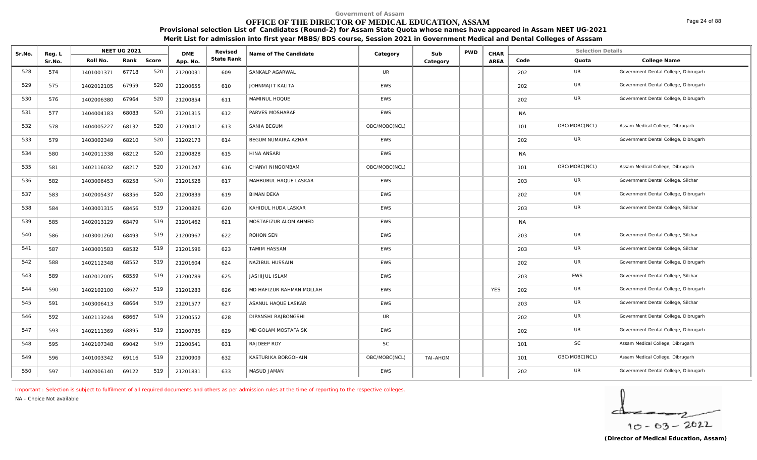Government of Assam

# OFFICE OF THE DIRECTOR OF MEDICAL EDUCATION, ASSAM

**Provisional selection List of Candidates (Round-2) for Assam State Quota whose names have appeared in Assam NEET UG-2021**

**Merit List for admission into first year MBBS/BDS course, Session 2021 in Government Medical and Dental Colleges of Asssam**

| Sr.No. | Reg. L Sr.No. | NEET UG 2021 Roll No. | Rank | Score | DME App. No. | Revised State Rank | Name of The Candidate | Category | Sub Category | PWD | CHAR AREA | Selection Details Code | Quota | College Name |
|---|---|---|---|---|---|---|---|---|---|---|---|---|---|---|
| 528 | 574 | 1401001371 | 67718 | 520 | 21200031 | 609 | SANKALP AGARWAL | UR | | | | 202 | UR | Government Dental College, Dibrugarh |
| 529 | 575 | 1402012105 | 67959 | 520 | 21200655 | 610 | JOHNMAJIT KALITA | EWS | | | | 202 | UR | Government Dental College, Dibrugarh |
| 530 | 576 | 1402006380 | 67964 | 520 | 21200854 | 611 | MAMINUL HOQUE | EWS | | | | 202 | UR | Government Dental College, Dibrugarh |
| 531 | 577 | 1404004183 | 68083 | 520 | 21201315 | 612 | PARVES MOSHARAF | EWS | | | | NA | | |
| 532 | 578 | 1404005227 | 68132 | 520 | 21200412 | 613 | SANIA BEGUM | OBC/MOBC(NCL) | | | | 101 | OBC/MOBC(NCL) | Assam Medical College, Dibrugarh |
| 533 | 579 | 1403002349 | 68210 | 520 | 21202173 | 614 | BEGUM NUMAIRA AZHAR | EWS | | | | 202 | UR | Government Dental College, Dibrugarh |
| 534 | 580 | 1402011338 | 68212 | 520 | 21200828 | 615 | HINA ANSARI | EWS | | | | NA | | |
| 535 | 581 | 1402116032 | 68217 | 520 | 21201247 | 616 | CHANVI NINGOMBAM | OBC/MOBC(NCL) | | | | 101 | OBC/MOBC(NCL) | Assam Medical College, Dibrugarh |
| 536 | 582 | 1403006453 | 68258 | 520 | 21201528 | 617 | MAHBUBUL HAQUE LASKAR | EWS | | | | 203 | UR | Government Dental College, Silchar |
| 537 | 583 | 1402005437 | 68356 | 520 | 21200839 | 619 | BIMAN DEKA | EWS | | | | 202 | UR | Government Dental College, Dibrugarh |
| 538 | 584 | 1403001315 | 68456 | 519 | 21200826 | 620 | KAHIDUL HUDA LASKAR | EWS | | | | 203 | UR | Government Dental College, Silchar |
| 539 | 585 | 1402013129 | 68479 | 519 | 21201462 | 621 | MOSTAFIZUR ALOM AHMED | EWS | | | | NA | | |
| 540 | 586 | 1403001260 | 68493 | 519 | 21200967 | 622 | ROHON SEN | EWS | | | | 203 | UR | Government Dental College, Silchar |
| 541 | 587 | 1403001583 | 68532 | 519 | 21201596 | 623 | TAMIM HASSAN | EWS | | | | 203 | UR | Government Dental College, Silchar |
| 542 | 588 | 1402112348 | 68552 | 519 | 21201604 | 624 | NAZIBUL HUSSAIN | EWS | | | | 202 | UR | Government Dental College, Dibrugarh |
| 543 | 589 | 1402012005 | 68559 | 519 | 21200789 | 625 | JASHIJUL ISLAM | EWS | | | | 203 | EWS | Government Dental College, Silchar |
| 544 | 590 | 1402102100 | 68627 | 519 | 21201283 | 626 | MD HAFIZUR RAHMAN MOLLAH | EWS | | | YES | 202 | UR | Government Dental College, Dibrugarh |
| 545 | 591 | 1403006413 | 68664 | 519 | 21201577 | 627 | ASANUL HAQUE LASKAR | EWS | | | | 203 | UR | Government Dental College, Silchar |
| 546 | 592 | 1402113244 | 68667 | 519 | 21200552 | 628 | DIPANSHI RAJBONGSHI | UR | | | | 202 | UR | Government Dental College, Dibrugarh |
| 547 | 593 | 1402111369 | 68895 | 519 | 21200785 | 629 | MD GOLAM MOSTAFA SK | EWS | | | | 202 | UR | Government Dental College, Dibrugarh |
| 548 | 595 | 1402107348 | 69042 | 519 | 21200541 | 631 | RAJDEEP ROY | SC | | | | 101 | SC | Assam Medical College, Dibrugarh |
| 549 | 596 | 1401003342 | 69116 | 519 | 21200909 | 632 | KASTURIKA BORGOHAIN | OBC/MOBC(NCL) | TAI-AHOM | | | 101 | OBC/MOBC(NCL) | Assam Medical College, Dibrugarh |
| 550 | 597 | 1402006140 | 69122 | 519 | 21201831 | 633 | MASUD JAMAN | EWS | | | | 202 | UR | Government Dental College, Dibrugarh |

Important : Selection is subject to fulfilment of all required documents and others as per admission rules at the time of reporting to the respective colleges.

NA - Choice Not available

10 - 03 - 2022

**(Director of Medical Education, Assam)**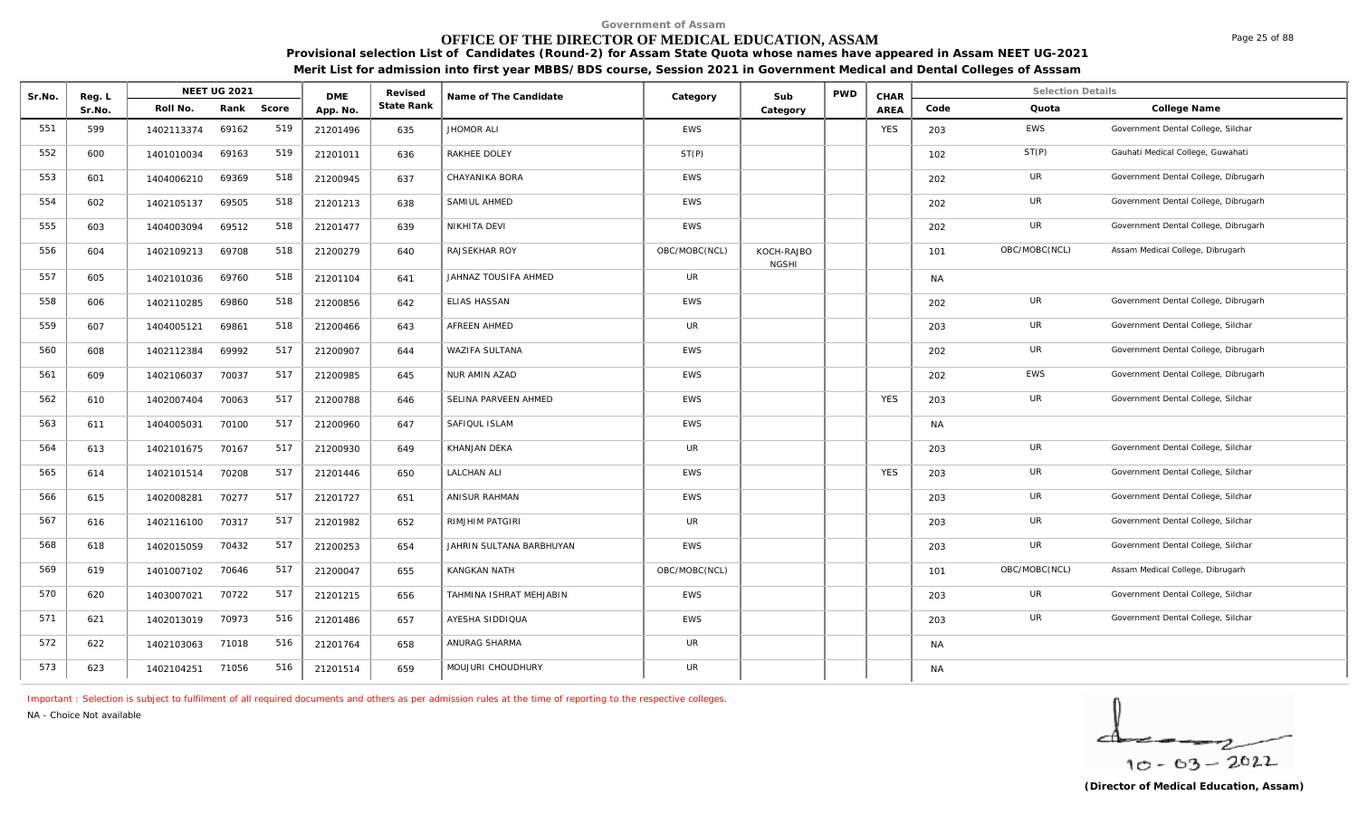Government of Assam

# OFFICE OF THE DIRECTOR OF MEDICAL EDUCATION, ASSAM

**Provisional selection List of Candidates (Round-2) for Assam State Quota whose names have appeared in Assam NEET UG-2021**

**Merit List for admission into first year MBBS/BDS course, Session 2021 in Government Medical and Dental Colleges of Asssam**

| Sr.No. | Reg. L Sr.No. | NEET UG 2021 Roll No. | Rank | Score | DME App. No. | Revised State Rank | Name of The Candidate | Category | Sub Category | PWD | CHAR AREA | Code | Quota | College Name |
|---|---|---|---|---|---|---|---|---|---|---|---|---|---|---|
| 551 | 599 | 1402113374 | 69162 | 519 | 21201496 | 635 | JHOMOR ALI | EWS | | | YES | 203 | EWS | Government Dental College, Silchar |
| 552 | 600 | 1401010034 | 69163 | 519 | 21201011 | 636 | RAKHEE DOLEY | ST(P) | | | | 102 | ST(P) | Gauhati Medical College, Guwahati |
| 553 | 601 | 1404006210 | 69369 | 518 | 21200945 | 637 | CHAYANIKA BORA | EWS | | | | 202 | UR | Government Dental College, Dibrugarh |
| 554 | 602 | 1402105137 | 69505 | 518 | 21201213 | 638 | SAMIUL AHMED | EWS | | | | 202 | UR | Government Dental College, Dibrugarh |
| 555 | 603 | 1404003094 | 69512 | 518 | 21201477 | 639 | NIKHITA DEVI | EWS | | | | 202 | UR | Government Dental College, Dibrugarh |
| 556 | 604 | 1402109213 | 69708 | 518 | 21200279 | 640 | RAJSEKHAR ROY | OBC/MOBC(NCL) | KOCH-RAJBO NGSHI | | | 101 | OBC/MOBC(NCL) | Assam Medical College, Dibrugarh |
| 557 | 605 | 1402101036 | 69760 | 518 | 21201104 | 641 | JAHNAZ TOUSIFA AHMED | UR | | | | NA | | |
| 558 | 606 | 1402110285 | 69860 | 518 | 21200856 | 642 | ELIAS HASSAN | EWS | | | | 202 | UR | Government Dental College, Dibrugarh |
| 559 | 607 | 1404005121 | 69861 | 518 | 21200466 | 643 | AFREEN AHMED | UR | | | | 203 | UR | Government Dental College, Silchar |
| 560 | 608 | 1402112384 | 69992 | 517 | 21200907 | 644 | WAZIFA SULTANA | EWS | | | | 202 | UR | Government Dental College, Dibrugarh |
| 561 | 609 | 1402106037 | 70037 | 517 | 21200985 | 645 | NUR AMIN AZAD | EWS | | | | 202 | EWS | Government Dental College, Dibrugarh |
| 562 | 610 | 1402007404 | 70063 | 517 | 21200788 | 646 | SELINA PARVEEN AHMED | EWS | | | YES | 203 | UR | Government Dental College, Silchar |
| 563 | 611 | 1404005031 | 70100 | 517 | 21200960 | 647 | SAFIQUL ISLAM | EWS | | | | NA | | |
| 564 | 613 | 1402101675 | 70167 | 517 | 21200930 | 649 | KHANJAN DEKA | UR | | | | 203 | UR | Government Dental College, Silchar |
| 565 | 614 | 1402101514 | 70208 | 517 | 21201446 | 650 | LALCHAN ALI | EWS | | | YES | 203 | UR | Government Dental College, Silchar |
| 566 | 615 | 1402008281 | 70277 | 517 | 21201727 | 651 | ANISUR RAHMAN | EWS | | | | 203 | UR | Government Dental College, Silchar |
| 567 | 616 | 1402116100 | 70317 | 517 | 21201982 | 652 | RIMJHIM PATGIRI | UR | | | | 203 | UR | Government Dental College, Silchar |
| 568 | 618 | 1402015059 | 70432 | 517 | 21200253 | 654 | JAHRIN SULTANA BARBHUYAN | EWS | | | | 203 | UR | Government Dental College, Silchar |
| 569 | 619 | 1401007102 | 70646 | 517 | 21200047 | 655 | KANGKAN NATH | OBC/MOBC(NCL) | | | | 101 | OBC/MOBC(NCL) | Assam Medical College, Dibrugarh |
| 570 | 620 | 1403007021 | 70722 | 517 | 21201215 | 656 | TAHMINA ISHRAT MEHJABIN | EWS | | | | 203 | UR | Government Dental College, Silchar |
| 571 | 621 | 1402013019 | 70973 | 516 | 21201486 | 657 | AYESHA SIDDIQUA | EWS | | | | 203 | UR | Government Dental College, Silchar |
| 572 | 622 | 1402103063 | 71018 | 516 | 21201764 | 658 | ANURAG SHARMA | UR | | | | NA | | |
| 573 | 623 | 1402104251 | 71056 | 516 | 21201514 | 659 | MOUJURI CHOUDHURY | UR | | | | NA | | |

Important : Selection is subject to fulfilment of all required documents and others as per admission rules at the time of reporting to the respective colleges.

NA - Choice Not available

10 - 03 - 2022

**(Director of Medical Education, Assam)**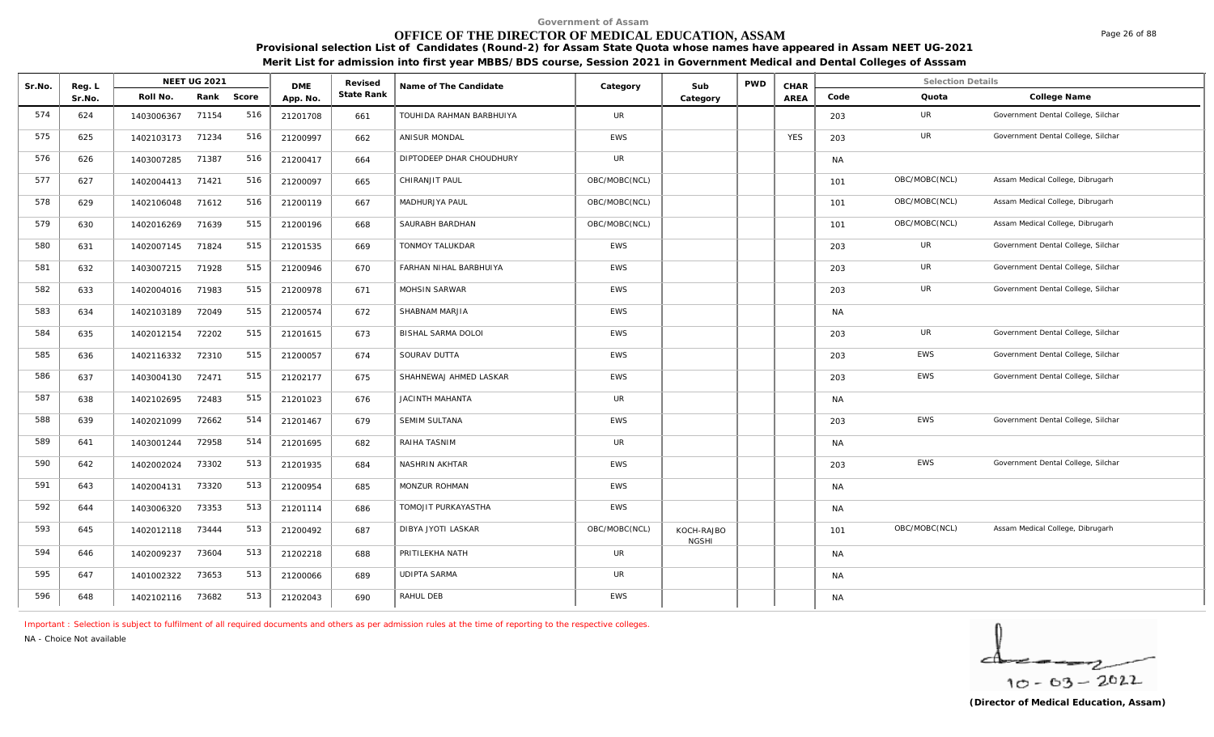Government of Assam

# OFFICE OF THE DIRECTOR OF MEDICAL EDUCATION, ASSAM

**Provisional selection List of Candidates (Round-2) for Assam State Quota whose names have appeared in Assam NEET UG-2021**

**Merit List for admission into first year MBBS/BDS course, Session 2021 in Government Medical and Dental Colleges of Asssam**

| Sr.No. | Reg. L Sr.No. | NEET UG 2021 Roll No. | Rank | Score | DME App. No. | Revised State Rank | Name of The Candidate | Category | Sub Category | PWD | CHAR AREA | Code | Quota | College Name |
|---|---|---|---|---|---|---|---|---|---|---|---|---|---|---|
| 574 | 624 | 1403006367 | 71154 | 516 | 21201708 | 661 | TOUHIDA RAHMAN BARBHUIYA | UR | | | | 203 | UR | Government Dental College, Silchar |
| 575 | 625 | 1402103173 | 71234 | 516 | 21200997 | 662 | ANISUR MONDAL | EWS | | | YES | 203 | UR | Government Dental College, Silchar |
| 576 | 626 | 1403007285 | 71387 | 516 | 21200417 | 664 | DIPTODEEP DHAR CHOUDHURY | UR | | | | NA | | |
| 577 | 627 | 1402004413 | 71421 | 516 | 21200097 | 665 | CHIRANJIT PAUL | OBC/MOBC(NCL) | | | | 101 | OBC/MOBC(NCL) | Assam Medical College, Dibrugarh |
| 578 | 629 | 1402106048 | 71612 | 516 | 21200119 | 667 | MADHURJYA PAUL | OBC/MOBC(NCL) | | | | 101 | OBC/MOBC(NCL) | Assam Medical College, Dibrugarh |
| 579 | 630 | 1402016269 | 71639 | 515 | 21200196 | 668 | SAURABH BARDHAN | OBC/MOBC(NCL) | | | | 101 | OBC/MOBC(NCL) | Assam Medical College, Dibrugarh |
| 580 | 631 | 1402007145 | 71824 | 515 | 21201535 | 669 | TONMOY TALUKDAR | EWS | | | | 203 | UR | Government Dental College, Silchar |
| 581 | 632 | 1403007215 | 71928 | 515 | 21200946 | 670 | FARHAN NIHAL BARBHUIYA | EWS | | | | 203 | UR | Government Dental College, Silchar |
| 582 | 633 | 1402004016 | 71983 | 515 | 21200978 | 671 | MOHSIN SARWAR | EWS | | | | 203 | UR | Government Dental College, Silchar |
| 583 | 634 | 1402103189 | 72049 | 515 | 21200574 | 672 | SHABNAM MARJIA | EWS | | | | NA | | |
| 584 | 635 | 1402012154 | 72202 | 515 | 21201615 | 673 | BISHAL SARMA DOLOI | EWS | | | | 203 | UR | Government Dental College, Silchar |
| 585 | 636 | 1402116332 | 72310 | 515 | 21200057 | 674 | SOURAV DUTTA | EWS | | | | 203 | EWS | Government Dental College, Silchar |
| 586 | 637 | 1403004130 | 72471 | 515 | 21202177 | 675 | SHAHNEWAJ AHMED LASKAR | EWS | | | | 203 | EWS | Government Dental College, Silchar |
| 587 | 638 | 1402102695 | 72483 | 515 | 21201023 | 676 | JACINTH MAHANTA | UR | | | | NA | | |
| 588 | 639 | 1402021099 | 72662 | 514 | 21201467 | 679 | SEMIM SULTANA | EWS | | | | 203 | EWS | Government Dental College, Silchar |
| 589 | 641 | 1403001244 | 72958 | 514 | 21201695 | 682 | RAIHA TASNIM | UR | | | | NA | | |
| 590 | 642 | 1402002024 | 73302 | 513 | 21201935 | 684 | NASHRIN AKHTAR | EWS | | | | 203 | EWS | Government Dental College, Silchar |
| 591 | 643 | 1402004131 | 73320 | 513 | 21200954 | 685 | MONZUR ROHMAN | EWS | | | | NA | | |
| 592 | 644 | 1403006320 | 73353 | 513 | 21201114 | 686 | TOMOJIT PURKAYASTHA | EWS | | | | NA | | |
| 593 | 645 | 1402012118 | 73444 | 513 | 21200492 | 687 | DIBYA JYOTI LASKAR | OBC/MOBC(NCL) | KOCH-RAJBONGSHI | | | 101 | OBC/MOBC(NCL) | Assam Medical College, Dibrugarh |
| 594 | 646 | 1402009237 | 73604 | 513 | 21202218 | 688 | PRITILEKHA NATH | UR | | | | NA | | |
| 595 | 647 | 1401002322 | 73653 | 513 | 21200066 | 689 | UDIPTA SARMA | UR | | | | NA | | |
| 596 | 648 | 1402102116 | 73682 | 513 | 21202043 | 690 | RAHUL DEB | EWS | | | | NA | | |

Important : Selection is subject to fulfilment of all required documents and others as per admission rules at the time of reporting to the respective colleges.

NA - Choice Not available

10 - 03 - 2022

**(Director of Medical Education, Assam)**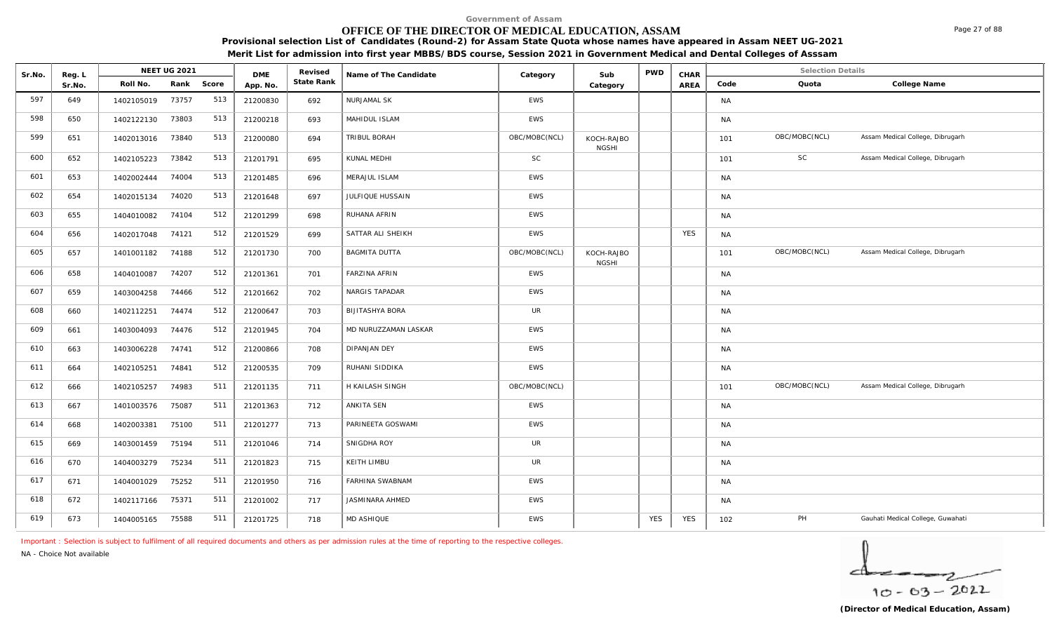Government of Assam

# OFFICE OF THE DIRECTOR OF MEDICAL EDUCATION, ASSAM

**Provisional selection List of Candidates (Round-2) for Assam State Quota whose names have appeared in Assam NEET UG-2021**

**Merit List for admission into first year MBBS/BDS course, Session 2021 in Government Medical and Dental Colleges of Asssam**

| Sr.No. | Reg. L Sr.No. | NEET UG 2021 Roll No. | Rank | Score | DME App. No. | Revised State Rank | Name of The Candidate | Category | Sub Category | PWD | CHAR AREA | Code | Quota | College Name |
|---|---|---|---|---|---|---|---|---|---|---|---|---|---|---|
| 597 | 649 | 1402105019 | 73757 | 513 | 21200830 | 692 | NURJAMAL SK | EWS | | | | NA | | |
| 598 | 650 | 1402122130 | 73803 | 513 | 21200218 | 693 | MAHIDUL ISLAM | EWS | | | | NA | | |
| 599 | 651 | 1402013016 | 73840 | 513 | 21200080 | 694 | TRIBUL BORAH | OBC/MOBC(NCL) | KOCH-RAJBONGSHI | | | 101 | OBC/MOBC(NCL) | Assam Medical College, Dibrugarh |
| 600 | 652 | 1402105223 | 73842 | 513 | 21201791 | 695 | KUNAL MEDHI | SC | | | | 101 | SC | Assam Medical College, Dibrugarh |
| 601 | 653 | 1402002444 | 74004 | 513 | 21201485 | 696 | MERAJUL ISLAM | EWS | | | | NA | | |
| 602 | 654 | 1402015134 | 74020 | 513 | 21201648 | 697 | JULFIQUE HUSSAIN | EWS | | | | NA | | |
| 603 | 655 | 1404010082 | 74104 | 512 | 21201299 | 698 | RUHANA AFRIN | EWS | | | | NA | | |
| 604 | 656 | 1402017048 | 74121 | 512 | 21201529 | 699 | SATTAR ALI SHEIKH | EWS | | | YES | NA | | |
| 605 | 657 | 1401001182 | 74188 | 512 | 21201730 | 700 | BAGMITA DUTTA | OBC/MOBC(NCL) | KOCH-RAJBONGSHI | | | 101 | OBC/MOBC(NCL) | Assam Medical College, Dibrugarh |
| 606 | 658 | 1404010087 | 74207 | 512 | 21201361 | 701 | FARZINA AFRIN | EWS | | | | NA | | |
| 607 | 659 | 1403004258 | 74466 | 512 | 21201662 | 702 | NARGIS TAPADAR | EWS | | | | NA | | |
| 608 | 660 | 1402112251 | 74474 | 512 | 21200647 | 703 | BIJITASHYA BORA | UR | | | | NA | | |
| 609 | 661 | 1403004093 | 74476 | 512 | 21201945 | 704 | MD NURUZZAMAN LASKAR | EWS | | | | NA | | |
| 610 | 663 | 1403006228 | 74741 | 512 | 21200866 | 708 | DIPANJAN DEY | EWS | | | | NA | | |
| 611 | 664 | 1402105251 | 74841 | 512 | 21200535 | 709 | RUHANI SIDDIKA | EWS | | | | NA | | |
| 612 | 666 | 1402105257 | 74983 | 511 | 21201135 | 711 | H KAILASH SINGH | OBC/MOBC(NCL) | | | | 101 | OBC/MOBC(NCL) | Assam Medical College, Dibrugarh |
| 613 | 667 | 1401003576 | 75087 | 511 | 21201363 | 712 | ANKITA SEN | EWS | | | | NA | | |
| 614 | 668 | 1402003381 | 75100 | 511 | 21201277 | 713 | PARINEETA GOSWAMI | EWS | | | | NA | | |
| 615 | 669 | 1403001459 | 75194 | 511 | 21201046 | 714 | SNIGDHA ROY | UR | | | | NA | | |
| 616 | 670 | 1404003279 | 75234 | 511 | 21201823 | 715 | KEITH LIMBU | UR | | | | NA | | |
| 617 | 671 | 1404001029 | 75252 | 511 | 21201950 | 716 | FARHINA SWABNAM | EWS | | | | NA | | |
| 618 | 672 | 1402117166 | 75371 | 511 | 21201002 | 717 | JASMINARA AHMED | EWS | | | | NA | | |
| 619 | 673 | 1404005165 | 75588 | 511 | 21201725 | 718 | MD ASHIQUE | EWS | | YES | YES | 102 | PH | Gauhati Medical College, Guwahati |

Important : Selection is subject to fulfilment of all required documents and others as per admission rules at the time of reporting to the respective colleges.

NA - Choice Not available

10-03-2022

**(Director of Medical Education, Assam)**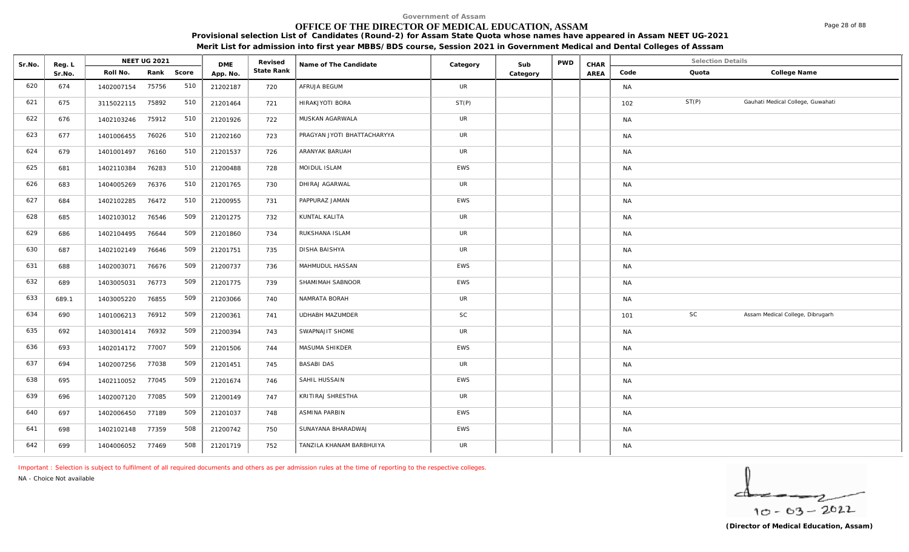Government of Assam

# OFFICE OF THE DIRECTOR OF MEDICAL EDUCATION, ASSAM

**Provisional selection List of Candidates (Round-2) for Assam State Quota whose names have appeared in Assam NEET UG-2021**

**Merit List for admission into first year MBBS/BDS course, Session 2021 in Government Medical and Dental Colleges of Asssam**

| Sr.No. | Reg. L Sr.No. | NEET UG 2021 Roll No. | Rank | Score | DME App. No. | Revised State Rank | Name of The Candidate | Category | Sub Category | PWD | CHAR AREA | Selection Details Code | Quota | College Name |
|---|---|---|---|---|---|---|---|---|---|---|---|---|---|---|
| 620 | 674 | 1402007154 | 75756 | 510 | 21202187 | 720 | AFRUJA BEGUM | UR | | | | NA | | |
| 621 | 675 | 3115022115 | 75892 | 510 | 21201464 | 721 | HIRAKJYOTI BORA | ST(P) | | | | 102 | ST(P) | Gauhati Medical College, Guwahati |
| 622 | 676 | 1402103246 | 75912 | 510 | 21201926 | 722 | MUSKAN AGARWALA | UR | | | | NA | | |
| 623 | 677 | 1401006455 | 76026 | 510 | 21202160 | 723 | PRAGYAN JYOTI BHATTACHARYYA | UR | | | | NA | | |
| 624 | 679 | 1401001497 | 76160 | 510 | 21201537 | 726 | ARANYAK BARUAH | UR | | | | NA | | |
| 625 | 681 | 1402110384 | 76283 | 510 | 21200488 | 728 | MOIDUL ISLAM | EWS | | | | NA | | |
| 626 | 683 | 1404005269 | 76376 | 510 | 21201765 | 730 | DHIRAJ AGARWAL | UR | | | | NA | | |
| 627 | 684 | 1402102285 | 76472 | 510 | 21200955 | 731 | PAPPURAZ JAMAN | EWS | | | | NA | | |
| 628 | 685 | 1402103012 | 76546 | 509 | 21201275 | 732 | KUNTAL KALITA | UR | | | | NA | | |
| 629 | 686 | 1402104495 | 76644 | 509 | 21201860 | 734 | RUKSHANA ISLAM | UR | | | | NA | | |
| 630 | 687 | 1402102149 | 76646 | 509 | 21201751 | 735 | DISHA BAISHYA | UR | | | | NA | | |
| 631 | 688 | 1402003071 | 76676 | 509 | 21200737 | 736 | MAHMUDUL HASSAN | EWS | | | | NA | | |
| 632 | 689 | 1403005031 | 76773 | 509 | 21201775 | 739 | SHAMIMAH SABNOOR | EWS | | | | NA | | |
| 633 | 689.1 | 1403005220 | 76855 | 509 | 21203066 | 740 | NAMRATA BORAH | UR | | | | NA | | |
| 634 | 690 | 1401006213 | 76912 | 509 | 21200361 | 741 | UDHABH MAZUMDER | SC | | | | 101 | SC | Assam Medical College, Dibrugarh |
| 635 | 692 | 1403001414 | 76932 | 509 | 21200394 | 743 | SWAPNAJIT SHOME | UR | | | | NA | | |
| 636 | 693 | 1402014172 | 77007 | 509 | 21201506 | 744 | MASUMA SHIKDER | EWS | | | | NA | | |
| 637 | 694 | 1402007256 | 77038 | 509 | 21201451 | 745 | BASABI DAS | UR | | | | NA | | |
| 638 | 695 | 1402110052 | 77045 | 509 | 21201674 | 746 | SAHIL HUSSAIN | EWS | | | | NA | | |
| 639 | 696 | 1402007120 | 77085 | 509 | 21200149 | 747 | KRITIRAJ SHRESTHA | UR | | | | NA | | |
| 640 | 697 | 1402006450 | 77189 | 509 | 21201037 | 748 | ASMINA PARBIN | EWS | | | | NA | | |
| 641 | 698 | 1402102148 | 77359 | 508 | 21200742 | 750 | SUNAYANA BHARADWAJ | EWS | | | | NA | | |
| 642 | 699 | 1404006052 | 77469 | 508 | 21201719 | 752 | TANZILA KHANAM BARBHUIYA | UR | | | | NA | | |

Important : Selection is subject to fulfilment of all required documents and others as per admission rules at the time of reporting to the respective colleges.

NA - Choice Not available

10 - 03 - 2022

**(Director of Medical Education, Assam)**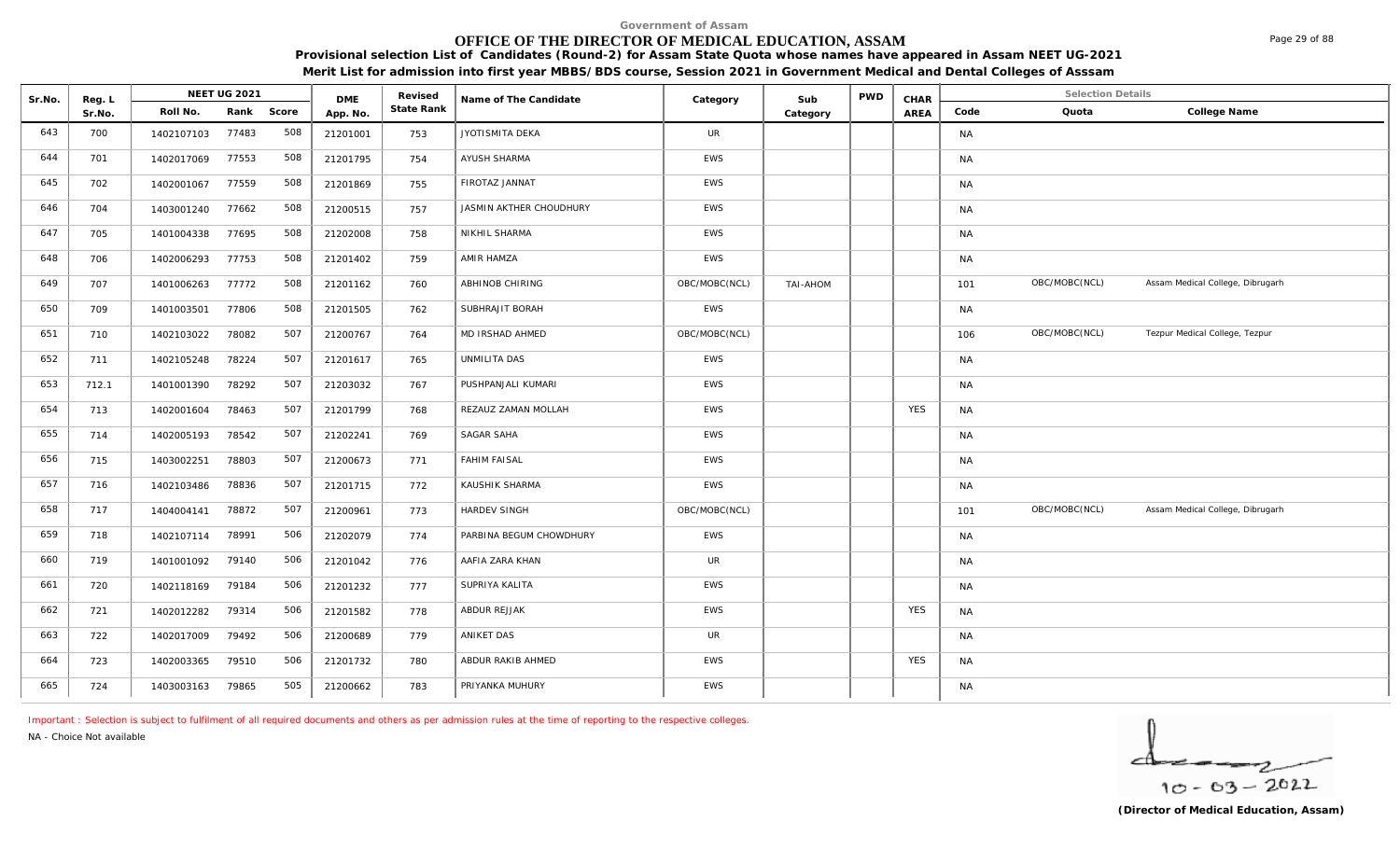Government of Assam

# OFFICE OF THE DIRECTOR OF MEDICAL EDUCATION, ASSAM

**Provisional selection List of Candidates (Round-2) for Assam State Quota whose names have appeared in Assam NEET UG-2021**

**Merit List for admission into first year MBBS/BDS course, Session 2021 in Government Medical and Dental Colleges of Asssam**

| Sr.No. | Reg. L Sr.No. | NEET UG 2021 Roll No. | Rank | Score | DME App. No. | Revised State Rank | Name of The Candidate | Category | Sub Category | PWD | CHAR AREA | Code | Quota | College Name |
|---|---|---|---|---|---|---|---|---|---|---|---|---|---|---|
| 643 | 700 | 1402107103 | 77483 | 508 | 21201001 | 753 | JYOTISMITA DEKA | UR | | | | NA | | |
| 644 | 701 | 1402017069 | 77553 | 508 | 21201795 | 754 | AYUSH SHARMA | EWS | | | | NA | | |
| 645 | 702 | 1402001067 | 77559 | 508 | 21201869 | 755 | FIROTAZ JANNAT | EWS | | | | NA | | |
| 646 | 704 | 1403001240 | 77662 | 508 | 21200515 | 757 | JASMIN AKTHER CHOUDHURY | EWS | | | | NA | | |
| 647 | 705 | 1401004338 | 77695 | 508 | 21202008 | 758 | NIKHIL SHARMA | EWS | | | | NA | | |
| 648 | 706 | 1402006293 | 77753 | 508 | 21201402 | 759 | AMIR HAMZA | EWS | | | | NA | | |
| 649 | 707 | 1401006263 | 77772 | 508 | 21201162 | 760 | ABHINOB CHIRING | OBC/MOBC(NCL) | TAI-AHOM | | | 101 | OBC/MOBC(NCL) | Assam Medical College, Dibrugarh |
| 650 | 709 | 1401003501 | 77806 | 508 | 21201505 | 762 | SUBHRAJIT BORAH | EWS | | | | NA | | |
| 651 | 710 | 1402103022 | 78082 | 507 | 21200767 | 764 | MD IRSHAD AHMED | OBC/MOBC(NCL) | | | | 106 | OBC/MOBC(NCL) | Tezpur Medical College, Tezpur |
| 652 | 711 | 1402105248 | 78224 | 507 | 21201617 | 765 | UNMILITA DAS | EWS | | | | NA | | |
| 653 | 712.1 | 1401001390 | 78292 | 507 | 21203032 | 767 | PUSHPANJALI KUMARI | EWS | | | | NA | | |
| 654 | 713 | 1402001604 | 78463 | 507 | 21201799 | 768 | REZAUZ ZAMAN MOLLAH | EWS | | | YES | NA | | |
| 655 | 714 | 1402005193 | 78542 | 507 | 21202241 | 769 | SAGAR SAHA | EWS | | | | NA | | |
| 656 | 715 | 1403002251 | 78803 | 507 | 21200673 | 771 | FAHIM FAISAL | EWS | | | | NA | | |
| 657 | 716 | 1402103486 | 78836 | 507 | 21201715 | 772 | KAUSHIK SHARMA | EWS | | | | NA | | |
| 658 | 717 | 1404004141 | 78872 | 507 | 21200961 | 773 | HARDEV SINGH | OBC/MOBC(NCL) | | | | 101 | OBC/MOBC(NCL) | Assam Medical College, Dibrugarh |
| 659 | 718 | 1402107114 | 78991 | 506 | 21202079 | 774 | PARBINA BEGUM CHOWDHURY | EWS | | | | NA | | |
| 660 | 719 | 1401001092 | 79140 | 506 | 21201042 | 776 | AAFIA ZARA KHAN | UR | | | | NA | | |
| 661 | 720 | 1402118169 | 79184 | 506 | 21201232 | 777 | SUPRIYA KALITA | EWS | | | | NA | | |
| 662 | 721 | 1402012282 | 79314 | 506 | 21201582 | 778 | ABDUR REJJAK | EWS | | | YES | NA | | |
| 663 | 722 | 1402017009 | 79492 | 506 | 21200689 | 779 | ANIKET DAS | UR | | | | NA | | |
| 664 | 723 | 1402003365 | 79510 | 506 | 21201732 | 780 | ABDUR RAKIB AHMED | EWS | | | YES | NA | | |
| 665 | 724 | 1403003163 | 79865 | 505 | 21200662 | 783 | PRIYANKA MUHURY | EWS | | | | NA | | |

Important : Selection is subject to fulfilment of all required documents and others as per admission rules at the time of reporting to the respective colleges.

NA - Choice Not available

10-03-2022

**(Director of Medical Education, Assam)**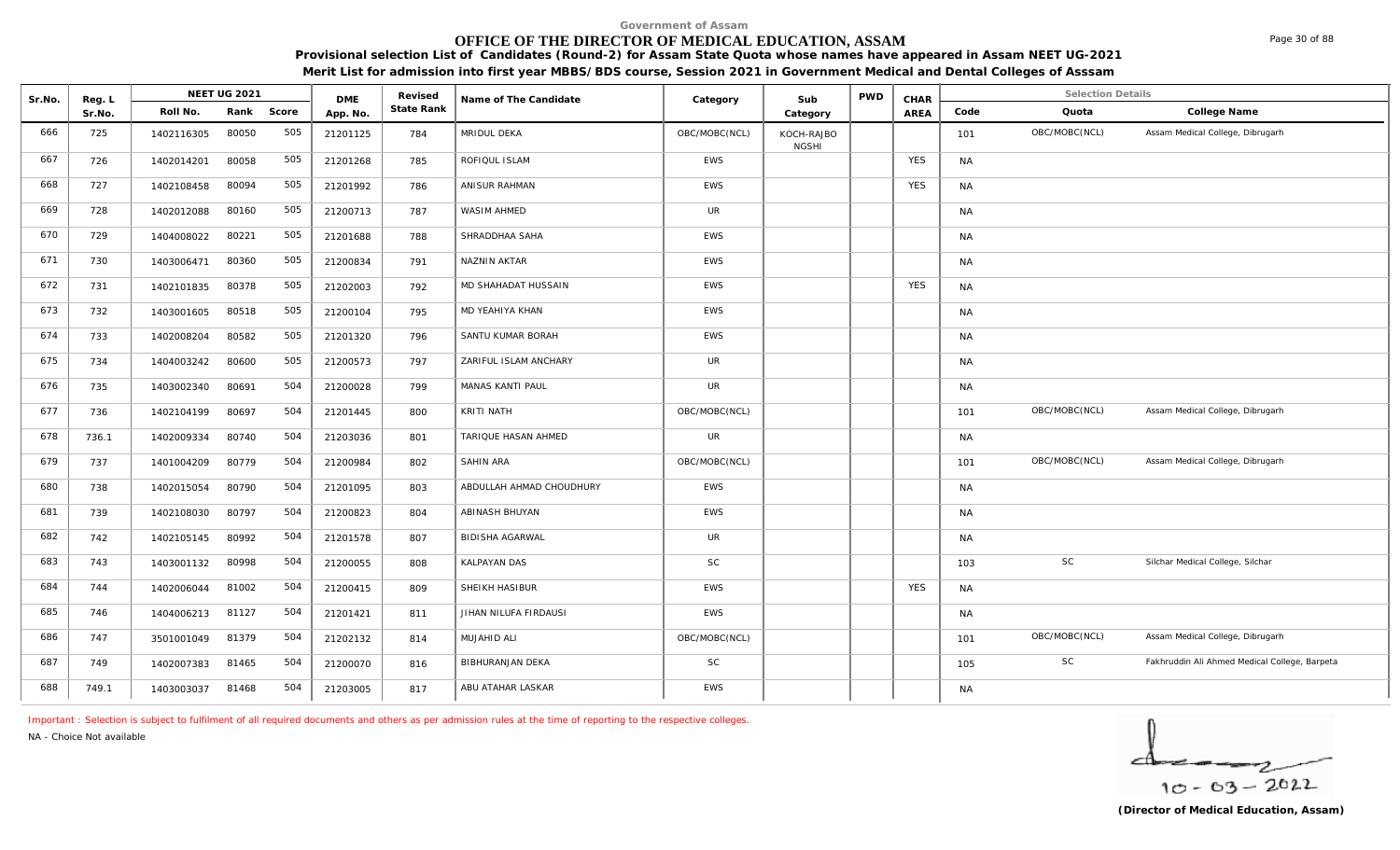Government of Assam

# OFFICE OF THE DIRECTOR OF MEDICAL EDUCATION, ASSAM

**Provisional selection List of Candidates (Round-2) for Assam State Quota whose names have appeared in Assam NEET UG-2021**

**Merit List for admission into first year MBBS/BDS course, Session 2021 in Government Medical and Dental Colleges of Asssam**

| Sr.No. | Reg. L Sr.No. | NEET UG 2021 Roll No. | Rank | Score | DME App. No. | Revised State Rank | Name of The Candidate | Category | Sub Category | PWD | CHAR AREA | Code | Quota | College Name |
|---|---|---|---|---|---|---|---|---|---|---|---|---|---|---|
| 666 | 725 | 1402116305 | 80050 | 505 | 21201125 | 784 | MRIDUL DEKA | OBC/MOBC(NCL) | KOCH-RAJBONGSHI | | | 101 | OBC/MOBC(NCL) | Assam Medical College, Dibrugarh |
| 667 | 726 | 1402014201 | 80058 | 505 | 21201268 | 785 | ROFIQUL ISLAM | EWS | | | YES | NA | | |
| 668 | 727 | 1402108458 | 80094 | 505 | 21201992 | 786 | ANISUR RAHMAN | EWS | | | YES | NA | | |
| 669 | 728 | 1402012088 | 80160 | 505 | 21200713 | 787 | WASIM AHMED | UR | | | | NA | | |
| 670 | 729 | 1404008022 | 80221 | 505 | 21201688 | 788 | SHRADDHAA SAHA | EWS | | | | NA | | |
| 671 | 730 | 1403006471 | 80360 | 505 | 21200834 | 791 | NAZNIN AKTAR | EWS | | | | NA | | |
| 672 | 731 | 1402101835 | 80378 | 505 | 21202003 | 792 | MD SHAHADAT HUSSAIN | EWS | | | YES | NA | | |
| 673 | 732 | 1403001605 | 80518 | 505 | 21200104 | 795 | MD YEAHIYA KHAN | EWS | | | | NA | | |
| 674 | 733 | 1402008204 | 80582 | 505 | 21201320 | 796 | SANTU KUMAR BORAH | EWS | | | | NA | | |
| 675 | 734 | 1404003242 | 80600 | 505 | 21200573 | 797 | ZARIFUL ISLAM ANCHARY | UR | | | | NA | | |
| 676 | 735 | 1403002340 | 80691 | 504 | 21200028 | 799 | MANAS KANTI PAUL | UR | | | | NA | | |
| 677 | 736 | 1402104199 | 80697 | 504 | 21201445 | 800 | KRITI NATH | OBC/MOBC(NCL) | | | | 101 | OBC/MOBC(NCL) | Assam Medical College, Dibrugarh |
| 678 | 736.1 | 1402009334 | 80740 | 504 | 21203036 | 801 | TARIQUE HASAN AHMED | UR | | | | NA | | |
| 679 | 737 | 1401004209 | 80779 | 504 | 21200984 | 802 | SAHIN ARA | OBC/MOBC(NCL) | | | | 101 | OBC/MOBC(NCL) | Assam Medical College, Dibrugarh |
| 680 | 738 | 1402015054 | 80790 | 504 | 21201095 | 803 | ABDULLAH AHMAD CHOUDHURY | EWS | | | | NA | | |
| 681 | 739 | 1402108030 | 80797 | 504 | 21200823 | 804 | ABINASH BHUYAN | EWS | | | | NA | | |
| 682 | 742 | 1402105145 | 80992 | 504 | 21201578 | 807 | BIDISHA AGARWAL | UR | | | | NA | | |
| 683 | 743 | 1403001132 | 80998 | 504 | 21200055 | 808 | KALPAYAN DAS | SC | | | | 103 | SC | Silchar Medical College, Silchar |
| 684 | 744 | 1402006044 | 81002 | 504 | 21200415 | 809 | SHEIKH HASIBUR | EWS | | | YES | NA | | |
| 685 | 746 | 1404006213 | 81127 | 504 | 21201421 | 811 | JIHAN NILUFA FIRDAUSI | EWS | | | | NA | | |
| 686 | 747 | 3501001049 | 81379 | 504 | 21202132 | 814 | MUJAHID ALI | OBC/MOBC(NCL) | | | | 101 | OBC/MOBC(NCL) | Assam Medical College, Dibrugarh |
| 687 | 749 | 1402007383 | 81465 | 504 | 21200070 | 816 | BIBHURANJAN DEKA | SC | | | | 105 | SC | Fakhruddin Ali Ahmed Medical College, Barpeta |
| 688 | 749.1 | 1403003037 | 81468 | 504 | 21203005 | 817 | ABU ATAHAR LASKAR | EWS | | | | NA | | |

Important : Selection is subject to fulfilment of all required documents and others as per admission rules at the time of reporting to the respective colleges.

NA - Choice Not available

10 - 03 - 2022

**(Director of Medical Education, Assam)**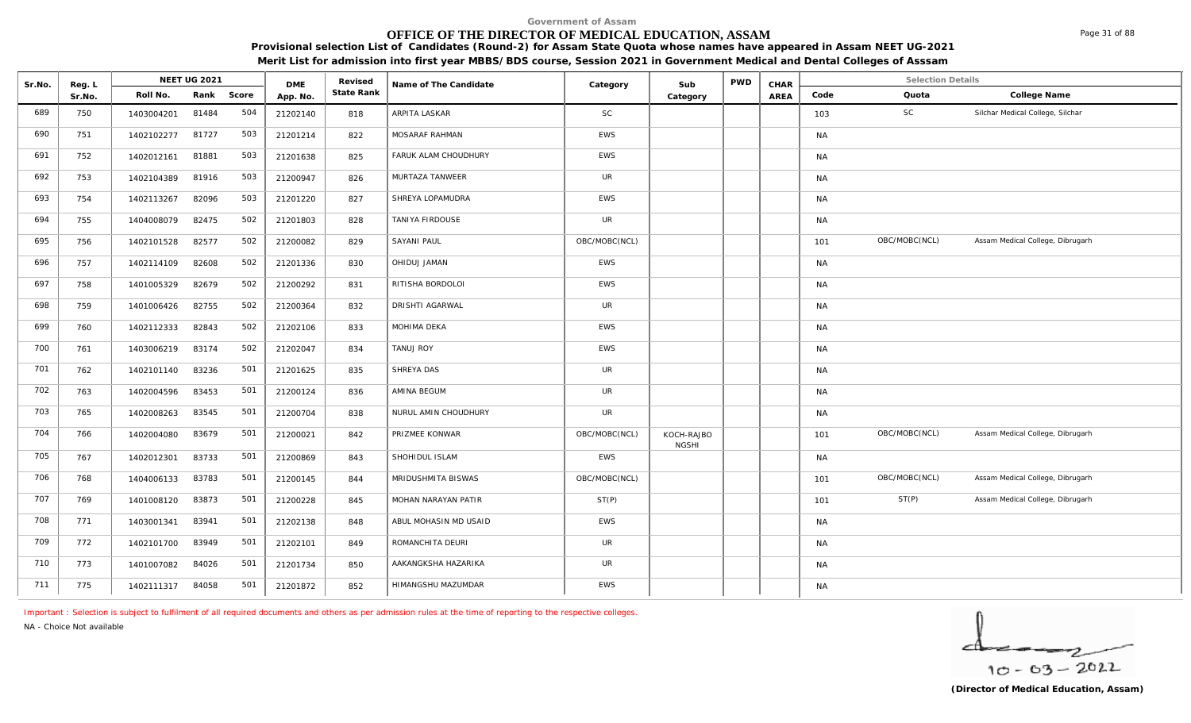Government of Assam

# OFFICE OF THE DIRECTOR OF MEDICAL EDUCATION, ASSAM

**Provisional selection List of Candidates (Round-2) for Assam State Quota whose names have appeared in Assam NEET UG-2021**

**Merit List for admission into first year MBBS/BDS course, Session 2021 in Government Medical and Dental Colleges of Asssam**

| Sr.No. | Reg. L Sr.No. | NEET UG 2021 Roll No. | Rank | Score | DME App. No. | Revised State Rank | Name of The Candidate | Category | Sub Category | PWD | CHAR AREA | Code | Quota | College Name |
|---|---|---|---|---|---|---|---|---|---|---|---|---|---|---|
| 689 | 750 | 1403004201 | 81484 | 504 | 21202140 | 818 | ARPITA LASKAR | SC | | | | 103 | SC | Silchar Medical College, Silchar |
| 690 | 751 | 1402102277 | 81727 | 503 | 21201214 | 822 | MOSARAF RAHMAN | EWS | | | | NA | | |
| 691 | 752 | 1402012161 | 81881 | 503 | 21201638 | 825 | FARUK ALAM CHOUDHURY | EWS | | | | NA | | |
| 692 | 753 | 1402104389 | 81916 | 503 | 21200947 | 826 | MURTAZA TANWEER | UR | | | | NA | | |
| 693 | 754 | 1402113267 | 82096 | 503 | 21201220 | 827 | SHREYA LOPAMUDRA | EWS | | | | NA | | |
| 694 | 755 | 1404008079 | 82475 | 502 | 21201803 | 828 | TANIYA FIRDOUSE | UR | | | | NA | | |
| 695 | 756 | 1402101528 | 82577 | 502 | 21200082 | 829 | SAYANI PAUL | OBC/MOBC(NCL) | | | | 101 | OBC/MOBC(NCL) | Assam Medical College, Dibrugarh |
| 696 | 757 | 1402114109 | 82608 | 502 | 21201336 | 830 | OHIDUJ JAMAN | EWS | | | | NA | | |
| 697 | 758 | 1401005329 | 82679 | 502 | 21200292 | 831 | RITISHA BORDOLOI | EWS | | | | NA | | |
| 698 | 759 | 1401006426 | 82755 | 502 | 21200364 | 832 | DRISHTI AGARWAL | UR | | | | NA | | |
| 699 | 760 | 1402112333 | 82843 | 502 | 21202106 | 833 | MOHIMA DEKA | EWS | | | | NA | | |
| 700 | 761 | 1403006219 | 83174 | 502 | 21202047 | 834 | TANUJ ROY | EWS | | | | NA | | |
| 701 | 762 | 1402101140 | 83236 | 501 | 21201625 | 835 | SHREYA DAS | UR | | | | NA | | |
| 702 | 763 | 1402004596 | 83453 | 501 | 21200124 | 836 | AMINA BEGUM | UR | | | | NA | | |
| 703 | 765 | 1402008263 | 83545 | 501 | 21200704 | 838 | NURUL AMIN CHOUDHURY | UR | | | | NA | | |
| 704 | 766 | 1402004080 | 83679 | 501 | 21200021 | 842 | PRIZMEE KONWAR | OBC/MOBC(NCL) | KOCH-RAJBONGSHI | | | 101 | OBC/MOBC(NCL) | Assam Medical College, Dibrugarh |
| 705 | 767 | 1402012301 | 83733 | 501 | 21200869 | 843 | SHOHIDUL ISLAM | EWS | | | | NA | | |
| 706 | 768 | 1404006133 | 83783 | 501 | 21200145 | 844 | MRIDUSHMITA BISWAS | OBC/MOBC(NCL) | | | | 101 | OBC/MOBC(NCL) | Assam Medical College, Dibrugarh |
| 707 | 769 | 1401008120 | 83873 | 501 | 21200228 | 845 | MOHAN NARAYAN PATIR | ST(P) | | | | 101 | ST(P) | Assam Medical College, Dibrugarh |
| 708 | 771 | 1403001341 | 83941 | 501 | 21202138 | 848 | ABUL MOHASIN MD USAID | EWS | | | | NA | | |
| 709 | 772 | 1402101700 | 83949 | 501 | 21202101 | 849 | ROMANCHITA DEURI | UR | | | | NA | | |
| 710 | 773 | 1401007082 | 84026 | 501 | 21201734 | 850 | AAKANGKSHA HAZARIKA | UR | | | | NA | | |
| 711 | 775 | 1402111317 | 84058 | 501 | 21201872 | 852 | HIMANGSHU MAZUMDAR | EWS | | | | NA | | |

Important : Selection is subject to fulfilment of all required documents and others as per admission rules at the time of reporting to the respective colleges.

NA - Choice Not available

10-03-2022

**(Director of Medical Education, Assam)**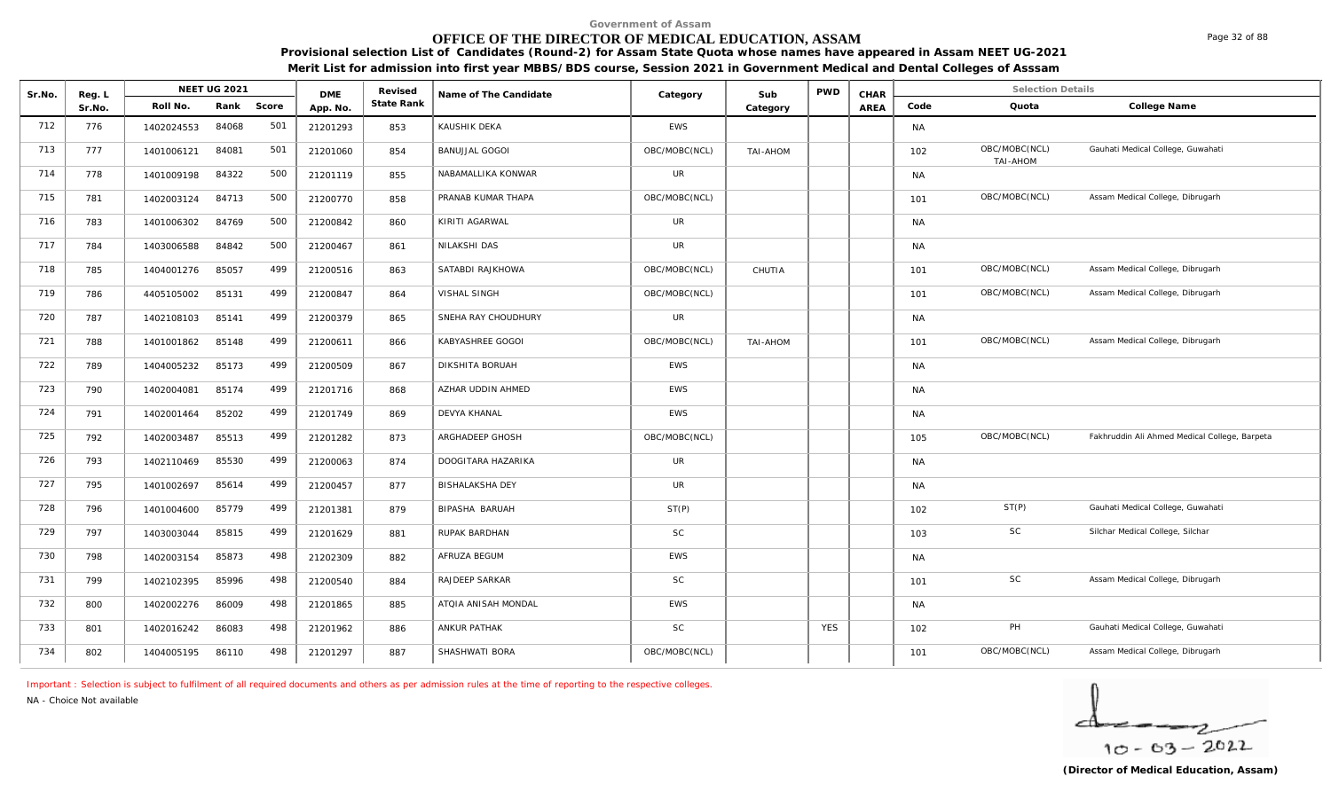Government of Assam

# OFFICE OF THE DIRECTOR OF MEDICAL EDUCATION, ASSAM

**Provisional selection List of Candidates (Round-2) for Assam State Quota whose names have appeared in Assam NEET UG-2021**

**Merit List for admission into first year MBBS/BDS course, Session 2021 in Government Medical and Dental Colleges of Asssam**

| Sr.No. | Reg. L Sr.No. | NEET UG 2021 Roll No. | Rank | Score | DME App. No. | Revised State Rank | Name of The Candidate | Category | Sub Category | PWD | CHAR AREA | Selection Details Code | Quota | College Name |
|---|---|---|---|---|---|---|---|---|---|---|---|---|---|---|
| 712 | 776 | 1402024553 | 84068 | 501 | 21201293 | 853 | KAUSHIK DEKA | EWS | | | | NA | | |
| 713 | 777 | 1401006121 | 84081 | 501 | 21201060 | 854 | BANUJJAL GOGOI | OBC/MOBC(NCL) | TAI-AHOM | | | 102 | OBC/MOBC(NCL) TAI-AHOM | Gauhati Medical College, Guwahati |
| 714 | 778 | 1401009198 | 84322 | 500 | 21201119 | 855 | NABAMALLIKA KONWAR | UR | | | | NA | | |
| 715 | 781 | 1402003124 | 84713 | 500 | 21200770 | 858 | PRANAB KUMAR THAPA | OBC/MOBC(NCL) | | | | 101 | OBC/MOBC(NCL) | Assam Medical College, Dibrugarh |
| 716 | 783 | 1401006302 | 84769 | 500 | 21200842 | 860 | KIRITI AGARWAL | UR | | | | NA | | |
| 717 | 784 | 1403006588 | 84842 | 500 | 21200467 | 861 | NILAKSHI DAS | UR | | | | NA | | |
| 718 | 785 | 1404001276 | 85057 | 499 | 21200516 | 863 | SATABDI RAJKHOWA | OBC/MOBC(NCL) | CHUTIA | | | 101 | OBC/MOBC(NCL) | Assam Medical College, Dibrugarh |
| 719 | 786 | 4405105002 | 85131 | 499 | 21200847 | 864 | VISHAL SINGH | OBC/MOBC(NCL) | | | | 101 | OBC/MOBC(NCL) | Assam Medical College, Dibrugarh |
| 720 | 787 | 1402108103 | 85141 | 499 | 21200379 | 865 | SNEHA RAY CHOUDHURY | UR | | | | NA | | |
| 721 | 788 | 1401001862 | 85148 | 499 | 21200611 | 866 | KABYASHREE GOGOI | OBC/MOBC(NCL) | TAI-AHOM | | | 101 | OBC/MOBC(NCL) | Assam Medical College, Dibrugarh |
| 722 | 789 | 1404005232 | 85173 | 499 | 21200509 | 867 | DIKSHITA BORUAH | EWS | | | | NA | | |
| 723 | 790 | 1402004081 | 85174 | 499 | 21201716 | 868 | AZHAR UDDIN AHMED | EWS | | | | NA | | |
| 724 | 791 | 1402001464 | 85202 | 499 | 21201749 | 869 | DEVYA KHANAL | EWS | | | | NA | | |
| 725 | 792 | 1402003487 | 85513 | 499 | 21201282 | 873 | ARGHADEEP GHOSH | OBC/MOBC(NCL) | | | | 105 | OBC/MOBC(NCL) | Fakhruddin Ali Ahmed Medical College, Barpeta |
| 726 | 793 | 1402110469 | 85530 | 499 | 21200063 | 874 | DOOGITARA HAZARIKA | UR | | | | NA | | |
| 727 | 795 | 1401002697 | 85614 | 499 | 21200457 | 877 | BISHALAKSHA DEY | UR | | | | NA | | |
| 728 | 796 | 1401004600 | 85779 | 499 | 21201381 | 879 | BIPASHA BARUAH | ST(P) | | | | 102 | ST(P) | Gauhati Medical College, Guwahati |
| 729 | 797 | 1403003044 | 85815 | 499 | 21201629 | 881 | RUPAK BARDHAN | SC | | | | 103 | SC | Silchar Medical College, Silchar |
| 730 | 798 | 1402003154 | 85873 | 498 | 21202309 | 882 | AFRUZA BEGUM | EWS | | | | NA | | |
| 731 | 799 | 1402102395 | 85996 | 498 | 21200540 | 884 | RAJDEEP SARKAR | SC | | | | 101 | SC | Assam Medical College, Dibrugarh |
| 732 | 800 | 1402002276 | 86009 | 498 | 21201865 | 885 | ATQIA ANISAH MONDAL | EWS | | | | NA | | |
| 733 | 801 | 1402016242 | 86083 | 498 | 21201962 | 886 | ANKUR PATHAK | SC | | YES | | 102 | PH | Gauhati Medical College, Guwahati |
| 734 | 802 | 1404005195 | 86110 | 498 | 21201297 | 887 | SHASHWATI BORA | OBC/MOBC(NCL) | | | | 101 | OBC/MOBC(NCL) | Assam Medical College, Dibrugarh |

Important : Selection is subject to fulfilment of all required documents and others as per admission rules at the time of reporting to the respective colleges.

NA - Choice Not available

10 - 03 - 2022

**(Director of Medical Education, Assam)**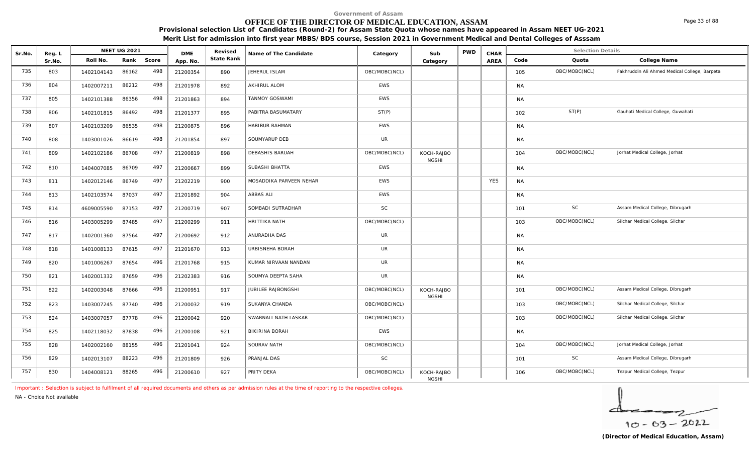Government of Assam

# OFFICE OF THE DIRECTOR OF MEDICAL EDUCATION, ASSAM

**Provisional selection List of Candidates (Round-2) for Assam State Quota whose names have appeared in Assam NEET UG-2021**

**Merit List for admission into first year MBBS/BDS course, Session 2021 in Government Medical and Dental Colleges of Asssam**

| Sr.No. | Reg. L Sr.No. | NEET UG 2021 Roll No. | Rank | Score | DME App. No. | Revised State Rank | Name of The Candidate | Category | Sub Category | PWD | CHAR AREA | Code | Quota | College Name |
|---|---|---|---|---|---|---|---|---|---|---|---|---|---|---|
| 735 | 803 | 1402104143 | 86162 | 498 | 21200354 | 890 | JEHERUL ISLAM | OBC/MOBC(NCL) | | | | 105 | OBC/MOBC(NCL) | Fakhruddin Ali Ahmed Medical College, Barpeta |
| 736 | 804 | 1402007211 | 86212 | 498 | 21201978 | 892 | AKHIRUL ALOM | EWS | | | | NA | | |
| 737 | 805 | 1402101388 | 86356 | 498 | 21201863 | 894 | TANMOY GOSWAMI | EWS | | | | NA | | |
| 738 | 806 | 1402101815 | 86492 | 498 | 21201377 | 895 | PABITRA BASUMATARY | ST(P) | | | | 102 | ST(P) | Gauhati Medical College, Guwahati |
| 739 | 807 | 1402103209 | 86535 | 498 | 21200875 | 896 | HABIBUR RAHMAN | EWS | | | | NA | | |
| 740 | 808 | 1403001026 | 86619 | 498 | 21201854 | 897 | SOUMYARUP DEB | UR | | | | NA | | |
| 741 | 809 | 1402102186 | 86708 | 497 | 21200819 | 898 | DEBASHIS BARUAH | OBC/MOBC(NCL) | KOCH-RAJBONGSHI | | | 104 | OBC/MOBC(NCL) | Jorhat Medical College, Jorhat |
| 742 | 810 | 1404007085 | 86709 | 497 | 21200667 | 899 | SUBASHI BHATTA | EWS | | | | NA | | |
| 743 | 811 | 1402012146 | 86749 | 497 | 21202219 | 900 | MOSADDIKA PARVEEN NEHAR | EWS | | | YES | NA | | |
| 744 | 813 | 1402103574 | 87037 | 497 | 21201892 | 904 | ABBAS ALI | EWS | | | | NA | | |
| 745 | 814 | 4609005590 | 87153 | 497 | 21200719 | 907 | SOMBADI SUTRADHAR | SC | | | | 101 | SC | Assam Medical College, Dibrugarh |
| 746 | 816 | 1403005299 | 87485 | 497 | 21200299 | 911 | HRITTIKA NATH | OBC/MOBC(NCL) | | | | 103 | OBC/MOBC(NCL) | Silchar Medical College, Silchar |
| 747 | 817 | 1402001360 | 87564 | 497 | 21200692 | 912 | ANURADHA DAS | UR | | | | NA | | |
| 748 | 818 | 1401008133 | 87615 | 497 | 21201670 | 913 | URBISNEHA BORAH | UR | | | | NA | | |
| 749 | 820 | 1401006267 | 87654 | 496 | 21201768 | 915 | KUMAR NIRVAAN NANDAN | UR | | | | NA | | |
| 750 | 821 | 1402001332 | 87659 | 496 | 21202383 | 916 | SOUMYA DEEPTA SAHA | UR | | | | NA | | |
| 751 | 822 | 1402003048 | 87666 | 496 | 21200951 | 917 | JUBILEE RAJBONGSHI | OBC/MOBC(NCL) | KOCH-RAJBONGSHI | | | 101 | OBC/MOBC(NCL) | Assam Medical College, Dibrugarh |
| 752 | 823 | 1403007245 | 87740 | 496 | 21200032 | 919 | SUKANYA CHANDA | OBC/MOBC(NCL) | | | | 103 | OBC/MOBC(NCL) | Silchar Medical College, Silchar |
| 753 | 824 | 1403007057 | 87778 | 496 | 21200042 | 920 | SWARNALI NATH LASKAR | OBC/MOBC(NCL) | | | | 103 | OBC/MOBC(NCL) | Silchar Medical College, Silchar |
| 754 | 825 | 1402118032 | 87838 | 496 | 21200108 | 921 | BIKIRINA BORAH | EWS | | | | NA | | |
| 755 | 828 | 1402002160 | 88155 | 496 | 21201041 | 924 | SOURAV NATH | OBC/MOBC(NCL) | | | | 104 | OBC/MOBC(NCL) | Jorhat Medical College, Jorhat |
| 756 | 829 | 1402013107 | 88223 | 496 | 21201809 | 926 | PRANJAL DAS | SC | | | | 101 | SC | Assam Medical College, Dibrugarh |
| 757 | 830 | 1404008121 | 88265 | 496 | 21200610 | 927 | PRITY DEKA | OBC/MOBC(NCL) | KOCH-RAJBONGSHI | | | 106 | OBC/MOBC(NCL) | Tezpur Medical College, Tezpur |

Important : Selection is subject to fulfilment of all required documents and others as per admission rules at the time of reporting to the respective colleges.

NA - Choice Not available

10-03-2022

**(Director of Medical Education, Assam)**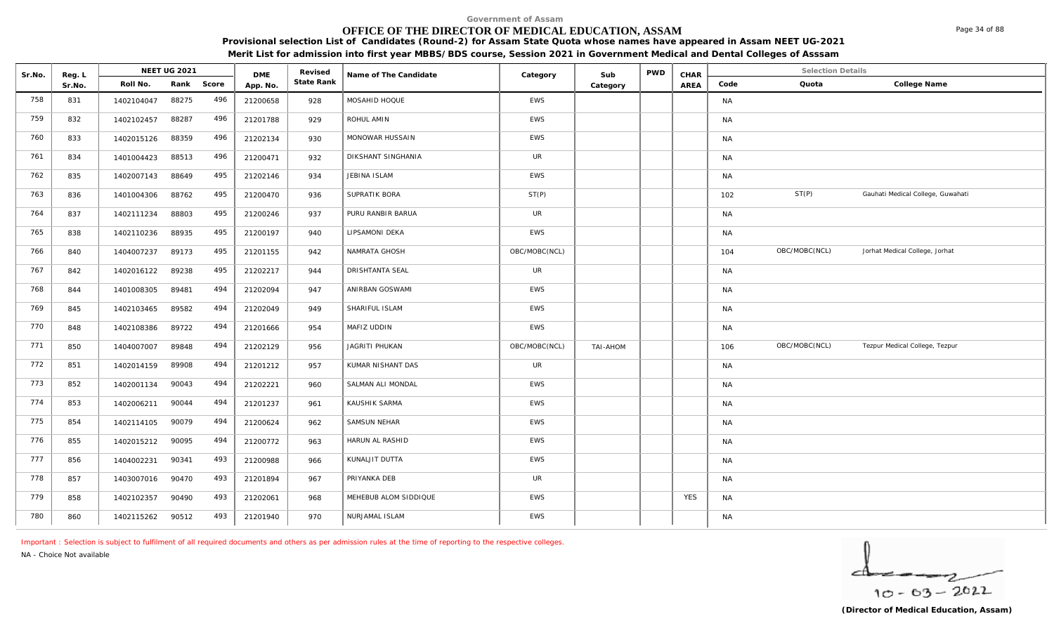Government of Assam

# OFFICE OF THE DIRECTOR OF MEDICAL EDUCATION, ASSAM

**Provisional selection List of Candidates (Round-2) for Assam State Quota whose names have appeared in Assam NEET UG-2021**

**Merit List for admission into first year MBBS/BDS course, Session 2021 in Government Medical and Dental Colleges of Asssam**

| Sr.No. | Reg. L Sr.No. | NEET UG 2021 Roll No. | Rank | Score | DME App. No. | Revised State Rank | Name of The Candidate | Category | Sub Category | PWD | CHAR AREA | Selection Details Code | Quota | College Name |
|---|---|---|---|---|---|---|---|---|---|---|---|---|---|---|
| 758 | 831 | 1402104047 | 88275 | 496 | 21200658 | 928 | MOSAHID HOQUE | EWS | | | | NA | | |
| 759 | 832 | 1402102457 | 88287 | 496 | 21201788 | 929 | ROHUL AMIN | EWS | | | | NA | | |
| 760 | 833 | 1402015126 | 88359 | 496 | 21202134 | 930 | MONOWAR HUSSAIN | EWS | | | | NA | | |
| 761 | 834 | 1401004423 | 88513 | 496 | 21200471 | 932 | DIKSHANT SINGHANIA | UR | | | | NA | | |
| 762 | 835 | 1402007143 | 88649 | 495 | 21202146 | 934 | JEBINA ISLAM | EWS | | | | NA | | |
| 763 | 836 | 1401004306 | 88762 | 495 | 21200470 | 936 | SUPRATIK BORA | ST(P) | | | | 102 | ST(P) | Gauhati Medical College, Guwahati |
| 764 | 837 | 1402111234 | 88803 | 495 | 21200246 | 937 | PURU RANBIR BARUA | UR | | | | NA | | |
| 765 | 838 | 1402110236 | 88935 | 495 | 21200197 | 940 | LIPSAMONI DEKA | EWS | | | | NA | | |
| 766 | 840 | 1404007237 | 89173 | 495 | 21201155 | 942 | NAMRATA GHOSH | OBC/MOBC(NCL) | | | | 104 | OBC/MOBC(NCL) | Jorhat Medical College, Jorhat |
| 767 | 842 | 1402016122 | 89238 | 495 | 21202217 | 944 | DRISHTANTA SEAL | UR | | | | NA | | |
| 768 | 844 | 1401008305 | 89481 | 494 | 21202094 | 947 | ANIRBAN GOSWAMI | EWS | | | | NA | | |
| 769 | 845 | 1402103465 | 89582 | 494 | 21202049 | 949 | SHARIFUL ISLAM | EWS | | | | NA | | |
| 770 | 848 | 1402108386 | 89722 | 494 | 21201666 | 954 | MAFIZ UDDIN | EWS | | | | NA | | |
| 771 | 850 | 1404007007 | 89848 | 494 | 21202129 | 956 | JAGRITI PHUKAN | OBC/MOBC(NCL) | TAI-AHOM | | | 106 | OBC/MOBC(NCL) | Tezpur Medical College, Tezpur |
| 772 | 851 | 1402014159 | 89908 | 494 | 21201212 | 957 | KUMAR NISHANT DAS | UR | | | | NA | | |
| 773 | 852 | 1402001134 | 90043 | 494 | 21202221 | 960 | SALMAN ALI MONDAL | EWS | | | | NA | | |
| 774 | 853 | 1402006211 | 90044 | 494 | 21201237 | 961 | KAUSHIK SARMA | EWS | | | | NA | | |
| 775 | 854 | 1402114105 | 90079 | 494 | 21200624 | 962 | SAMSUN NEHAR | EWS | | | | NA | | |
| 776 | 855 | 1402015212 | 90095 | 494 | 21200772 | 963 | HARUN AL RASHID | EWS | | | | NA | | |
| 777 | 856 | 1404002231 | 90341 | 493 | 21200988 | 966 | KUNALJIT DUTTA | EWS | | | | NA | | |
| 778 | 857 | 1403007016 | 90470 | 493 | 21201894 | 967 | PRIYANKA DEB | UR | | | | NA | | |
| 779 | 858 | 1402102357 | 90490 | 493 | 21202061 | 968 | MEHEBUB ALOM SIDDIQUE | EWS | | | YES | NA | | |
| 780 | 860 | 1402115262 | 90512 | 493 | 21201940 | 970 | NURJAMAL ISLAM | EWS | | | | NA | | |

Important : Selection is subject to fulfilment of all required documents and others as per admission rules at the time of reporting to the respective colleges.

NA - Choice Not available

10-03-2022

**(Director of Medical Education, Assam)**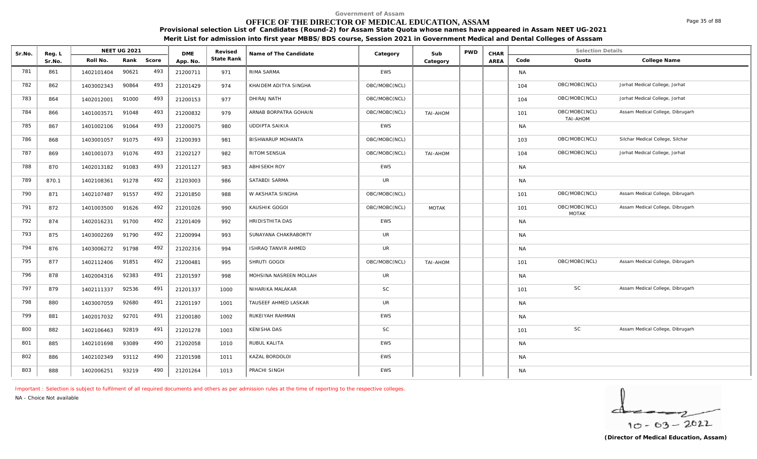Government of Assam

# OFFICE OF THE DIRECTOR OF MEDICAL EDUCATION, ASSAM

**Provisional selection List of Candidates (Round-2) for Assam State Quota whose names have appeared in Assam NEET UG-2021**

**Merit List for admission into first year MBBS/BDS course, Session 2021 in Government Medical and Dental Colleges of Asssam**

| Sr.No. | Reg. L Sr.No. | NEET UG 2021 Roll No. | Rank | Score | DME App. No. | Revised State Rank | Name of The Candidate | Category | Sub Category | PWD | CHAR AREA | Code | Quota | College Name |
|---|---|---|---|---|---|---|---|---|---|---|---|---|---|---|
| 781 | 861 | 1402101404 | 90621 | 493 | 21200711 | 971 | RIMA SARMA | EWS | | | | NA | | |
| 782 | 862 | 1403002343 | 90864 | 493 | 21201429 | 974 | KHAIDEM ADITYA SINGHA | OBC/MOBC(NCL) | | | | 104 | OBC/MOBC(NCL) | Jorhat Medical College, Jorhat |
| 783 | 864 | 1402012001 | 91000 | 493 | 21200153 | 977 | DHIRAJ NATH | OBC/MOBC(NCL) | | | | 104 | OBC/MOBC(NCL) | Jorhat Medical College, Jorhat |
| 784 | 866 | 1401003571 | 91048 | 493 | 21200832 | 979 | ARNAB BORPATRA GOHAIN | OBC/MOBC(NCL) | TAI-AHOM | | | 101 | OBC/MOBC(NCL) TAI-AHOM | Assam Medical College, Dibrugarh |
| 785 | 867 | 1401002106 | 91064 | 493 | 21200075 | 980 | UDDIPTA SAIKIA | EWS | | | | NA | | |
| 786 | 868 | 1403001057 | 91075 | 493 | 21200393 | 981 | BISHWARUP MOHANTA | OBC/MOBC(NCL) | | | | 103 | OBC/MOBC(NCL) | Silchar Medical College, Silchar |
| 787 | 869 | 1401001073 | 91076 | 493 | 21202127 | 982 | RITOM SENSUA | OBC/MOBC(NCL) | TAI-AHOM | | | 104 | OBC/MOBC(NCL) | Jorhat Medical College, Jorhat |
| 788 | 870 | 1402013182 | 91083 | 493 | 21201127 | 983 | ABHISEKH ROY | EWS | | | | NA | | |
| 789 | 870.1 | 1402108361 | 91278 | 492 | 21203003 | 986 | SATABDI SARMA | UR | | | | NA | | |
| 790 | 871 | 1402107487 | 91557 | 492 | 21201850 | 988 | W AKSHATA SINGHA | OBC/MOBC(NCL) | | | | 101 | OBC/MOBC(NCL) | Assam Medical College, Dibrugarh |
| 791 | 872 | 1401003500 | 91626 | 492 | 21201026 | 990 | KAUSHIK GOGOI | OBC/MOBC(NCL) | MOTAK | | | 101 | OBC/MOBC(NCL) MOTAK | Assam Medical College, Dibrugarh |
| 792 | 874 | 1402016231 | 91700 | 492 | 21201409 | 992 | HRIDISTHITA DAS | EWS | | | | NA | | |
| 793 | 875 | 1403002269 | 91790 | 492 | 21200994 | 993 | SUNAYANA CHAKRABORTY | UR | | | | NA | | |
| 794 | 876 | 1403006272 | 91798 | 492 | 21202316 | 994 | ISHRAQ TANVIR AHMED | UR | | | | NA | | |
| 795 | 877 | 1402112406 | 91851 | 492 | 21200481 | 995 | SHRUTI GOGOI | OBC/MOBC(NCL) | TAI-AHOM | | | 101 | OBC/MOBC(NCL) | Assam Medical College, Dibrugarh |
| 796 | 878 | 1402004316 | 92383 | 491 | 21201597 | 998 | MOHSINA NASREEN MOLLAH | UR | | | | NA | | |
| 797 | 879 | 1402111337 | 92536 | 491 | 21201337 | 1000 | NIHARIKA MALAKAR | SC | | | | 101 | SC | Assam Medical College, Dibrugarh |
| 798 | 880 | 1403007059 | 92680 | 491 | 21201197 | 1001 | TAUSEEF AHMED LASKAR | UR | | | | NA | | |
| 799 | 881 | 1402017032 | 92701 | 491 | 21200180 | 1002 | RUKEIYAH RAHMAN | EWS | | | | NA | | |
| 800 | 882 | 1402106463 | 92819 | 491 | 21201278 | 1003 | KENISHA DAS | SC | | | | 101 | SC | Assam Medical College, Dibrugarh |
| 801 | 885 | 1402101698 | 93089 | 490 | 21202058 | 1010 | RUBUL KALITA | EWS | | | | NA | | |
| 802 | 886 | 1402102349 | 93112 | 490 | 21201598 | 1011 | KAZAL BORDOLOI | EWS | | | | NA | | |
| 803 | 888 | 1402006251 | 93219 | 490 | 21201264 | 1013 | PRACHI SINGH | EWS | | | | NA | | |

Important : Selection is subject to fulfilment of all required documents and others as per admission rules at the time of reporting to the respective colleges.

NA - Choice Not available

10 - 03 - 2022

**(Director of Medical Education, Assam)**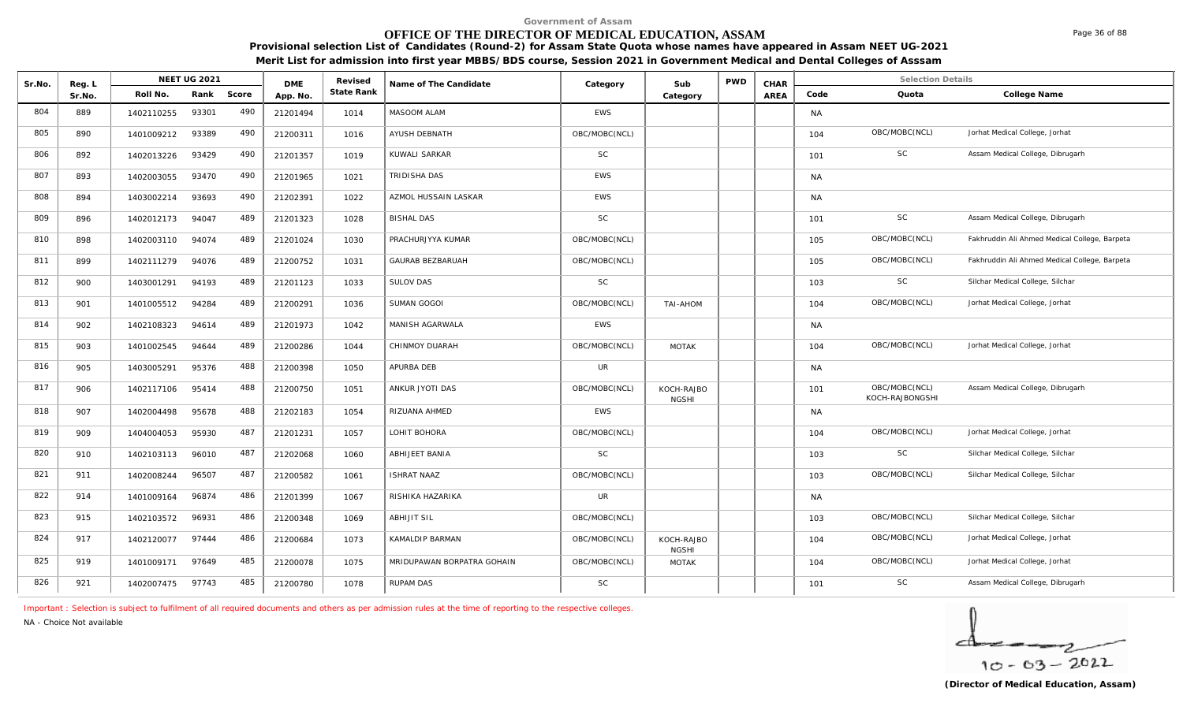Government of Assam

# OFFICE OF THE DIRECTOR OF MEDICAL EDUCATION, ASSAM

**Provisional selection List of Candidates (Round-2) for Assam State Quota whose names have appeared in Assam NEET UG-2021**

**Merit List for admission into first year MBBS/BDS course, Session 2021 in Government Medical and Dental Colleges of Asssam**

| Sr.No. | Reg. L Sr.No. | NEET UG 2021 Roll No. | Rank | Score | DME App. No. | Revised State Rank | Name of The Candidate | Category | Sub Category | PWD | CHAR AREA | Code | Quota | College Name |
|---|---|---|---|---|---|---|---|---|---|---|---|---|---|---|
| 804 | 889 | 1402110255 | 93301 | 490 | 21201494 | 1014 | MASOOM ALAM | EWS | | | | NA | | |
| 805 | 890 | 1401009212 | 93389 | 490 | 21200311 | 1016 | AYUSH DEBNATH | OBC/MOBC(NCL) | | | | 104 | OBC/MOBC(NCL) | Jorhat Medical College, Jorhat |
| 806 | 892 | 1402013226 | 93429 | 490 | 21201357 | 1019 | KUWALI SARKAR | SC | | | | 101 | SC | Assam Medical College, Dibrugarh |
| 807 | 893 | 1402003055 | 93470 | 490 | 21201965 | 1021 | TRIDISHA DAS | EWS | | | | NA | | |
| 808 | 894 | 1403002214 | 93693 | 490 | 21202391 | 1022 | AZMOL HUSSAIN LASKAR | EWS | | | | NA | | |
| 809 | 896 | 1402012173 | 94047 | 489 | 21201323 | 1028 | BISHAL DAS | SC | | | | 101 | SC | Assam Medical College, Dibrugarh |
| 810 | 898 | 1402003110 | 94074 | 489 | 21201024 | 1030 | PRACHURJYYA KUMAR | OBC/MOBC(NCL) | | | | 105 | OBC/MOBC(NCL) | Fakhruddin Ali Ahmed Medical College, Barpeta |
| 811 | 899 | 1402111279 | 94076 | 489 | 21200752 | 1031 | GAURAB BEZBARUAH | OBC/MOBC(NCL) | | | | 105 | OBC/MOBC(NCL) | Fakhruddin Ali Ahmed Medical College, Barpeta |
| 812 | 900 | 1403001291 | 94193 | 489 | 21201123 | 1033 | SULOV DAS | SC | | | | 103 | SC | Silchar Medical College, Silchar |
| 813 | 901 | 1401005512 | 94284 | 489 | 21200291 | 1036 | SUMAN GOGOI | OBC/MOBC(NCL) | TAI-AHOM | | | 104 | OBC/MOBC(NCL) | Jorhat Medical College, Jorhat |
| 814 | 902 | 1402108323 | 94614 | 489 | 21201973 | 1042 | MANISH AGARWALA | EWS | | | | NA | | |
| 815 | 903 | 1401002545 | 94644 | 489 | 21200286 | 1044 | CHINMOY DUARAH | OBC/MOBC(NCL) | MOTAK | | | 104 | OBC/MOBC(NCL) | Jorhat Medical College, Jorhat |
| 816 | 905 | 1403005291 | 95376 | 488 | 21200398 | 1050 | APURBA DEB | UR | | | | NA | | |
| 817 | 906 | 1402117106 | 95414 | 488 | 21200750 | 1051 | ANKUR JYOTI DAS | OBC/MOBC(NCL) | KOCH-RAJBONGSHI | | | 101 | OBC/MOBC(NCL) KOCH-RAJBONGSHI | Assam Medical College, Dibrugarh |
| 818 | 907 | 1402004498 | 95678 | 488 | 21202183 | 1054 | RIZUANA AHMED | EWS | | | | NA | | |
| 819 | 909 | 1404004053 | 95930 | 487 | 21201231 | 1057 | LOHIT BOHORA | OBC/MOBC(NCL) | | | | 104 | OBC/MOBC(NCL) | Jorhat Medical College, Jorhat |
| 820 | 910 | 1402103113 | 96010 | 487 | 21202068 | 1060 | ABHIJEET BANIA | SC | | | | 103 | SC | Silchar Medical College, Silchar |
| 821 | 911 | 1402008244 | 96507 | 487 | 21200582 | 1061 | ISHRAT NAAZ | OBC/MOBC(NCL) | | | | 103 | OBC/MOBC(NCL) | Silchar Medical College, Silchar |
| 822 | 914 | 1401009164 | 96874 | 486 | 21201399 | 1067 | RISHIKA HAZARIKA | UR | | | | NA | | |
| 823 | 915 | 1402103572 | 96931 | 486 | 21200348 | 1069 | ABHIJIT SIL | OBC/MOBC(NCL) | | | | 103 | OBC/MOBC(NCL) | Silchar Medical College, Silchar |
| 824 | 917 | 1402120077 | 97444 | 486 | 21200684 | 1073 | KAMALDIP BARMAN | OBC/MOBC(NCL) | KOCH-RAJBONGSHI | | | 104 | OBC/MOBC(NCL) | Jorhat Medical College, Jorhat |
| 825 | 919 | 1401009171 | 97649 | 485 | 21200078 | 1075 | MRIDUPAWAN BORPATRA GOHAIN | OBC/MOBC(NCL) | MOTAK | | | 104 | OBC/MOBC(NCL) | Jorhat Medical College, Jorhat |
| 826 | 921 | 1402007475 | 97743 | 485 | 21200780 | 1078 | RUPAM DAS | SC | | | | 101 | SC | Assam Medical College, Dibrugarh |

Important : Selection is subject to fulfilment of all required documents and others as per admission rules at the time of reporting to the respective colleges.

NA - Choice Not available

10 - 03 - 2022

**(Director of Medical Education, Assam)**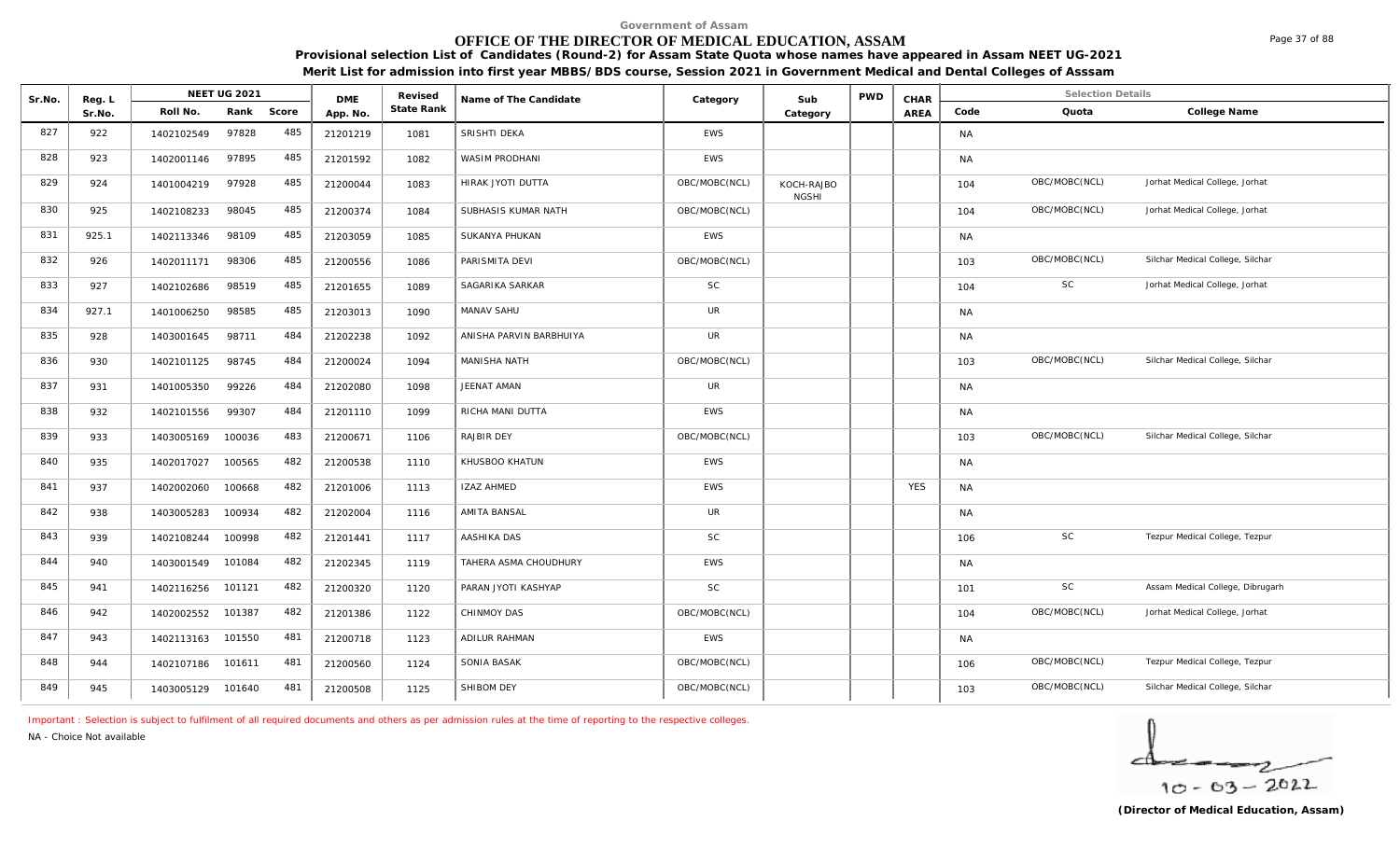Government of Assam

# OFFICE OF THE DIRECTOR OF MEDICAL EDUCATION, ASSAM

**Provisional selection List of Candidates (Round-2) for Assam State Quota whose names have appeared in Assam NEET UG-2021**

**Merit List for admission into first year MBBS/BDS course, Session 2021 in Government Medical and Dental Colleges of Asssam**

| Sr.No. | Reg. L Sr.No. | NEET UG 2021 Roll No. | Rank | Score | DME App. No. | Revised State Rank | Name of The Candidate | Category | Sub Category | PWD | CHAR AREA | Code | Quota | College Name |
|---|---|---|---|---|---|---|---|---|---|---|---|---|---|---|
| 827 | 922 | 1402102549 | 97828 | 485 | 21201219 | 1081 | SRISHTI DEKA | EWS | | | | NA | | |
| 828 | 923 | 1402001146 | 97895 | 485 | 21201592 | 1082 | WASIM PRODHANI | EWS | | | | NA | | |
| 829 | 924 | 1401004219 | 97928 | 485 | 21200044 | 1083 | HIRAK JYOTI DUTTA | OBC/MOBC(NCL) | KOCH-RAJBONGSHI | | | 104 | OBC/MOBC(NCL) | Jorhat Medical College, Jorhat |
| 830 | 925 | 1402108233 | 98045 | 485 | 21200374 | 1084 | SUBHASIS KUMAR NATH | OBC/MOBC(NCL) | | | | 104 | OBC/MOBC(NCL) | Jorhat Medical College, Jorhat |
| 831 | 925.1 | 1402113346 | 98109 | 485 | 21203059 | 1085 | SUKANYA PHUKAN | EWS | | | | NA | | |
| 832 | 926 | 1402011171 | 98306 | 485 | 21200556 | 1086 | PARISMITA DEVI | OBC/MOBC(NCL) | | | | 103 | OBC/MOBC(NCL) | Silchar Medical College, Silchar |
| 833 | 927 | 1402102686 | 98519 | 485 | 21201655 | 1089 | SAGARIKA SARKAR | SC | | | | 104 | SC | Jorhat Medical College, Jorhat |
| 834 | 927.1 | 1401006250 | 98585 | 485 | 21203013 | 1090 | MANAV SAHU | UR | | | | NA | | |
| 835 | 928 | 1403001645 | 98711 | 484 | 21202238 | 1092 | ANISHA PARVIN BARBHUIYA | UR | | | | NA | | |
| 836 | 930 | 1402101125 | 98745 | 484 | 21200024 | 1094 | MANISHA NATH | OBC/MOBC(NCL) | | | | 103 | OBC/MOBC(NCL) | Silchar Medical College, Silchar |
| 837 | 931 | 1401005350 | 99226 | 484 | 21202080 | 1098 | JEENAT AMAN | UR | | | | NA | | |
| 838 | 932 | 1402101556 | 99307 | 484 | 21201110 | 1099 | RICHA MANI DUTTA | EWS | | | | NA | | |
| 839 | 933 | 1403005169 | 100036 | 483 | 21200671 | 1106 | RAJBIR DEY | OBC/MOBC(NCL) | | | | 103 | OBC/MOBC(NCL) | Silchar Medical College, Silchar |
| 840 | 935 | 1402017027 | 100565 | 482 | 21200538 | 1110 | KHUSBOO KHATUN | EWS | | | | NA | | |
| 841 | 937 | 1402002060 | 100668 | 482 | 21201006 | 1113 | IZAZ AHMED | EWS | | | YES | NA | | |
| 842 | 938 | 1403005283 | 100934 | 482 | 21202004 | 1116 | AMITA BANSAL | UR | | | | NA | | |
| 843 | 939 | 1402108244 | 100998 | 482 | 21201441 | 1117 | AASHIKA DAS | SC | | | | 106 | SC | Tezpur Medical College, Tezpur |
| 844 | 940 | 1403001549 | 101084 | 482 | 21202345 | 1119 | TAHERA ASMA CHOUDHURY | EWS | | | | NA | | |
| 845 | 941 | 1402116256 | 101121 | 482 | 21200320 | 1120 | PARAN JYOTI KASHYAP | SC | | | | 101 | SC | Assam Medical College, Dibrugarh |
| 846 | 942 | 1402002552 | 101387 | 482 | 21201386 | 1122 | CHINMOY DAS | OBC/MOBC(NCL) | | | | 104 | OBC/MOBC(NCL) | Jorhat Medical College, Jorhat |
| 847 | 943 | 1402113163 | 101550 | 481 | 21200718 | 1123 | ADILUR RAHMAN | EWS | | | | NA | | |
| 848 | 944 | 1402107186 | 101611 | 481 | 21200560 | 1124 | SONIA BASAK | OBC/MOBC(NCL) | | | | 106 | OBC/MOBC(NCL) | Tezpur Medical College, Tezpur |
| 849 | 945 | 1403005129 | 101640 | 481 | 21200508 | 1125 | SHIBOM DEY | OBC/MOBC(NCL) | | | | 103 | OBC/MOBC(NCL) | Silchar Medical College, Silchar |

Important : Selection is subject to fulfilment of all required documents and others as per admission rules at the time of reporting to the respective colleges.

NA - Choice Not available

10 - 03 - 2022

**(Director of Medical Education, Assam)**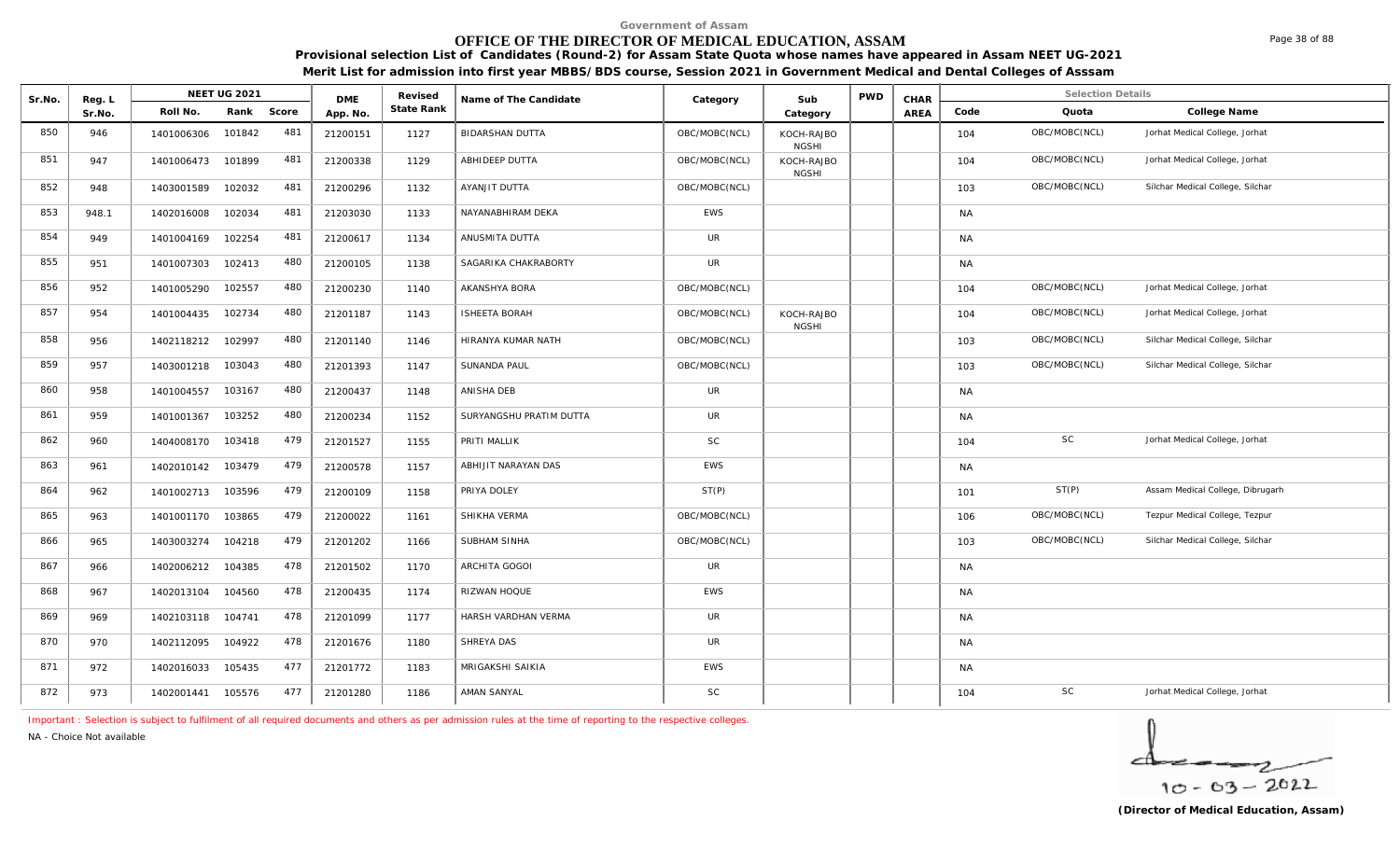Government of Assam

# OFFICE OF THE DIRECTOR OF MEDICAL EDUCATION, ASSAM

**Provisional selection List of Candidates (Round-2) for Assam State Quota whose names have appeared in Assam NEET UG-2021**

**Merit List for admission into first year MBBS/BDS course, Session 2021 in Government Medical and Dental Colleges of Asssam**

| Sr.No. | Reg. L Sr.No. | NEET UG 2021 Roll No. | Rank | Score | DME App. No. | Revised State Rank | Name of The Candidate | Category | Sub Category | PWD | CHAR AREA | Code | Quota | College Name |
|---|---|---|---|---|---|---|---|---|---|---|---|---|---|---|
| 850 | 946 | 1401006306 | 101842 | 481 | 21200151 | 1127 | BIDARSHAN DUTTA | OBC/MOBC(NCL) | KOCH-RAJBONGSHI | | | 104 | OBC/MOBC(NCL) | Jorhat Medical College, Jorhat |
| 851 | 947 | 1401006473 | 101899 | 481 | 21200338 | 1129 | ABHIDEEP DUTTA | OBC/MOBC(NCL) | KOCH-RAJBONGSHI | | | 104 | OBC/MOBC(NCL) | Jorhat Medical College, Jorhat |
| 852 | 948 | 1403001589 | 102032 | 481 | 21200296 | 1132 | AYANJIT DUTTA | OBC/MOBC(NCL) | | | | 103 | OBC/MOBC(NCL) | Silchar Medical College, Silchar |
| 853 | 948.1 | 1402016008 | 102034 | 481 | 21203030 | 1133 | NAYANABHIRAM DEKA | EWS | | | | NA | | |
| 854 | 949 | 1401004169 | 102254 | 481 | 21200617 | 1134 | ANUSMITA DUTTA | UR | | | | NA | | |
| 855 | 951 | 1401007303 | 102413 | 480 | 21200105 | 1138 | SAGARIKA CHAKRABORTY | UR | | | | NA | | |
| 856 | 952 | 1401005290 | 102557 | 480 | 21200230 | 1140 | AKANSHYA BORA | OBC/MOBC(NCL) | | | | 104 | OBC/MOBC(NCL) | Jorhat Medical College, Jorhat |
| 857 | 954 | 1401004435 | 102734 | 480 | 21201187 | 1143 | ISHEETA BORAH | OBC/MOBC(NCL) | KOCH-RAJBONGSHI | | | 104 | OBC/MOBC(NCL) | Jorhat Medical College, Jorhat |
| 858 | 956 | 1402118212 | 102997 | 480 | 21201140 | 1146 | HIRANYA KUMAR NATH | OBC/MOBC(NCL) | | | | 103 | OBC/MOBC(NCL) | Silchar Medical College, Silchar |
| 859 | 957 | 1403001218 | 103043 | 480 | 21201393 | 1147 | SUNANDA PAUL | OBC/MOBC(NCL) | | | | 103 | OBC/MOBC(NCL) | Silchar Medical College, Silchar |
| 860 | 958 | 1401004557 | 103167 | 480 | 21200437 | 1148 | ANISHA DEB | UR | | | | NA | | |
| 861 | 959 | 1401001367 | 103252 | 480 | 21200234 | 1152 | SURYANGSHU PRATIM DUTTA | UR | | | | NA | | |
| 862 | 960 | 1404008170 | 103418 | 479 | 21201527 | 1155 | PRITI MALLIK | SC | | | | 104 | SC | Jorhat Medical College, Jorhat |
| 863 | 961 | 1402010142 | 103479 | 479 | 21200578 | 1157 | ABHIJIT NARAYAN DAS | EWS | | | | NA | | |
| 864 | 962 | 1401002713 | 103596 | 479 | 21200109 | 1158 | PRIYA DOLEY | ST(P) | | | | 101 | ST(P) | Assam Medical College, Dibrugarh |
| 865 | 963 | 1401001170 | 103865 | 479 | 21200022 | 1161 | SHIKHA VERMA | OBC/MOBC(NCL) | | | | 106 | OBC/MOBC(NCL) | Tezpur Medical College, Tezpur |
| 866 | 965 | 1403003274 | 104218 | 479 | 21201202 | 1166 | SUBHAM SINHA | OBC/MOBC(NCL) | | | | 103 | OBC/MOBC(NCL) | Silchar Medical College, Silchar |
| 867 | 966 | 1402006212 | 104385 | 478 | 21201502 | 1170 | ARCHITA GOGOI | UR | | | | NA | | |
| 868 | 967 | 1402013104 | 104560 | 478 | 21200435 | 1174 | RIZWAN HOQUE | EWS | | | | NA | | |
| 869 | 969 | 1402103118 | 104741 | 478 | 21201099 | 1177 | HARSH VARDHAN VERMA | UR | | | | NA | | |
| 870 | 970 | 1402112095 | 104922 | 478 | 21201676 | 1180 | SHREYA DAS | UR | | | | NA | | |
| 871 | 972 | 1402016033 | 105435 | 477 | 21201772 | 1183 | MRIGAKSHI SAIKIA | EWS | | | | NA | | |
| 872 | 973 | 1402001441 | 105576 | 477 | 21201280 | 1186 | AMAN SANYAL | SC | | | | 104 | SC | Jorhat Medical College, Jorhat |

Important : Selection is subject to fulfilment of all required documents and others as per admission rules at the time of reporting to the respective colleges.

NA - Choice Not available

10-03-2022

(Director of Medical Education, Assam)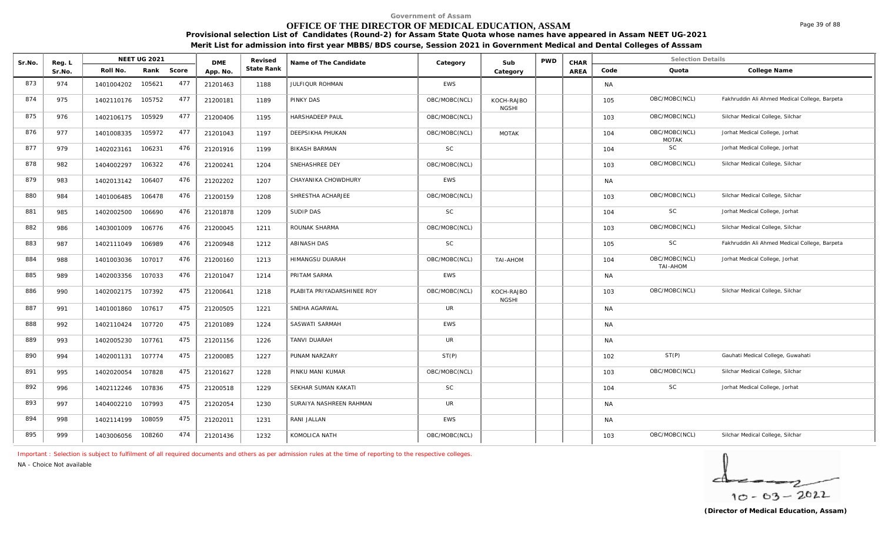Government of Assam

# OFFICE OF THE DIRECTOR OF MEDICAL EDUCATION, ASSAM

**Provisional selection List of Candidates (Round-2) for Assam State Quota whose names have appeared in Assam NEET UG-2021**

**Merit List for admission into first year MBBS/BDS course, Session 2021 in Government Medical and Dental Colleges of Asssam**

| Sr.No. | Reg. L Sr.No. | NEET UG 2021 Roll No. | Rank | Score | DME App. No. | Revised State Rank | Name of The Candidate | Category | Sub Category | PWD | CHAR AREA | Code | Quota | College Name |
|---|---|---|---|---|---|---|---|---|---|---|---|---|---|---|
| 873 | 974 | 1401004202 | 105621 | 477 | 21201463 | 1188 | JULFIQUR ROHMAN | EWS | | | | NA | | |
| 874 | 975 | 1402110176 | 105752 | 477 | 21200181 | 1189 | PINKY DAS | OBC/MOBC(NCL) | KOCH-RAJBO NGSHI | | | 105 | OBC/MOBC(NCL) | Fakhruddin Ali Ahmed Medical College, Barpeta |
| 875 | 976 | 1402106175 | 105929 | 477 | 21200406 | 1195 | HARSHADEEP PAUL | OBC/MOBC(NCL) | | | | 103 | OBC/MOBC(NCL) | Silchar Medical College, Silchar |
| 876 | 977 | 1401008335 | 105972 | 477 | 21201043 | 1197 | DEEPSIKHA PHUKAN | OBC/MOBC(NCL) | MOTAK | | | 104 | OBC/MOBC(NCL) MOTAK | Jorhat Medical College, Jorhat |
| 877 | 979 | 1402023161 | 106231 | 476 | 21201916 | 1199 | BIKASH BARMAN | SC | | | | 104 | SC | Jorhat Medical College, Jorhat |
| 878 | 982 | 1404002297 | 106322 | 476 | 21200241 | 1204 | SNEHASHREE DEY | OBC/MOBC(NCL) | | | | 103 | OBC/MOBC(NCL) | Silchar Medical College, Silchar |
| 879 | 983 | 1402013142 | 106407 | 476 | 21202202 | 1207 | CHAYANIKA CHOWDHURY | EWS | | | | NA | | |
| 880 | 984 | 1401006485 | 106478 | 476 | 21200159 | 1208 | SHRESTHA ACHARJEE | OBC/MOBC(NCL) | | | | 103 | OBC/MOBC(NCL) | Silchar Medical College, Silchar |
| 881 | 985 | 1402002500 | 106690 | 476 | 21201878 | 1209 | SUDIP DAS | SC | | | | 104 | SC | Jorhat Medical College, Jorhat |
| 882 | 986 | 1403001009 | 106776 | 476 | 21200045 | 1211 | ROUNAK SHARMA | OBC/MOBC(NCL) | | | | 103 | OBC/MOBC(NCL) | Silchar Medical College, Silchar |
| 883 | 987 | 1402111049 | 106989 | 476 | 21200948 | 1212 | ABINASH DAS | SC | | | | 105 | SC | Fakhruddin Ali Ahmed Medical College, Barpeta |
| 884 | 988 | 1401003036 | 107017 | 476 | 21200160 | 1213 | HIMANGSU DUARAH | OBC/MOBC(NCL) | TAI-AHOM | | | 104 | OBC/MOBC(NCL) TAI-AHOM | Jorhat Medical College, Jorhat |
| 885 | 989 | 1402003356 | 107033 | 476 | 21201047 | 1214 | PRITAM SARMA | EWS | | | | NA | | |
| 886 | 990 | 1402002175 | 107392 | 475 | 21200641 | 1218 | PLABITA PRIYADARSHINEE ROY | OBC/MOBC(NCL) | KOCH-RAJBO NGSHI | | | 103 | OBC/MOBC(NCL) | Silchar Medical College, Silchar |
| 887 | 991 | 1401001860 | 107617 | 475 | 21200505 | 1221 | SNEHA AGARWAL | UR | | | | NA | | |
| 888 | 992 | 1402110424 | 107720 | 475 | 21201089 | 1224 | SASWATI SARMAH | EWS | | | | NA | | |
| 889 | 993 | 1402005230 | 107761 | 475 | 21201156 | 1226 | TANVI DUARAH | UR | | | | NA | | |
| 890 | 994 | 1402001131 | 107774 | 475 | 21200085 | 1227 | PUNAM NARZARY | ST(P) | | | | 102 | ST(P) | Gauhati Medical College, Guwahati |
| 891 | 995 | 1402020054 | 107828 | 475 | 21201627 | 1228 | PINKU MANI KUMAR | OBC/MOBC(NCL) | | | | 103 | OBC/MOBC(NCL) | Silchar Medical College, Silchar |
| 892 | 996 | 1402112246 | 107836 | 475 | 21200518 | 1229 | SEKHAR SUMAN KAKATI | SC | | | | 104 | SC | Jorhat Medical College, Jorhat |
| 893 | 997 | 1404002210 | 107993 | 475 | 21202054 | 1230 | SURAIYA NASHREEN RAHMAN | UR | | | | NA | | |
| 894 | 998 | 1402114199 | 108059 | 475 | 21202011 | 1231 | RANI JALLAN | EWS | | | | NA | | |
| 895 | 999 | 1403006056 | 108260 | 474 | 21201436 | 1232 | KOMOLICA NATH | OBC/MOBC(NCL) | | | | 103 | OBC/MOBC(NCL) | Silchar Medical College, Silchar |

Important : Selection is subject to fulfilment of all required documents and others as per admission rules at the time of reporting to the respective colleges.

NA - Choice Not available

10-03-2022

**(Director of Medical Education, Assam)**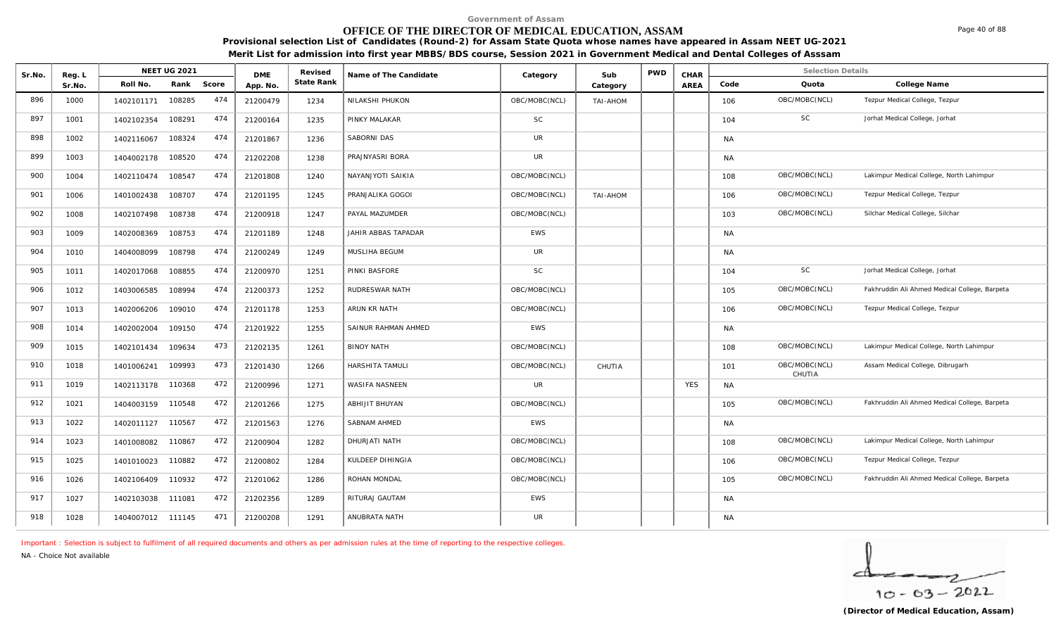Government of Assam

# OFFICE OF THE DIRECTOR OF MEDICAL EDUCATION, ASSAM

**Provisional selection List of Candidates (Round-2) for Assam State Quota whose names have appeared in Assam NEET UG-2021**

**Merit List for admission into first year MBBS/BDS course, Session 2021 in Government Medical and Dental Colleges of Asssam**

| Sr.No. | Reg. L Sr.No. | NEET UG 2021 Roll No. | Rank | Score | DME App. No. | Revised State Rank | Name of The Candidate | Category | Sub Category | PWD | CHAR AREA | Code | Quota | College Name |
|---|---|---|---|---|---|---|---|---|---|---|---|---|---|---|
| 896 | 1000 | 1402101171 | 108285 | 474 | 21200479 | 1234 | NILAKSHI PHUKON | OBC/MOBC(NCL) | TAI-AHOM | | | 106 | OBC/MOBC(NCL) | Tezpur Medical College, Tezpur |
| 897 | 1001 | 1402102354 | 108291 | 474 | 21200164 | 1235 | PINKY MALAKAR | SC | | | | 104 | SC | Jorhat Medical College, Jorhat |
| 898 | 1002 | 1402116067 | 108324 | 474 | 21201867 | 1236 | SABORNI DAS | UR | | | | NA | | |
| 899 | 1003 | 1404002178 | 108520 | 474 | 21202208 | 1238 | PRAJNYASRI BORA | UR | | | | NA | | |
| 900 | 1004 | 1402110474 | 108547 | 474 | 21201808 | 1240 | NAYANJYOTI SAIKIA | OBC/MOBC(NCL) | | | | 108 | OBC/MOBC(NCL) | Lakimpur Medical College, North Lahimpur |
| 901 | 1006 | 1401002438 | 108707 | 474 | 21201195 | 1245 | PRANJALIKA GOGOI | OBC/MOBC(NCL) | TAI-AHOM | | | 106 | OBC/MOBC(NCL) | Tezpur Medical College, Tezpur |
| 902 | 1008 | 1402107498 | 108738 | 474 | 21200918 | 1247 | PAYAL MAZUMDER | OBC/MOBC(NCL) | | | | 103 | OBC/MOBC(NCL) | Silchar Medical College, Silchar |
| 903 | 1009 | 1402008369 | 108753 | 474 | 21201189 | 1248 | JAHIR ABBAS TAPADAR | EWS | | | | NA | | |
| 904 | 1010 | 1404008099 | 108798 | 474 | 21200249 | 1249 | MUSLIHA BEGUM | UR | | | | NA | | |
| 905 | 1011 | 1402017068 | 108855 | 474 | 21200970 | 1251 | PINKI BASFORE | SC | | | | 104 | SC | Jorhat Medical College, Jorhat |
| 906 | 1012 | 1403006585 | 108994 | 474 | 21200373 | 1252 | RUDRESWAR NATH | OBC/MOBC(NCL) | | | | 105 | OBC/MOBC(NCL) | Fakhruddin Ali Ahmed Medical College, Barpeta |
| 907 | 1013 | 1402006206 | 109010 | 474 | 21201178 | 1253 | ARUN KR NATH | OBC/MOBC(NCL) | | | | 106 | OBC/MOBC(NCL) | Tezpur Medical College, Tezpur |
| 908 | 1014 | 1402002004 | 109150 | 474 | 21201922 | 1255 | SAINUR RAHMAN AHMED | EWS | | | | NA | | |
| 909 | 1015 | 1402101434 | 109634 | 473 | 21202135 | 1261 | BINOY NATH | OBC/MOBC(NCL) | | | | 108 | OBC/MOBC(NCL) | Lakimpur Medical College, North Lahimpur |
| 910 | 1018 | 1401006241 | 109993 | 473 | 21201430 | 1266 | HARSHITA TAMULI | OBC/MOBC(NCL) | CHUTIA | | | 101 | OBC/MOBC(NCL) CHUTIA | Assam Medical College, Dibrugarh |
| 911 | 1019 | 1402113178 | 110368 | 472 | 21200996 | 1271 | WASIFA NASNEEN | UR | | | YES | NA | | |
| 912 | 1021 | 1404003159 | 110548 | 472 | 21201266 | 1275 | ABHIJIT BHUYAN | OBC/MOBC(NCL) | | | | 105 | OBC/MOBC(NCL) | Fakhruddin Ali Ahmed Medical College, Barpeta |
| 913 | 1022 | 1402011127 | 110567 | 472 | 21201563 | 1276 | SABNAM AHMED | EWS | | | | NA | | |
| 914 | 1023 | 1401008082 | 110867 | 472 | 21200904 | 1282 | DHURJATI NATH | OBC/MOBC(NCL) | | | | 108 | OBC/MOBC(NCL) | Lakimpur Medical College, North Lahimpur |
| 915 | 1025 | 1401010023 | 110882 | 472 | 21200802 | 1284 | KULDEEP DIHINGIA | OBC/MOBC(NCL) | | | | 106 | OBC/MOBC(NCL) | Tezpur Medical College, Tezpur |
| 916 | 1026 | 1402106409 | 110932 | 472 | 21201062 | 1286 | ROHAN MONDAL | OBC/MOBC(NCL) | | | | 105 | OBC/MOBC(NCL) | Fakhruddin Ali Ahmed Medical College, Barpeta |
| 917 | 1027 | 1402103038 | 111081 | 472 | 21202356 | 1289 | RITURAJ GAUTAM | EWS | | | | NA | | |
| 918 | 1028 | 1404007012 | 111145 | 471 | 21200208 | 1291 | ANUBRATA NATH | UR | | | | NA | | |

Important : Selection is subject to fulfilment of all required documents and others as per admission rules at the time of reporting to the respective colleges.

NA - Choice Not available

10-03-2022

**(Director of Medical Education, Assam)**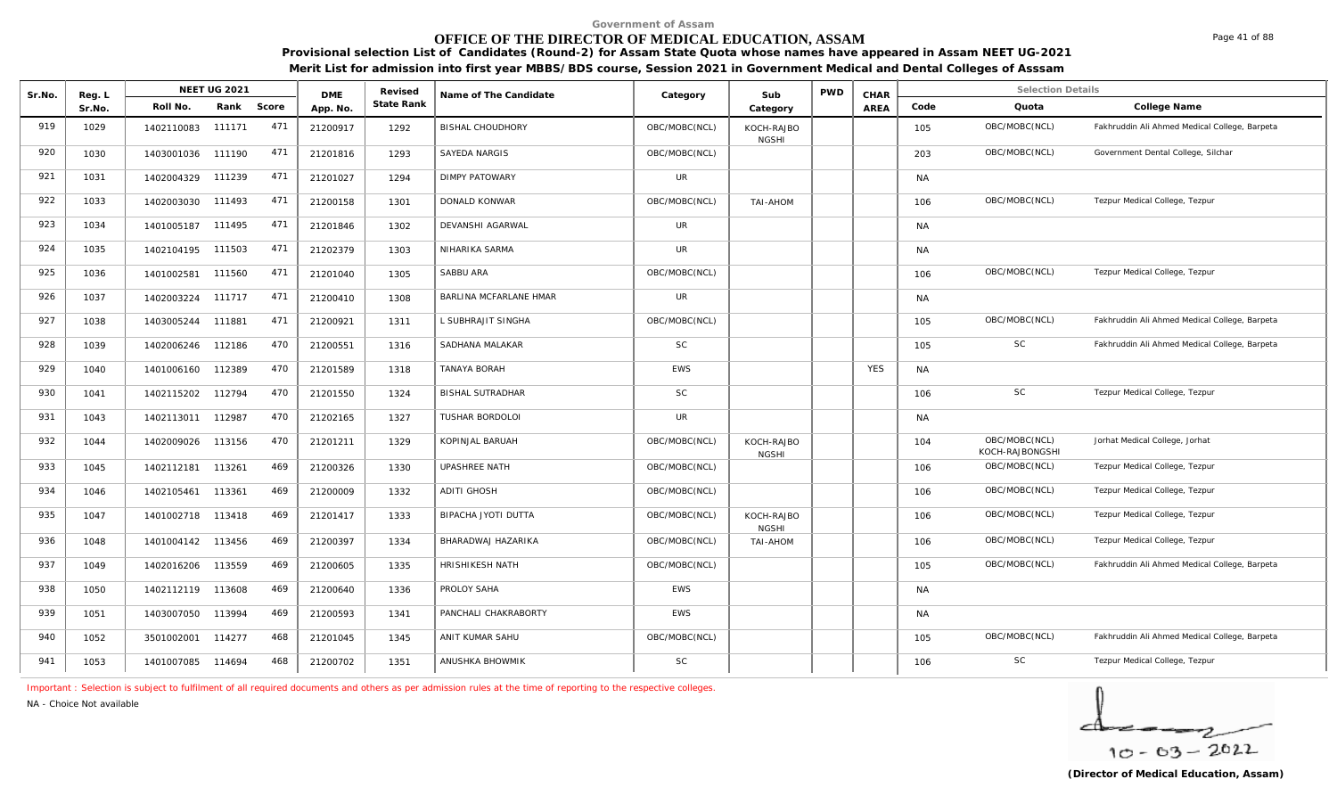Government of Assam

# OFFICE OF THE DIRECTOR OF MEDICAL EDUCATION, ASSAM

**Provisional selection List of Candidates (Round-2) for Assam State Quota whose names have appeared in Assam NEET UG-2021**

**Merit List for admission into first year MBBS/BDS course, Session 2021 in Government Medical and Dental Colleges of Asssam**

| Sr.No. | Reg. L Sr.No. | NEET UG 2021 Roll No. | Rank | Score | DME App. No. | Revised State Rank | Name of The Candidate | Category | Sub Category | PWD | CHAR AREA | Code | Quota | College Name |
|---|---|---|---|---|---|---|---|---|---|---|---|---|---|---|
| 919 | 1029 | 1402110083 | 111171 | 471 | 21200917 | 1292 | BISHAL CHOUDHORY | OBC/MOBC(NCL) | KOCH-RAJBONGSHI | | | 105 | OBC/MOBC(NCL) | Fakhruddin Ali Ahmed Medical College, Barpeta |
| 920 | 1030 | 1403001036 | 111190 | 471 | 21201816 | 1293 | SAYEDA NARGIS | OBC/MOBC(NCL) | | | | 203 | OBC/MOBC(NCL) | Government Dental College, Silchar |
| 921 | 1031 | 1402004329 | 111239 | 471 | 21201027 | 1294 | DIMPY PATOWARY | UR | | | | NA | | |
| 922 | 1033 | 1402003030 | 111493 | 471 | 21200158 | 1301 | DONALD KONWAR | OBC/MOBC(NCL) | TAI-AHOM | | | 106 | OBC/MOBC(NCL) | Tezpur Medical College, Tezpur |
| 923 | 1034 | 1401005187 | 111495 | 471 | 21201846 | 1302 | DEVANSHI AGARWAL | UR | | | | NA | | |
| 924 | 1035 | 1402104195 | 111503 | 471 | 21202379 | 1303 | NIHARIKA SARMA | UR | | | | NA | | |
| 925 | 1036 | 1401002581 | 111560 | 471 | 21201040 | 1305 | SABBU ARA | OBC/MOBC(NCL) | | | | 106 | OBC/MOBC(NCL) | Tezpur Medical College, Tezpur |
| 926 | 1037 | 1402003224 | 111717 | 471 | 21200410 | 1308 | BARLINA MCFARLANE HMAR | UR | | | | NA | | |
| 927 | 1038 | 1403005244 | 111881 | 471 | 21200921 | 1311 | L SUBHRAJIT SINGHA | OBC/MOBC(NCL) | | | | 105 | OBC/MOBC(NCL) | Fakhruddin Ali Ahmed Medical College, Barpeta |
| 928 | 1039 | 1402006246 | 112186 | 470 | 21200551 | 1316 | SADHANA MALAKAR | SC | | | | 105 | SC | Fakhruddin Ali Ahmed Medical College, Barpeta |
| 929 | 1040 | 1401006160 | 112389 | 470 | 21201589 | 1318 | TANAYA BORAH | EWS | | | YES | NA | | |
| 930 | 1041 | 1402115202 | 112794 | 470 | 21201550 | 1324 | BISHAL SUTRADHAR | SC | | | | 106 | SC | Tezpur Medical College, Tezpur |
| 931 | 1043 | 1402113011 | 112987 | 470 | 21202165 | 1327 | TUSHAR BORDOLOI | UR | | | | NA | | |
| 932 | 1044 | 1402009026 | 113156 | 470 | 21201211 | 1329 | KOPINJAL BARUAH | OBC/MOBC(NCL) | KOCH-RAJBONGSHI | | | 104 | OBC/MOBC(NCL) KOCH-RAJBONGSHI | Jorhat Medical College, Jorhat |
| 933 | 1045 | 1402112181 | 113261 | 469 | 21200326 | 1330 | UPASHREE NATH | OBC/MOBC(NCL) | | | | 106 | OBC/MOBC(NCL) | Tezpur Medical College, Tezpur |
| 934 | 1046 | 1402105461 | 113361 | 469 | 21200009 | 1332 | ADITI GHOSH | OBC/MOBC(NCL) | | | | 106 | OBC/MOBC(NCL) | Tezpur Medical College, Tezpur |
| 935 | 1047 | 1401002718 | 113418 | 469 | 21201417 | 1333 | BIPACHA JYOTI DUTTA | OBC/MOBC(NCL) | KOCH-RAJBONGSHI | | | 106 | OBC/MOBC(NCL) | Tezpur Medical College, Tezpur |
| 936 | 1048 | 1401004142 | 113456 | 469 | 21200397 | 1334 | BHARADWAJ HAZARIKA | OBC/MOBC(NCL) | TAI-AHOM | | | 106 | OBC/MOBC(NCL) | Tezpur Medical College, Tezpur |
| 937 | 1049 | 1402016206 | 113559 | 469 | 21200605 | 1335 | HRISHIKESH NATH | OBC/MOBC(NCL) | | | | 105 | OBC/MOBC(NCL) | Fakhruddin Ali Ahmed Medical College, Barpeta |
| 938 | 1050 | 1402112119 | 113608 | 469 | 21200640 | 1336 | PROLOY SAHA | EWS | | | | NA | | |
| 939 | 1051 | 1403007050 | 113994 | 469 | 21200593 | 1341 | PANCHALI CHAKRABORTY | EWS | | | | NA | | |
| 940 | 1052 | 3501002001 | 114277 | 468 | 21201045 | 1345 | ANIT KUMAR SAHU | OBC/MOBC(NCL) | | | | 105 | OBC/MOBC(NCL) | Fakhruddin Ali Ahmed Medical College, Barpeta |
| 941 | 1053 | 1401007085 | 114694 | 468 | 21200702 | 1351 | ANUSHKA BHOWMIK | SC | | | | 106 | SC | Tezpur Medical College, Tezpur |

Important : Selection is subject to fulfilment of all required documents and others as per admission rules at the time of reporting to the respective colleges.

NA - Choice Not available

10-03-2022

**(Director of Medical Education, Assam)**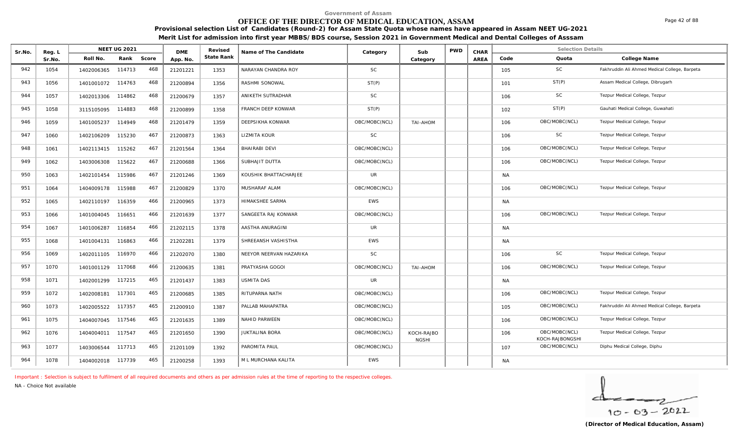Government of Assam

# OFFICE OF THE DIRECTOR OF MEDICAL EDUCATION, ASSAM

**Provisional selection List of Candidates (Round-2) for Assam State Quota whose names have appeared in Assam NEET UG-2021**

**Merit List for admission into first year MBBS/BDS course, Session 2021 in Government Medical and Dental Colleges of Asssam**

| Sr.No. | Reg. L Sr.No. | NEET UG 2021 Roll No. | Rank | Score | DME App. No. | Revised State Rank | Name of The Candidate | Category | Sub Category | PWD | CHAR AREA | Code | Quota | College Name |
|---|---|---|---|---|---|---|---|---|---|---|---|---|---|---|
| 942 | 1054 | 1402006365 | 114713 | 468 | 21201221 | 1353 | NARAYAN CHANDRA ROY | SC | | | | 105 | SC | Fakhruddin Ali Ahmed Medical College, Barpeta |
| 943 | 1056 | 1401001072 | 114763 | 468 | 21200894 | 1356 | RASHMI SONOWAL | ST(P) | | | | 101 | ST(P) | Assam Medical College, Dibrugarh |
| 944 | 1057 | 1402013306 | 114862 | 468 | 21200679 | 1357 | ANIKETH SUTRADHAR | SC | | | | 106 | SC | Tezpur Medical College, Tezpur |
| 945 | 1058 | 3115105095 | 114883 | 468 | 21200899 | 1358 | FRANCH DEEP KONWAR | ST(P) | | | | 102 | ST(P) | Gauhati Medical College, Guwahati |
| 946 | 1059 | 1401005237 | 114949 | 468 | 21201479 | 1359 | DEEPSIKHA KONWAR | OBC/MOBC(NCL) | TAI-AHOM | | | 106 | OBC/MOBC(NCL) | Tezpur Medical College, Tezpur |
| 947 | 1060 | 1402106209 | 115230 | 467 | 21200873 | 1363 | LIZMITA KOUR | SC | | | | 106 | SC | Tezpur Medical College, Tezpur |
| 948 | 1061 | 1402113415 | 115262 | 467 | 21201564 | 1364 | BHAIRABI DEVI | OBC/MOBC(NCL) | | | | 106 | OBC/MOBC(NCL) | Tezpur Medical College, Tezpur |
| 949 | 1062 | 1403006308 | 115622 | 467 | 21200688 | 1366 | SUBHAJIT DUTTA | OBC/MOBC(NCL) | | | | 106 | OBC/MOBC(NCL) | Tezpur Medical College, Tezpur |
| 950 | 1063 | 1402101454 | 115986 | 467 | 21201246 | 1369 | KOUSHIK BHATTACHARJEE | UR | | | | NA | | |
| 951 | 1064 | 1404009178 | 115988 | 467 | 21200829 | 1370 | MUSHARAF ALAM | OBC/MOBC(NCL) | | | | 106 | OBC/MOBC(NCL) | Tezpur Medical College, Tezpur |
| 952 | 1065 | 1402110197 | 116359 | 466 | 21200965 | 1373 | HIMAKSHEE SARMA | EWS | | | | NA | | |
| 953 | 1066 | 1401004045 | 116651 | 466 | 21201639 | 1377 | SANGEETA RAJ KONWAR | OBC/MOBC(NCL) | | | | 106 | OBC/MOBC(NCL) | Tezpur Medical College, Tezpur |
| 954 | 1067 | 1401006287 | 116854 | 466 | 21202115 | 1378 | AASTHA ANURAGINI | UR | | | | NA | | |
| 955 | 1068 | 1401004131 | 116863 | 466 | 21202281 | 1379 | SHREEANSH VASHISTHA | EWS | | | | NA | | |
| 956 | 1069 | 1402011105 | 116970 | 466 | 21202070 | 1380 | NEEYOR NEERVAN HAZARIKA | SC | | | | 106 | SC | Tezpur Medical College, Tezpur |
| 957 | 1070 | 1401001129 | 117068 | 466 | 21200635 | 1381 | PRATYASHA GOGOI | OBC/MOBC(NCL) | TAI-AHOM | | | 106 | OBC/MOBC(NCL) | Tezpur Medical College, Tezpur |
| 958 | 1071 | 1402001299 | 117215 | 465 | 21201437 | 1383 | USMITA DAS | UR | | | | NA | | |
| 959 | 1072 | 1402008181 | 117301 | 465 | 21200685 | 1385 | RITUPARNA NATH | OBC/MOBC(NCL) | | | | 106 | OBC/MOBC(NCL) | Tezpur Medical College, Tezpur |
| 960 | 1073 | 1402005522 | 117357 | 465 | 21200910 | 1387 | PALLAB MAHAPATRA | OBC/MOBC(NCL) | | | | 105 | OBC/MOBC(NCL) | Fakhruddin Ali Ahmed Medical College, Barpeta |
| 961 | 1075 | 1404007045 | 117546 | 465 | 21201635 | 1389 | NAHID PARWEEN | OBC/MOBC(NCL) | | | | 106 | OBC/MOBC(NCL) | Tezpur Medical College, Tezpur |
| 962 | 1076 | 1404004011 | 117547 | 465 | 21201650 | 1390 | JUKTALINA BORA | OBC/MOBC(NCL) | KOCH-RAJBONGSHI | | | 106 | OBC/MOBC(NCL) KOCH-RAJBONGSHI | Tezpur Medical College, Tezpur |
| 963 | 1077 | 1403006544 | 117713 | 465 | 21201109 | 1392 | PAROMITA PAUL | OBC/MOBC(NCL) | | | | 107 | OBC/MOBC(NCL) | Diphu Medical College, Diphu |
| 964 | 1078 | 1404002018 | 117739 | 465 | 21200258 | 1393 | M L MURCHANA KALITA | EWS | | | | NA | | |

Important : Selection is subject to fulfilment of all required documents and others as per admission rules at the time of reporting to the respective colleges.

NA - Choice Not available

10-03-2022

**(Director of Medical Education, Assam)**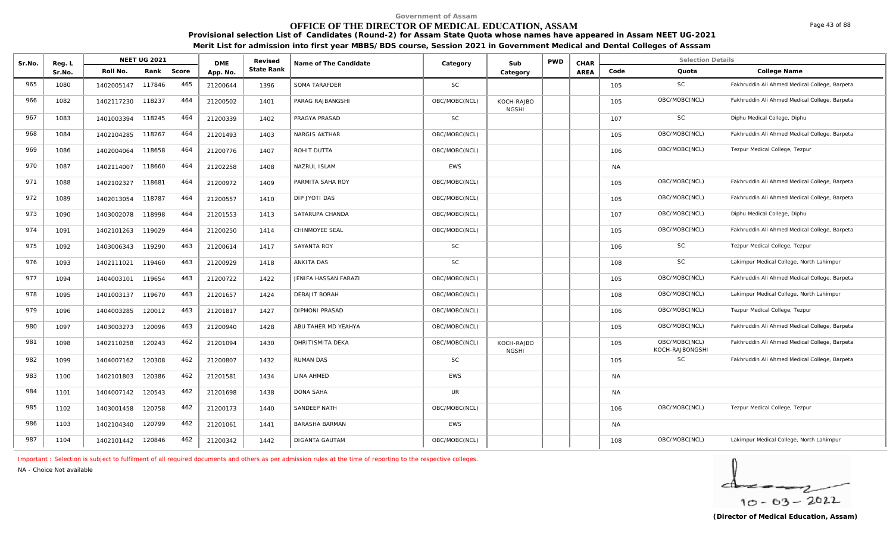Government of Assam

# OFFICE OF THE DIRECTOR OF MEDICAL EDUCATION, ASSAM

**Provisional selection List of Candidates (Round-2) for Assam State Quota whose names have appeared in Assam NEET UG-2021**

**Merit List for admission into first year MBBS/BDS course, Session 2021 in Government Medical and Dental Colleges of Asssam**

| Sr.No. | Reg. L Sr.No. | NEET UG 2021 Roll No. | Rank | Score | DME App. No. | Revised State Rank | Name of The Candidate | Category | Sub Category | PWD | CHAR AREA | Code | Quota | College Name |
|---|---|---|---|---|---|---|---|---|---|---|---|---|---|---|
| 965 | 1080 | 1402005147 | 117846 | 465 | 21200644 | 1396 | SOMA TARAFDER | SC | | | | 105 | SC | Fakhruddin Ali Ahmed Medical College, Barpeta |
| 966 | 1082 | 1402117230 | 118237 | 464 | 21200502 | 1401 | PARAG RAJBANGSHI | OBC/MOBC(NCL) | KOCH-RAJBONGSHI | | | 105 | OBC/MOBC(NCL) | Fakhruddin Ali Ahmed Medical College, Barpeta |
| 967 | 1083 | 1401003394 | 118245 | 464 | 21200339 | 1402 | PRAGYA PRASAD | SC | | | | 107 | SC | Diphu Medical College, Diphu |
| 968 | 1084 | 1402104285 | 118267 | 464 | 21201493 | 1403 | NARGIS AKTHAR | OBC/MOBC(NCL) | | | | 105 | OBC/MOBC(NCL) | Fakhruddin Ali Ahmed Medical College, Barpeta |
| 969 | 1086 | 1402004064 | 118658 | 464 | 21200776 | 1407 | ROHIT DUTTA | OBC/MOBC(NCL) | | | | 106 | OBC/MOBC(NCL) | Tezpur Medical College, Tezpur |
| 970 | 1087 | 1402114007 | 118660 | 464 | 21202258 | 1408 | NAZRUL ISLAM | EWS | | | | NA | | |
| 971 | 1088 | 1402102327 | 118681 | 464 | 21200972 | 1409 | PARMITA SAHA ROY | OBC/MOBC(NCL) | | | | 105 | OBC/MOBC(NCL) | Fakhruddin Ali Ahmed Medical College, Barpeta |
| 972 | 1089 | 1402013054 | 118787 | 464 | 21200557 | 1410 | DIP JYOTI DAS | OBC/MOBC(NCL) | | | | 105 | OBC/MOBC(NCL) | Fakhruddin Ali Ahmed Medical College, Barpeta |
| 973 | 1090 | 1403002078 | 118998 | 464 | 21201553 | 1413 | SATARUPA CHANDA | OBC/MOBC(NCL) | | | | 107 | OBC/MOBC(NCL) | Diphu Medical College, Diphu |
| 974 | 1091 | 1402101263 | 119029 | 464 | 21200250 | 1414 | CHINMOYEE SEAL | OBC/MOBC(NCL) | | | | 105 | OBC/MOBC(NCL) | Fakhruddin Ali Ahmed Medical College, Barpeta |
| 975 | 1092 | 1403006343 | 119290 | 463 | 21200614 | 1417 | SAYANTA ROY | SC | | | | 106 | SC | Tezpur Medical College, Tezpur |
| 976 | 1093 | 1402111021 | 119460 | 463 | 21200929 | 1418 | ANKITA DAS | SC | | | | 108 | SC | Lakimpur Medical College, North Lahimpur |
| 977 | 1094 | 1404003101 | 119654 | 463 | 21200722 | 1422 | JENIFA HASSAN FARAZI | OBC/MOBC(NCL) | | | | 105 | OBC/MOBC(NCL) | Fakhruddin Ali Ahmed Medical College, Barpeta |
| 978 | 1095 | 1401003137 | 119670 | 463 | 21201657 | 1424 | DEBAJIT BORAH | OBC/MOBC(NCL) | | | | 108 | OBC/MOBC(NCL) | Lakimpur Medical College, North Lahimpur |
| 979 | 1096 | 1404003285 | 120012 | 463 | 21201817 | 1427 | DIPMONI PRASAD | OBC/MOBC(NCL) | | | | 106 | OBC/MOBC(NCL) | Tezpur Medical College, Tezpur |
| 980 | 1097 | 1403003273 | 120096 | 463 | 21200940 | 1428 | ABU TAHER MD YEAHYA | OBC/MOBC(NCL) | | | | 105 | OBC/MOBC(NCL) | Fakhruddin Ali Ahmed Medical College, Barpeta |
| 981 | 1098 | 1402110258 | 120243 | 462 | 21201094 | 1430 | DHRITISMITA DEKA | OBC/MOBC(NCL) | KOCH-RAJBONGSHI | | | 105 | OBC/MOBC(NCL) KOCH-RAJBONGSHI | Fakhruddin Ali Ahmed Medical College, Barpeta |
| 982 | 1099 | 1404007162 | 120308 | 462 | 21200807 | 1432 | RUMAN DAS | SC | | | | 105 | SC | Fakhruddin Ali Ahmed Medical College, Barpeta |
| 983 | 1100 | 1402101803 | 120386 | 462 | 21201581 | 1434 | LINA AHMED | EWS | | | | NA | | |
| 984 | 1101 | 1404007142 | 120543 | 462 | 21201698 | 1438 | DONA SAHA | UR | | | | NA | | |
| 985 | 1102 | 1403001458 | 120758 | 462 | 21200173 | 1440 | SANDEEP NATH | OBC/MOBC(NCL) | | | | 106 | OBC/MOBC(NCL) | Tezpur Medical College, Tezpur |
| 986 | 1103 | 1402104340 | 120799 | 462 | 21201061 | 1441 | BARASHA BARMAN | EWS | | | | NA | | |
| 987 | 1104 | 1402101442 | 120846 | 462 | 21200342 | 1442 | DIGANTA GAUTAM | OBC/MOBC(NCL) | | | | 108 | OBC/MOBC(NCL) | Lakimpur Medical College, North Lahimpur |

Important : Selection is subject to fulfilment of all required documents and others as per admission rules at the time of reporting to the respective colleges.

NA - Choice Not available

10-03-2022

**(Director of Medical Education, Assam)**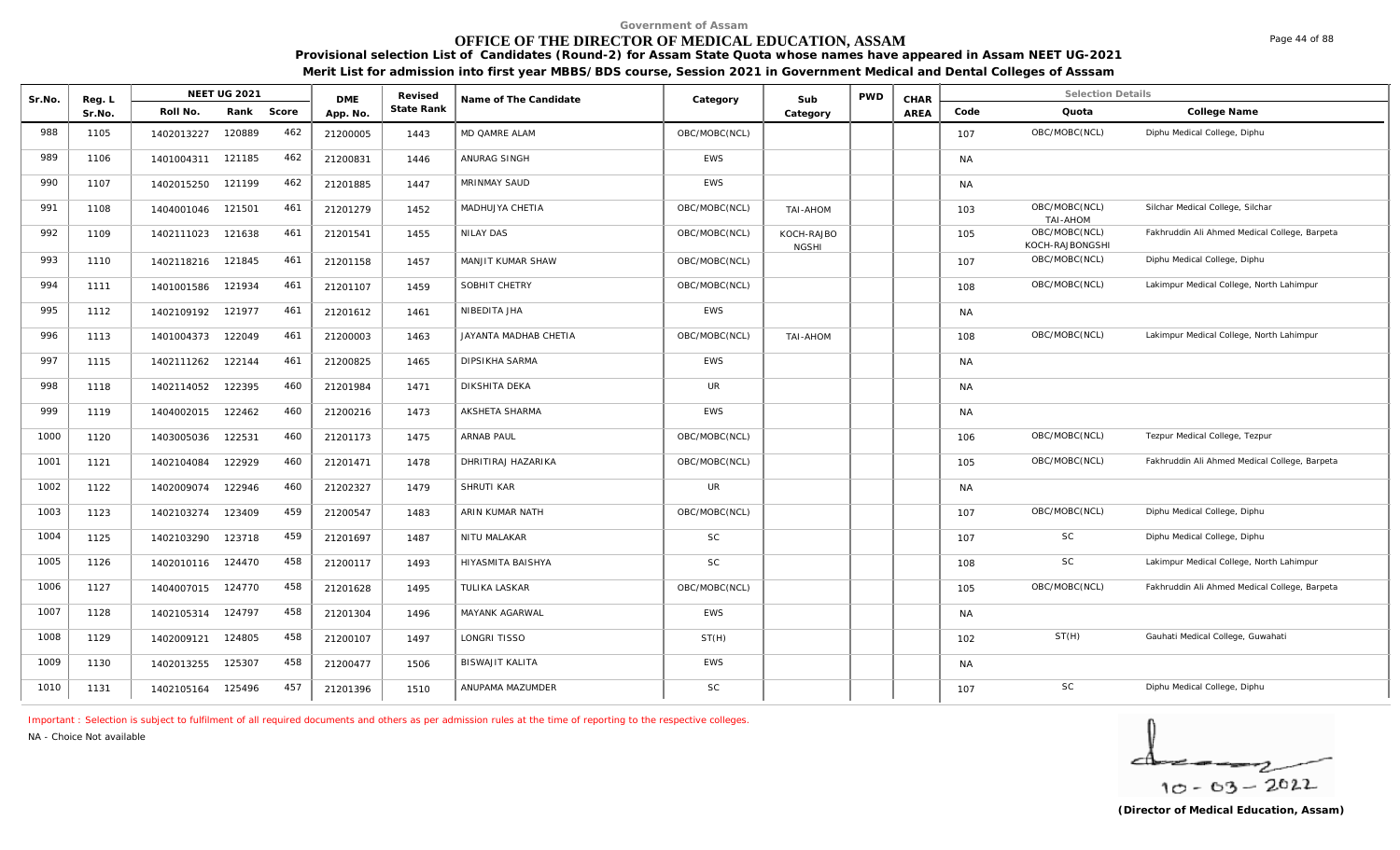Government of Assam

# OFFICE OF THE DIRECTOR OF MEDICAL EDUCATION, ASSAM

**Provisional selection List of Candidates (Round-2) for Assam State Quota whose names have appeared in Assam NEET UG-2021**

**Merit List for admission into first year MBBS/BDS course, Session 2021 in Government Medical and Dental Colleges of Asssam**

| Sr.No. | Reg. L Sr.No. | NEET UG 2021 Roll No. | Rank | Score | DME App. No. | Revised State Rank | Name of The Candidate | Category | Sub Category | PWD | CHAR AREA | Code | Quota | College Name |
|---|---|---|---|---|---|---|---|---|---|---|---|---|---|---|
| 988 | 1105 | 1402013227 | 120889 | 462 | 21200005 | 1443 | MD QAMRE ALAM | OBC/MOBC(NCL) | | | | 107 | OBC/MOBC(NCL) | Diphu Medical College, Diphu |
| 989 | 1106 | 1401004311 | 121185 | 462 | 21200831 | 1446 | ANURAG SINGH | EWS | | | | NA | | |
| 990 | 1107 | 1402015250 | 121199 | 462 | 21201885 | 1447 | MRINMAY SAUD | EWS | | | | NA | | |
| 991 | 1108 | 1404001046 | 121501 | 461 | 21201279 | 1452 | MADHUJYA CHETIA | OBC/MOBC(NCL) | TAI-AHOM | | | 103 | OBC/MOBC(NCL) TAI-AHOM | Silchar Medical College, Silchar |
| 992 | 1109 | 1402111023 | 121638 | 461 | 21201541 | 1455 | NILAY DAS | OBC/MOBC(NCL) | KOCH-RAJBO NGSHI | | | 105 | OBC/MOBC(NCL) KOCH-RAJBONGSHI | Fakhruddin Ali Ahmed Medical College, Barpeta |
| 993 | 1110 | 1402118216 | 121845 | 461 | 21201158 | 1457 | MANJIT KUMAR SHAW | OBC/MOBC(NCL) | | | | 107 | OBC/MOBC(NCL) | Diphu Medical College, Diphu |
| 994 | 1111 | 1401001586 | 121934 | 461 | 21201107 | 1459 | SOBHIT CHETRY | OBC/MOBC(NCL) | | | | 108 | OBC/MOBC(NCL) | Lakimpur Medical College, North Lahimpur |
| 995 | 1112 | 1402109192 | 121977 | 461 | 21201612 | 1461 | NIBEDITA JHA | EWS | | | | NA | | |
| 996 | 1113 | 1401004373 | 122049 | 461 | 21200003 | 1463 | JAYANTA MADHAB CHETIA | OBC/MOBC(NCL) | TAI-AHOM | | | 108 | OBC/MOBC(NCL) | Lakimpur Medical College, North Lahimpur |
| 997 | 1115 | 1402111262 | 122144 | 461 | 21200825 | 1465 | DIPSIKHA SARMA | EWS | | | | NA | | |
| 998 | 1118 | 1402114052 | 122395 | 460 | 21201984 | 1471 | DIKSHITA DEKA | UR | | | | NA | | |
| 999 | 1119 | 1404002015 | 122462 | 460 | 21200216 | 1473 | AKSHETA SHARMA | EWS | | | | NA | | |
| 1000 | 1120 | 1403005036 | 122531 | 460 | 21201173 | 1475 | ARNAB PAUL | OBC/MOBC(NCL) | | | | 106 | OBC/MOBC(NCL) | Tezpur Medical College, Tezpur |
| 1001 | 1121 | 1402104084 | 122929 | 460 | 21201471 | 1478 | DHRITIRAJ HAZARIKA | OBC/MOBC(NCL) | | | | 105 | OBC/MOBC(NCL) | Fakhruddin Ali Ahmed Medical College, Barpeta |
| 1002 | 1122 | 1402009074 | 122946 | 460 | 21202327 | 1479 | SHRUTI KAR | UR | | | | NA | | |
| 1003 | 1123 | 1402103274 | 123409 | 459 | 21200547 | 1483 | ARIN KUMAR NATH | OBC/MOBC(NCL) | | | | 107 | OBC/MOBC(NCL) | Diphu Medical College, Diphu |
| 1004 | 1125 | 1402103290 | 123718 | 459 | 21201697 | 1487 | NITU MALAKAR | SC | | | | 107 | SC | Diphu Medical College, Diphu |
| 1005 | 1126 | 1402010116 | 124470 | 458 | 21200117 | 1493 | HIYASMITA BAISHYA | SC | | | | 108 | SC | Lakimpur Medical College, North Lahimpur |
| 1006 | 1127 | 1404007015 | 124770 | 458 | 21201628 | 1495 | TULIKA LASKAR | OBC/MOBC(NCL) | | | | 105 | OBC/MOBC(NCL) | Fakhruddin Ali Ahmed Medical College, Barpeta |
| 1007 | 1128 | 1402105314 | 124797 | 458 | 21201304 | 1496 | MAYANK AGARWAL | EWS | | | | NA | | |
| 1008 | 1129 | 1402009121 | 124805 | 458 | 21200107 | 1497 | LONGRI TISSO | ST(H) | | | | 102 | ST(H) | Gauhati Medical College, Guwahati |
| 1009 | 1130 | 1402013255 | 125307 | 458 | 21200477 | 1506 | BISWAJIT KALITA | EWS | | | | NA | | |
| 1010 | 1131 | 1402105164 | 125496 | 457 | 21201396 | 1510 | ANUPAMA MAZUMDER | SC | | | | 107 | SC | Diphu Medical College, Diphu |

Important : Selection is subject to fulfilment of all required documents and others as per admission rules at the time of reporting to the respective colleges.

NA - Choice Not available

10 - 03 - 2022

**(Director of Medical Education, Assam)**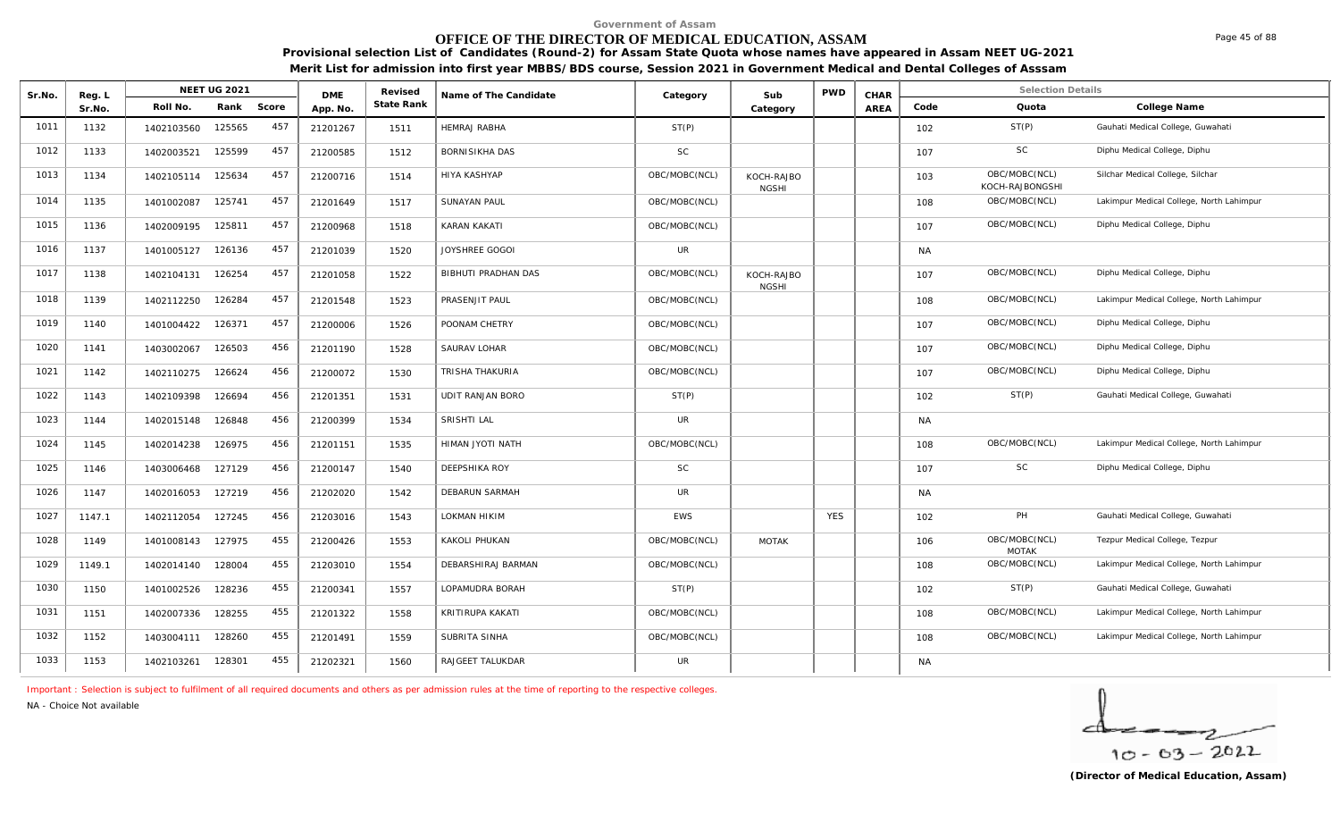Government of Assam

# OFFICE OF THE DIRECTOR OF MEDICAL EDUCATION, ASSAM

**Provisional selection List of Candidates (Round-2) for Assam State Quota whose names have appeared in Assam NEET UG-2021**

**Merit List for admission into first year MBBS/BDS course, Session 2021 in Government Medical and Dental Colleges of Asssam**

| Sr.No. | Reg. L Sr.No. | NEET UG 2021 Roll No. | Rank | Score | DME App. No. | Revised State Rank | Name of The Candidate | Category | Sub Category | PWD | CHAR AREA | Code | Quota | College Name |
|---|---|---|---|---|---|---|---|---|---|---|---|---|---|---|
| 1011 | 1132 | 1402103560 | 125565 | 457 | 21201267 | 1511 | HEMRAJ RABHA | ST(P) | | | | 102 | ST(P) | Gauhati Medical College, Guwahati |
| 1012 | 1133 | 1402003521 | 125599 | 457 | 21200585 | 1512 | BORNISIKHA DAS | SC | | | | 107 | SC | Diphu Medical College, Diphu |
| 1013 | 1134 | 1402105114 | 125634 | 457 | 21200716 | 1514 | HIYA KASHYAP | OBC/MOBC(NCL) | KOCH-RAJBONGSHI | | | 103 | OBC/MOBC(NCL) KOCH-RAJBONGSHI | Silchar Medical College, Silchar |
| 1014 | 1135 | 1401002087 | 125741 | 457 | 21201649 | 1517 | SUNAYAN PAUL | OBC/MOBC(NCL) | | | | 108 | OBC/MOBC(NCL) | Lakimpur Medical College, North Lahimpur |
| 1015 | 1136 | 1402009195 | 125811 | 457 | 21200968 | 1518 | KARAN KAKATI | OBC/MOBC(NCL) | | | | 107 | OBC/MOBC(NCL) | Diphu Medical College, Diphu |
| 1016 | 1137 | 1401005127 | 126136 | 457 | 21201039 | 1520 | JOYSHREE GOGOI | UR | | | | NA | | |
| 1017 | 1138 | 1402104131 | 126254 | 457 | 21201058 | 1522 | BIBHUTI PRADHAN DAS | OBC/MOBC(NCL) | KOCH-RAJBONGSHI | | | 107 | OBC/MOBC(NCL) | Diphu Medical College, Diphu |
| 1018 | 1139 | 1402112250 | 126284 | 457 | 21201548 | 1523 | PRASENJIT PAUL | OBC/MOBC(NCL) | | | | 108 | OBC/MOBC(NCL) | Lakimpur Medical College, North Lahimpur |
| 1019 | 1140 | 1401004422 | 126371 | 457 | 21200006 | 1526 | POONAM CHETRY | OBC/MOBC(NCL) | | | | 107 | OBC/MOBC(NCL) | Diphu Medical College, Diphu |
| 1020 | 1141 | 1403002067 | 126503 | 456 | 21201190 | 1528 | SAURAV LOHAR | OBC/MOBC(NCL) | | | | 107 | OBC/MOBC(NCL) | Diphu Medical College, Diphu |
| 1021 | 1142 | 1402110275 | 126624 | 456 | 21200072 | 1530 | TRISHA THAKURIA | OBC/MOBC(NCL) | | | | 107 | OBC/MOBC(NCL) | Diphu Medical College, Diphu |
| 1022 | 1143 | 1402109398 | 126694 | 456 | 21201351 | 1531 | UDIT RANJAN BORO | ST(P) | | | | 102 | ST(P) | Gauhati Medical College, Guwahati |
| 1023 | 1144 | 1402015148 | 126848 | 456 | 21200399 | 1534 | SRISHTI LAL | UR | | | | NA | | |
| 1024 | 1145 | 1402014238 | 126975 | 456 | 21201151 | 1535 | HIMAN JYOTI NATH | OBC/MOBC(NCL) | | | | 108 | OBC/MOBC(NCL) | Lakimpur Medical College, North Lahimpur |
| 1025 | 1146 | 1403006468 | 127129 | 456 | 21200147 | 1540 | DEEPSHIKA ROY | SC | | | | 107 | SC | Diphu Medical College, Diphu |
| 1026 | 1147 | 1402016053 | 127219 | 456 | 21202020 | 1542 | DEBARUN SARMAH | UR | | | | NA | | |
| 1027 | 1147.1 | 1402112054 | 127245 | 456 | 21203016 | 1543 | LOKMAN HIKIM | EWS | | YES | | 102 | PH | Gauhati Medical College, Guwahati |
| 1028 | 1149 | 1401008143 | 127975 | 455 | 21200426 | 1553 | KAKOLI PHUKAN | OBC/MOBC(NCL) | MOTAK | | | 106 | OBC/MOBC(NCL) MOTAK | Tezpur Medical College, Tezpur |
| 1029 | 1149.1 | 1402014140 | 128004 | 455 | 21203010 | 1554 | DEBARSHIRAJ BARMAN | OBC/MOBC(NCL) | | | | 108 | OBC/MOBC(NCL) | Lakimpur Medical College, North Lahimpur |
| 1030 | 1150 | 1401002526 | 128236 | 455 | 21200341 | 1557 | LOPAMUDRA BORAH | ST(P) | | | | 102 | ST(P) | Gauhati Medical College, Guwahati |
| 1031 | 1151 | 1402007336 | 128255 | 455 | 21201322 | 1558 | KRITIRUPA KAKATI | OBC/MOBC(NCL) | | | | 108 | OBC/MOBC(NCL) | Lakimpur Medical College, North Lahimpur |
| 1032 | 1152 | 1403004111 | 128260 | 455 | 21201491 | 1559 | SUBRITA SINHA | OBC/MOBC(NCL) | | | | 108 | OBC/MOBC(NCL) | Lakimpur Medical College, North Lahimpur |
| 1033 | 1153 | 1402103261 | 128301 | 455 | 21202321 | 1560 | RAJGEET TALUKDAR | UR | | | | NA | | |

Important : Selection is subject to fulfilment of all required documents and others as per admission rules at the time of reporting to the respective colleges.

NA - Choice Not available

10 - 03 - 2022

**(Director of Medical Education, Assam)**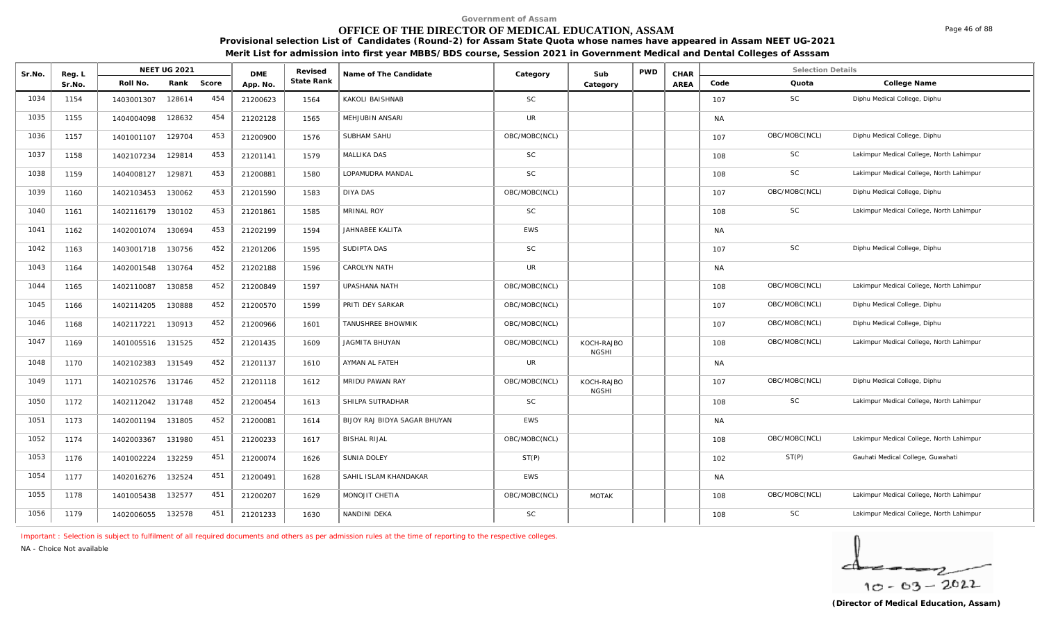Government of Assam

# OFFICE OF THE DIRECTOR OF MEDICAL EDUCATION, ASSAM

**Provisional selection List of Candidates (Round-2) for Assam State Quota whose names have appeared in Assam NEET UG-2021**

**Merit List for admission into first year MBBS/BDS course, Session 2021 in Government Medical and Dental Colleges of Asssam**

| Sr.No. | Reg. L Sr.No. | NEET UG 2021 Roll No. | Rank | Score | DME App. No. | Revised State Rank | Name of The Candidate | Category | Sub Category | PWD | CHAR AREA | Code | Quota | College Name |
|---|---|---|---|---|---|---|---|---|---|---|---|---|---|---|
| 1034 | 1154 | 1403001307 | 128614 | 454 | 21200623 | 1564 | KAKOLI BAISHNAB | SC | | | | 107 | SC | Diphu Medical College, Diphu |
| 1035 | 1155 | 1404004098 | 128632 | 454 | 21202128 | 1565 | MEHJUBIN ANSARI | UR | | | | NA | | |
| 1036 | 1157 | 1401001107 | 129704 | 453 | 21200900 | 1576 | SUBHAM SAHU | OBC/MOBC(NCL) | | | | 107 | OBC/MOBC(NCL) | Diphu Medical College, Diphu |
| 1037 | 1158 | 1402107234 | 129814 | 453 | 21201141 | 1579 | MALLIKA DAS | SC | | | | 108 | SC | Lakimpur Medical College, North Lahimpur |
| 1038 | 1159 | 1404008127 | 129871 | 453 | 21200881 | 1580 | LOPAMUDRA MANDAL | SC | | | | 108 | SC | Lakimpur Medical College, North Lahimpur |
| 1039 | 1160 | 1402103453 | 130062 | 453 | 21201590 | 1583 | DIYA DAS | OBC/MOBC(NCL) | | | | 107 | OBC/MOBC(NCL) | Diphu Medical College, Diphu |
| 1040 | 1161 | 1402116179 | 130102 | 453 | 21201861 | 1585 | MRINAL ROY | SC | | | | 108 | SC | Lakimpur Medical College, North Lahimpur |
| 1041 | 1162 | 1402001074 | 130694 | 453 | 21202199 | 1594 | JAHNABEE KALITA | EWS | | | | NA | | |
| 1042 | 1163 | 1403001718 | 130756 | 452 | 21201206 | 1595 | SUDIPTA DAS | SC | | | | 107 | SC | Diphu Medical College, Diphu |
| 1043 | 1164 | 1402001548 | 130764 | 452 | 21202188 | 1596 | CAROLYN NATH | UR | | | | NA | | |
| 1044 | 1165 | 1402110087 | 130858 | 452 | 21200849 | 1597 | UPASHANA NATH | OBC/MOBC(NCL) | | | | 108 | OBC/MOBC(NCL) | Lakimpur Medical College, North Lahimpur |
| 1045 | 1166 | 1402114205 | 130888 | 452 | 21200570 | 1599 | PRITI DEY SARKAR | OBC/MOBC(NCL) | | | | 107 | OBC/MOBC(NCL) | Diphu Medical College, Diphu |
| 1046 | 1168 | 1402117221 | 130913 | 452 | 21200966 | 1601 | TANUSHREE BHOWMIK | OBC/MOBC(NCL) | | | | 107 | OBC/MOBC(NCL) | Diphu Medical College, Diphu |
| 1047 | 1169 | 1401005516 | 131525 | 452 | 21201435 | 1609 | JAGMITA BHUYAN | OBC/MOBC(NCL) | KOCH-RAJBONGSHI | | | 108 | OBC/MOBC(NCL) | Lakimpur Medical College, North Lahimpur |
| 1048 | 1170 | 1402102383 | 131549 | 452 | 21201137 | 1610 | AYMAN AL FATEH | UR | | | | NA | | |
| 1049 | 1171 | 1402102576 | 131746 | 452 | 21201118 | 1612 | MRIDU PAWAN RAY | OBC/MOBC(NCL) | KOCH-RAJBONGSHI | | | 107 | OBC/MOBC(NCL) | Diphu Medical College, Diphu |
| 1050 | 1172 | 1402112042 | 131748 | 452 | 21200454 | 1613 | SHILPA SUTRADHAR | SC | | | | 108 | SC | Lakimpur Medical College, North Lahimpur |
| 1051 | 1173 | 1402001194 | 131805 | 452 | 21200081 | 1614 | BIJOY RAJ BIDYA SAGAR BHUYAN | EWS | | | | NA | | |
| 1052 | 1174 | 1402003367 | 131980 | 451 | 21200233 | 1617 | BISHAL RIJAL | OBC/MOBC(NCL) | | | | 108 | OBC/MOBC(NCL) | Lakimpur Medical College, North Lahimpur |
| 1053 | 1176 | 1401002224 | 132259 | 451 | 21200074 | 1626 | SUNIA DOLEY | ST(P) | | | | 102 | ST(P) | Gauhati Medical College, Guwahati |
| 1054 | 1177 | 1402016276 | 132524 | 451 | 21200491 | 1628 | SAHIL ISLAM KHANDAKAR | EWS | | | | NA | | |
| 1055 | 1178 | 1401005438 | 132577 | 451 | 21200207 | 1629 | MONOJIT CHETIA | OBC/MOBC(NCL) | MOTAK | | | 108 | OBC/MOBC(NCL) | Lakimpur Medical College, North Lahimpur |
| 1056 | 1179 | 1402006055 | 132578 | 451 | 21201233 | 1630 | NANDINI DEKA | SC | | | | 108 | SC | Lakimpur Medical College, North Lahimpur |

Important : Selection is subject to fulfilment of all required documents and others as per admission rules at the time of reporting to the respective colleges.

NA - Choice Not available

10-03-2022

**(Director of Medical Education, Assam)**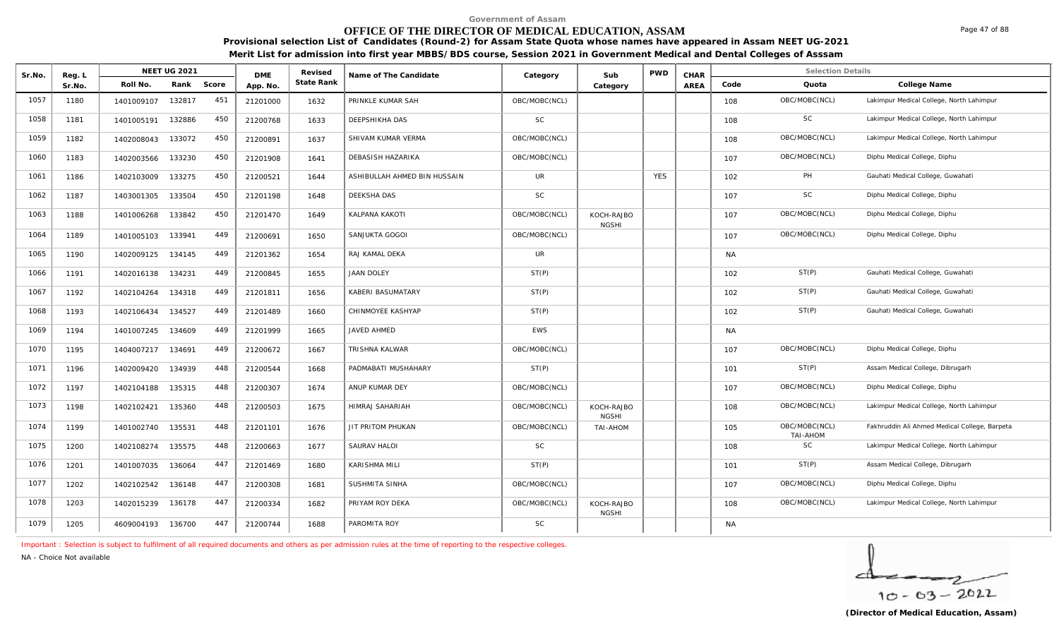Government of Assam

# OFFICE OF THE DIRECTOR OF MEDICAL EDUCATION, ASSAM

**Provisional selection List of Candidates (Round-2) for Assam State Quota whose names have appeared in Assam NEET UG-2021**

**Merit List for admission into first year MBBS/BDS course, Session 2021 in Government Medical and Dental Colleges of Asssam**

| Sr.No. | Reg. L Sr.No. | NEET UG 2021 Roll No. | Rank | Score | DME App. No. | Revised State Rank | Name of The Candidate | Category | Sub Category | PWD | CHAR AREA | Code | Quota | College Name |
|---|---|---|---|---|---|---|---|---|---|---|---|---|---|---|
| 1057 | 1180 | 1401009107 | 132817 | 451 | 21201000 | 1632 | PRINKLE KUMAR SAH | OBC/MOBC(NCL) | | | | 108 | OBC/MOBC(NCL) | Lakimpur Medical College, North Lahimpur |
| 1058 | 1181 | 1401005191 | 132886 | 450 | 21200768 | 1633 | DEEPSHIKHA DAS | SC | | | | 108 | SC | Lakimpur Medical College, North Lahimpur |
| 1059 | 1182 | 1402008043 | 133072 | 450 | 21200891 | 1637 | SHIVAM KUMAR VERMA | OBC/MOBC(NCL) | | | | 108 | OBC/MOBC(NCL) | Lakimpur Medical College, North Lahimpur |
| 1060 | 1183 | 1402003566 | 133230 | 450 | 21201908 | 1641 | DEBASISH HAZARIKA | OBC/MOBC(NCL) | | | | 107 | OBC/MOBC(NCL) | Diphu Medical College, Diphu |
| 1061 | 1186 | 1402103009 | 133275 | 450 | 21200521 | 1644 | ASHIBULLAH AHMED BIN HUSSAIN | UR | | YES | | 102 | PH | Gauhati Medical College, Guwahati |
| 1062 | 1187 | 1403001305 | 133504 | 450 | 21201198 | 1648 | DEEKSHA DAS | SC | | | | 107 | SC | Diphu Medical College, Diphu |
| 1063 | 1188 | 1401006268 | 133842 | 450 | 21201470 | 1649 | KALPANA KAKOTI | OBC/MOBC(NCL) | KOCH-RAJBONGSHI | | | 107 | OBC/MOBC(NCL) | Diphu Medical College, Diphu |
| 1064 | 1189 | 1401005103 | 133941 | 449 | 21200691 | 1650 | SANJUKTA GOGOI | OBC/MOBC(NCL) | | | | 107 | OBC/MOBC(NCL) | Diphu Medical College, Diphu |
| 1065 | 1190 | 1402009125 | 134145 | 449 | 21201362 | 1654 | RAJ KAMAL DEKA | UR | | | | NA | | |
| 1066 | 1191 | 1402016138 | 134231 | 449 | 21200845 | 1655 | JAAN DOLEY | ST(P) | | | | 102 | ST(P) | Gauhati Medical College, Guwahati |
| 1067 | 1192 | 1402104264 | 134318 | 449 | 21201811 | 1656 | KABERI BASUMATARY | ST(P) | | | | 102 | ST(P) | Gauhati Medical College, Guwahati |
| 1068 | 1193 | 1402106434 | 134527 | 449 | 21201489 | 1660 | CHINMOYEE KASHYAP | ST(P) | | | | 102 | ST(P) | Gauhati Medical College, Guwahati |
| 1069 | 1194 | 1401007245 | 134609 | 449 | 21201999 | 1665 | JAVED AHMED | EWS | | | | NA | | |
| 1070 | 1195 | 1404007217 | 134691 | 449 | 21200672 | 1667 | TRISHNA KALWAR | OBC/MOBC(NCL) | | | | 107 | OBC/MOBC(NCL) | Diphu Medical College, Diphu |
| 1071 | 1196 | 1402009420 | 134939 | 448 | 21200544 | 1668 | PADMABATI MUSHAHARY | ST(P) | | | | 101 | ST(P) | Assam Medical College, Dibrugarh |
| 1072 | 1197 | 1402104188 | 135315 | 448 | 21200307 | 1674 | ANUP KUMAR DEY | OBC/MOBC(NCL) | | | | 107 | OBC/MOBC(NCL) | Diphu Medical College, Diphu |
| 1073 | 1198 | 1402102421 | 135360 | 448 | 21200503 | 1675 | HIMRAJ SAHARIAH | OBC/MOBC(NCL) | KOCH-RAJBONGSHI | | | 108 | OBC/MOBC(NCL) | Lakimpur Medical College, North Lahimpur |
| 1074 | 1199 | 1401002740 | 135531 | 448 | 21201101 | 1676 | JIT PRITOM PHUKAN | OBC/MOBC(NCL) | TAI-AHOM | | | 105 | OBC/MOBC(NCL) TAI-AHOM | Fakhruddin Ali Ahmed Medical College, Barpeta |
| 1075 | 1200 | 1402108274 | 135575 | 448 | 21200663 | 1677 | SAURAV HALOI | SC | | | | 108 | SC | Lakimpur Medical College, North Lahimpur |
| 1076 | 1201 | 1401007035 | 136064 | 447 | 21201469 | 1680 | KARISHMA MILI | ST(P) | | | | 101 | ST(P) | Assam Medical College, Dibrugarh |
| 1077 | 1202 | 1402102542 | 136148 | 447 | 21200308 | 1681 | SUSHMITA SINHA | OBC/MOBC(NCL) | | | | 107 | OBC/MOBC(NCL) | Diphu Medical College, Diphu |
| 1078 | 1203 | 1402015239 | 136178 | 447 | 21200334 | 1682 | PRIYAM ROY DEKA | OBC/MOBC(NCL) | KOCH-RAJBONGSHI | | | 108 | OBC/MOBC(NCL) | Lakimpur Medical College, North Lahimpur |
| 1079 | 1205 | 4609004193 | 136700 | 447 | 21200744 | 1688 | PAROMITA ROY | SC | | | | NA | | |

Important : Selection is subject to fulfilment of all required documents and others as per admission rules at the time of reporting to the respective colleges.

NA - Choice Not available

10-03-2022

**(Director of Medical Education, Assam)**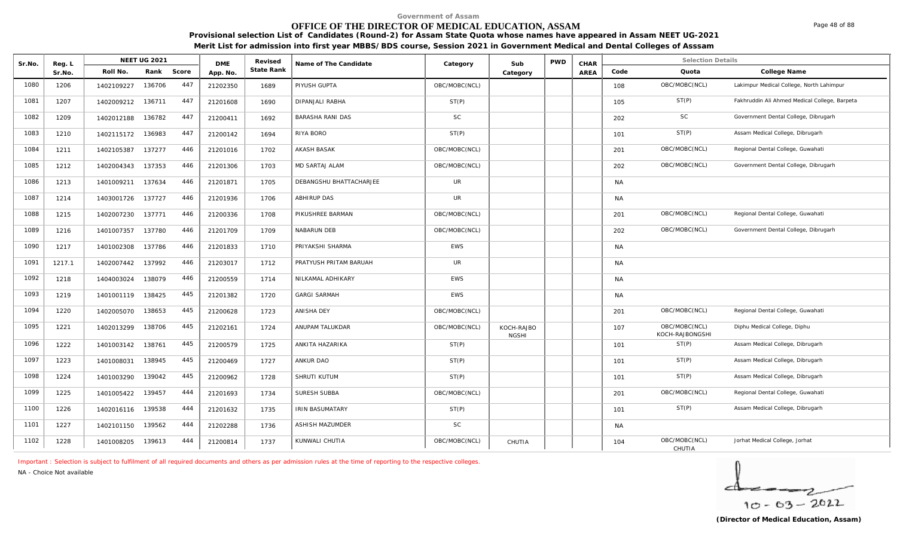Government of Assam

# OFFICE OF THE DIRECTOR OF MEDICAL EDUCATION, ASSAM

**Provisional selection List of Candidates (Round-2) for Assam State Quota whose names have appeared in Assam NEET UG-2021**

**Merit List for admission into first year MBBS/BDS course, Session 2021 in Government Medical and Dental Colleges of Asssam**

| Sr.No. | Reg. L Sr.No. | NEET UG 2021 Roll No. | Rank | Score | DME App. No. | Revised State Rank | Name of The Candidate | Category | Sub Category | PWD | CHAR AREA | Code | Quota | College Name |
|---|---|---|---|---|---|---|---|---|---|---|---|---|---|---|
| 1080 | 1206 | 1402109227 | 136706 | 447 | 21202350 | 1689 | PIYUSH GUPTA | OBC/MOBC(NCL) | | | | 108 | OBC/MOBC(NCL) | Lakimpur Medical College, North Lahimpur |
| 1081 | 1207 | 1402009212 | 136711 | 447 | 21201608 | 1690 | DIPANJALI RABHA | ST(P) | | | | 105 | ST(P) | Fakhruddin Ali Ahmed Medical College, Barpeta |
| 1082 | 1209 | 1402012188 | 136782 | 447 | 21200411 | 1692 | BARASHA RANI DAS | SC | | | | 202 | SC | Government Dental College, Dibrugarh |
| 1083 | 1210 | 1402115172 | 136983 | 447 | 21200142 | 1694 | RIYA BORO | ST(P) | | | | 101 | ST(P) | Assam Medical College, Dibrugarh |
| 1084 | 1211 | 1402105387 | 137277 | 446 | 21201016 | 1702 | AKASH BASAK | OBC/MOBC(NCL) | | | | 201 | OBC/MOBC(NCL) | Regional Dental College, Guwahati |
| 1085 | 1212 | 1402004343 | 137353 | 446 | 21201306 | 1703 | MD SARTAJ ALAM | OBC/MOBC(NCL) | | | | 202 | OBC/MOBC(NCL) | Government Dental College, Dibrugarh |
| 1086 | 1213 | 1401009211 | 137634 | 446 | 21201871 | 1705 | DEBANGSHU BHATTACHARJEE | UR | | | | NA | | |
| 1087 | 1214 | 1403001726 | 137727 | 446 | 21201936 | 1706 | ABHIRUP DAS | UR | | | | NA | | |
| 1088 | 1215 | 1402007230 | 137771 | 446 | 21200336 | 1708 | PIKUSHREE BARMAN | OBC/MOBC(NCL) | | | | 201 | OBC/MOBC(NCL) | Regional Dental College, Guwahati |
| 1089 | 1216 | 1401007357 | 137780 | 446 | 21201709 | 1709 | NABARUN DEB | OBC/MOBC(NCL) | | | | 202 | OBC/MOBC(NCL) | Government Dental College, Dibrugarh |
| 1090 | 1217 | 1401002308 | 137786 | 446 | 21201833 | 1710 | PRIYAKSHI SHARMA | EWS | | | | NA | | |
| 1091 | 1217.1 | 1402007442 | 137992 | 446 | 21203017 | 1712 | PRATYUSH PRITAM BARUAH | UR | | | | NA | | |
| 1092 | 1218 | 1404003024 | 138079 | 446 | 21200559 | 1714 | NILKAMAL ADHIKARY | EWS | | | | NA | | |
| 1093 | 1219 | 1401001119 | 138425 | 445 | 21201382 | 1720 | GARGI SARMAH | EWS | | | | NA | | |
| 1094 | 1220 | 1402005070 | 138653 | 445 | 21200628 | 1723 | ANISHA DEY | OBC/MOBC(NCL) | | | | 201 | OBC/MOBC(NCL) | Regional Dental College, Guwahati |
| 1095 | 1221 | 1402013299 | 138706 | 445 | 21202161 | 1724 | ANUPAM TALUKDAR | OBC/MOBC(NCL) | KOCH-RAJBONGSHI | | | 107 | OBC/MOBC(NCL) KOCH-RAJBONGSHI | Diphu Medical College, Diphu |
| 1096 | 1222 | 1401003142 | 138761 | 445 | 21200579 | 1725 | ANKITA HAZARIKA | ST(P) | | | | 101 | ST(P) | Assam Medical College, Dibrugarh |
| 1097 | 1223 | 1401008031 | 138945 | 445 | 21200469 | 1727 | ANKUR DAO | ST(P) | | | | 101 | ST(P) | Assam Medical College, Dibrugarh |
| 1098 | 1224 | 1401003290 | 139042 | 445 | 21200962 | 1728 | SHRUTI KUTUM | ST(P) | | | | 101 | ST(P) | Assam Medical College, Dibrugarh |
| 1099 | 1225 | 1401005422 | 139457 | 444 | 21201693 | 1734 | SURESH SUBBA | OBC/MOBC(NCL) | | | | 201 | OBC/MOBC(NCL) | Regional Dental College, Guwahati |
| 1100 | 1226 | 1402016116 | 139538 | 444 | 21201632 | 1735 | IRIN BASUMATARY | ST(P) | | | | 101 | ST(P) | Assam Medical College, Dibrugarh |
| 1101 | 1227 | 1402101150 | 139562 | 444 | 21202288 | 1736 | ASHISH MAZUMDER | SC | | | | NA | | |
| 1102 | 1228 | 1401008205 | 139613 | 444 | 21200814 | 1737 | KUNWALI CHUTIA | OBC/MOBC(NCL) | CHUTIA | | | 104 | OBC/MOBC(NCL) CHUTIA | Jorhat Medical College, Jorhat |

Important : Selection is subject to fulfilment of all required documents and others as per admission rules at the time of reporting to the respective colleges.

NA - Choice Not available

10 - 03 - 2022

**(Director of Medical Education, Assam)**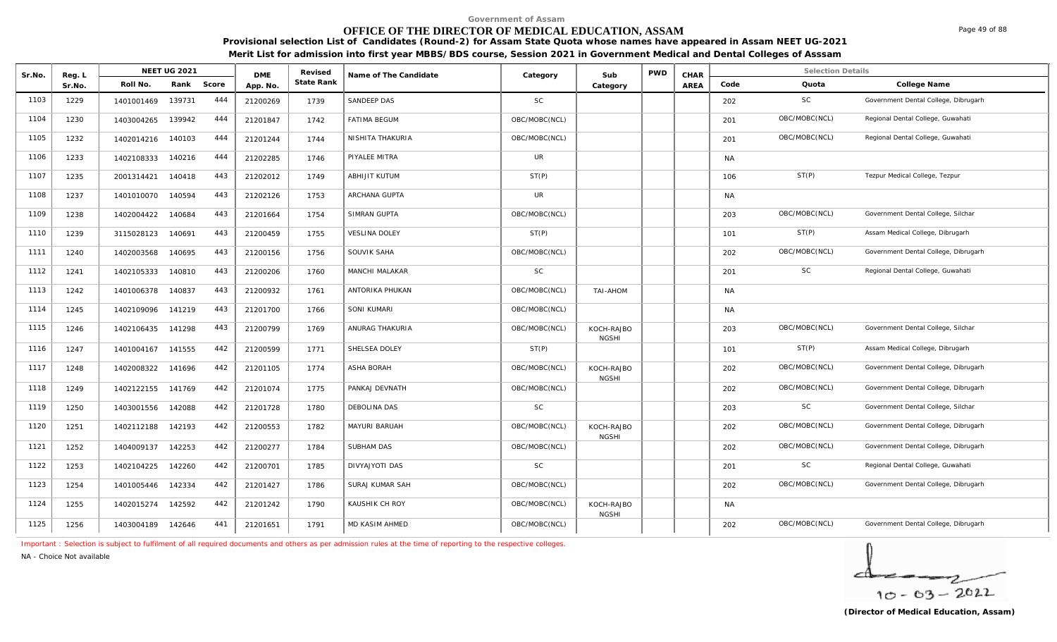Government of Assam

# OFFICE OF THE DIRECTOR OF MEDICAL EDUCATION, ASSAM

**Provisional selection List of Candidates (Round-2) for Assam State Quota whose names have appeared in Assam NEET UG-2021**

**Merit List for admission into first year MBBS/BDS course, Session 2021 in Government Medical and Dental Colleges of Asssam**

| Sr.No. | Reg. L Sr.No. | NEET UG 2021 Roll No. | Rank | Score | DME App. No. | Revised State Rank | Name of The Candidate | Category | Sub Category | PWD | CHAR AREA | Selection Details Code | Quota | College Name |
|---|---|---|---|---|---|---|---|---|---|---|---|---|---|---|
| 1103 | 1229 | 1401001469 | 139731 | 444 | 21200269 | 1739 | SANDEEP DAS | SC | | | | 202 | SC | Government Dental College, Dibrugarh |
| 1104 | 1230 | 1403004265 | 139942 | 444 | 21201847 | 1742 | FATIMA BEGUM | OBC/MOBC(NCL) | | | | 201 | OBC/MOBC(NCL) | Regional Dental College, Guwahati |
| 1105 | 1232 | 1402014216 | 140103 | 444 | 21201244 | 1744 | NISHITA THAKURIA | OBC/MOBC(NCL) | | | | 201 | OBC/MOBC(NCL) | Regional Dental College, Guwahati |
| 1106 | 1233 | 1402108333 | 140216 | 444 | 21202285 | 1746 | PIYALEE MITRA | UR | | | | NA | | |
| 1107 | 1235 | 2001314421 | 140418 | 443 | 21202012 | 1749 | ABHIJIT KUTUM | ST(P) | | | | 106 | ST(P) | Tezpur Medical College, Tezpur |
| 1108 | 1237 | 1401010070 | 140594 | 443 | 21202126 | 1753 | ARCHANA GUPTA | UR | | | | NA | | |
| 1109 | 1238 | 1402004422 | 140684 | 443 | 21201664 | 1754 | SIMRAN GUPTA | OBC/MOBC(NCL) | | | | 203 | OBC/MOBC(NCL) | Government Dental College, Silchar |
| 1110 | 1239 | 3115028123 | 140691 | 443 | 21200459 | 1755 | VESLINA DOLEY | ST(P) | | | | 101 | ST(P) | Assam Medical College, Dibrugarh |
| 1111 | 1240 | 1402003568 | 140695 | 443 | 21200156 | 1756 | SOUVIK SAHA | OBC/MOBC(NCL) | | | | 202 | OBC/MOBC(NCL) | Government Dental College, Dibrugarh |
| 1112 | 1241 | 1402105333 | 140810 | 443 | 21200206 | 1760 | MANCHI MALAKAR | SC | | | | 201 | SC | Regional Dental College, Guwahati |
| 1113 | 1242 | 1401006378 | 140837 | 443 | 21200932 | 1761 | ANTORIKA PHUKAN | OBC/MOBC(NCL) | TAI-AHOM | | | NA | | |
| 1114 | 1245 | 1402109096 | 141219 | 443 | 21201700 | 1766 | SONI KUMARI | OBC/MOBC(NCL) | | | | NA | | |
| 1115 | 1246 | 1402106435 | 141298 | 443 | 21200799 | 1769 | ANURAG THAKURIA | OBC/MOBC(NCL) | KOCH-RAJBONGSHI | | | 203 | OBC/MOBC(NCL) | Government Dental College, Silchar |
| 1116 | 1247 | 1401004167 | 141555 | 442 | 21200599 | 1771 | SHELSEA DOLEY | ST(P) | | | | 101 | ST(P) | Assam Medical College, Dibrugarh |
| 1117 | 1248 | 1402008322 | 141696 | 442 | 21201105 | 1774 | ASHA BORAH | OBC/MOBC(NCL) | KOCH-RAJBONGSHI | | | 202 | OBC/MOBC(NCL) | Government Dental College, Dibrugarh |
| 1118 | 1249 | 1402122155 | 141769 | 442 | 21201074 | 1775 | PANKAJ DEVNATH | OBC/MOBC(NCL) | | | | 202 | OBC/MOBC(NCL) | Government Dental College, Dibrugarh |
| 1119 | 1250 | 1403001556 | 142088 | 442 | 21201728 | 1780 | DEBOLINA DAS | SC | | | | 203 | SC | Government Dental College, Silchar |
| 1120 | 1251 | 1402112188 | 142193 | 442 | 21200553 | 1782 | MAYURI BARUAH | OBC/MOBC(NCL) | KOCH-RAJBONGSHI | | | 202 | OBC/MOBC(NCL) | Government Dental College, Dibrugarh |
| 1121 | 1252 | 1404009137 | 142253 | 442 | 21200277 | 1784 | SUBHAM DAS | OBC/MOBC(NCL) | | | | 202 | OBC/MOBC(NCL) | Government Dental College, Dibrugarh |
| 1122 | 1253 | 1402104225 | 142260 | 442 | 21200701 | 1785 | DIVYAJYOTI DAS | SC | | | | 201 | SC | Regional Dental College, Guwahati |
| 1123 | 1254 | 1401005446 | 142334 | 442 | 21201427 | 1786 | SURAJ KUMAR SAH | OBC/MOBC(NCL) | | | | 202 | OBC/MOBC(NCL) | Government Dental College, Dibrugarh |
| 1124 | 1255 | 1402015274 | 142592 | 442 | 21201242 | 1790 | KAUSHIK CH ROY | OBC/MOBC(NCL) | KOCH-RAJBONGSHI | | | NA | | |
| 1125 | 1256 | 1403004189 | 142646 | 441 | 21201651 | 1791 | MD KASIM AHMED | OBC/MOBC(NCL) | | | | 202 | OBC/MOBC(NCL) | Government Dental College, Dibrugarh |

Important : Selection is subject to fulfilment of all required documents and others as per admission rules at the time of reporting to the respective colleges.

NA - Choice Not available

10-03-2022

**(Director of Medical Education, Assam)**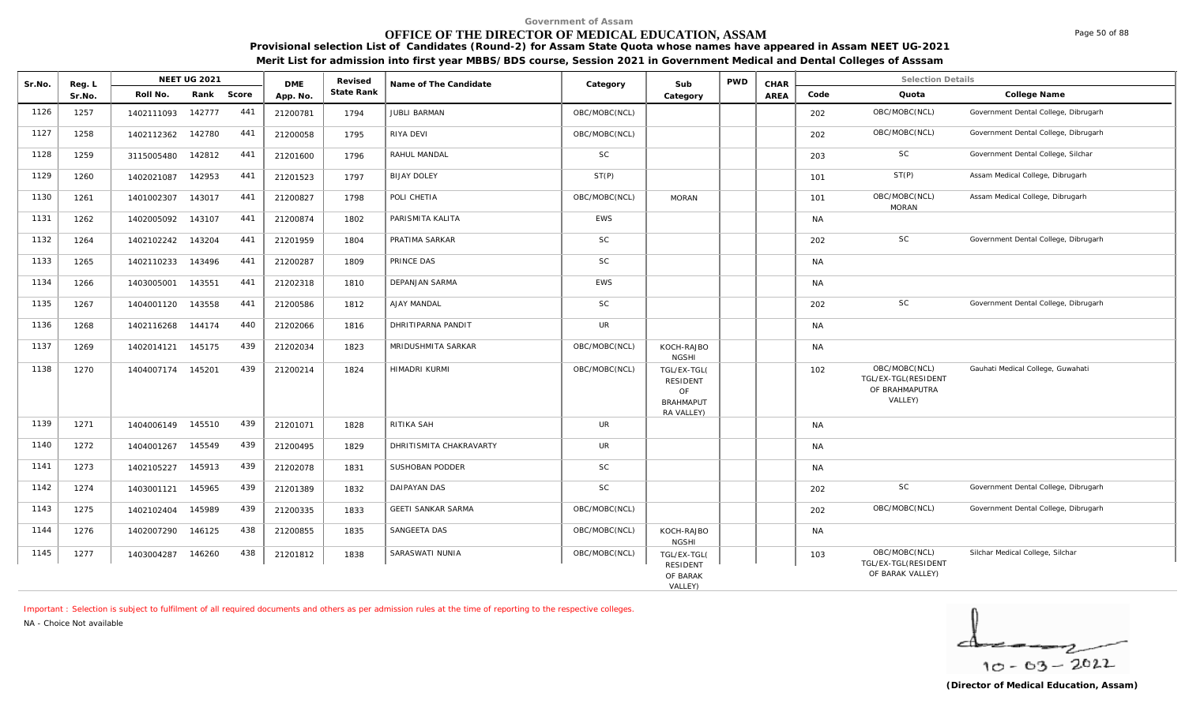Government of Assam

# OFFICE OF THE DIRECTOR OF MEDICAL EDUCATION, ASSAM

**Provisional selection List of Candidates (Round-2) for Assam State Quota whose names have appeared in Assam NEET UG-2021**

**Merit List for admission into first year MBBS/BDS course, Session 2021 in Government Medical and Dental Colleges of Asssam**

| Sr.No. | Reg. L Sr.No. | NEET UG 2021 Roll No. | Rank | Score | DME App. No. | Revised State Rank | Name of The Candidate | Category | Sub Category | PWD | CHAR AREA | Code | Quota | College Name |
|---|---|---|---|---|---|---|---|---|---|---|---|---|---|---|
| 1126 | 1257 | 1402111093 | 142777 | 441 | 21200781 | 1794 | JUBLI BARMAN | OBC/MOBC(NCL) | | | | 202 | OBC/MOBC(NCL) | Government Dental College, Dibrugarh |
| 1127 | 1258 | 1402112362 | 142780 | 441 | 21200058 | 1795 | RIYA DEVI | OBC/MOBC(NCL) | | | | 202 | OBC/MOBC(NCL) | Government Dental College, Dibrugarh |
| 1128 | 1259 | 3115005480 | 142812 | 441 | 21201600 | 1796 | RAHUL MANDAL | SC | | | | 203 | SC | Government Dental College, Silchar |
| 1129 | 1260 | 1402021087 | 142953 | 441 | 21201523 | 1797 | BIJAY DOLEY | ST(P) | | | | 101 | ST(P) | Assam Medical College, Dibrugarh |
| 1130 | 1261 | 1401002307 | 143017 | 441 | 21200827 | 1798 | POLI CHETIA | OBC/MOBC(NCL) | MORAN | | | 101 | OBC/MOBC(NCL) MORAN | Assam Medical College, Dibrugarh |
| 1131 | 1262 | 1402005092 | 143107 | 441 | 21200874 | 1802 | PARISMITA KALITA | EWS | | | | NA | | |
| 1132 | 1264 | 1402102242 | 143204 | 441 | 21201959 | 1804 | PRATIMA SARKAR | SC | | | | 202 | SC | Government Dental College, Dibrugarh |
| 1133 | 1265 | 1402110233 | 143496 | 441 | 21200287 | 1809 | PRINCE DAS | SC | | | | NA | | |
| 1134 | 1266 | 1403005001 | 143551 | 441 | 21202318 | 1810 | DEPANJAN SARMA | EWS | | | | NA | | |
| 1135 | 1267 | 1404001120 | 143558 | 441 | 21200586 | 1812 | AJAY MANDAL | SC | | | | 202 | SC | Government Dental College, Dibrugarh |
| 1136 | 1268 | 1402116268 | 144174 | 440 | 21202066 | 1816 | DHRITIPARNA PANDIT | UR | | | | NA | | |
| 1137 | 1269 | 1402014121 | 145175 | 439 | 21202034 | 1823 | MRIDUSHMITA SARKAR | OBC/MOBC(NCL) | KOCH-RAJBONGSHI | | | NA | | |
| 1138 | 1270 | 1404007174 | 145201 | 439 | 21200214 | 1824 | HIMADRI KURMI | OBC/MOBC(NCL) | TGL/EX-TGL(RESIDENT OF BRAHMAPUTRA VALLEY) | | | 102 | OBC/MOBC(NCL) TGL/EX-TGL(RESIDENT OF BRAHMAPUTRA VALLEY) | Gauhati Medical College, Guwahati |
| 1139 | 1271 | 1404006149 | 145510 | 439 | 21201071 | 1828 | RITIKA SAH | UR | | | | NA | | |
| 1140 | 1272 | 1404001267 | 145549 | 439 | 21200495 | 1829 | DHRITISMITA CHAKRAVARTY | UR | | | | NA | | |
| 1141 | 1273 | 1402105227 | 145913 | 439 | 21202078 | 1831 | SUSHOBAN PODDER | SC | | | | NA | | |
| 1142 | 1274 | 1403001121 | 145965 | 439 | 21201389 | 1832 | DAIPAYAN DAS | SC | | | | 202 | SC | Government Dental College, Dibrugarh |
| 1143 | 1275 | 1402102404 | 145989 | 439 | 21200335 | 1833 | GEETI SANKAR SARMA | OBC/MOBC(NCL) | | | | 202 | OBC/MOBC(NCL) | Government Dental College, Dibrugarh |
| 1144 | 1276 | 1402007290 | 146125 | 438 | 21200855 | 1835 | SANGEETA DAS | OBC/MOBC(NCL) | KOCH-RAJBONGSHI | | | NA | | |
| 1145 | 1277 | 1403004287 | 146260 | 438 | 21201812 | 1838 | SARASWATI NUNIA | OBC/MOBC(NCL) | TGL/EX-TGL(RESIDENT OF BARAK VALLEY) | | | 103 | OBC/MOBC(NCL) TGL/EX-TGL(RESIDENT OF BARAK VALLEY) | Silchar Medical College, Silchar |

Important : Selection is subject to fulfilment of all required documents and others as per admission rules at the time of reporting to the respective colleges.

NA - Choice Not available

10-03-2022

**(Director of Medical Education, Assam)**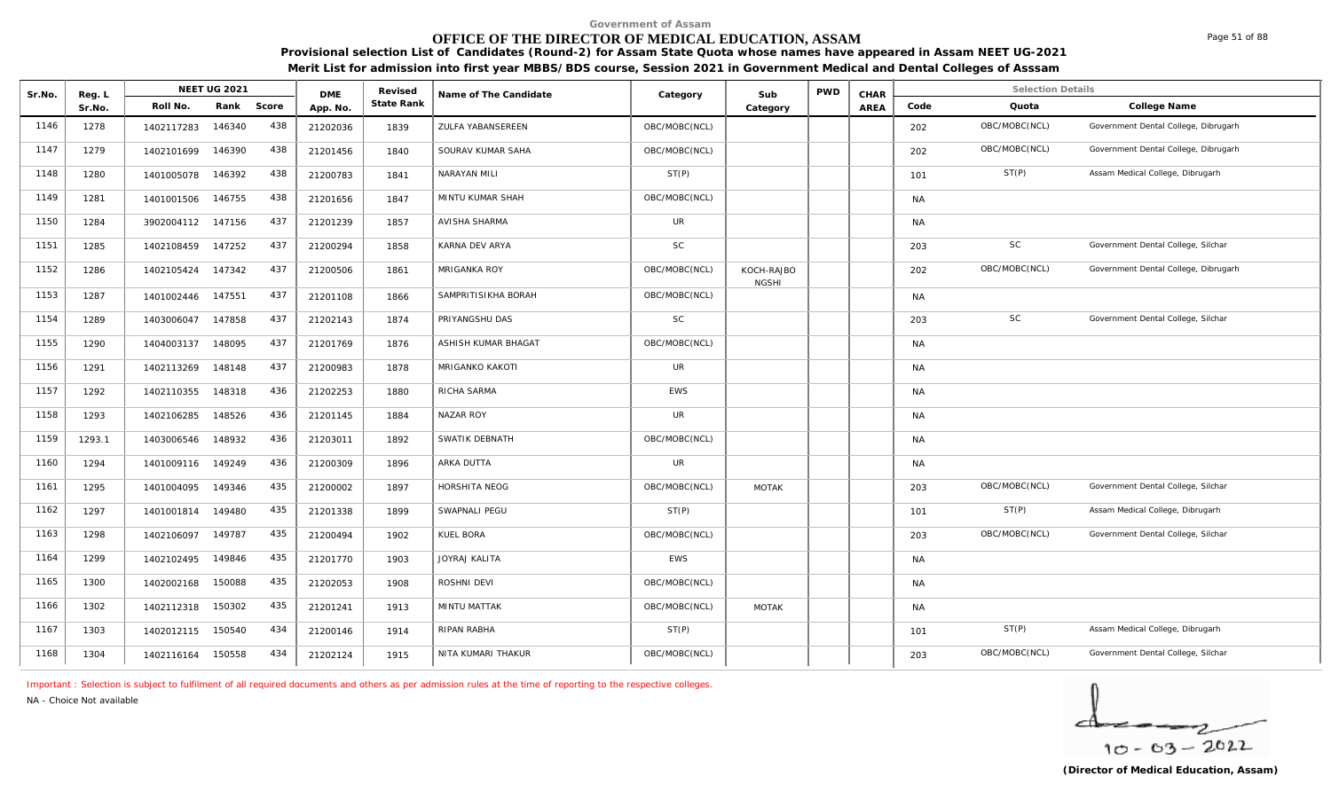Government of Assam

# OFFICE OF THE DIRECTOR OF MEDICAL EDUCATION, ASSAM

**Provisional selection List of Candidates (Round-2) for Assam State Quota whose names have appeared in Assam NEET UG-2021**

**Merit List for admission into first year MBBS/BDS course, Session 2021 in Government Medical and Dental Colleges of Asssam**

| Sr.No. | Reg. L Sr.No. | NEET UG 2021 | | | DME App. No. | Revised State Rank | Name of The Candidate | Category | Sub Category | PWD | CHAR AREA | Selection Details | | |
|---|---|---|---|---|---|---|---|---|---|---|---|---|---|---|
| | | Roll No. | Rank | Score | | | | | | | | Code | Quota | College Name |
| 1146 | 1278 | 1402117283 | 146340 | 438 | 21202036 | 1839 | ZULFA YABANSEREEN | OBC/MOBC(NCL) | | | | 202 | OBC/MOBC(NCL) | Government Dental College, Dibrugarh |
| 1147 | 1279 | 1402101699 | 146390 | 438 | 21201456 | 1840 | SOURAV KUMAR SAHA | OBC/MOBC(NCL) | | | | 202 | OBC/MOBC(NCL) | Government Dental College, Dibrugarh |
| 1148 | 1280 | 1401005078 | 146392 | 438 | 21200783 | 1841 | NARAYAN MILI | ST(P) | | | | 101 | ST(P) | Assam Medical College, Dibrugarh |
| 1149 | 1281 | 1401001506 | 146755 | 438 | 21201656 | 1847 | MINTU KUMAR SHAH | OBC/MOBC(NCL) | | | | NA | | |
| 1150 | 1284 | 3902004112 | 147156 | 437 | 21201239 | 1857 | AVISHA SHARMA | UR | | | | NA | | |
| 1151 | 1285 | 1402108459 | 147252 | 437 | 21200294 | 1858 | KARNA DEV ARYA | SC | | | | 203 | SC | Government Dental College, Silchar |
| 1152 | 1286 | 1402105424 | 147342 | 437 | 21200506 | 1861 | MRIGANKA ROY | OBC/MOBC(NCL) | KOCH-RAJBO NGSHI | | | 202 | OBC/MOBC(NCL) | Government Dental College, Dibrugarh |
| 1153 | 1287 | 1401002446 | 147551 | 437 | 21201108 | 1866 | SAMPRITISIKHA BORAH | OBC/MOBC(NCL) | | | | NA | | |
| 1154 | 1289 | 1403006047 | 147858 | 437 | 21202143 | 1874 | PRIYANGSHU DAS | SC | | | | 203 | SC | Government Dental College, Silchar |
| 1155 | 1290 | 1404003137 | 148095 | 437 | 21201769 | 1876 | ASHISH KUMAR BHAGAT | OBC/MOBC(NCL) | | | | NA | | |
| 1156 | 1291 | 1402113269 | 148148 | 437 | 21200983 | 1878 | MRIGANKO KAKOTI | UR | | | | NA | | |
| 1157 | 1292 | 1402110355 | 148318 | 436 | 21202253 | 1880 | RICHA SARMA | EWS | | | | NA | | |
| 1158 | 1293 | 1402106285 | 148526 | 436 | 21201145 | 1884 | NAZAR ROY | UR | | | | NA | | |
| 1159 | 1293.1 | 1403006546 | 148932 | 436 | 21203011 | 1892 | SWATIK DEBNATH | OBC/MOBC(NCL) | | | | NA | | |
| 1160 | 1294 | 1401009116 | 149249 | 436 | 21200309 | 1896 | ARKA DUTTA | UR | | | | NA | | |
| 1161 | 1295 | 1401004095 | 149346 | 435 | 21200002 | 1897 | HORSHITA NEOG | OBC/MOBC(NCL) | MOTAK | | | 203 | OBC/MOBC(NCL) | Government Dental College, Silchar |
| 1162 | 1297 | 1401001814 | 149480 | 435 | 21201338 | 1899 | SWAPNALI PEGU | ST(P) | | | | 101 | ST(P) | Assam Medical College, Dibrugarh |
| 1163 | 1298 | 1402106097 | 149787 | 435 | 21200494 | 1902 | KUEL BORA | OBC/MOBC(NCL) | | | | 203 | OBC/MOBC(NCL) | Government Dental College, Silchar |
| 1164 | 1299 | 1402102495 | 149846 | 435 | 21201770 | 1903 | JOYRAJ KALITA | EWS | | | | NA | | |
| 1165 | 1300 | 1402002168 | 150088 | 435 | 21202053 | 1908 | ROSHNI DEVI | OBC/MOBC(NCL) | | | | NA | | |
| 1166 | 1302 | 1402112318 | 150302 | 435 | 21201241 | 1913 | MINTU MATTAK | OBC/MOBC(NCL) | MOTAK | | | NA | | |
| 1167 | 1303 | 1402012115 | 150540 | 434 | 21200146 | 1914 | RIPAN RABHA | ST(P) | | | | 101 | ST(P) | Assam Medical College, Dibrugarh |
| 1168 | 1304 | 1402116164 | 150558 | 434 | 21202124 | 1915 | NITA KUMARI THAKUR | OBC/MOBC(NCL) | | | | 203 | OBC/MOBC(NCL) | Government Dental College, Silchar |

Important : Selection is subject to fulfilment of all required documents and others as per admission rules at the time of reporting to the respective colleges.

NA - Choice Not available

10-03-2022

**(Director of Medical Education, Assam)**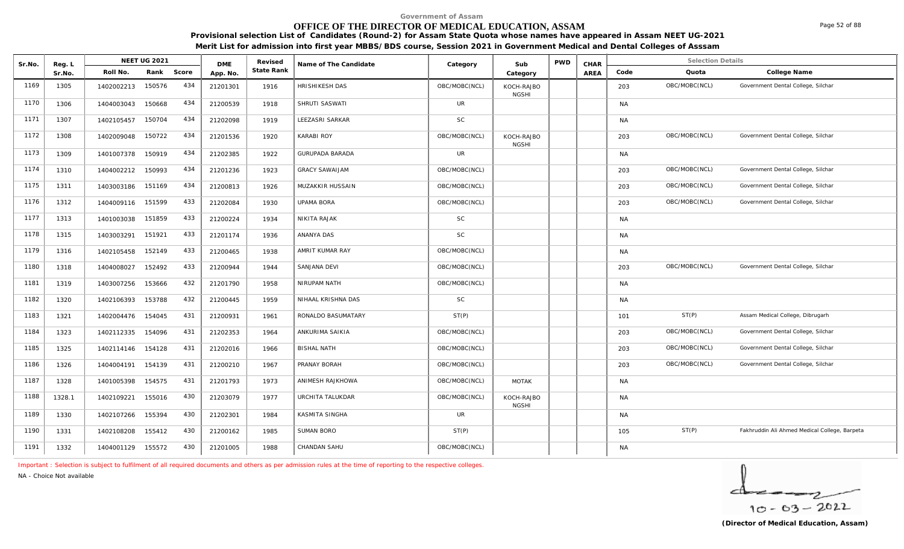Government of Assam

# OFFICE OF THE DIRECTOR OF MEDICAL EDUCATION, ASSAM

**Provisional selection List of Candidates (Round-2) for Assam State Quota whose names have appeared in Assam NEET UG-2021**

**Merit List for admission into first year MBBS/BDS course, Session 2021 in Government Medical and Dental Colleges of Asssam**

| Sr.No. | Reg. L Sr.No. | NEET UG 2021 Roll No. | Rank | Score | DME App. No. | Revised State Rank | Name of The Candidate | Category | Sub Category | PWD | CHAR AREA | Code | Quota | College Name |
|---|---|---|---|---|---|---|---|---|---|---|---|---|---|---|
| 1169 | 1305 | 1402002213 | 150576 | 434 | 21201301 | 1916 | HRISHIKESH DAS | OBC/MOBC(NCL) | KOCH-RAJBONGSHI | | | 203 | OBC/MOBC(NCL) | Government Dental College, Silchar |
| 1170 | 1306 | 1404003043 | 150668 | 434 | 21200539 | 1918 | SHRUTI SASWATI | UR | | | | NA | | |
| 1171 | 1307 | 1402105457 | 150704 | 434 | 21202098 | 1919 | LEEZASRI SARKAR | SC | | | | NA | | |
| 1172 | 1308 | 1402009048 | 150722 | 434 | 21201536 | 1920 | KARABI ROY | OBC/MOBC(NCL) | KOCH-RAJBONGSHI | | | 203 | OBC/MOBC(NCL) | Government Dental College, Silchar |
| 1173 | 1309 | 1401007378 | 150919 | 434 | 21202385 | 1922 | GURUPADA BARADA | UR | | | | NA | | |
| 1174 | 1310 | 1404002212 | 150993 | 434 | 21201236 | 1923 | GRACY SAWAIJAM | OBC/MOBC(NCL) | | | | 203 | OBC/MOBC(NCL) | Government Dental College, Silchar |
| 1175 | 1311 | 1403003186 | 151169 | 434 | 21200813 | 1926 | MUZAKKIR HUSSAIN | OBC/MOBC(NCL) | | | | 203 | OBC/MOBC(NCL) | Government Dental College, Silchar |
| 1176 | 1312 | 1404009116 | 151599 | 433 | 21202084 | 1930 | UPAMA BORA | OBC/MOBC(NCL) | | | | 203 | OBC/MOBC(NCL) | Government Dental College, Silchar |
| 1177 | 1313 | 1401003038 | 151859 | 433 | 21200224 | 1934 | NIKITA RAJAK | SC | | | | NA | | |
| 1178 | 1315 | 1403003291 | 151921 | 433 | 21201174 | 1936 | ANANYA DAS | SC | | | | NA | | |
| 1179 | 1316 | 1402105458 | 152149 | 433 | 21200465 | 1938 | AMRIT KUMAR RAY | OBC/MOBC(NCL) | | | | NA | | |
| 1180 | 1318 | 1404008027 | 152492 | 433 | 21200944 | 1944 | SANJANA DEVI | OBC/MOBC(NCL) | | | | 203 | OBC/MOBC(NCL) | Government Dental College, Silchar |
| 1181 | 1319 | 1403007256 | 153666 | 432 | 21201790 | 1958 | NIRUPAM NATH | OBC/MOBC(NCL) | | | | NA | | |
| 1182 | 1320 | 1402106393 | 153788 | 432 | 21200445 | 1959 | NIHAAL KRISHNA DAS | SC | | | | NA | | |
| 1183 | 1321 | 1402004476 | 154045 | 431 | 21200931 | 1961 | RONALDO BASUMATARY | ST(P) | | | | 101 | ST(P) | Assam Medical College, Dibrugarh |
| 1184 | 1323 | 1402112335 | 154096 | 431 | 21202353 | 1964 | ANKURIMA SAIKIA | OBC/MOBC(NCL) | | | | 203 | OBC/MOBC(NCL) | Government Dental College, Silchar |
| 1185 | 1325 | 1402114146 | 154128 | 431 | 21202016 | 1966 | BISHAL NATH | OBC/MOBC(NCL) | | | | 203 | OBC/MOBC(NCL) | Government Dental College, Silchar |
| 1186 | 1326 | 1404004191 | 154139 | 431 | 21200210 | 1967 | PRANAY BORAH | OBC/MOBC(NCL) | | | | 203 | OBC/MOBC(NCL) | Government Dental College, Silchar |
| 1187 | 1328 | 1401005398 | 154575 | 431 | 21201793 | 1973 | ANIMESH RAJKHOWA | OBC/MOBC(NCL) | MOTAK | | | NA | | |
| 1188 | 1328.1 | 1402109221 | 155016 | 430 | 21203079 | 1977 | URCHITA TALUKDAR | OBC/MOBC(NCL) | KOCH-RAJBONGSHI | | | NA | | |
| 1189 | 1330 | 1402107266 | 155394 | 430 | 21202301 | 1984 | KASMITA SINGHA | UR | | | | NA | | |
| 1190 | 1331 | 1402108208 | 155412 | 430 | 21200162 | 1985 | SUMAN BORO | ST(P) | | | | 105 | ST(P) | Fakhruddin Ali Ahmed Medical College, Barpeta |
| 1191 | 1332 | 1404001129 | 155572 | 430 | 21201005 | 1988 | CHANDAN SAHU | OBC/MOBC(NCL) | | | | NA | | |

Important : Selection is subject to fulfilment of all required documents and others as per admission rules at the time of reporting to the respective colleges.

NA - Choice Not available

10-03-2022

**(Director of Medical Education, Assam)**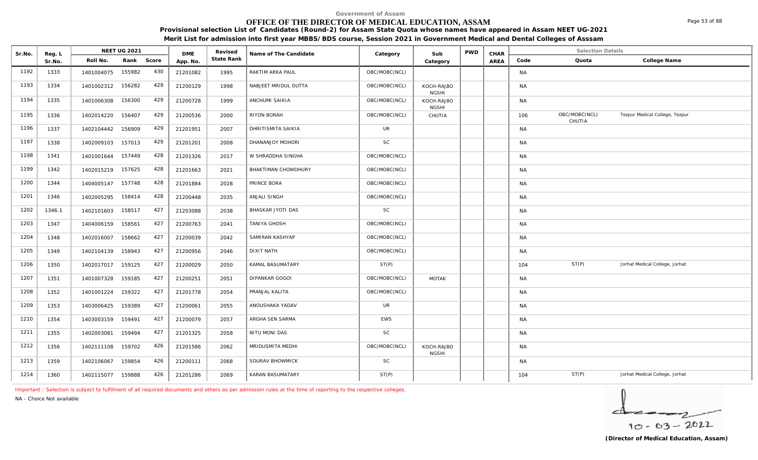Government of Assam

# OFFICE OF THE DIRECTOR OF MEDICAL EDUCATION, ASSAM

**Provisional selection List of Candidates (Round-2) for Assam State Quota whose names have appeared in Assam NEET UG-2021**

**Merit List for admission into first year MBBS/BDS course, Session 2021 in Government Medical and Dental Colleges of Asssam**

| Sr.No. | Reg. L Sr.No. | NEET UG 2021 Roll No. | Rank | Score | DME App. No. | Revised State Rank | Name of The Candidate | Category | Sub Category | PWD | CHAR AREA | Code | Quota | College Name |
|---|---|---|---|---|---|---|---|---|---|---|---|---|---|---|
| 1192 | 1333 | 1401004075 | 155982 | 430 | 21201082 | 1995 | RAKTIM ARKA PAUL | OBC/MOBC(NCL) | | | | NA | | |
| 1193 | 1334 | 1401002312 | 156282 | 429 | 21200129 | 1998 | NABJEET MRIDUL DUTTA | OBC/MOBC(NCL) | KOCH-RAJBONGSHI | | | NA | | |
| 1194 | 1335 | 1401006308 | 156300 | 429 | 21200728 | 1999 | ANCHUMI SAIKIA | OBC/MOBC(NCL) | KOCH-RAJBONGSHI | | | NA | | |
| 1195 | 1336 | 1402014220 | 156407 | 429 | 21200536 | 2000 | RIYON BORAH | OBC/MOBC(NCL) | CHUTIA | | | 106 | OBC/MOBC(NCL) CHUTIA | Tezpur Medical College, Tezpur |
| 1196 | 1337 | 1402104442 | 156909 | 429 | 21201951 | 2007 | DHRITISMITA SAIKIA | UR | | | | NA | | |
| 1197 | 1338 | 1402009103 | 157013 | 429 | 21201201 | 2008 | DHANANJOY MOHORI | SC | | | | NA | | |
| 1198 | 1341 | 1401001644 | 157449 | 428 | 21201326 | 2017 | W SHRADDHA SINGHA | OBC/MOBC(NCL) | | | | NA | | |
| 1199 | 1342 | 1402015219 | 157625 | 428 | 21201663 | 2021 | BHAKTIMAN CHOWDHURY | OBC/MOBC(NCL) | | | | NA | | |
| 1200 | 1344 | 1404005147 | 157748 | 428 | 21201884 | 2028 | PRINCE BORA | OBC/MOBC(NCL) | | | | NA | | |
| 1201 | 1346 | 1402005295 | 158414 | 428 | 21200448 | 2035 | ANJALI SINGH | OBC/MOBC(NCL) | | | | NA | | |
| 1202 | 1346.1 | 1402101603 | 158517 | 427 | 21203088 | 2038 | BHASKAR JYOTI DAS | SC | | | | NA | | |
| 1203 | 1347 | 1404006159 | 158561 | 427 | 21200763 | 2041 | TANIYA GHOSH | OBC/MOBC(NCL) | | | | NA | | |
| 1204 | 1348 | 1402016007 | 158662 | 427 | 21200039 | 2042 | SAMIRAN KASHYAP | OBC/MOBC(NCL) | | | | NA | | |
| 1205 | 1349 | 1402104139 | 158943 | 427 | 21200956 | 2046 | DIXIT NATH | OBC/MOBC(NCL) | | | | NA | | |
| 1206 | 1350 | 1402017017 | 159125 | 427 | 21200029 | 2050 | KAMAL BASUMATARY | ST(P) | | | | 104 | ST(P) | Jorhat Medical College, Jorhat |
| 1207 | 1351 | 1401007328 | 159185 | 427 | 21200251 | 2051 | DIPANKAR GOGOI | OBC/MOBC(NCL) | MOTAK | | | NA | | |
| 1208 | 1352 | 1401001224 | 159322 | 427 | 21201778 | 2054 | PRANJAL KALITA | OBC/MOBC(NCL) | | | | NA | | |
| 1209 | 1353 | 1403006425 | 159389 | 427 | 21200061 | 2055 | ANOUSHAKA YADAV | UR | | | | NA | | |
| 1210 | 1354 | 1403003159 | 159491 | 427 | 21200079 | 2057 | ARGHA SEN SARMA | EWS | | | | NA | | |
| 1211 | 1355 | 1402003081 | 159494 | 427 | 21201325 | 2058 | NITU MONI DAS | SC | | | | NA | | |
| 1212 | 1356 | 1402111108 | 159702 | 426 | 21201586 | 2062 | MRIDUSMITA MEDHI | OBC/MOBC(NCL) | KOCH-RAJBONGSHI | | | NA | | |
| 1213 | 1359 | 1402106067 | 159854 | 426 | 21200111 | 2068 | SOURAV BHOWMICK | SC | | | | NA | | |
| 1214 | 1360 | 1402115077 | 159888 | 426 | 21201286 | 2069 | KARAN BASUMATARY | ST(P) | | | | 104 | ST(P) | Jorhat Medical College, Jorhat |

Important : Selection is subject to fulfilment of all required documents and others as per admission rules at the time of reporting to the respective colleges.

NA - Choice Not available

10 - 03 - 2022

**(Director of Medical Education, Assam)**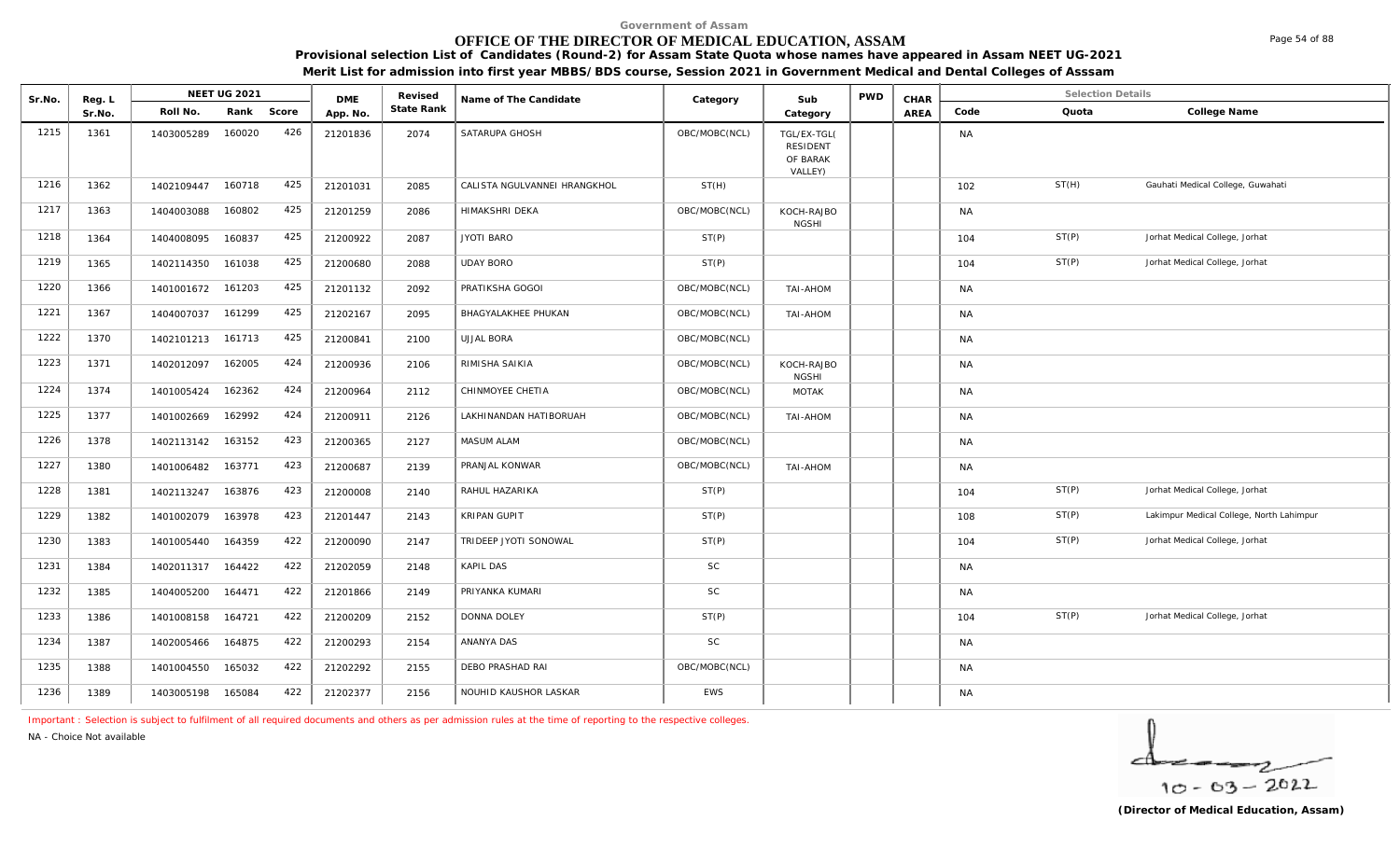Government of Assam

# OFFICE OF THE DIRECTOR OF MEDICAL EDUCATION, ASSAM

**Provisional selection List of Candidates (Round-2) for Assam State Quota whose names have appeared in Assam NEET UG-2021**

**Merit List for admission into first year MBBS/BDS course, Session 2021 in Government Medical and Dental Colleges of Asssam**

| Sr.No. | Reg. L Sr.No. | NEET UG 2021 Roll No. | Rank | Score | DME App. No. | Revised State Rank | Name of The Candidate | Category | Sub Category | PWD | CHAR AREA | Code | Quota | College Name |
|---|---|---|---|---|---|---|---|---|---|---|---|---|---|---|
| 1215 | 1361 | 1403005289 | 160020 | 426 | 21201836 | 2074 | SATARUPA GHOSH | OBC/MOBC(NCL) | TGL/EX-TGL( RESIDENT OF BARAK VALLEY) | | | NA | | |
| 1216 | 1362 | 1402109447 | 160718 | 425 | 21201031 | 2085 | CALISTA NGULVANNEI HRANGKHOL | ST(H) | | | | 102 | ST(H) | Gauhati Medical College, Guwahati |
| 1217 | 1363 | 1404003088 | 160802 | 425 | 21201259 | 2086 | HIMAKSHRI DEKA | OBC/MOBC(NCL) | KOCH-RAJBONGSHI | | | NA | | |
| 1218 | 1364 | 1404008095 | 160837 | 425 | 21200922 | 2087 | JYOTI BARO | ST(P) | | | | 104 | ST(P) | Jorhat Medical College, Jorhat |
| 1219 | 1365 | 1402114350 | 161038 | 425 | 21200680 | 2088 | UDAY BORO | ST(P) | | | | 104 | ST(P) | Jorhat Medical College, Jorhat |
| 1220 | 1366 | 1401001672 | 161203 | 425 | 21201132 | 2092 | PRATIKSHA GOGOI | OBC/MOBC(NCL) | TAI-AHOM | | | NA | | |
| 1221 | 1367 | 1404007037 | 161299 | 425 | 21202167 | 2095 | BHAGYALAKHEE PHUKAN | OBC/MOBC(NCL) | TAI-AHOM | | | NA | | |
| 1222 | 1370 | 1402101213 | 161713 | 425 | 21200841 | 2100 | UJJAL BORA | OBC/MOBC(NCL) | | | | NA | | |
| 1223 | 1371 | 1402012097 | 162005 | 424 | 21200936 | 2106 | RIMISHA SAIKIA | OBC/MOBC(NCL) | KOCH-RAJBONGSHI | | | NA | | |
| 1224 | 1374 | 1401005424 | 162362 | 424 | 21200964 | 2112 | CHINMOYEE CHETIA | OBC/MOBC(NCL) | MOTAK | | | NA | | |
| 1225 | 1377 | 1401002669 | 162992 | 424 | 21200911 | 2126 | LAKHINANDAN HATIBORUAH | OBC/MOBC(NCL) | TAI-AHOM | | | NA | | |
| 1226 | 1378 | 1402113142 | 163152 | 423 | 21200365 | 2127 | MASUM ALAM | OBC/MOBC(NCL) | | | | NA | | |
| 1227 | 1380 | 1401006482 | 163771 | 423 | 21200687 | 2139 | PRANJAL KONWAR | OBC/MOBC(NCL) | TAI-AHOM | | | NA | | |
| 1228 | 1381 | 1402113247 | 163876 | 423 | 21200008 | 2140 | RAHUL HAZARIKA | ST(P) | | | | 104 | ST(P) | Jorhat Medical College, Jorhat |
| 1229 | 1382 | 1401002079 | 163978 | 423 | 21201447 | 2143 | KRIPAN GUPIT | ST(P) | | | | 108 | ST(P) | Lakimpur Medical College, North Lahimpur |
| 1230 | 1383 | 1401005440 | 164359 | 422 | 21200090 | 2147 | TRIDEEP JYOTI SONOWAL | ST(P) | | | | 104 | ST(P) | Jorhat Medical College, Jorhat |
| 1231 | 1384 | 1402011317 | 164422 | 422 | 21202059 | 2148 | KAPIL DAS | SC | | | | NA | | |
| 1232 | 1385 | 1404005200 | 164471 | 422 | 21201866 | 2149 | PRIYANKA KUMARI | SC | | | | NA | | |
| 1233 | 1386 | 1401008158 | 164721 | 422 | 21200209 | 2152 | DONNA DOLEY | ST(P) | | | | 104 | ST(P) | Jorhat Medical College, Jorhat |
| 1234 | 1387 | 1402005466 | 164875 | 422 | 21200293 | 2154 | ANANYA DAS | SC | | | | NA | | |
| 1235 | 1388 | 1401004550 | 165032 | 422 | 21202292 | 2155 | DEBO PRASHAD RAI | OBC/MOBC(NCL) | | | | NA | | |
| 1236 | 1389 | 1403005198 | 165084 | 422 | 21202377 | 2156 | NOUHID KAUSHOR LASKAR | EWS | | | | NA | | |

Important : Selection is subject to fulfilment of all required documents and others as per admission rules at the time of reporting to the respective colleges.

NA - Choice Not available

10-03-2022

(Director of Medical Education, Assam)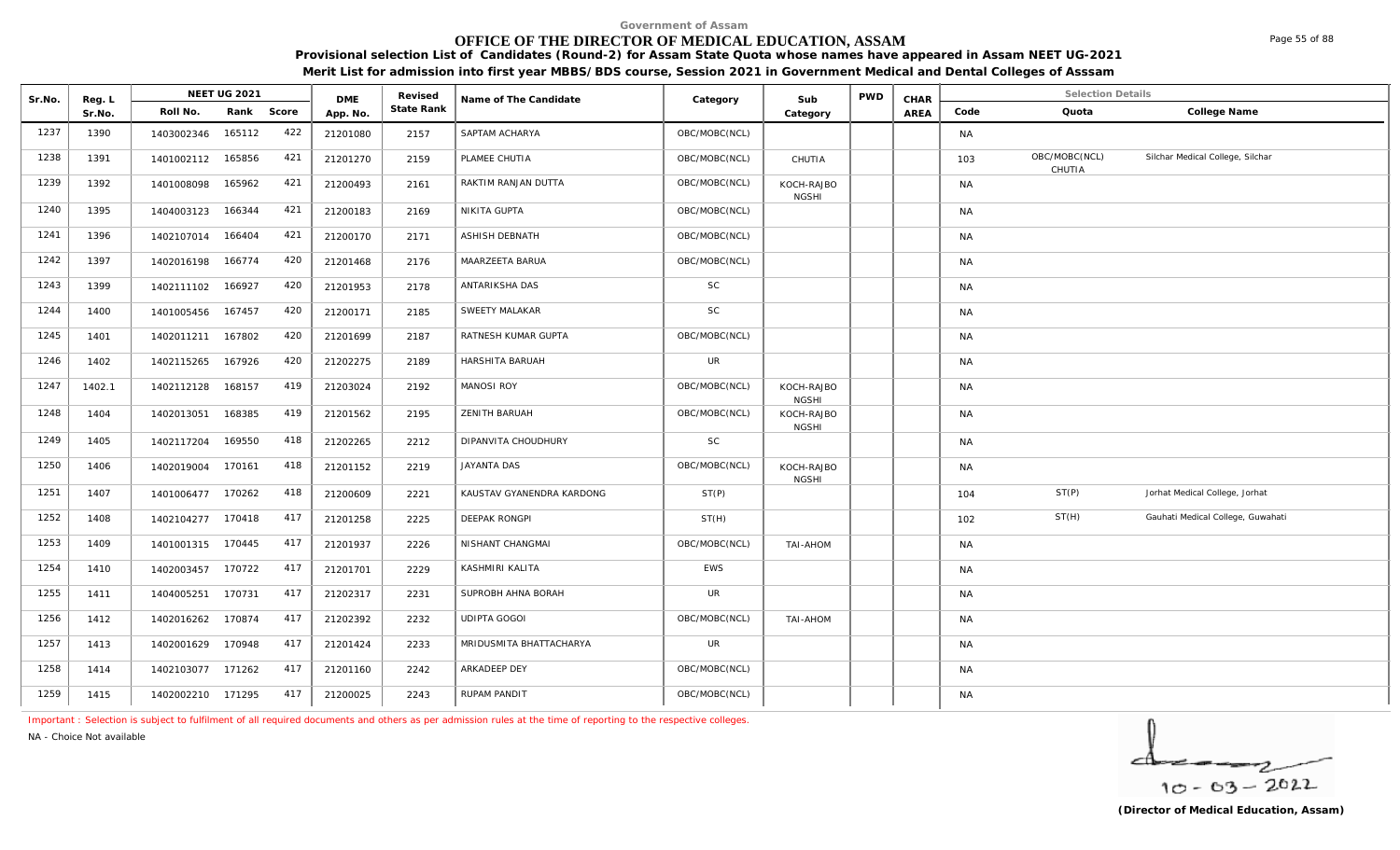Government of Assam

# OFFICE OF THE DIRECTOR OF MEDICAL EDUCATION, ASSAM

**Provisional selection List of Candidates (Round-2) for Assam State Quota whose names have appeared in Assam NEET UG-2021**

**Merit List for admission into first year MBBS/BDS course, Session 2021 in Government Medical and Dental Colleges of Asssam**

| Sr.No. | Reg. L Sr.No. | NEET UG 2021 Roll No. | Rank | Score | DME App. No. | Revised State Rank | Name of The Candidate | Category | Sub Category | PWD | CHAR AREA | Code | Quota | College Name |
|---|---|---|---|---|---|---|---|---|---|---|---|---|---|---|
| 1237 | 1390 | 1403002346 | 165112 | 422 | 21201080 | 2157 | SAPTAM ACHARYA | OBC/MOBC(NCL) | | | | NA | | |
| 1238 | 1391 | 1401002112 | 165856 | 421 | 21201270 | 2159 | PLAMEE CHUTIA | OBC/MOBC(NCL) | CHUTIA | | | 103 | OBC/MOBC(NCL) CHUTIA | Silchar Medical College, Silchar |
| 1239 | 1392 | 1401008098 | 165962 | 421 | 21200493 | 2161 | RAKTIM RANJAN DUTTA | OBC/MOBC(NCL) | KOCH-RAJBONGSHI | | | NA | | |
| 1240 | 1395 | 1404003123 | 166344 | 421 | 21200183 | 2169 | NIKITA GUPTA | OBC/MOBC(NCL) | | | | NA | | |
| 1241 | 1396 | 1402107014 | 166404 | 421 | 21200170 | 2171 | ASHISH DEBNATH | OBC/MOBC(NCL) | | | | NA | | |
| 1242 | 1397 | 1402016198 | 166774 | 420 | 21201468 | 2176 | MAARZEETA BARUA | OBC/MOBC(NCL) | | | | NA | | |
| 1243 | 1399 | 1402111102 | 166927 | 420 | 21201953 | 2178 | ANTARIKSHA DAS | SC | | | | NA | | |
| 1244 | 1400 | 1401005456 | 167457 | 420 | 21200171 | 2185 | SWEETY MALAKAR | SC | | | | NA | | |
| 1245 | 1401 | 1402011211 | 167802 | 420 | 21201699 | 2187 | RATNESH KUMAR GUPTA | OBC/MOBC(NCL) | | | | NA | | |
| 1246 | 1402 | 1402115265 | 167926 | 420 | 21202275 | 2189 | HARSHITA BARUAH | UR | | | | NA | | |
| 1247 | 1402.1 | 1402112128 | 168157 | 419 | 21203024 | 2192 | MANOSI ROY | OBC/MOBC(NCL) | KOCH-RAJBONGSHI | | | NA | | |
| 1248 | 1404 | 1402013051 | 168385 | 419 | 21201562 | 2195 | ZENITH BARUAH | OBC/MOBC(NCL) | KOCH-RAJBONGSHI | | | NA | | |
| 1249 | 1405 | 1402117204 | 169550 | 418 | 21202265 | 2212 | DIPANVITA CHOUDHURY | SC | | | | NA | | |
| 1250 | 1406 | 1402019004 | 170161 | 418 | 21201152 | 2219 | JAYANTA DAS | OBC/MOBC(NCL) | KOCH-RAJBONGSHI | | | NA | | |
| 1251 | 1407 | 1401006477 | 170262 | 418 | 21200609 | 2221 | KAUSTAV GYANENDRA KARDONG | ST(P) | | | | 104 | ST(P) | Jorhat Medical College, Jorhat |
| 1252 | 1408 | 1402104277 | 170418 | 417 | 21201258 | 2225 | DEEPAK RONGPI | ST(H) | | | | 102 | ST(H) | Gauhati Medical College, Guwahati |
| 1253 | 1409 | 1401001315 | 170445 | 417 | 21201937 | 2226 | NISHANT CHANGMAI | OBC/MOBC(NCL) | TAI-AHOM | | | NA | | |
| 1254 | 1410 | 1402003457 | 170722 | 417 | 21201701 | 2229 | KASHMIRI KALITA | EWS | | | | NA | | |
| 1255 | 1411 | 1404005251 | 170731 | 417 | 21202317 | 2231 | SUPROBH AHNA BORAH | UR | | | | NA | | |
| 1256 | 1412 | 1402016262 | 170874 | 417 | 21202392 | 2232 | UDIPTA GOGOI | OBC/MOBC(NCL) | TAI-AHOM | | | NA | | |
| 1257 | 1413 | 1402001629 | 170948 | 417 | 21201424 | 2233 | MRIDUSMITA BHATTACHARYA | UR | | | | NA | | |
| 1258 | 1414 | 1402103077 | 171262 | 417 | 21201160 | 2242 | ARKADEEP DEY | OBC/MOBC(NCL) | | | | NA | | |
| 1259 | 1415 | 1402002210 | 171295 | 417 | 21200025 | 2243 | RUPAM PANDIT | OBC/MOBC(NCL) | | | | NA | | |

Important : Selection is subject to fulfilment of all required documents and others as per admission rules at the time of reporting to the respective colleges.

NA - Choice Not available

10-03-2022

**(Director of Medical Education, Assam)**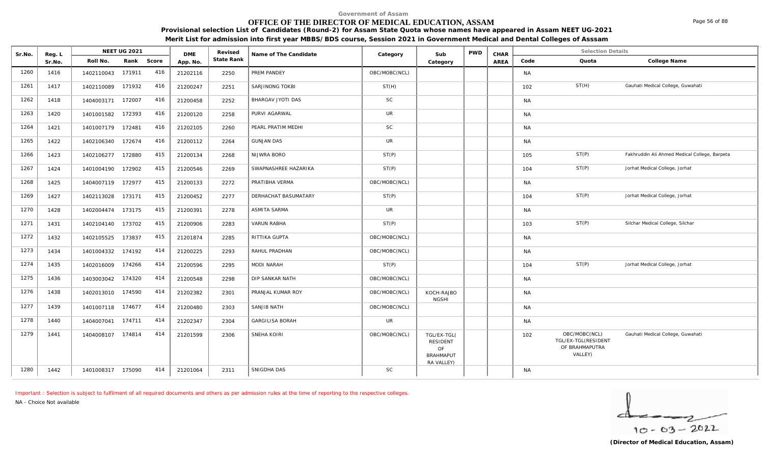Government of Assam

# OFFICE OF THE DIRECTOR OF MEDICAL EDUCATION, ASSAM

**Provisional selection List of Candidates (Round-2) for Assam State Quota whose names have appeared in Assam NEET UG-2021**

**Merit List for admission into first year MBBS/BDS course, Session 2021 in Government Medical and Dental Colleges of Asssam**

| Sr.No. | Reg. L Sr.No. | NEET UG 2021 Roll No. | Rank | Score | DME App. No. | Revised State Rank | Name of The Candidate | Category | Sub Category | PWD | CHAR AREA | Code | Quota | College Name |
|---|---|---|---|---|---|---|---|---|---|---|---|---|---|---|
| 1260 | 1416 | 1402110043 | 171911 | 416 | 21202116 | 2250 | PREM PANDEY | OBC/MOBC(NCL) | | | | NA | | |
| 1261 | 1417 | 1402110089 | 171932 | 416 | 21200247 | 2251 | SARJINONG TOKBI | ST(H) | | | | 102 | ST(H) | Gauhati Medical College, Guwahati |
| 1262 | 1418 | 1404003171 | 172007 | 416 | 21200458 | 2252 | BHARGAV JYOTI DAS | SC | | | | NA | | |
| 1263 | 1420 | 1401001582 | 172393 | 416 | 21200120 | 2258 | PURVI AGARWAL | UR | | | | NA | | |
| 1264 | 1421 | 1401007179 | 172481 | 416 | 21202105 | 2260 | PEARL PRATIM MEDHI | SC | | | | NA | | |
| 1265 | 1422 | 1402106340 | 172674 | 416 | 21200112 | 2264 | GUNJAN DAS | UR | | | | NA | | |
| 1266 | 1423 | 1402106277 | 172880 | 415 | 21200134 | 2268 | NIJWRA BORO | ST(P) | | | | 105 | ST(P) | Fakhruddin Ali Ahmed Medical College, Barpeta |
| 1267 | 1424 | 1401004190 | 172902 | 415 | 21200546 | 2269 | SWAPNASHREE HAZARIKA | ST(P) | | | | 104 | ST(P) | Jorhat Medical College, Jorhat |
| 1268 | 1425 | 1404007119 | 172977 | 415 | 21200133 | 2272 | PRATIBHA VERMA | OBC/MOBC(NCL) | | | | NA | | |
| 1269 | 1427 | 1402113028 | 173171 | 415 | 21200452 | 2277 | DERHACHAT BASUMATARY | ST(P) | | | | 104 | ST(P) | Jorhat Medical College, Jorhat |
| 1270 | 1428 | 1402004474 | 173175 | 415 | 21200391 | 2278 | ASMITA SARMA | UR | | | | NA | | |
| 1271 | 1431 | 1402104140 | 173702 | 415 | 21200906 | 2283 | VARUN RABHA | ST(P) | | | | 103 | ST(P) | Silchar Medical College, Silchar |
| 1272 | 1432 | 1402105525 | 173837 | 415 | 21201874 | 2285 | RITTIKA GUPTA | OBC/MOBC(NCL) | | | | NA | | |
| 1273 | 1434 | 1401004332 | 174192 | 414 | 21200225 | 2293 | RAHUL PRADHAN | OBC/MOBC(NCL) | | | | NA | | |
| 1274 | 1435 | 1402016009 | 174266 | 414 | 21200596 | 2295 | MODI NARAH | ST(P) | | | | 104 | ST(P) | Jorhat Medical College, Jorhat |
| 1275 | 1436 | 1403003042 | 174320 | 414 | 21200548 | 2298 | DIP SANKAR NATH | OBC/MOBC(NCL) | | | | NA | | |
| 1276 | 1438 | 1402013010 | 174590 | 414 | 21202382 | 2301 | PRANJAL KUMAR ROY | OBC/MOBC(NCL) | KOCH-RAJBONGSHI | | | NA | | |
| 1277 | 1439 | 1401007118 | 174677 | 414 | 21200480 | 2303 | SANJIB NATH | OBC/MOBC(NCL) | | | | NA | | |
| 1278 | 1440 | 1404007041 | 174711 | 414 | 21202347 | 2304 | GARGILISA BORAH | UR | | | | NA | | |
| 1279 | 1441 | 1404008107 | 174814 | 414 | 21201599 | 2306 | SNEHA KOIRI | OBC/MOBC(NCL) | TGL/EX-TGL( RESIDENT OF BRAHMAPUTRA VALLEY) | | | 102 | OBC/MOBC(NCL) TGL/EX-TGL(RESIDENT OF BRAHMAPUTRA VALLEY) | Gauhati Medical College, Guwahati |
| 1280 | 1442 | 1401008317 | 175090 | 414 | 21201064 | 2311 | SNIGDHA DAS | SC | | | | NA | | |

Important : Selection is subject to fulfilment of all required documents and others as per admission rules at the time of reporting to the respective colleges.

NA - Choice Not available

10 - 03 - 2022

**(Director of Medical Education, Assam)**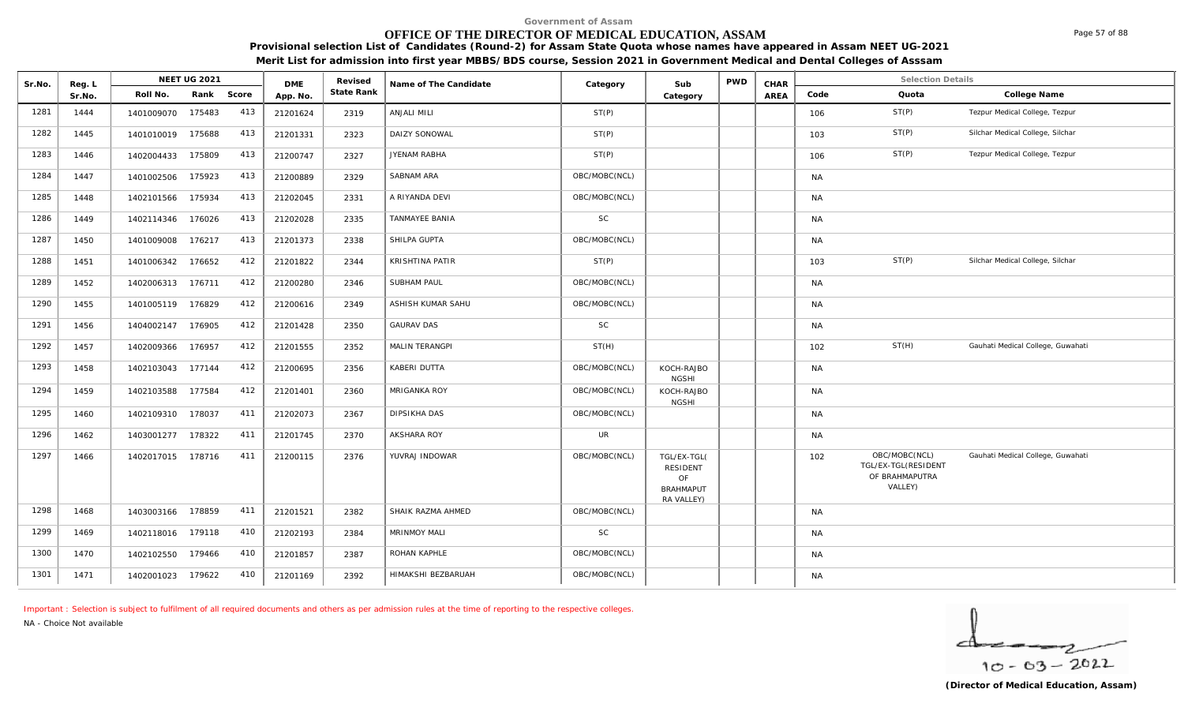Government of Assam

# OFFICE OF THE DIRECTOR OF MEDICAL EDUCATION, ASSAM

**Provisional selection List of Candidates (Round-2) for Assam State Quota whose names have appeared in Assam NEET UG-2021**

**Merit List for admission into first year MBBS/BDS course, Session 2021 in Government Medical and Dental Colleges of Asssam**

| Sr.No. | Reg. L Sr.No. | NEET UG 2021 Roll No. | Rank | Score | DME App. No. | Revised State Rank | Name of The Candidate | Category | Sub Category | PWD | CHAR AREA | Code | Quota | College Name |
|---|---|---|---|---|---|---|---|---|---|---|---|---|---|---|
| 1281 | 1444 | 1401009070 | 175483 | 413 | 21201624 | 2319 | ANJALI MILI | ST(P) | | | | 106 | ST(P) | Tezpur Medical College, Tezpur |
| 1282 | 1445 | 1401010019 | 175688 | 413 | 21201331 | 2323 | DAIZY SONOWAL | ST(P) | | | | 103 | ST(P) | Silchar Medical College, Silchar |
| 1283 | 1446 | 1402004433 | 175809 | 413 | 21200747 | 2327 | JYENAM RABHA | ST(P) | | | | 106 | ST(P) | Tezpur Medical College, Tezpur |
| 1284 | 1447 | 1401002506 | 175923 | 413 | 21200889 | 2329 | SABNAM ARA | OBC/MOBC(NCL) | | | | NA | | |
| 1285 | 1448 | 1402101566 | 175934 | 413 | 21202045 | 2331 | A RIYANDA DEVI | OBC/MOBC(NCL) | | | | NA | | |
| 1286 | 1449 | 1402114346 | 176026 | 413 | 21202028 | 2335 | TANMAYEE BANIA | SC | | | | NA | | |
| 1287 | 1450 | 1401009008 | 176217 | 413 | 21201373 | 2338 | SHILPA GUPTA | OBC/MOBC(NCL) | | | | NA | | |
| 1288 | 1451 | 1401006342 | 176652 | 412 | 21201822 | 2344 | KRISHTINA PATIR | ST(P) | | | | 103 | ST(P) | Silchar Medical College, Silchar |
| 1289 | 1452 | 1402006313 | 176711 | 412 | 21200280 | 2346 | SUBHAM PAUL | OBC/MOBC(NCL) | | | | NA | | |
| 1290 | 1455 | 1401005119 | 176829 | 412 | 21200616 | 2349 | ASHISH KUMAR SAHU | OBC/MOBC(NCL) | | | | NA | | |
| 1291 | 1456 | 1404002147 | 176905 | 412 | 21201428 | 2350 | GAURAV DAS | SC | | | | NA | | |
| 1292 | 1457 | 1402009366 | 176957 | 412 | 21201555 | 2352 | MALIN TERANGPI | ST(H) | | | | 102 | ST(H) | Gauhati Medical College, Guwahati |
| 1293 | 1458 | 1402103043 | 177144 | 412 | 21200695 | 2356 | KABERI DUTTA | OBC/MOBC(NCL) | KOCH-RAJBONGSHI | | | NA | | |
| 1294 | 1459 | 1402103588 | 177584 | 412 | 21201401 | 2360 | MRIGANKA ROY | OBC/MOBC(NCL) | KOCH-RAJBONGSHI | | | NA | | |
| 1295 | 1460 | 1402109310 | 178037 | 411 | 21202073 | 2367 | DIPSIKHA DAS | OBC/MOBC(NCL) | | | | NA | | |
| 1296 | 1462 | 1403001277 | 178322 | 411 | 21201745 | 2370 | AKSHARA ROY | UR | | | | NA | | |
| 1297 | 1466 | 1402017015 | 178716 | 411 | 21200115 | 2376 | YUVRAJ INDOWAR | OBC/MOBC(NCL) | TGL/EX-TGL( RESIDENT OF BRAHMAPUTRA VALLEY) | | | 102 | OBC/MOBC(NCL) TGL/EX-TGL(RESIDENT OF BRAHMAPUTRA VALLEY) | Gauhati Medical College, Guwahati |
| 1298 | 1468 | 1403003166 | 178859 | 411 | 21201521 | 2382 | SHAIK RAZMA AHMED | OBC/MOBC(NCL) | | | | NA | | |
| 1299 | 1469 | 1402118016 | 179118 | 410 | 21202193 | 2384 | MRINMOY MALI | SC | | | | NA | | |
| 1300 | 1470 | 1402102550 | 179466 | 410 | 21201857 | 2387 | ROHAN KAPHLE | OBC/MOBC(NCL) | | | | NA | | |
| 1301 | 1471 | 1402001023 | 179622 | 410 | 21201169 | 2392 | HIMAKSHI BEZBARUAH | OBC/MOBC(NCL) | | | | NA | | |

Important : Selection is subject to fulfilment of all required documents and others as per admission rules at the time of reporting to the respective colleges.

NA - Choice Not available

10 - 03 - 2022

**(Director of Medical Education, Assam)**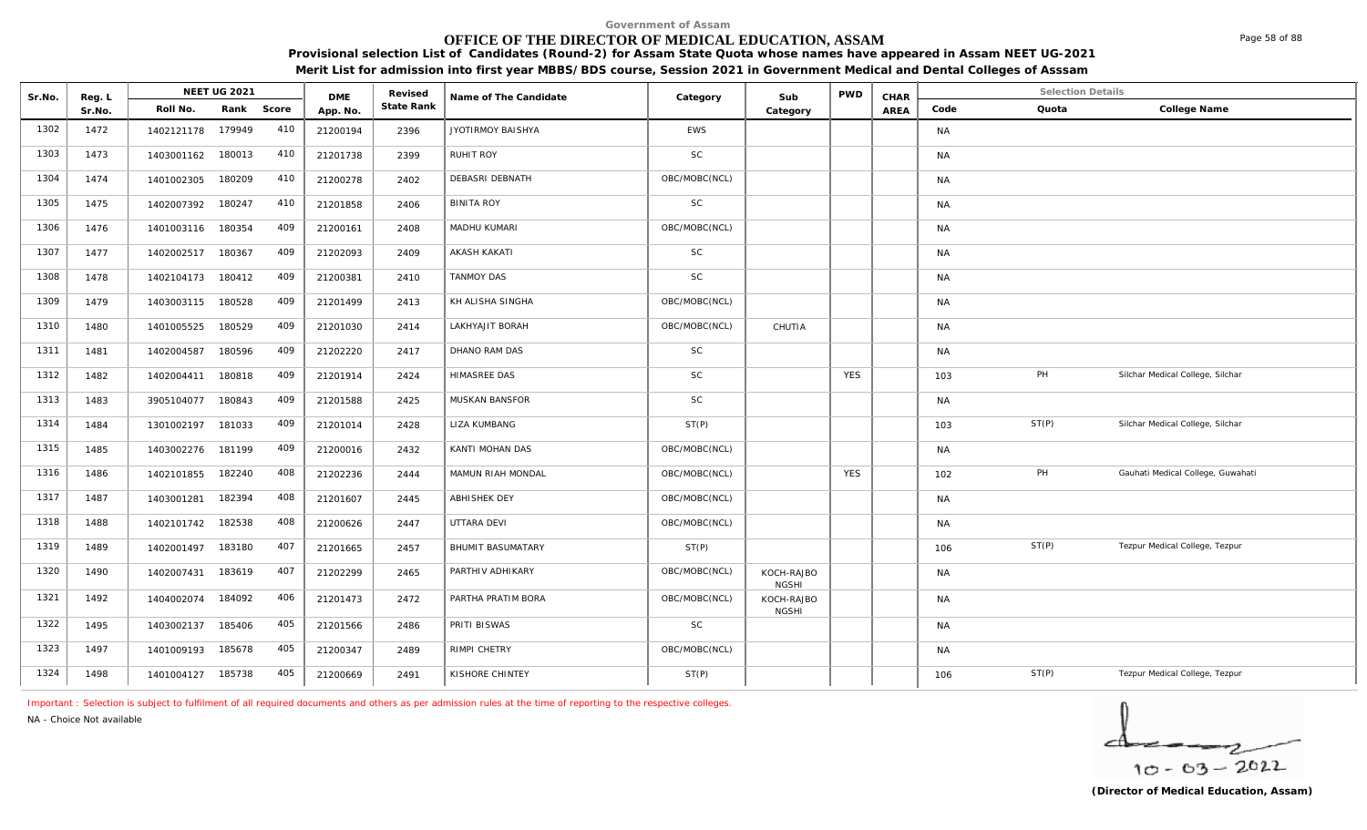Government of Assam

# OFFICE OF THE DIRECTOR OF MEDICAL EDUCATION, ASSAM

**Provisional selection List of Candidates (Round-2) for Assam State Quota whose names have appeared in Assam NEET UG-2021**

**Merit List for admission into first year MBBS/BDS course, Session 2021 in Government Medical and Dental Colleges of Asssam**

| Sr.No. | Reg. L Sr.No. | NEET UG 2021 Roll No. | Rank | Score | DME App. No. | Revised State Rank | Name of The Candidate | Category | Sub Category | PWD | CHAR AREA | Code | Quota | College Name |
|---|---|---|---|---|---|---|---|---|---|---|---|---|---|---|
| 1302 | 1472 | 1402121178 | 179949 | 410 | 21200194 | 2396 | JYOTIRMOY BAISHYA | EWS | | | | NA | | |
| 1303 | 1473 | 1403001162 | 180013 | 410 | 21201738 | 2399 | RUHIT ROY | SC | | | | NA | | |
| 1304 | 1474 | 1401002305 | 180209 | 410 | 21200278 | 2402 | DEBASRI DEBNATH | OBC/MOBC(NCL) | | | | NA | | |
| 1305 | 1475 | 1402007392 | 180247 | 410 | 21201858 | 2406 | BINITA ROY | SC | | | | NA | | |
| 1306 | 1476 | 1401003116 | 180354 | 409 | 21200161 | 2408 | MADHU KUMARI | OBC/MOBC(NCL) | | | | NA | | |
| 1307 | 1477 | 1402002517 | 180367 | 409 | 21202093 | 2409 | AKASH KAKATI | SC | | | | NA | | |
| 1308 | 1478 | 1402104173 | 180412 | 409 | 21200381 | 2410 | TANMOY DAS | SC | | | | NA | | |
| 1309 | 1479 | 1403003115 | 180528 | 409 | 21201499 | 2413 | KH ALISHA SINGHA | OBC/MOBC(NCL) | | | | NA | | |
| 1310 | 1480 | 1401005525 | 180529 | 409 | 21201030 | 2414 | LAKHYAJIT BORAH | OBC/MOBC(NCL) | CHUTIA | | | NA | | |
| 1311 | 1481 | 1402004587 | 180596 | 409 | 21202220 | 2417 | DHANO RAM DAS | SC | | | | NA | | |
| 1312 | 1482 | 1402004411 | 180818 | 409 | 21201914 | 2424 | HIMASREE DAS | SC | | YES | | 103 | PH | Silchar Medical College, Silchar |
| 1313 | 1483 | 3905104077 | 180843 | 409 | 21201588 | 2425 | MUSKAN BANSFOR | SC | | | | NA | | |
| 1314 | 1484 | 1301002197 | 181033 | 409 | 21201014 | 2428 | LIZA KUMBANG | ST(P) | | | | 103 | ST(P) | Silchar Medical College, Silchar |
| 1315 | 1485 | 1403002276 | 181199 | 409 | 21200016 | 2432 | KANTI MOHAN DAS | OBC/MOBC(NCL) | | | | NA | | |
| 1316 | 1486 | 1402101855 | 182240 | 408 | 21202236 | 2444 | MAMUN RIAH MONDAL | OBC/MOBC(NCL) | | YES | | 102 | PH | Gauhati Medical College, Guwahati |
| 1317 | 1487 | 1403001281 | 182394 | 408 | 21201607 | 2445 | ABHISHEK DEY | OBC/MOBC(NCL) | | | | NA | | |
| 1318 | 1488 | 1402101742 | 182538 | 408 | 21200626 | 2447 | UTTARA DEVI | OBC/MOBC(NCL) | | | | NA | | |
| 1319 | 1489 | 1402001497 | 183180 | 407 | 21201665 | 2457 | BHUMIT BASUMATARY | ST(P) | | | | 106 | ST(P) | Tezpur Medical College, Tezpur |
| 1320 | 1490 | 1402007431 | 183619 | 407 | 21202299 | 2465 | PARTHIV ADHIKARY | OBC/MOBC(NCL) | KOCH-RAJBONGSHI | | | NA | | |
| 1321 | 1492 | 1404002074 | 184092 | 406 | 21201473 | 2472 | PARTHA PRATIM BORA | OBC/MOBC(NCL) | KOCH-RAJBONGSHI | | | NA | | |
| 1322 | 1495 | 1403002137 | 185406 | 405 | 21201566 | 2486 | PRITI BISWAS | SC | | | | NA | | |
| 1323 | 1497 | 1401009193 | 185678 | 405 | 21200347 | 2489 | RIMPI CHETRY | OBC/MOBC(NCL) | | | | NA | | |
| 1324 | 1498 | 1401004127 | 185738 | 405 | 21200669 | 2491 | KISHORE CHINTEY | ST(P) | | | | 106 | ST(P) | Tezpur Medical College, Tezpur |

Important : Selection is subject to fulfilment of all required documents and others as per admission rules at the time of reporting to the respective colleges.

NA - Choice Not available

10-03-2022

**(Director of Medical Education, Assam)**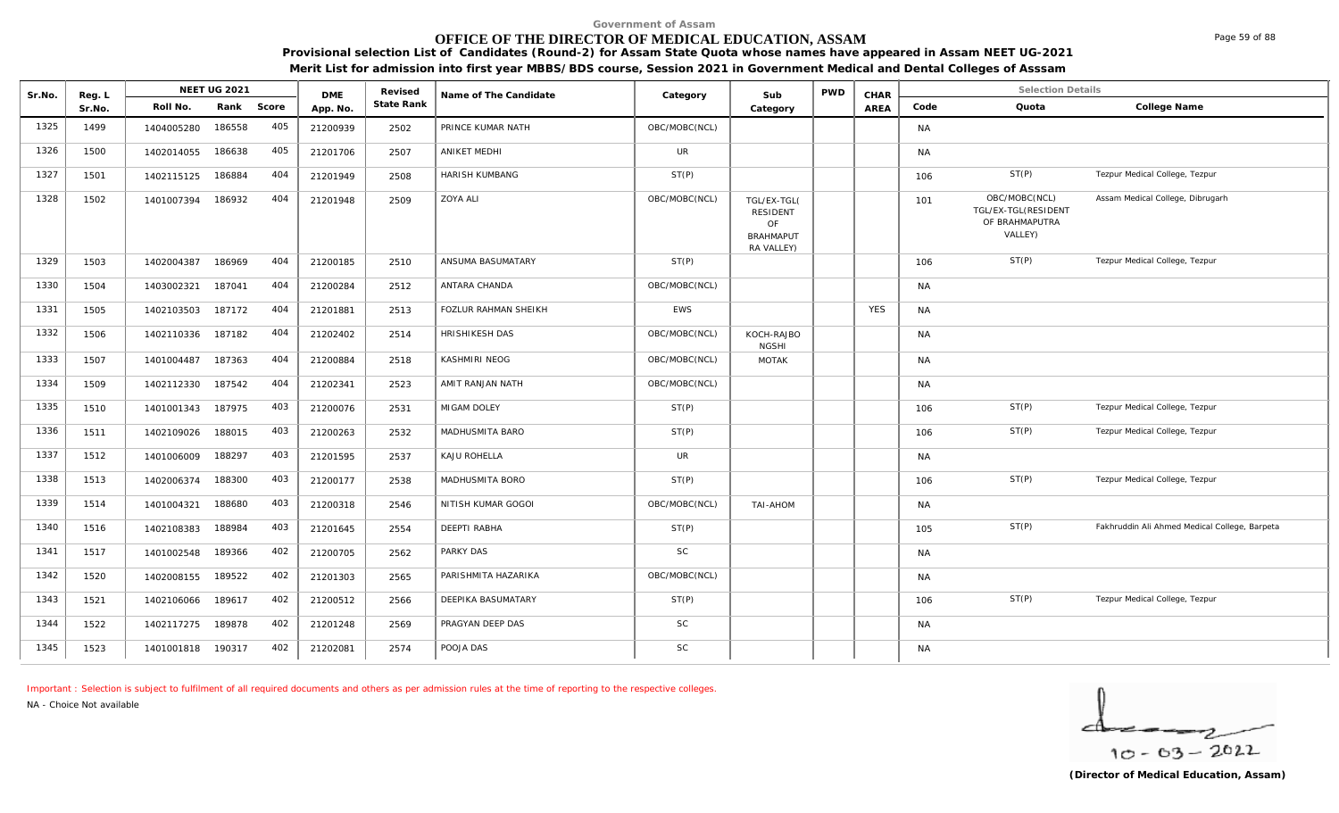Government of Assam

# OFFICE OF THE DIRECTOR OF MEDICAL EDUCATION, ASSAM

**Provisional selection List of Candidates (Round-2) for Assam State Quota whose names have appeared in Assam NEET UG-2021**

**Merit List for admission into first year MBBS/BDS course, Session 2021 in Government Medical and Dental Colleges of Asssam**

| Sr.No. | Reg. L Sr.No. | NEET UG 2021 Roll No. | Rank | Score | DME App. No. | Revised State Rank | Name of The Candidate | Category | Sub Category | PWD | CHAR AREA | Selection Details Code | Quota | College Name |
|---|---|---|---|---|---|---|---|---|---|---|---|---|---|---|
| 1325 | 1499 | 1404005280 | 186558 | 405 | 21200939 | 2502 | PRINCE KUMAR NATH | OBC/MOBC(NCL) | | | | NA | | |
| 1326 | 1500 | 1402014055 | 186638 | 405 | 21201706 | 2507 | ANIKET MEDHI | UR | | | | NA | | |
| 1327 | 1501 | 1402115125 | 186884 | 404 | 21201949 | 2508 | HARISH KUMBANG | ST(P) | | | | 106 | ST(P) | Tezpur Medical College, Tezpur |
| 1328 | 1502 | 1401007394 | 186932 | 404 | 21201948 | 2509 | ZOYA ALI | OBC/MOBC(NCL) | TGL/EX-TGL( RESIDENT OF BRAHMAPUT RA VALLEY) | | | 101 | OBC/MOBC(NCL) TGL/EX-TGL(RESIDENT OF BRAHMAPUTRA VALLEY) | Assam Medical College, Dibrugarh |
| 1329 | 1503 | 1402004387 | 186969 | 404 | 21200185 | 2510 | ANSUMA BASUMATARY | ST(P) | | | | 106 | ST(P) | Tezpur Medical College, Tezpur |
| 1330 | 1504 | 1403002321 | 187041 | 404 | 21200284 | 2512 | ANTARA CHANDA | OBC/MOBC(NCL) | | | | NA | | |
| 1331 | 1505 | 1402103503 | 187172 | 404 | 21201881 | 2513 | FOZLUR RAHMAN SHEIKH | EWS | | | YES | NA | | |
| 1332 | 1506 | 1402110336 | 187182 | 404 | 21202402 | 2514 | HRISHIKESH DAS | OBC/MOBC(NCL) | KOCH-RAJBO NGSHI | | | NA | | |
| 1333 | 1507 | 1401004487 | 187363 | 404 | 21200884 | 2518 | KASHMIRI NEOG | OBC/MOBC(NCL) | MOTAK | | | NA | | |
| 1334 | 1509 | 1402112330 | 187542 | 404 | 21202341 | 2523 | AMIT RANJAN NATH | OBC/MOBC(NCL) | | | | NA | | |
| 1335 | 1510 | 1401001343 | 187975 | 403 | 21200076 | 2531 | MIGAM DOLEY | ST(P) | | | | 106 | ST(P) | Tezpur Medical College, Tezpur |
| 1336 | 1511 | 1402109026 | 188015 | 403 | 21200263 | 2532 | MADHUSMITA BARO | ST(P) | | | | 106 | ST(P) | Tezpur Medical College, Tezpur |
| 1337 | 1512 | 1401006009 | 188297 | 403 | 21201595 | 2537 | KAJU ROHELLA | UR | | | | NA | | |
| 1338 | 1513 | 1402006374 | 188300 | 403 | 21200177 | 2538 | MADHUSMITA BORO | ST(P) | | | | 106 | ST(P) | Tezpur Medical College, Tezpur |
| 1339 | 1514 | 1401004321 | 188680 | 403 | 21200318 | 2546 | NITISH KUMAR GOGOI | OBC/MOBC(NCL) | TAI-AHOM | | | NA | | |
| 1340 | 1516 | 1402108383 | 188984 | 403 | 21201645 | 2554 | DEEPTI RABHA | ST(P) | | | | 105 | ST(P) | Fakhruddin Ali Ahmed Medical College, Barpeta |
| 1341 | 1517 | 1401002548 | 189366 | 402 | 21200705 | 2562 | PARKY DAS | SC | | | | NA | | |
| 1342 | 1520 | 1402008155 | 189522 | 402 | 21201303 | 2565 | PARISHMITA HAZARIKA | OBC/MOBC(NCL) | | | | NA | | |
| 1343 | 1521 | 1402106066 | 189617 | 402 | 21200512 | 2566 | DEEPIKA BASUMATARY | ST(P) | | | | 106 | ST(P) | Tezpur Medical College, Tezpur |
| 1344 | 1522 | 1402117275 | 189878 | 402 | 21201248 | 2569 | PRAGYAN DEEP DAS | SC | | | | NA | | |
| 1345 | 1523 | 1401001818 | 190317 | 402 | 21202081 | 2574 | POOJA DAS | SC | | | | NA | | |

Important : Selection is subject to fulfilment of all required documents and others as per admission rules at the time of reporting to the respective colleges.

NA - Choice Not available

10-03-2022

**(Director of Medical Education, Assam)**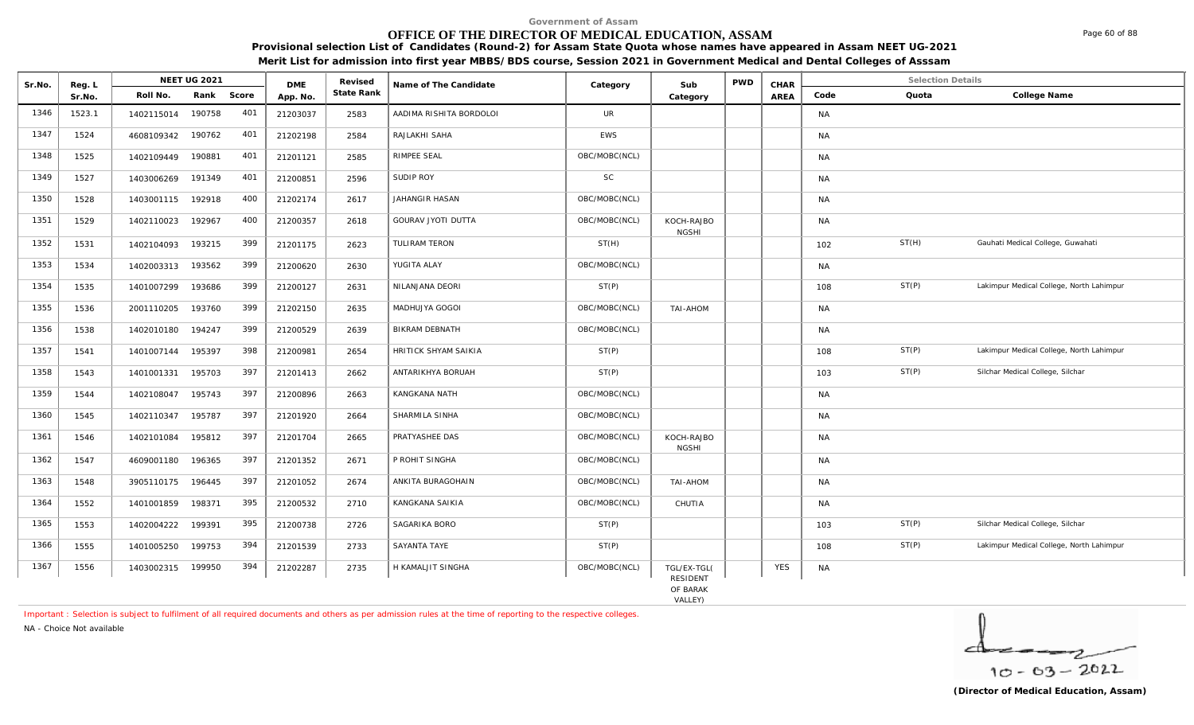Government of Assam

# OFFICE OF THE DIRECTOR OF MEDICAL EDUCATION, ASSAM

**Provisional selection List of Candidates (Round-2) for Assam State Quota whose names have appeared in Assam NEET UG-2021**

**Merit List for admission into first year MBBS/BDS course, Session 2021 in Government Medical and Dental Colleges of Asssam**

| Sr.No. | Reg. L Sr.No. | NEET UG 2021 Roll No. | Rank | Score | DME App. No. | Revised State Rank | Name of The Candidate | Category | Sub Category | PWD | CHAR AREA | Code | Quota | College Name |
|---|---|---|---|---|---|---|---|---|---|---|---|---|---|---|
| 1346 | 1523.1 | 1402115014 | 190758 | 401 | 21203037 | 2583 | AADIMA RISHITA BORDOLOI | UR | | | | NA | | |
| 1347 | 1524 | 4608109342 | 190762 | 401 | 21202198 | 2584 | RAJLAKHI SAHA | EWS | | | | NA | | |
| 1348 | 1525 | 1402109449 | 190881 | 401 | 21201121 | 2585 | RIMPEE SEAL | OBC/MOBC(NCL) | | | | NA | | |
| 1349 | 1527 | 1403006269 | 191349 | 401 | 21200851 | 2596 | SUDIP ROY | SC | | | | NA | | |
| 1350 | 1528 | 1403001115 | 192918 | 400 | 21202174 | 2617 | JAHANGIR HASAN | OBC/MOBC(NCL) | | | | NA | | |
| 1351 | 1529 | 1402110023 | 192967 | 400 | 21200357 | 2618 | GOURAV JYOTI DUTTA | OBC/MOBC(NCL) | KOCH-RAJBONGSHI | | | NA | | |
| 1352 | 1531 | 1402104093 | 193215 | 399 | 21201175 | 2623 | TULIRAM TERON | ST(H) | | | | 102 | ST(H) | Gauhati Medical College, Guwahati |
| 1353 | 1534 | 1402003313 | 193562 | 399 | 21200620 | 2630 | YUGITA ALAY | OBC/MOBC(NCL) | | | | NA | | |
| 1354 | 1535 | 1401007299 | 193686 | 399 | 21200127 | 2631 | NILANJANA DEORI | ST(P) | | | | 108 | ST(P) | Lakimpur Medical College, North Lahimpur |
| 1355 | 1536 | 2001110205 | 193760 | 399 | 21202150 | 2635 | MADHUJYA GOGOI | OBC/MOBC(NCL) | TAI-AHOM | | | NA | | |
| 1356 | 1538 | 1402010180 | 194247 | 399 | 21200529 | 2639 | BIKRAM DEBNATH | OBC/MOBC(NCL) | | | | NA | | |
| 1357 | 1541 | 1401007144 | 195397 | 398 | 21200981 | 2654 | HRITICK SHYAM SAIKIA | ST(P) | | | | 108 | ST(P) | Lakimpur Medical College, North Lahimpur |
| 1358 | 1543 | 1401001331 | 195703 | 397 | 21201413 | 2662 | ANTARIKHYA BORUAH | ST(P) | | | | 103 | ST(P) | Silchar Medical College, Silchar |
| 1359 | 1544 | 1402108047 | 195743 | 397 | 21200896 | 2663 | KANGKANA NATH | OBC/MOBC(NCL) | | | | NA | | |
| 1360 | 1545 | 1402110347 | 195787 | 397 | 21201920 | 2664 | SHARMILA SINHA | OBC/MOBC(NCL) | | | | NA | | |
| 1361 | 1546 | 1402101084 | 195812 | 397 | 21201704 | 2665 | PRATYASHEE DAS | OBC/MOBC(NCL) | KOCH-RAJBONGSHI | | | NA | | |
| 1362 | 1547 | 4609001180 | 196365 | 397 | 21201352 | 2671 | P ROHIT SINGHA | OBC/MOBC(NCL) | | | | NA | | |
| 1363 | 1548 | 3905110175 | 196445 | 397 | 21201052 | 2674 | ANKITA BURAGOHAIN | OBC/MOBC(NCL) | TAI-AHOM | | | NA | | |
| 1364 | 1552 | 1401001859 | 198371 | 395 | 21200532 | 2710 | KANGKANA SAIKIA | OBC/MOBC(NCL) | CHUTIA | | | NA | | |
| 1365 | 1553 | 1402004222 | 199391 | 395 | 21200738 | 2726 | SAGARIKA BORO | ST(P) | | | | 103 | ST(P) | Silchar Medical College, Silchar |
| 1366 | 1555 | 1401005250 | 199753 | 394 | 21201539 | 2733 | SAYANTA TAYE | ST(P) | | | | 108 | ST(P) | Lakimpur Medical College, North Lahimpur |
| 1367 | 1556 | 1403002315 | 199950 | 394 | 21202287 | 2735 | H KAMALJIT SINGHA | OBC/MOBC(NCL) | TGL/EX-TGL(RESIDENT OF BARAK VALLEY) | | YES | NA | | |

Important : Selection is subject to fulfilment of all required documents and others as per admission rules at the time of reporting to the respective colleges.

NA - Choice Not available

10-03-2022

**(Director of Medical Education, Assam)**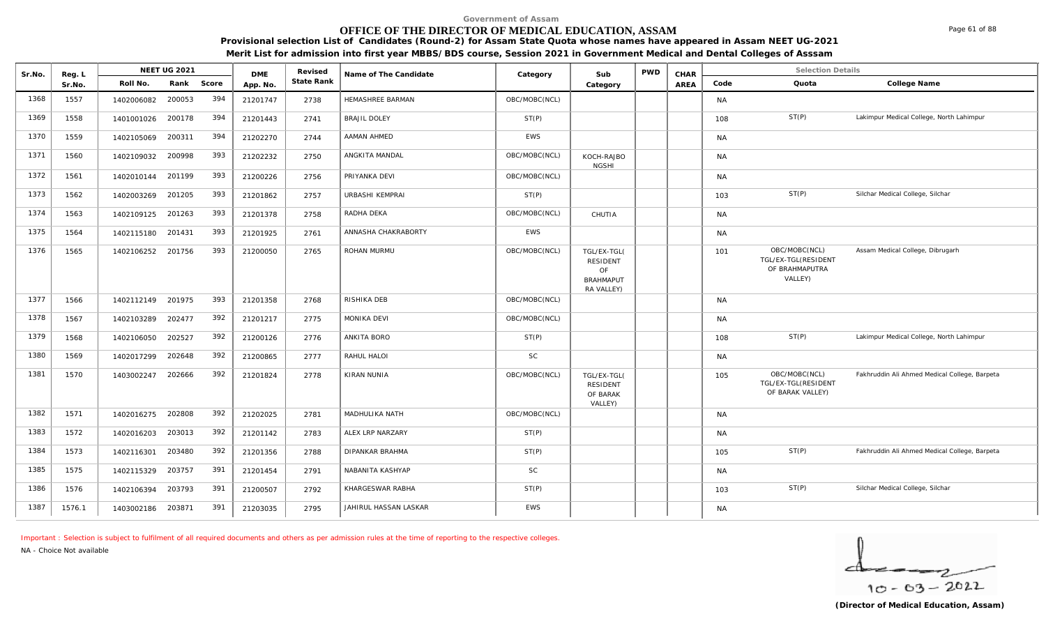Government of Assam

# OFFICE OF THE DIRECTOR OF MEDICAL EDUCATION, ASSAM

**Provisional selection List of Candidates (Round-2) for Assam State Quota whose names have appeared in Assam NEET UG-2021**

**Merit List for admission into first year MBBS/BDS course, Session 2021 in Government Medical and Dental Colleges of Asssam**

| Sr.No. | Reg. L Sr.No. | NEET UG 2021 Roll No. | Rank | Score | DME App. No. | Revised State Rank | Name of The Candidate | Category | Sub Category | PWD | CHAR AREA | Code | Quota | College Name |
|---|---|---|---|---|---|---|---|---|---|---|---|---|---|---|
| 1368 | 1557 | 1402006082 | 200053 | 394 | 21201747 | 2738 | HEMASHREE BARMAN | OBC/MOBC(NCL) | | | | NA | | |
| 1369 | 1558 | 1401001026 | 200178 | 394 | 21201443 | 2741 | BRAJIL DOLEY | ST(P) | | | | 108 | ST(P) | Lakimpur Medical College, North Lahimpur |
| 1370 | 1559 | 1402105069 | 200311 | 394 | 21202270 | 2744 | AAMAN AHMED | EWS | | | | NA | | |
| 1371 | 1560 | 1402109032 | 200998 | 393 | 21202232 | 2750 | ANGKITA MANDAL | OBC/MOBC(NCL) | KOCH-RAJBONGSHI | | | NA | | |
| 1372 | 1561 | 1402010144 | 201199 | 393 | 21200226 | 2756 | PRIYANKA DEVI | OBC/MOBC(NCL) | | | | NA | | |
| 1373 | 1562 | 1402003269 | 201205 | 393 | 21201862 | 2757 | URBASHI KEMPRAI | ST(P) | | | | 103 | ST(P) | Silchar Medical College, Silchar |
| 1374 | 1563 | 1402109125 | 201263 | 393 | 21201378 | 2758 | RADHA DEKA | OBC/MOBC(NCL) | CHUTIA | | | NA | | |
| 1375 | 1564 | 1402115180 | 201431 | 393 | 21201925 | 2761 | ANNASHA CHAKRABORTY | EWS | | | | NA | | |
| 1376 | 1565 | 1402106252 | 201756 | 393 | 21200050 | 2765 | ROHAN MURMU | OBC/MOBC(NCL) | TGL/EX-TGL( RESIDENT OF BRAHMAPUTRA VALLEY) | | | 101 | OBC/MOBC(NCL) TGL/EX-TGL(RESIDENT OF BRAHMAPUTRA VALLEY) | Assam Medical College, Dibrugarh |
| 1377 | 1566 | 1402112149 | 201975 | 393 | 21201358 | 2768 | RISHIKA DEB | OBC/MOBC(NCL) | | | | NA | | |
| 1378 | 1567 | 1402103289 | 202477 | 392 | 21201217 | 2775 | MONIKA DEVI | OBC/MOBC(NCL) | | | | NA | | |
| 1379 | 1568 | 1402106050 | 202527 | 392 | 21200126 | 2776 | ANKITA BORO | ST(P) | | | | 108 | ST(P) | Lakimpur Medical College, North Lahimpur |
| 1380 | 1569 | 1402017299 | 202648 | 392 | 21200865 | 2777 | RAHUL HALOI | SC | | | | NA | | |
| 1381 | 1570 | 1403002247 | 202666 | 392 | 21201824 | 2778 | KIRAN NUNIA | OBC/MOBC(NCL) | TGL/EX-TGL( RESIDENT OF BARAK VALLEY) | | | 105 | OBC/MOBC(NCL) TGL/EX-TGL(RESIDENT OF BARAK VALLEY) | Fakhruddin Ali Ahmed Medical College, Barpeta |
| 1382 | 1571 | 1402016275 | 202808 | 392 | 21202025 | 2781 | MADHULIKA NATH | OBC/MOBC(NCL) | | | | NA | | |
| 1383 | 1572 | 1402016203 | 203013 | 392 | 21201142 | 2783 | ALEX LRP NARZARY | ST(P) | | | | NA | | |
| 1384 | 1573 | 1402116301 | 203480 | 392 | 21201356 | 2788 | DIPANKAR BRAHMA | ST(P) | | | | 105 | ST(P) | Fakhruddin Ali Ahmed Medical College, Barpeta |
| 1385 | 1575 | 1402115329 | 203757 | 391 | 21201454 | 2791 | NABANITA KASHYAP | SC | | | | NA | | |
| 1386 | 1576 | 1402106394 | 203793 | 391 | 21200507 | 2792 | KHARGESWAR RABHA | ST(P) | | | | 103 | ST(P) | Silchar Medical College, Silchar |
| 1387 | 1576.1 | 1403002186 | 203871 | 391 | 21203035 | 2795 | JAHIRUL HASSAN LASKAR | EWS | | | | NA | | |

Important : Selection is subject to fulfilment of all required documents and others as per admission rules at the time of reporting to the respective colleges.

NA - Choice Not available

10-03-2022

**(Director of Medical Education, Assam)**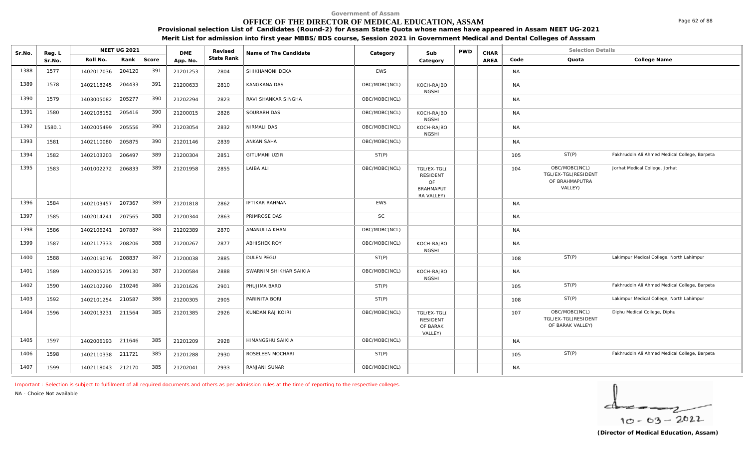Government of Assam

# OFFICE OF THE DIRECTOR OF MEDICAL EDUCATION, ASSAM

**Provisional selection List of Candidates (Round-2) for Assam State Quota whose names have appeared in Assam NEET UG-2021**

**Merit List for admission into first year MBBS/BDS course, Session 2021 in Government Medical and Dental Colleges of Asssam**

| Sr.No. | Reg. L Sr.No. | NEET UG 2021 Roll No. | Rank | Score | DME App. No. | Revised State Rank | Name of The Candidate | Category | Sub Category | PWD | CHAR AREA | Code | Quota | College Name |
|---|---|---|---|---|---|---|---|---|---|---|---|---|---|---|
| 1388 | 1577 | 1402017036 | 204120 | 391 | 21201253 | 2804 | SHIKHAMONI DEKA | EWS | | | | NA | | |
| 1389 | 1578 | 1402118245 | 204433 | 391 | 21200633 | 2810 | KANGKANA DAS | OBC/MOBC(NCL) | KOCH-RAJBONGSHI | | | NA | | |
| 1390 | 1579 | 1403005082 | 205277 | 390 | 21202294 | 2823 | RAVI SHANKAR SINGHA | OBC/MOBC(NCL) | | | | NA | | |
| 1391 | 1580 | 1402108152 | 205416 | 390 | 21200015 | 2826 | SOURABH DAS | OBC/MOBC(NCL) | KOCH-RAJBONGSHI | | | NA | | |
| 1392 | 1580.1 | 1402005499 | 205556 | 390 | 21203054 | 2832 | NIRMALI DAS | OBC/MOBC(NCL) | KOCH-RAJBONGSHI | | | NA | | |
| 1393 | 1581 | 1402110080 | 205875 | 390 | 21201146 | 2839 | ANKAN SAHA | OBC/MOBC(NCL) | | | | NA | | |
| 1394 | 1582 | 1402103203 | 206497 | 389 | 21200304 | 2851 | GITUMANI UZIR | ST(P) | | | | 105 | ST(P) | Fakhruddin Ali Ahmed Medical College, Barpeta |
| 1395 | 1583 | 1401002272 | 206833 | 389 | 21201958 | 2855 | LAIBA ALI | OBC/MOBC(NCL) | TGL/EX-TGL(RESIDENT OF BRAHMAPUTRA VALLEY) | | | 104 | OBC/MOBC(NCL) TGL/EX-TGL(RESIDENT OF BRAHMAPUTRA VALLEY) | Jorhat Medical College, Jorhat |
| 1396 | 1584 | 1402103457 | 207367 | 389 | 21201818 | 2862 | IFTIKAR RAHMAN | EWS | | | | NA | | |
| 1397 | 1585 | 1402014241 | 207565 | 388 | 21200344 | 2863 | PRIMROSE DAS | SC | | | | NA | | |
| 1398 | 1586 | 1402106241 | 207887 | 388 | 21202389 | 2870 | AMANULLA KHAN | OBC/MOBC(NCL) | | | | NA | | |
| 1399 | 1587 | 1402117333 | 208206 | 388 | 21200267 | 2877 | ABHISHEK ROY | OBC/MOBC(NCL) | KOCH-RAJBONGSHI | | | NA | | |
| 1400 | 1588 | 1402019076 | 208837 | 387 | 21200038 | 2885 | DULEN PEGU | ST(P) | | | | 108 | ST(P) | Lakimpur Medical College, North Lahimpur |
| 1401 | 1589 | 1402005215 | 209130 | 387 | 21200584 | 2888 | SWARNIM SHIKHAR SAIKIA | OBC/MOBC(NCL) | KOCH-RAJBONGSHI | | | NA | | |
| 1402 | 1590 | 1402102290 | 210246 | 386 | 21201626 | 2901 | PHUJIMA BARO | ST(P) | | | | 105 | ST(P) | Fakhruddin Ali Ahmed Medical College, Barpeta |
| 1403 | 1592 | 1402101254 | 210587 | 386 | 21200305 | 2905 | PARINITA BORI | ST(P) | | | | 108 | ST(P) | Lakimpur Medical College, North Lahimpur |
| 1404 | 1596 | 1402013231 | 211564 | 385 | 21201385 | 2926 | KUNDAN RAJ KOIRI | OBC/MOBC(NCL) | TGL/EX-TGL(RESIDENT OF BARAK VALLEY) | | | 107 | OBC/MOBC(NCL) TGL/EX-TGL(RESIDENT OF BARAK VALLEY) | Diphu Medical College, Diphu |
| 1405 | 1597 | 1402006193 | 211646 | 385 | 21201209 | 2928 | HIMANGSHU SAIKIA | OBC/MOBC(NCL) | | | | NA | | |
| 1406 | 1598 | 1402110338 | 211721 | 385 | 21201288 | 2930 | ROSELEEN MOCHARI | ST(P) | | | | 105 | ST(P) | Fakhruddin Ali Ahmed Medical College, Barpeta |
| 1407 | 1599 | 1402118043 | 212170 | 385 | 21202041 | 2933 | RANJANI SUNAR | OBC/MOBC(NCL) | | | | NA | | |

Important : Selection is subject to fulfilment of all required documents and others as per admission rules at the time of reporting to the respective colleges.

NA - Choice Not available

10 - 03 - 2022

**(Director of Medical Education, Assam)**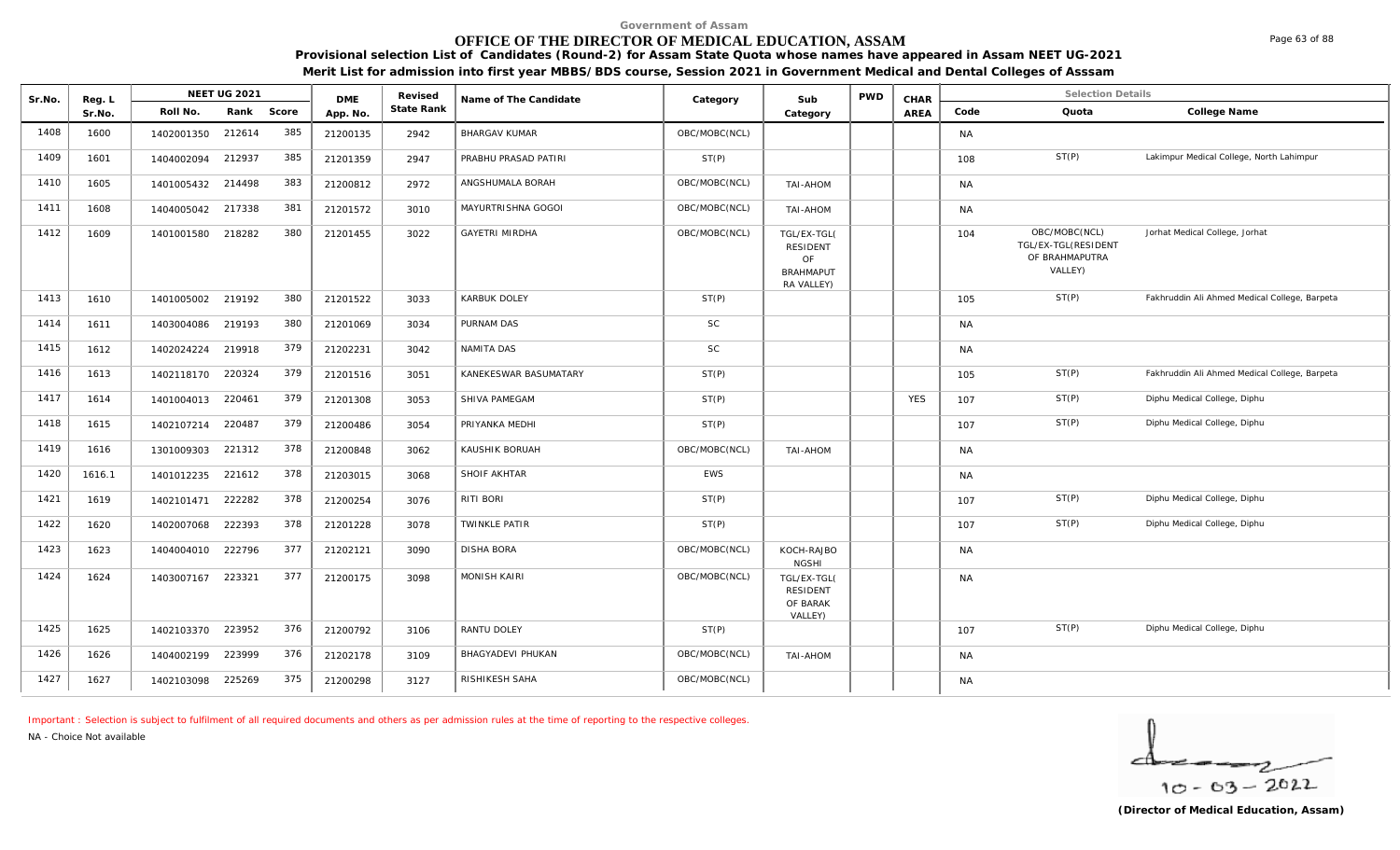Government of Assam

# OFFICE OF THE DIRECTOR OF MEDICAL EDUCATION, ASSAM

**Provisional selection List of Candidates (Round-2) for Assam State Quota whose names have appeared in Assam NEET UG-2021**

**Merit List for admission into first year MBBS/BDS course, Session 2021 in Government Medical and Dental Colleges of Asssam**

| Sr.No. | Reg. L Sr.No. | NEET UG 2021 Roll No. | Rank | Score | DME App. No. | Revised State Rank | Name of The Candidate | Category | Sub Category | PWD | CHAR AREA | Selection Details Code | Quota | College Name |
|---|---|---|---|---|---|---|---|---|---|---|---|---|---|---|
| 1408 | 1600 | 1402001350 | 212614 | 385 | 21200135 | 2942 | BHARGAV KUMAR | OBC/MOBC(NCL) | | | | NA | | |
| 1409 | 1601 | 1404002094 | 212937 | 385 | 21201359 | 2947 | PRABHU PRASAD PATIRI | ST(P) | | | | 108 | ST(P) | Lakimpur Medical College, North Lahimpur |
| 1410 | 1605 | 1401005432 | 214498 | 383 | 21200812 | 2972 | ANGSHUMALA BORAH | OBC/MOBC(NCL) | TAI-AHOM | | | NA | | |
| 1411 | 1608 | 1404005042 | 217338 | 381 | 21201572 | 3010 | MAYURTRISHNA GOGOI | OBC/MOBC(NCL) | TAI-AHOM | | | NA | | |
| 1412 | 1609 | 1401001580 | 218282 | 380 | 21201455 | 3022 | GAYETRI MIRDHA | OBC/MOBC(NCL) | TGL/EX-TGL( RESIDENT OF BRAHMAPUT RA VALLEY) | | | 104 | OBC/MOBC(NCL) TGL/EX-TGL(RESIDENT OF BRAHMAPUTRA VALLEY) | Jorhat Medical College, Jorhat |
| 1413 | 1610 | 1401005002 | 219192 | 380 | 21201522 | 3033 | KARBUK DOLEY | ST(P) | | | | 105 | ST(P) | Fakhruddin Ali Ahmed Medical College, Barpeta |
| 1414 | 1611 | 1403004086 | 219193 | 380 | 21201069 | 3034 | PURNAM DAS | SC | | | | NA | | |
| 1415 | 1612 | 1402024224 | 219918 | 379 | 21202231 | 3042 | NAMITA DAS | SC | | | | NA | | |
| 1416 | 1613 | 1402118170 | 220324 | 379 | 21201516 | 3051 | KANEKESWAR BASUMATARY | ST(P) | | | | 105 | ST(P) | Fakhruddin Ali Ahmed Medical College, Barpeta |
| 1417 | 1614 | 1401004013 | 220461 | 379 | 21201308 | 3053 | SHIVA PAMEGAM | ST(P) | | | YES | 107 | ST(P) | Diphu Medical College, Diphu |
| 1418 | 1615 | 1402107214 | 220487 | 379 | 21200486 | 3054 | PRIYANKA MEDHI | ST(P) | | | | 107 | ST(P) | Diphu Medical College, Diphu |
| 1419 | 1616 | 1301009303 | 221312 | 378 | 21200848 | 3062 | KAUSHIK BORUAH | OBC/MOBC(NCL) | TAI-AHOM | | | NA | | |
| 1420 | 1616.1 | 1401012235 | 221612 | 378 | 21203015 | 3068 | SHOIF AKHTAR | EWS | | | | NA | | |
| 1421 | 1619 | 1402101471 | 222282 | 378 | 21200254 | 3076 | RITI BORI | ST(P) | | | | 107 | ST(P) | Diphu Medical College, Diphu |
| 1422 | 1620 | 1402007068 | 222393 | 378 | 21201228 | 3078 | TWINKLE PATIR | ST(P) | | | | 107 | ST(P) | Diphu Medical College, Diphu |
| 1423 | 1623 | 1404004010 | 222796 | 377 | 21202121 | 3090 | DISHA BORA | OBC/MOBC(NCL) | KOCH-RAJBO NGSHI | | | NA | | |
| 1424 | 1624 | 1403007167 | 223321 | 377 | 21200175 | 3098 | MONISH KAIRI | OBC/MOBC(NCL) | TGL/EX-TGL( RESIDENT OF BARAK VALLEY) | | | NA | | |
| 1425 | 1625 | 1402103370 | 223952 | 376 | 21200792 | 3106 | RANTU DOLEY | ST(P) | | | | 107 | ST(P) | Diphu Medical College, Diphu |
| 1426 | 1626 | 1404002199 | 223999 | 376 | 21202178 | 3109 | BHAGYADEVI PHUKAN | OBC/MOBC(NCL) | TAI-AHOM | | | NA | | |
| 1427 | 1627 | 1402103098 | 225269 | 375 | 21200298 | 3127 | RISHIKESH SAHA | OBC/MOBC(NCL) | | | | NA | | |

Important : Selection is subject to fulfilment of all required documents and others as per admission rules at the time of reporting to the respective colleges.

NA - Choice Not available

10-03-2022

**(Director of Medical Education, Assam)**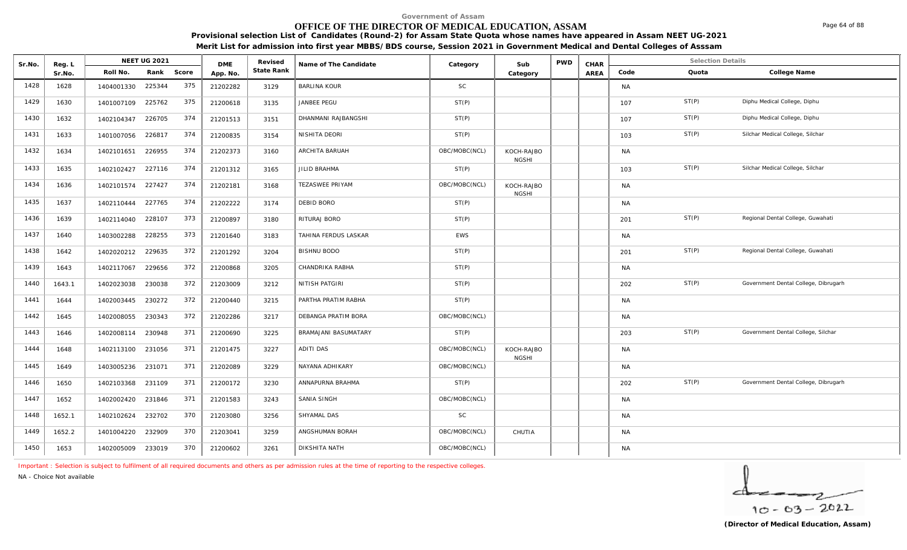Government of Assam

# OFFICE OF THE DIRECTOR OF MEDICAL EDUCATION, ASSAM

**Provisional selection List of Candidates (Round-2) for Assam State Quota whose names have appeared in Assam NEET UG-2021**

**Merit List for admission into first year MBBS/BDS course, Session 2021 in Government Medical and Dental Colleges of Asssam**

| Sr.No. | Reg. L Sr.No. | NEET UG 2021 Roll No. | Rank | Score | DME App. No. | Revised State Rank | Name of The Candidate | Category | Sub Category | PWD | CHAR AREA | Selection Details Code | Quota | College Name |
|---|---|---|---|---|---|---|---|---|---|---|---|---|---|---|
| 1428 | 1628 | 1404001330 | 225344 | 375 | 21202282 | 3129 | BARLINA KOUR | SC | | | | NA | | |
| 1429 | 1630 | 1401007109 | 225762 | 375 | 21200618 | 3135 | JANBEE PEGU | ST(P) | | | | 107 | ST(P) | Diphu Medical College, Diphu |
| 1430 | 1632 | 1402104347 | 226705 | 374 | 21201513 | 3151 | DHANMANI RAJBANGSHI | ST(P) | | | | 107 | ST(P) | Diphu Medical College, Diphu |
| 1431 | 1633 | 1401007056 | 226817 | 374 | 21200835 | 3154 | NISHITA DEORI | ST(P) | | | | 103 | ST(P) | Silchar Medical College, Silchar |
| 1432 | 1634 | 1402101651 | 226955 | 374 | 21202373 | 3160 | ARCHITA BARUAH | OBC/MOBC(NCL) | KOCH-RAJBONGSHI | | | NA | | |
| 1433 | 1635 | 1402102427 | 227116 | 374 | 21201312 | 3165 | JILID BRAHMA | ST(P) | | | | 103 | ST(P) | Silchar Medical College, Silchar |
| 1434 | 1636 | 1402101574 | 227427 | 374 | 21202181 | 3168 | TEZASWEE PRIYAM | OBC/MOBC(NCL) | KOCH-RAJBONGSHI | | | NA | | |
| 1435 | 1637 | 1402110444 | 227765 | 374 | 21202222 | 3174 | DEBID BORO | ST(P) | | | | NA | | |
| 1436 | 1639 | 1402114040 | 228107 | 373 | 21200897 | 3180 | RITURAJ BORO | ST(P) | | | | 201 | ST(P) | Regional Dental College, Guwahati |
| 1437 | 1640 | 1403002288 | 228255 | 373 | 21201640 | 3183 | TAHINA FERDUS LASKAR | EWS | | | | NA | | |
| 1438 | 1642 | 1402020212 | 229635 | 372 | 21201292 | 3204 | BISHNU BODO | ST(P) | | | | 201 | ST(P) | Regional Dental College, Guwahati |
| 1439 | 1643 | 1402117067 | 229656 | 372 | 21200868 | 3205 | CHANDRIKA RABHA | ST(P) | | | | NA | | |
| 1440 | 1643.1 | 1402023038 | 230038 | 372 | 21203009 | 3212 | NITISH PATGIRI | ST(P) | | | | 202 | ST(P) | Government Dental College, Dibrugarh |
| 1441 | 1644 | 1402003445 | 230272 | 372 | 21200440 | 3215 | PARTHA PRATIM RABHA | ST(P) | | | | NA | | |
| 1442 | 1645 | 1402008055 | 230343 | 372 | 21202286 | 3217 | DEBANGA PRATIM BORA | OBC/MOBC(NCL) | | | | NA | | |
| 1443 | 1646 | 1402008114 | 230948 | 371 | 21200690 | 3225 | BRAMAJANI BASUMATARY | ST(P) | | | | 203 | ST(P) | Government Dental College, Silchar |
| 1444 | 1648 | 1402113100 | 231056 | 371 | 21201475 | 3227 | ADITI DAS | OBC/MOBC(NCL) | KOCH-RAJBONGSHI | | | NA | | |
| 1445 | 1649 | 1403005236 | 231071 | 371 | 21202089 | 3229 | NAYANA ADHIKARY | OBC/MOBC(NCL) | | | | NA | | |
| 1446 | 1650 | 1402103368 | 231109 | 371 | 21200172 | 3230 | ANNAPURNA BRAHMA | ST(P) | | | | 202 | ST(P) | Government Dental College, Dibrugarh |
| 1447 | 1652 | 1402002420 | 231846 | 371 | 21201583 | 3243 | SANIA SINGH | OBC/MOBC(NCL) | | | | NA | | |
| 1448 | 1652.1 | 1402102624 | 232702 | 370 | 21203080 | 3256 | SHYAMAL DAS | SC | | | | NA | | |
| 1449 | 1652.2 | 1401004220 | 232909 | 370 | 21203041 | 3259 | ANGSHUMAN BORAH | OBC/MOBC(NCL) | CHUTIA | | | NA | | |
| 1450 | 1653 | 1402005009 | 233019 | 370 | 21200602 | 3261 | DIKSHITA NATH | OBC/MOBC(NCL) | | | | NA | | |

Important : Selection is subject to fulfilment of all required documents and others as per admission rules at the time of reporting to the respective colleges.

NA - Choice Not available

10-03-2022

**(Director of Medical Education, Assam)**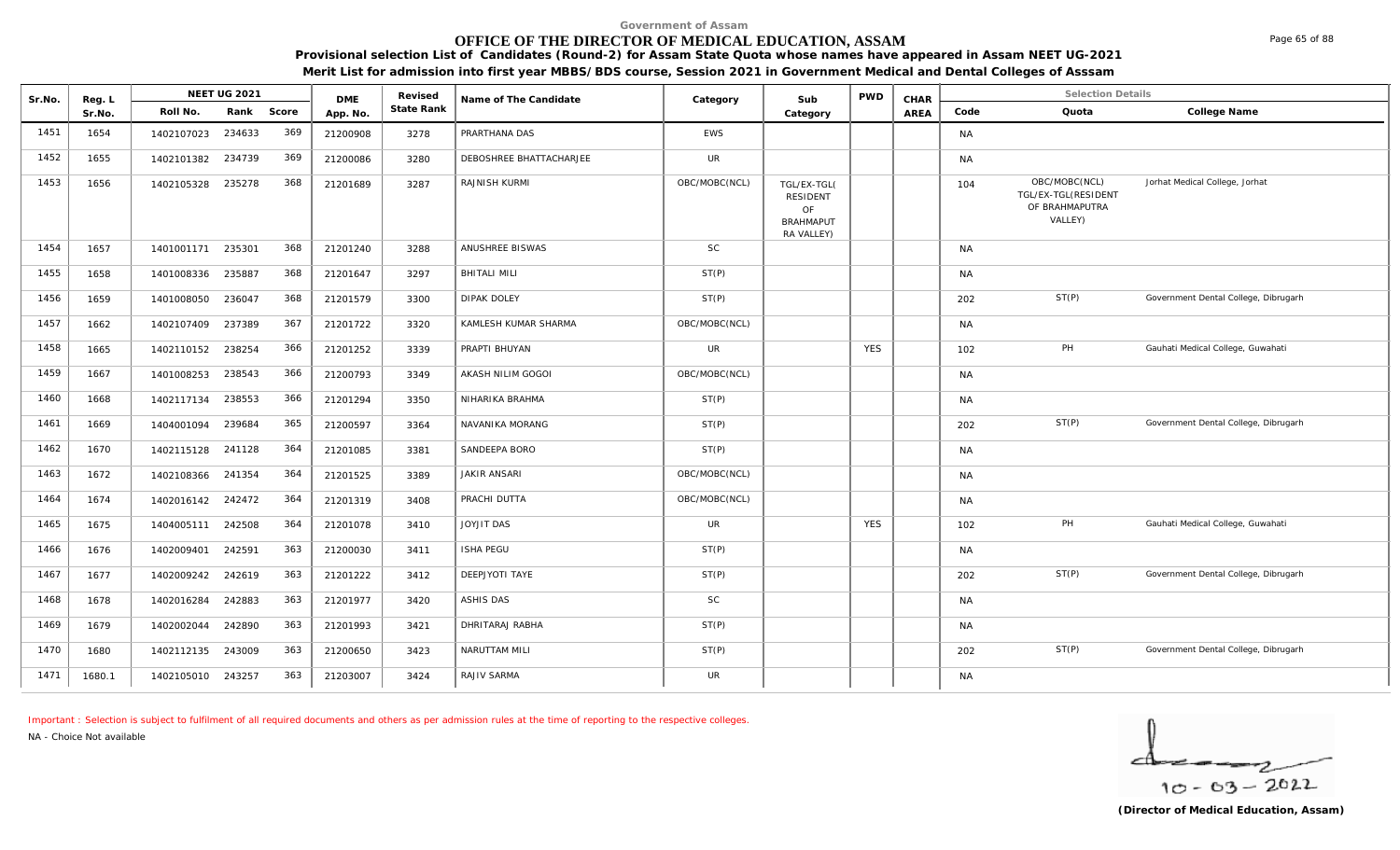Government of Assam

# OFFICE OF THE DIRECTOR OF MEDICAL EDUCATION, ASSAM

**Provisional selection List of Candidates (Round-2) for Assam State Quota whose names have appeared in Assam NEET UG-2021**

**Merit List for admission into first year MBBS/BDS course, Session 2021 in Government Medical and Dental Colleges of Asssam**

| Sr.No. | Reg. L Sr.No. | NEET UG 2021 Roll No. | Rank | Score | DME App. No. | Revised State Rank | Name of The Candidate | Category | Sub Category | PWD | CHAR AREA | Code | Quota | College Name |
|---|---|---|---|---|---|---|---|---|---|---|---|---|---|---|
| 1451 | 1654 | 1402107023 | 234633 | 369 | 21200908 | 3278 | PRARTHANA DAS | EWS | | | | NA | | |
| 1452 | 1655 | 1402101382 | 234739 | 369 | 21200086 | 3280 | DEBOSHREE BHATTACHARJEE | UR | | | | NA | | |
| 1453 | 1656 | 1402105328 | 235278 | 368 | 21201689 | 3287 | RAJNISH KURMI | OBC/MOBC(NCL) | TGL/EX-TGL( RESIDENT OF BRAHMAPUT RA VALLEY) | | | 104 | OBC/MOBC(NCL) TGL/EX-TGL(RESIDENT OF BRAHMAPUTRA VALLEY) | Jorhat Medical College, Jorhat |
| 1454 | 1657 | 1401001171 | 235301 | 368 | 21201240 | 3288 | ANUSHREE BISWAS | SC | | | | NA | | |
| 1455 | 1658 | 1401008336 | 235887 | 368 | 21201647 | 3297 | BHITALI MILI | ST(P) | | | | NA | | |
| 1456 | 1659 | 1401008050 | 236047 | 368 | 21201579 | 3300 | DIPAK DOLEY | ST(P) | | | | 202 | ST(P) | Government Dental College, Dibrugarh |
| 1457 | 1662 | 1402107409 | 237389 | 367 | 21201722 | 3320 | KAMLESH KUMAR SHARMA | OBC/MOBC(NCL) | | | | NA | | |
| 1458 | 1665 | 1402110152 | 238254 | 366 | 21201252 | 3339 | PRAPTI BHUYAN | UR | | YES | | 102 | PH | Gauhati Medical College, Guwahati |
| 1459 | 1667 | 1401008253 | 238543 | 366 | 21200793 | 3349 | AKASH NILIM GOGOI | OBC/MOBC(NCL) | | | | NA | | |
| 1460 | 1668 | 1402117134 | 238553 | 366 | 21201294 | 3350 | NIHARIKA BRAHMA | ST(P) | | | | NA | | |
| 1461 | 1669 | 1404001094 | 239684 | 365 | 21200597 | 3364 | NAVANIKA MORANG | ST(P) | | | | 202 | ST(P) | Government Dental College, Dibrugarh |
| 1462 | 1670 | 1402115128 | 241128 | 364 | 21201085 | 3381 | SANDEEPA BORO | ST(P) | | | | NA | | |
| 1463 | 1672 | 1402108366 | 241354 | 364 | 21201525 | 3389 | JAKIR ANSARI | OBC/MOBC(NCL) | | | | NA | | |
| 1464 | 1674 | 1402016142 | 242472 | 364 | 21201319 | 3408 | PRACHI DUTTA | OBC/MOBC(NCL) | | | | NA | | |
| 1465 | 1675 | 1404005111 | 242508 | 364 | 21201078 | 3410 | JOYJIT DAS | UR | | YES | | 102 | PH | Gauhati Medical College, Guwahati |
| 1466 | 1676 | 1402009401 | 242591 | 363 | 21200030 | 3411 | ISHA PEGU | ST(P) | | | | NA | | |
| 1467 | 1677 | 1402009242 | 242619 | 363 | 21201222 | 3412 | DEEPJYOTI TAYE | ST(P) | | | | 202 | ST(P) | Government Dental College, Dibrugarh |
| 1468 | 1678 | 1402016284 | 242883 | 363 | 21201977 | 3420 | ASHIS DAS | SC | | | | NA | | |
| 1469 | 1679 | 1402002044 | 242890 | 363 | 21201993 | 3421 | DHRITARAJ RABHA | ST(P) | | | | NA | | |
| 1470 | 1680 | 1402112135 | 243009 | 363 | 21200650 | 3423 | NARUTTAM MILI | ST(P) | | | | 202 | ST(P) | Government Dental College, Dibrugarh |
| 1471 | 1680.1 | 1402105010 | 243257 | 363 | 21203007 | 3424 | RAJIV SARMA | UR | | | | NA | | |

Important : Selection is subject to fulfilment of all required documents and others as per admission rules at the time of reporting to the respective colleges.

NA - Choice Not available

10 - 03 - 2022

**(Director of Medical Education, Assam)**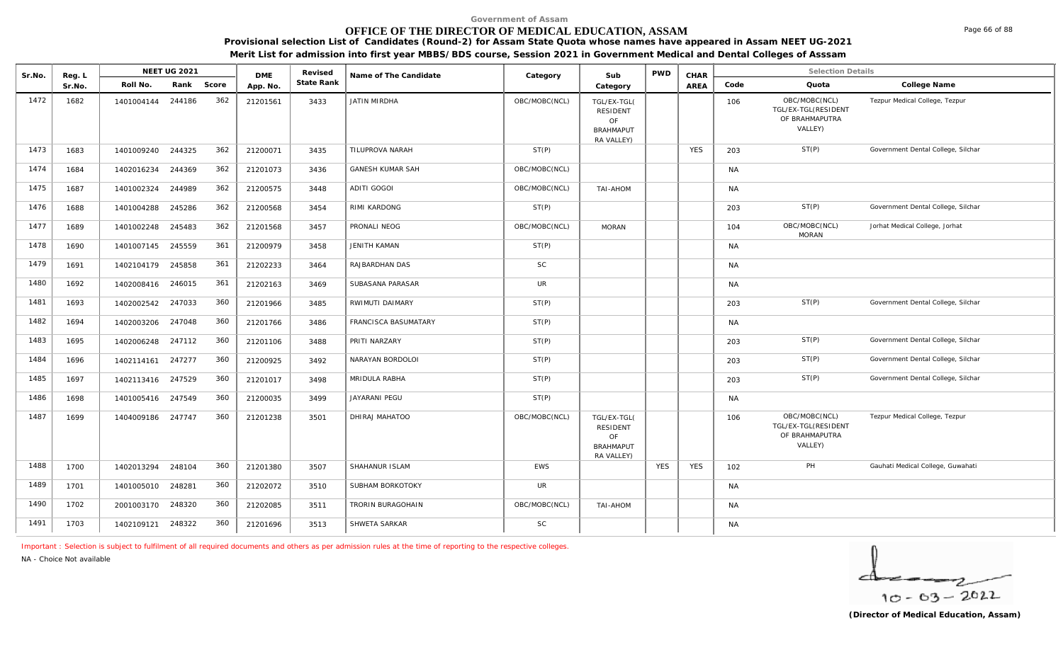Government of Assam

# OFFICE OF THE DIRECTOR OF MEDICAL EDUCATION, ASSAM

**Provisional selection List of Candidates (Round-2) for Assam State Quota whose names have appeared in Assam NEET UG-2021**

**Merit List for admission into first year MBBS/BDS course, Session 2021 in Government Medical and Dental Colleges of Asssam**

| Sr.No. | Reg. L Sr.No. | NEET UG 2021 Roll No. | Rank | Score | DME App. No. | Revised State Rank | Name of The Candidate | Category | Sub Category | PWD | CHAR AREA | Code | Quota | College Name |
|---|---|---|---|---|---|---|---|---|---|---|---|---|---|---|
| 1472 | 1682 | 1401004144 | 244186 | 362 | 21201561 | 3433 | JATIN MIRDHA | OBC/MOBC(NCL) | TGL/EX-TGL( RESIDENT OF BRAHMAPUT RA VALLEY) | | | 106 | OBC/MOBC(NCL) TGL/EX-TGL(RESIDENT OF BRAHMAPUTRA VALLEY) | Tezpur Medical College, Tezpur |
| 1473 | 1683 | 1401009240 | 244325 | 362 | 21200071 | 3435 | TILUPROVA NARAH | ST(P) | | | YES | 203 | ST(P) | Government Dental College, Silchar |
| 1474 | 1684 | 1402016234 | 244369 | 362 | 21201073 | 3436 | GANESH KUMAR SAH | OBC/MOBC(NCL) | | | | NA | | |
| 1475 | 1687 | 1401002324 | 244989 | 362 | 21200575 | 3448 | ADITI GOGOI | OBC/MOBC(NCL) | TAI-AHOM | | | NA | | |
| 1476 | 1688 | 1401004288 | 245286 | 362 | 21200568 | 3454 | RIMI KARDONG | ST(P) | | | | 203 | ST(P) | Government Dental College, Silchar |
| 1477 | 1689 | 1401002248 | 245483 | 362 | 21201568 | 3457 | PRONALI NEOG | OBC/MOBC(NCL) | MORAN | | | 104 | OBC/MOBC(NCL) MORAN | Jorhat Medical College, Jorhat |
| 1478 | 1690 | 1401007145 | 245559 | 361 | 21200979 | 3458 | JENITH KAMAN | ST(P) | | | | NA | | |
| 1479 | 1691 | 1402104179 | 245858 | 361 | 21202233 | 3464 | RAJBARDHAN DAS | SC | | | | NA | | |
| 1480 | 1692 | 1402008416 | 246015 | 361 | 21202163 | 3469 | SUBASANA PARASAR | UR | | | | NA | | |
| 1481 | 1693 | 1402002542 | 247033 | 360 | 21201966 | 3485 | RWIMUTI DAIMARY | ST(P) | | | | 203 | ST(P) | Government Dental College, Silchar |
| 1482 | 1694 | 1402003206 | 247048 | 360 | 21201766 | 3486 | FRANCISCA BASUMATARY | ST(P) | | | | NA | | |
| 1483 | 1695 | 1402006248 | 247112 | 360 | 21201106 | 3488 | PRITI NARZARY | ST(P) | | | | 203 | ST(P) | Government Dental College, Silchar |
| 1484 | 1696 | 1402114161 | 247277 | 360 | 21200925 | 3492 | NARAYAN BORDOLOI | ST(P) | | | | 203 | ST(P) | Government Dental College, Silchar |
| 1485 | 1697 | 1402113416 | 247529 | 360 | 21201017 | 3498 | MRIDULA RABHA | ST(P) | | | | 203 | ST(P) | Government Dental College, Silchar |
| 1486 | 1698 | 1401005416 | 247549 | 360 | 21200035 | 3499 | JAYARANI PEGU | ST(P) | | | | NA | | |
| 1487 | 1699 | 1404009186 | 247747 | 360 | 21201238 | 3501 | DHIRAJ MAHATOO | OBC/MOBC(NCL) | TGL/EX-TGL( RESIDENT OF BRAHMAPUT RA VALLEY) | | | 106 | OBC/MOBC(NCL) TGL/EX-TGL(RESIDENT OF BRAHMAPUTRA VALLEY) | Tezpur Medical College, Tezpur |
| 1488 | 1700 | 1402013294 | 248104 | 360 | 21201380 | 3507 | SHAHANUR ISLAM | EWS | | YES | YES | 102 | PH | Gauhati Medical College, Guwahati |
| 1489 | 1701 | 1401005010 | 248281 | 360 | 21202072 | 3510 | SUBHAM BORKOTOKY | UR | | | | NA | | |
| 1490 | 1702 | 2001003170 | 248320 | 360 | 21202085 | 3511 | TRORIN BURAGOHAIN | OBC/MOBC(NCL) | TAI-AHOM | | | NA | | |
| 1491 | 1703 | 1402109121 | 248322 | 360 | 21201696 | 3513 | SHWETA SARKAR | SC | | | | NA | | |

Important : Selection is subject to fulfilment of all required documents and others as per admission rules at the time of reporting to the respective colleges.

NA - Choice Not available

10-03-2022

**(Director of Medical Education, Assam)**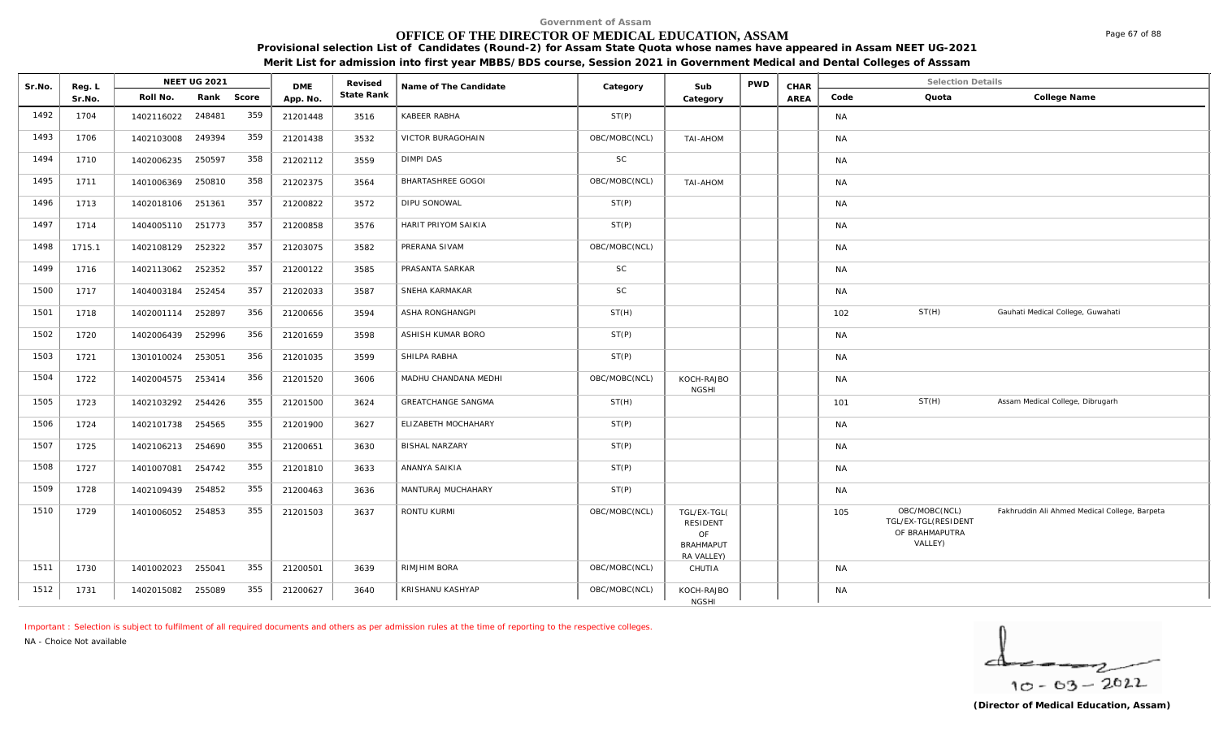Government of Assam

# OFFICE OF THE DIRECTOR OF MEDICAL EDUCATION, ASSAM

**Provisional selection List of Candidates (Round-2) for Assam State Quota whose names have appeared in Assam NEET UG-2021**

**Merit List for admission into first year MBBS/BDS course, Session 2021 in Government Medical and Dental Colleges of Asssam**

| Sr.No. | Reg. L Sr.No. | NEET UG 2021 Roll No. | Rank | Score | DME App. No. | Revised State Rank | Name of The Candidate | Category | Sub Category | PWD | CHAR AREA | Code | Quota | College Name |
|---|---|---|---|---|---|---|---|---|---|---|---|---|---|---|
| 1492 | 1704 | 1402116022 | 248481 | 359 | 21201448 | 3516 | KABEER RABHA | ST(P) | | | | NA | | |
| 1493 | 1706 | 1402103008 | 249394 | 359 | 21201438 | 3532 | VICTOR BURAGOHAIN | OBC/MOBC(NCL) | TAI-AHOM | | | NA | | |
| 1494 | 1710 | 1402006235 | 250597 | 358 | 21202112 | 3559 | DIMPI DAS | SC | | | | NA | | |
| 1495 | 1711 | 1401006369 | 250810 | 358 | 21202375 | 3564 | BHARTASHREE GOGOI | OBC/MOBC(NCL) | TAI-AHOM | | | NA | | |
| 1496 | 1713 | 1402018106 | 251361 | 357 | 21200822 | 3572 | DIPU SONOWAL | ST(P) | | | | NA | | |
| 1497 | 1714 | 1404005110 | 251773 | 357 | 21200858 | 3576 | HARIT PRIYOM SAIKIA | ST(P) | | | | NA | | |
| 1498 | 1715.1 | 1402108129 | 252322 | 357 | 21203075 | 3582 | PRERANA SIVAM | OBC/MOBC(NCL) | | | | NA | | |
| 1499 | 1716 | 1402113062 | 252352 | 357 | 21200122 | 3585 | PRASANTA SARKAR | SC | | | | NA | | |
| 1500 | 1717 | 1404003184 | 252454 | 357 | 21202033 | 3587 | SNEHA KARMAKAR | SC | | | | NA | | |
| 1501 | 1718 | 1402001114 | 252897 | 356 | 21200656 | 3594 | ASHA RONGHANGPI | ST(H) | | | | 102 | ST(H) | Gauhati Medical College, Guwahati |
| 1502 | 1720 | 1402006439 | 252996 | 356 | 21201659 | 3598 | ASHISH KUMAR BORO | ST(P) | | | | NA | | |
| 1503 | 1721 | 1301010024 | 253051 | 356 | 21201035 | 3599 | SHILPA RABHA | ST(P) | | | | NA | | |
| 1504 | 1722 | 1402004575 | 253414 | 356 | 21201520 | 3606 | MADHU CHANDANA MEDHI | OBC/MOBC(NCL) | KOCH-RAJBONGSHI | | | NA | | |
| 1505 | 1723 | 1402103292 | 254426 | 355 | 21201500 | 3624 | GREATCHANGE SANGMA | ST(H) | | | | 101 | ST(H) | Assam Medical College, Dibrugarh |
| 1506 | 1724 | 1402101738 | 254565 | 355 | 21201900 | 3627 | ELIZABETH MOCHAHARY | ST(P) | | | | NA | | |
| 1507 | 1725 | 1402106213 | 254690 | 355 | 21200651 | 3630 | BISHAL NARZARY | ST(P) | | | | NA | | |
| 1508 | 1727 | 1401007081 | 254742 | 355 | 21201810 | 3633 | ANANYA SAIKIA | ST(P) | | | | NA | | |
| 1509 | 1728 | 1402109439 | 254852 | 355 | 21200463 | 3636 | MANTURAJ MUCHAHARY | ST(P) | | | | NA | | |
| 1510 | 1729 | 1401006052 | 254853 | 355 | 21201503 | 3637 | RONTU KURMI | OBC/MOBC(NCL) | TGL/EX-TGL(RESIDENT OF BRAHMAPUTRA VALLEY) | | | 105 | OBC/MOBC(NCL) TGL/EX-TGL(RESIDENT OF BRAHMAPUTRA VALLEY) | Fakhruddin Ali Ahmed Medical College, Barpeta |
| 1511 | 1730 | 1401002023 | 255041 | 355 | 21200501 | 3639 | RIMJHIM BORA | OBC/MOBC(NCL) | CHUTIA | | | NA | | |
| 1512 | 1731 | 1402015082 | 255089 | 355 | 21200627 | 3640 | KRISHANU KASHYAP | OBC/MOBC(NCL) | KOCH-RAJBONGSHI | | | NA | | |

Important : Selection is subject to fulfilment of all required documents and others as per admission rules at the time of reporting to the respective colleges.

NA - Choice Not available

10-03-2022

**(Director of Medical Education, Assam)**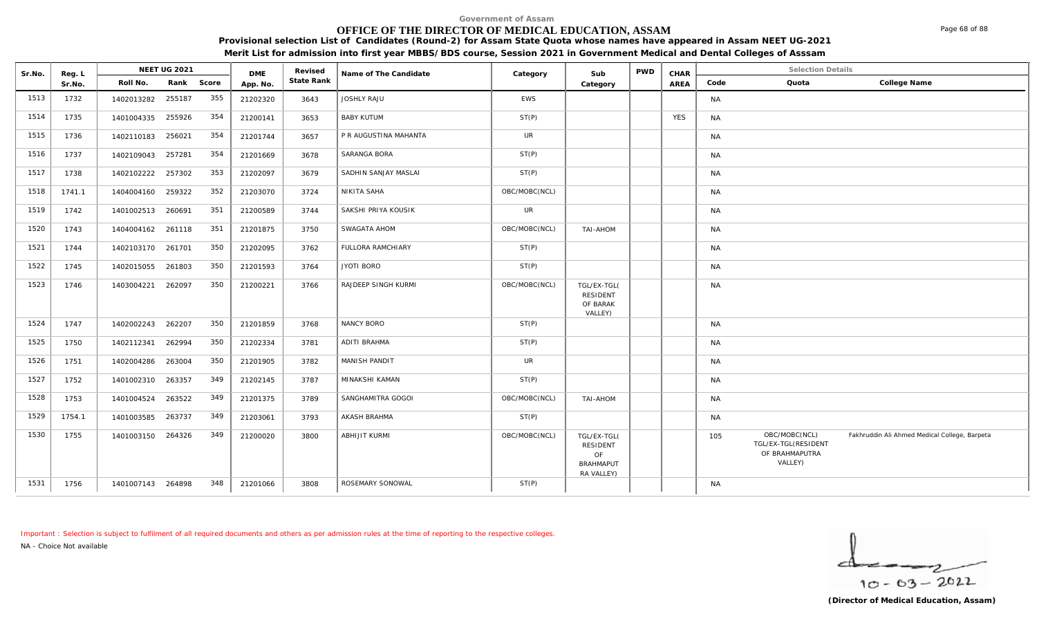Government of Assam

# OFFICE OF THE DIRECTOR OF MEDICAL EDUCATION, ASSAM

**Provisional selection List of Candidates (Round-2) for Assam State Quota whose names have appeared in Assam NEET UG-2021**

**Merit List for admission into first year MBBS/BDS course, Session 2021 in Government Medical and Dental Colleges of Asssam**

| Sr.No. | Reg. L Sr.No. | NEET UG 2021 Roll No. | Rank | Score | DME App. No. | Revised State Rank | Name of The Candidate | Category | Sub Category | PWD | CHAR AREA | Code | Quota | College Name |
|---|---|---|---|---|---|---|---|---|---|---|---|---|---|---|
| 1513 | 1732 | 1402013282 | 255187 | 355 | 21202320 | 3643 | JOSHLY RAJU | EWS | | | | NA | | |
| 1514 | 1735 | 1401004335 | 255926 | 354 | 21200141 | 3653 | BABY KUTUM | ST(P) | | | YES | NA | | |
| 1515 | 1736 | 1402110183 | 256021 | 354 | 21201744 | 3657 | P R AUGUSTINA MAHANTA | UR | | | | NA | | |
| 1516 | 1737 | 1402109043 | 257281 | 354 | 21201669 | 3678 | SARANGA BORA | ST(P) | | | | NA | | |
| 1517 | 1738 | 1402102222 | 257302 | 353 | 21202097 | 3679 | SADHIN SANJAY MASLAI | ST(P) | | | | NA | | |
| 1518 | 1741.1 | 1404004160 | 259322 | 352 | 21203070 | 3724 | NIKITA SAHA | OBC/MOBC(NCL) | | | | NA | | |
| 1519 | 1742 | 1401002513 | 260691 | 351 | 21200589 | 3744 | SAKSHI PRIYA KOUSIK | UR | | | | NA | | |
| 1520 | 1743 | 1404004162 | 261118 | 351 | 21201875 | 3750 | SWAGATA AHOM | OBC/MOBC(NCL) | TAI-AHOM | | | NA | | |
| 1521 | 1744 | 1402103170 | 261701 | 350 | 21202095 | 3762 | FULLORA RAMCHIARY | ST(P) | | | | NA | | |
| 1522 | 1745 | 1402015055 | 261803 | 350 | 21201593 | 3764 | JYOTI BORO | ST(P) | | | | NA | | |
| 1523 | 1746 | 1403004221 | 262097 | 350 | 21200221 | 3766 | RAJDEEP SINGH KURMI | OBC/MOBC(NCL) | TGL/EX-TGL( RESIDENT OF BARAK VALLEY) | | | NA | | |
| 1524 | 1747 | 1402002243 | 262207 | 350 | 21201859 | 3768 | NANCY BORO | ST(P) | | | | NA | | |
| 1525 | 1750 | 1402112341 | 262994 | 350 | 21202334 | 3781 | ADITI BRAHMA | ST(P) | | | | NA | | |
| 1526 | 1751 | 1402004286 | 263004 | 350 | 21201905 | 3782 | MANISH PANDIT | UR | | | | NA | | |
| 1527 | 1752 | 1401002310 | 263357 | 349 | 21202145 | 3787 | MINAKSHI KAMAN | ST(P) | | | | NA | | |
| 1528 | 1753 | 1401004524 | 263522 | 349 | 21201375 | 3789 | SANGHAMITRA GOGOI | OBC/MOBC(NCL) | TAI-AHOM | | | NA | | |
| 1529 | 1754.1 | 1401003585 | 263737 | 349 | 21203061 | 3793 | AKASH BRAHMA | ST(P) | | | | NA | | |
| 1530 | 1755 | 1401003150 | 264326 | 349 | 21200020 | 3800 | ABHIJIT KURMI | OBC/MOBC(NCL) | TGL/EX-TGL( RESIDENT OF BRAHMAPUT RA VALLEY) | | | 105 | OBC/MOBC(NCL) TGL/EX-TGL(RESIDENT OF BRAHMAPUTRA VALLEY) | Fakhruddin Ali Ahmed Medical College, Barpeta |
| 1531 | 1756 | 1401007143 | 264898 | 348 | 21201066 | 3808 | ROSEMARY SONOWAL | ST(P) | | | | NA | | |

Important : Selection is subject to fulfilment of all required documents and others as per admission rules at the time of reporting to the respective colleges.

NA - Choice Not available

10-03-2022

**(Director of Medical Education, Assam)**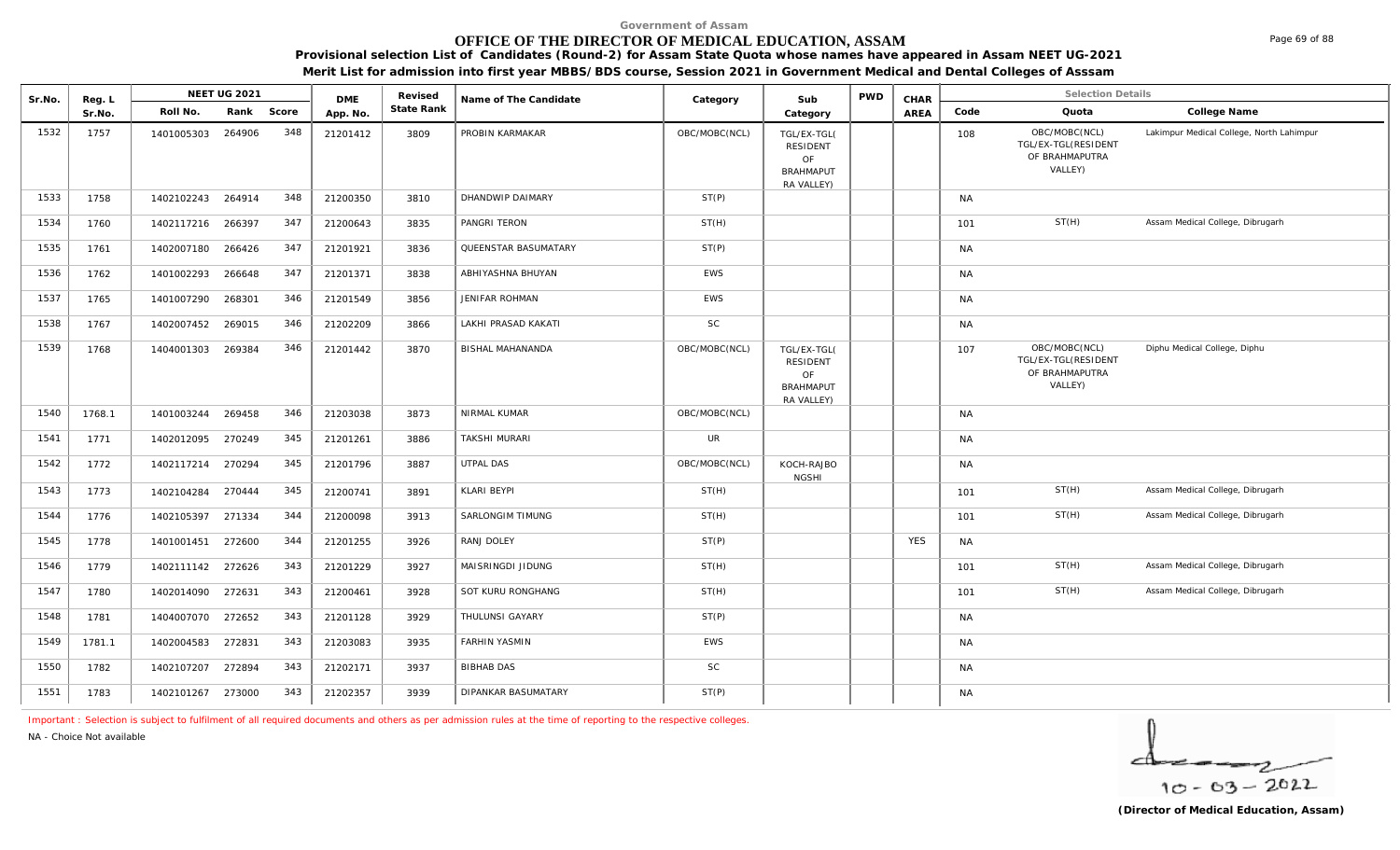Government of Assam

# OFFICE OF THE DIRECTOR OF MEDICAL EDUCATION, ASSAM

**Provisional selection List of Candidates (Round-2) for Assam State Quota whose names have appeared in Assam NEET UG-2021**

**Merit List for admission into first year MBBS/BDS course, Session 2021 in Government Medical and Dental Colleges of Asssam**

| Sr.No. | Reg. L Sr.No. | NEET UG 2021 Roll No. | Rank | Score | DME App. No. | Revised State Rank | Name of The Candidate | Category | Sub Category | PWD | CHAR AREA | Code | Quota | College Name |
|---|---|---|---|---|---|---|---|---|---|---|---|---|---|---|
| 1532 | 1757 | 1401005303 | 264906 | 348 | 21201412 | 3809 | PROBIN KARMAKAR | OBC/MOBC(NCL) | TGL/EX-TGL( RESIDENT OF BRAHMAPUTRA VALLEY) | | | 108 | OBC/MOBC(NCL) TGL/EX-TGL(RESIDENT OF BRAHMAPUTRA VALLEY) | Lakimpur Medical College, North Lahimpur |
| 1533 | 1758 | 1402102243 | 264914 | 348 | 21200350 | 3810 | DHANDWIP DAIMARY | ST(P) | | | | NA | | |
| 1534 | 1760 | 1402117216 | 266397 | 347 | 21200643 | 3835 | PANGRI TERON | ST(H) | | | | 101 | ST(H) | Assam Medical College, Dibrugarh |
| 1535 | 1761 | 1402007180 | 266426 | 347 | 21201921 | 3836 | QUEENSTAR BASUMATARY | ST(P) | | | | NA | | |
| 1536 | 1762 | 1401002293 | 266648 | 347 | 21201371 | 3838 | ABHIYASHNA BHUYAN | EWS | | | | NA | | |
| 1537 | 1765 | 1401007290 | 268301 | 346 | 21201549 | 3856 | JENIFAR ROHMAN | EWS | | | | NA | | |
| 1538 | 1767 | 1402007452 | 269015 | 346 | 21202209 | 3866 | LAKHI PRASAD KAKATI | SC | | | | NA | | |
| 1539 | 1768 | 1404001303 | 269384 | 346 | 21201442 | 3870 | BISHAL MAHANANDA | OBC/MOBC(NCL) | TGL/EX-TGL( RESIDENT OF BRAHMAPUTRA VALLEY) | | | 107 | OBC/MOBC(NCL) TGL/EX-TGL(RESIDENT OF BRAHMAPUTRA VALLEY) | Diphu Medical College, Diphu |
| 1540 | 1768.1 | 1401003244 | 269458 | 346 | 21203038 | 3873 | NIRMAL KUMAR | OBC/MOBC(NCL) | | | | NA | | |
| 1541 | 1771 | 1402012095 | 270249 | 345 | 21201261 | 3886 | TAKSHI MURARI | UR | | | | NA | | |
| 1542 | 1772 | 1402117214 | 270294 | 345 | 21201796 | 3887 | UTPAL DAS | OBC/MOBC(NCL) | KOCH-RAJBONGSHI | | | NA | | |
| 1543 | 1773 | 1402104284 | 270444 | 345 | 21200741 | 3891 | KLARI BEYPI | ST(H) | | | | 101 | ST(H) | Assam Medical College, Dibrugarh |
| 1544 | 1776 | 1402105397 | 271334 | 344 | 21200098 | 3913 | SARLONGIM TIMUNG | ST(H) | | | | 101 | ST(H) | Assam Medical College, Dibrugarh |
| 1545 | 1778 | 1401001451 | 272600 | 344 | 21201255 | 3926 | RANJ DOLEY | ST(P) | | | YES | NA | | |
| 1546 | 1779 | 1402111142 | 272626 | 343 | 21201229 | 3927 | MAISRINGDI JIDUNG | ST(H) | | | | 101 | ST(H) | Assam Medical College, Dibrugarh |
| 1547 | 1780 | 1402014090 | 272631 | 343 | 21200461 | 3928 | SOT KURU RONGHANG | ST(H) | | | | 101 | ST(H) | Assam Medical College, Dibrugarh |
| 1548 | 1781 | 1404007070 | 272652 | 343 | 21201128 | 3929 | THULUNSI GAYARY | ST(P) | | | | NA | | |
| 1549 | 1781.1 | 1402004583 | 272831 | 343 | 21203083 | 3935 | FARHIN YASMIN | EWS | | | | NA | | |
| 1550 | 1782 | 1402107207 | 272894 | 343 | 21202171 | 3937 | BIBHAB DAS | SC | | | | NA | | |
| 1551 | 1783 | 1402101267 | 273000 | 343 | 21202357 | 3939 | DIPANKAR BASUMATARY | ST(P) | | | | NA | | |

Important : Selection is subject to fulfilment of all required documents and others as per admission rules at the time of reporting to the respective colleges.

NA - Choice Not available

10-03-2022

**(Director of Medical Education, Assam)**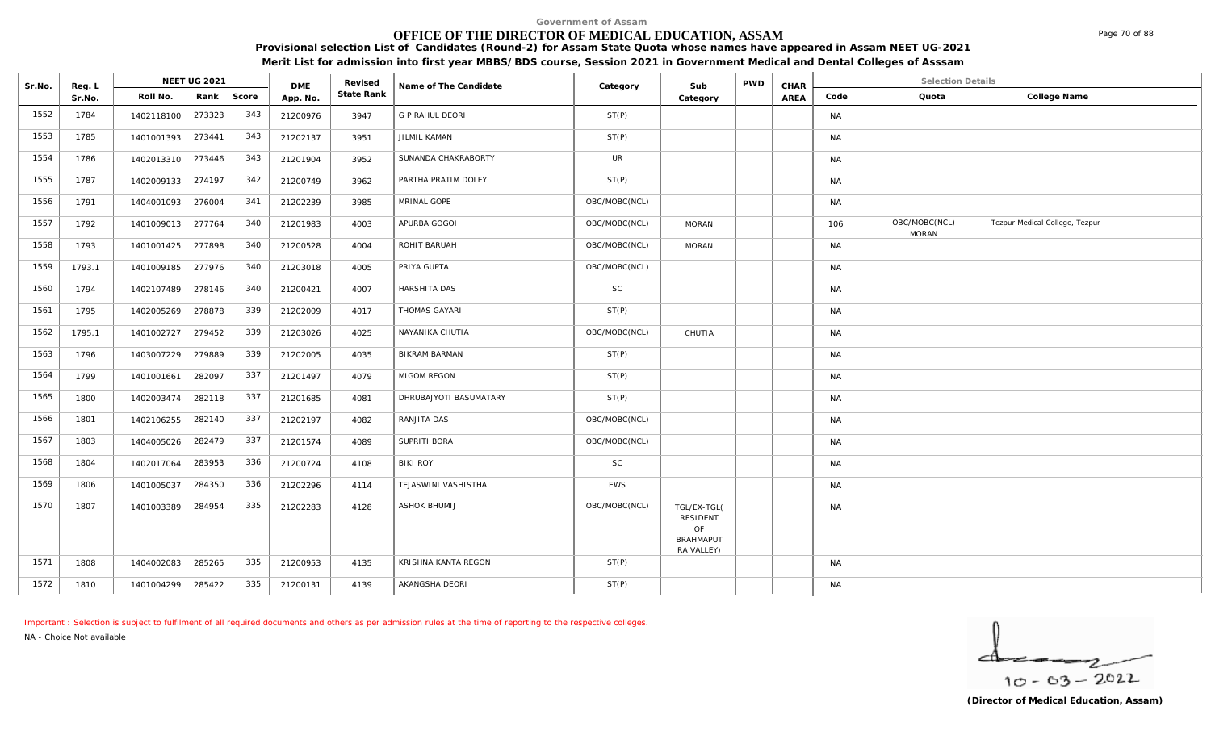Government of Assam

# OFFICE OF THE DIRECTOR OF MEDICAL EDUCATION, ASSAM

**Provisional selection List of Candidates (Round-2) for Assam State Quota whose names have appeared in Assam NEET UG-2021**

**Merit List for admission into first year MBBS/BDS course, Session 2021 in Government Medical and Dental Colleges of Asssam**

| Sr.No. | Reg. L Sr.No. | NEET UG 2021 Roll No. | Rank | Score | DME App. No. | Revised State Rank | Name of The Candidate | Category | Sub Category | PWD | CHAR AREA | Code | Quota | College Name |
|---|---|---|---|---|---|---|---|---|---|---|---|---|---|---|
| 1552 | 1784 | 1402118100 | 273323 | 343 | 21200976 | 3947 | G P RAHUL DEORI | ST(P) | | | | NA | | |
| 1553 | 1785 | 1401001393 | 273441 | 343 | 21202137 | 3951 | JILMIL KAMAN | ST(P) | | | | NA | | |
| 1554 | 1786 | 1402013310 | 273446 | 343 | 21201904 | 3952 | SUNANDA CHAKRABORTY | UR | | | | NA | | |
| 1555 | 1787 | 1402009133 | 274197 | 342 | 21200749 | 3962 | PARTHA PRATIM DOLEY | ST(P) | | | | NA | | |
| 1556 | 1791 | 1404001093 | 276004 | 341 | 21202239 | 3985 | MRINAL GOPE | OBC/MOBC(NCL) | | | | NA | | |
| 1557 | 1792 | 1401009013 | 277764 | 340 | 21201983 | 4003 | APURBA GOGOI | OBC/MOBC(NCL) | MORAN | | | 106 | OBC/MOBC(NCL) MORAN | Tezpur Medical College, Tezpur |
| 1558 | 1793 | 1401001425 | 277898 | 340 | 21200528 | 4004 | ROHIT BARUAH | OBC/MOBC(NCL) | MORAN | | | NA | | |
| 1559 | 1793.1 | 1401009185 | 277976 | 340 | 21203018 | 4005 | PRIYA GUPTA | OBC/MOBC(NCL) | | | | NA | | |
| 1560 | 1794 | 1402107489 | 278146 | 340 | 21200421 | 4007 | HARSHITA DAS | SC | | | | NA | | |
| 1561 | 1795 | 1402005269 | 278878 | 339 | 21202009 | 4017 | THOMAS GAYARI | ST(P) | | | | NA | | |
| 1562 | 1795.1 | 1401002727 | 279452 | 339 | 21203026 | 4025 | NAYANIKA CHUTIA | OBC/MOBC(NCL) | CHUTIA | | | NA | | |
| 1563 | 1796 | 1403007229 | 279889 | 339 | 21202005 | 4035 | BIKRAM BARMAN | ST(P) | | | | NA | | |
| 1564 | 1799 | 1401001661 | 282097 | 337 | 21201497 | 4079 | MIGOM REGON | ST(P) | | | | NA | | |
| 1565 | 1800 | 1402003474 | 282118 | 337 | 21201685 | 4081 | DHRUBAJYOTI BASUMATARY | ST(P) | | | | NA | | |
| 1566 | 1801 | 1402106255 | 282140 | 337 | 21202197 | 4082 | RANJITA DAS | OBC/MOBC(NCL) | | | | NA | | |
| 1567 | 1803 | 1404005026 | 282479 | 337 | 21201574 | 4089 | SUPRITI BORA | OBC/MOBC(NCL) | | | | NA | | |
| 1568 | 1804 | 1402017064 | 283953 | 336 | 21200724 | 4108 | BIKI ROY | SC | | | | NA | | |
| 1569 | 1806 | 1401005037 | 284350 | 336 | 21202296 | 4114 | TEJASWINI VASHISTHA | EWS | | | | NA | | |
| 1570 | 1807 | 1401003389 | 284954 | 335 | 21202283 | 4128 | ASHOK BHUMIJ | OBC/MOBC(NCL) | TGL/EX-TGL( RESIDENT OF BRAHMAPUTRA VALLEY) | | | NA | | |
| 1571 | 1808 | 1404002083 | 285265 | 335 | 21200953 | 4135 | KRISHNA KANTA REGON | ST(P) | | | | NA | | |
| 1572 | 1810 | 1401004299 | 285422 | 335 | 21200131 | 4139 | AKANGSHA DEORI | ST(P) | | | | NA | | |

Important : Selection is subject to fulfilment of all required documents and others as per admission rules at the time of reporting to the respective colleges.

NA - Choice Not available

10 - 03 - 2022

**(Director of Medical Education, Assam)**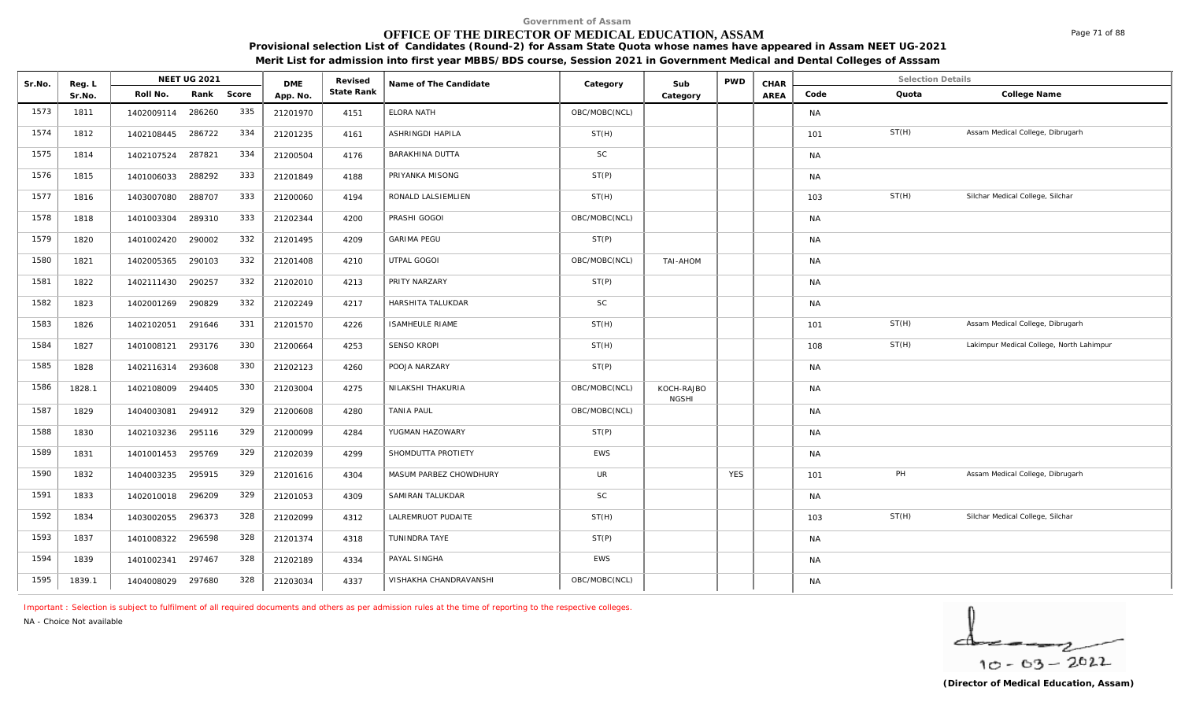Government of Assam

# OFFICE OF THE DIRECTOR OF MEDICAL EDUCATION, ASSAM

**Provisional selection List of Candidates (Round-2) for Assam State Quota whose names have appeared in Assam NEET UG-2021**

**Merit List for admission into first year MBBS/BDS course, Session 2021 in Government Medical and Dental Colleges of Asssam**

| Sr.No. | Reg. L Sr.No. | NEET UG 2021 Roll No. | Rank | Score | DME App. No. | Revised State Rank | Name of The Candidate | Category | Sub Category | PWD | CHAR AREA | Code | Quota | College Name |
|---|---|---|---|---|---|---|---|---|---|---|---|---|---|---|
| 1573 | 1811 | 1402009114 | 286260 | 335 | 21201970 | 4151 | ELORA NATH | OBC/MOBC(NCL) | | | | NA | | |
| 1574 | 1812 | 1402108445 | 286722 | 334 | 21201235 | 4161 | ASHRINGDI HAPILA | ST(H) | | | | 101 | ST(H) | Assam Medical College, Dibrugarh |
| 1575 | 1814 | 1402107524 | 287821 | 334 | 21200504 | 4176 | BARAKHINA DUTTA | SC | | | | NA | | |
| 1576 | 1815 | 1401006033 | 288292 | 333 | 21201849 | 4188 | PRIYANKA MISONG | ST(P) | | | | NA | | |
| 1577 | 1816 | 1403007080 | 288707 | 333 | 21200060 | 4194 | RONALD LALSIEMLIEN | ST(H) | | | | 103 | ST(H) | Silchar Medical College, Silchar |
| 1578 | 1818 | 1401003304 | 289310 | 333 | 21202344 | 4200 | PRASHI GOGOI | OBC/MOBC(NCL) | | | | NA | | |
| 1579 | 1820 | 1401002420 | 290002 | 332 | 21201495 | 4209 | GARIMA PEGU | ST(P) | | | | NA | | |
| 1580 | 1821 | 1402005365 | 290103 | 332 | 21201408 | 4210 | UTPAL GOGOI | OBC/MOBC(NCL) | TAI-AHOM | | | NA | | |
| 1581 | 1822 | 1402111430 | 290257 | 332 | 21202010 | 4213 | PRITY NARZARY | ST(P) | | | | NA | | |
| 1582 | 1823 | 1402001269 | 290829 | 332 | 21202249 | 4217 | HARSHITA TALUKDAR | SC | | | | NA | | |
| 1583 | 1826 | 1402102051 | 291646 | 331 | 21201570 | 4226 | ISAMHEULE RIAME | ST(H) | | | | 101 | ST(H) | Assam Medical College, Dibrugarh |
| 1584 | 1827 | 1401008121 | 293176 | 330 | 21200664 | 4253 | SENSO KROPI | ST(H) | | | | 108 | ST(H) | Lakimpur Medical College, North Lahimpur |
| 1585 | 1828 | 1402116314 | 293608 | 330 | 21202123 | 4260 | POOJA NARZARY | ST(P) | | | | NA | | |
| 1586 | 1828.1 | 1402108009 | 294405 | 330 | 21203004 | 4275 | NILAKSHI THAKURIA | OBC/MOBC(NCL) | KOCH-RAJBONGSHI | | | NA | | |
| 1587 | 1829 | 1404003081 | 294912 | 329 | 21200608 | 4280 | TANIA PAUL | OBC/MOBC(NCL) | | | | NA | | |
| 1588 | 1830 | 1402103236 | 295116 | 329 | 21200099 | 4284 | YUGMAN HAZOWARY | ST(P) | | | | NA | | |
| 1589 | 1831 | 1401001453 | 295769 | 329 | 21202039 | 4299 | SHOMDUTTA PROTIETY | EWS | | | | NA | | |
| 1590 | 1832 | 1404003235 | 295915 | 329 | 21201616 | 4304 | MASUM PARBEZ CHOWDHURY | UR | | YES | | 101 | PH | Assam Medical College, Dibrugarh |
| 1591 | 1833 | 1402010018 | 296209 | 329 | 21201053 | 4309 | SAMIRAN TALUKDAR | SC | | | | NA | | |
| 1592 | 1834 | 1403002055 | 296373 | 328 | 21202099 | 4312 | LALREMRUOT PUDAITE | ST(H) | | | | 103 | ST(H) | Silchar Medical College, Silchar |
| 1593 | 1837 | 1401008322 | 296598 | 328 | 21201374 | 4318 | TUNINDRA TAYE | ST(P) | | | | NA | | |
| 1594 | 1839 | 1401002341 | 297467 | 328 | 21202189 | 4334 | PAYAL SINGHA | EWS | | | | NA | | |
| 1595 | 1839.1 | 1404008029 | 297680 | 328 | 21203034 | 4337 | VISHAKHA CHANDRAVANSHI | OBC/MOBC(NCL) | | | | NA | | |

Important : Selection is subject to fulfilment of all required documents and others as per admission rules at the time of reporting to the respective colleges.

NA - Choice Not available

10 - 03 - 2022

**(Director of Medical Education, Assam)**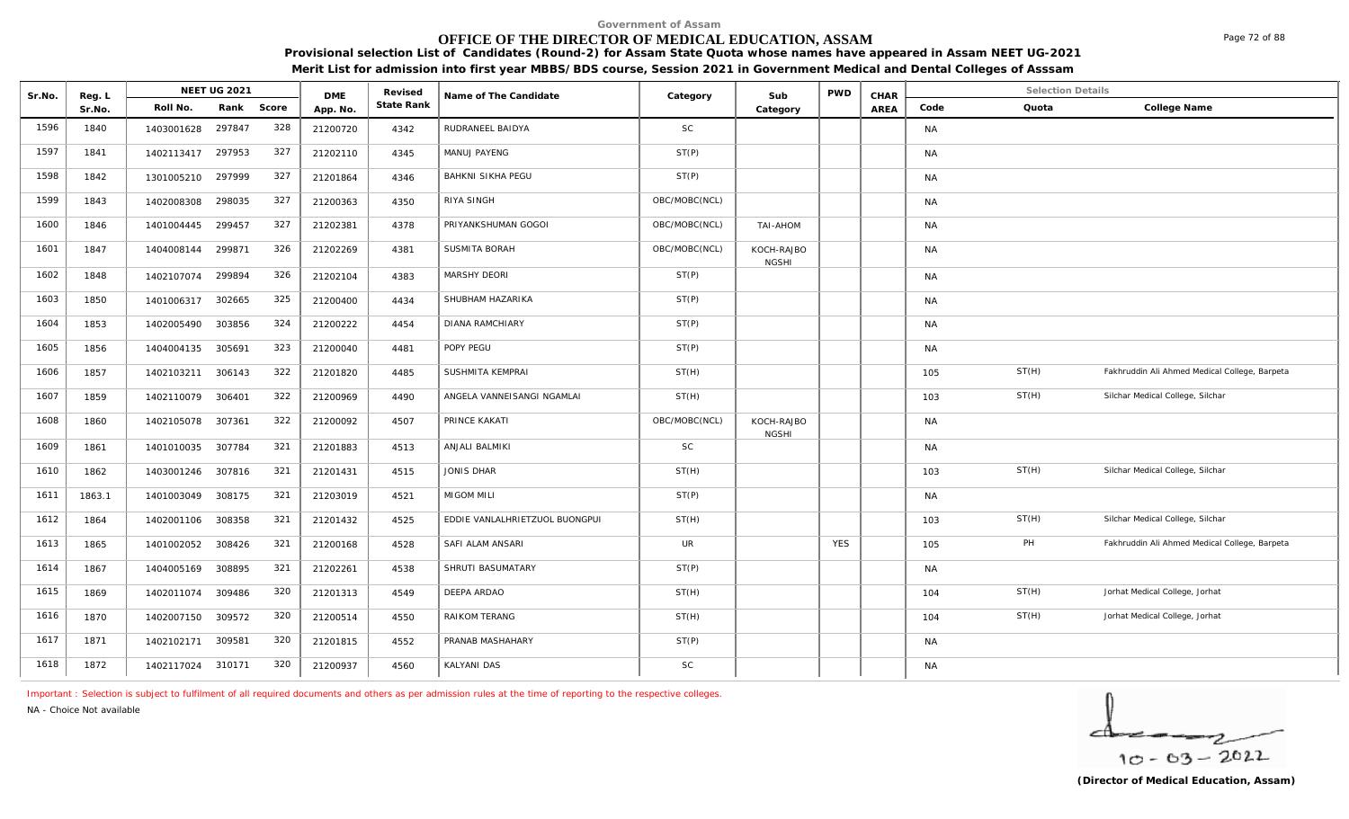Government of Assam

# OFFICE OF THE DIRECTOR OF MEDICAL EDUCATION, ASSAM

**Provisional selection List of Candidates (Round-2) for Assam State Quota whose names have appeared in Assam NEET UG-2021**

**Merit List for admission into first year MBBS/BDS course, Session 2021 in Government Medical and Dental Colleges of Asssam**

| Sr.No. | Reg. L Sr.No. | NEET UG 2021 Roll No. | Rank | Score | DME App. No. | Revised State Rank | Name of The Candidate | Category | Sub Category | PWD | CHAR AREA | Code | Quota | College Name |
|---|---|---|---|---|---|---|---|---|---|---|---|---|---|---|
| 1596 | 1840 | 1403001628 | 297847 | 328 | 21200720 | 4342 | RUDRANEEL BAIDYA | SC | | | | NA | | |
| 1597 | 1841 | 1402113417 | 297953 | 327 | 21202110 | 4345 | MANUJ PAYENG | ST(P) | | | | NA | | |
| 1598 | 1842 | 1301005210 | 297999 | 327 | 21201864 | 4346 | BAHKNI SIKHA PEGU | ST(P) | | | | NA | | |
| 1599 | 1843 | 1402008308 | 298035 | 327 | 21200363 | 4350 | RIYA SINGH | OBC/MOBC(NCL) | | | | NA | | |
| 1600 | 1846 | 1401004445 | 299457 | 327 | 21202381 | 4378 | PRIYANKSHUMAN GOGOI | OBC/MOBC(NCL) | TAI-AHOM | | | NA | | |
| 1601 | 1847 | 1404008144 | 299871 | 326 | 21202269 | 4381 | SUSMITA BORAH | OBC/MOBC(NCL) | KOCH-RAJBONGSHI | | | NA | | |
| 1602 | 1848 | 1402107074 | 299894 | 326 | 21202104 | 4383 | MARSHY DEORI | ST(P) | | | | NA | | |
| 1603 | 1850 | 1401006317 | 302665 | 325 | 21200400 | 4434 | SHUBHAM HAZARIKA | ST(P) | | | | NA | | |
| 1604 | 1853 | 1402005490 | 303856 | 324 | 21200222 | 4454 | DIANA RAMCHIARY | ST(P) | | | | NA | | |
| 1605 | 1856 | 1404004135 | 305691 | 323 | 21200040 | 4481 | POPY PEGU | ST(P) | | | | NA | | |
| 1606 | 1857 | 1402103211 | 306143 | 322 | 21201820 | 4485 | SUSHMITA KEMPRAI | ST(H) | | | | 105 | ST(H) | Fakhruddin Ali Ahmed Medical College, Barpeta |
| 1607 | 1859 | 1402110079 | 306401 | 322 | 21200969 | 4490 | ANGELA VANNEISANGI NGAMLAI | ST(H) | | | | 103 | ST(H) | Silchar Medical College, Silchar |
| 1608 | 1860 | 1402105078 | 307361 | 322 | 21200092 | 4507 | PRINCE KAKATI | OBC/MOBC(NCL) | KOCH-RAJBONGSHI | | | NA | | |
| 1609 | 1861 | 1401010035 | 307784 | 321 | 21201883 | 4513 | ANJALI BALMIKI | SC | | | | NA | | |
| 1610 | 1862 | 1403001246 | 307816 | 321 | 21201431 | 4515 | JONIS DHAR | ST(H) | | | | 103 | ST(H) | Silchar Medical College, Silchar |
| 1611 | 1863.1 | 1401003049 | 308175 | 321 | 21203019 | 4521 | MIGOM MILI | ST(P) | | | | NA | | |
| 1612 | 1864 | 1402001106 | 308358 | 321 | 21201432 | 4525 | EDDIE VANLALHRIETZUOL BUONGPUI | ST(H) | | | | 103 | ST(H) | Silchar Medical College, Silchar |
| 1613 | 1865 | 1401002052 | 308426 | 321 | 21200168 | 4528 | SAFI ALAM ANSARI | UR | | YES | | 105 | PH | Fakhruddin Ali Ahmed Medical College, Barpeta |
| 1614 | 1867 | 1404005169 | 308895 | 321 | 21202261 | 4538 | SHRUTI BASUMATARY | ST(P) | | | | NA | | |
| 1615 | 1869 | 1402011074 | 309486 | 320 | 21201313 | 4549 | DEEPA ARDAO | ST(H) | | | | 104 | ST(H) | Jorhat Medical College, Jorhat |
| 1616 | 1870 | 1402007150 | 309572 | 320 | 21200514 | 4550 | RAIKOM TERANG | ST(H) | | | | 104 | ST(H) | Jorhat Medical College, Jorhat |
| 1617 | 1871 | 1402102171 | 309581 | 320 | 21201815 | 4552 | PRANAB MASHAHARY | ST(P) | | | | NA | | |
| 1618 | 1872 | 1402117024 | 310171 | 320 | 21200937 | 4560 | KALYANI DAS | SC | | | | NA | | |

Important : Selection is subject to fulfilment of all required documents and others as per admission rules at the time of reporting to the respective colleges.

NA - Choice Not available

10-03-2022

**(Director of Medical Education, Assam)**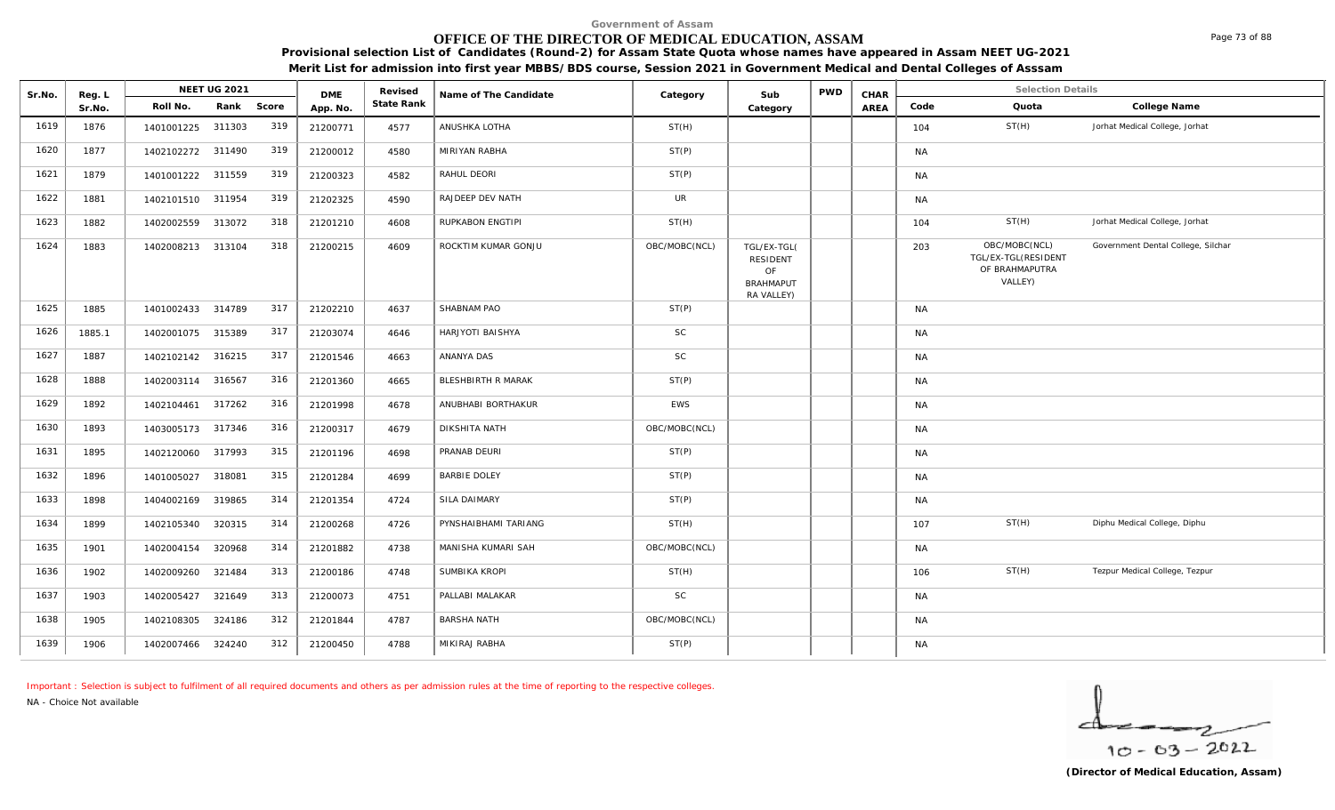Government of Assam

# OFFICE OF THE DIRECTOR OF MEDICAL EDUCATION, ASSAM

**Provisional selection List of Candidates (Round-2) for Assam State Quota whose names have appeared in Assam NEET UG-2021**

**Merit List for admission into first year MBBS/BDS course, Session 2021 in Government Medical and Dental Colleges of Asssam**

| Sr.No. | Reg. L Sr.No. | NEET UG 2021 Roll No. | Rank | Score | DME App. No. | Revised State Rank | Name of The Candidate | Category | Sub Category | PWD | CHAR AREA | Code | Quota | College Name |
|---|---|---|---|---|---|---|---|---|---|---|---|---|---|---|
| 1619 | 1876 | 1401001225 | 311303 | 319 | 21200771 | 4577 | ANUSHKA LOTHA | ST(H) | | | | 104 | ST(H) | Jorhat Medical College, Jorhat |
| 1620 | 1877 | 1402102272 | 311490 | 319 | 21200012 | 4580 | MIRIYAN RABHA | ST(P) | | | | NA | | |
| 1621 | 1879 | 1401001222 | 311559 | 319 | 21200323 | 4582 | RAHUL DEORI | ST(P) | | | | NA | | |
| 1622 | 1881 | 1402101510 | 311954 | 319 | 21202325 | 4590 | RAJDEEP DEV NATH | UR | | | | NA | | |
| 1623 | 1882 | 1402002559 | 313072 | 318 | 21201210 | 4608 | RUPKABON ENGTIPI | ST(H) | | | | 104 | ST(H) | Jorhat Medical College, Jorhat |
| 1624 | 1883 | 1402008213 | 313104 | 318 | 21200215 | 4609 | ROCKTIM KUMAR GONJU | OBC/MOBC(NCL) | TGL/EX-TGL( RESIDENT OF BRAHMAPUT RA VALLEY) | | | 203 | OBC/MOBC(NCL) TGL/EX-TGL(RESIDENT OF BRAHMAPUTRA VALLEY) | Government Dental College, Silchar |
| 1625 | 1885 | 1401002433 | 314789 | 317 | 21202210 | 4637 | SHABNAM PAO | ST(P) | | | | NA | | |
| 1626 | 1885.1 | 1402001075 | 315389 | 317 | 21203074 | 4646 | HARJYOTI BAISHYA | SC | | | | NA | | |
| 1627 | 1887 | 1402102142 | 316215 | 317 | 21201546 | 4663 | ANANYA DAS | SC | | | | NA | | |
| 1628 | 1888 | 1402003114 | 316567 | 316 | 21201360 | 4665 | BLESHBIRTH R MARAK | ST(P) | | | | NA | | |
| 1629 | 1892 | 1402104461 | 317262 | 316 | 21201998 | 4678 | ANUBHABI BORTHAKUR | EWS | | | | NA | | |
| 1630 | 1893 | 1403005173 | 317346 | 316 | 21200317 | 4679 | DIKSHITA NATH | OBC/MOBC(NCL) | | | | NA | | |
| 1631 | 1895 | 1402120060 | 317993 | 315 | 21201196 | 4698 | PRANAB DEURI | ST(P) | | | | NA | | |
| 1632 | 1896 | 1401005027 | 318081 | 315 | 21201284 | 4699 | BARBIE DOLEY | ST(P) | | | | NA | | |
| 1633 | 1898 | 1404002169 | 319865 | 314 | 21201354 | 4724 | SILA DAIMARY | ST(P) | | | | NA | | |
| 1634 | 1899 | 1402105340 | 320315 | 314 | 21200268 | 4726 | PYNSHAIBHAMI TARIANG | ST(H) | | | | 107 | ST(H) | Diphu Medical College, Diphu |
| 1635 | 1901 | 1402004154 | 320968 | 314 | 21201882 | 4738 | MANISHA KUMARI SAH | OBC/MOBC(NCL) | | | | NA | | |
| 1636 | 1902 | 1402009260 | 321484 | 313 | 21200186 | 4748 | SUMBIKA KROPI | ST(H) | | | | 106 | ST(H) | Tezpur Medical College, Tezpur |
| 1637 | 1903 | 1402005427 | 321649 | 313 | 21200073 | 4751 | PALLABI MALAKAR | SC | | | | NA | | |
| 1638 | 1905 | 1402108305 | 324186 | 312 | 21201844 | 4787 | BARSHA NATH | OBC/MOBC(NCL) | | | | NA | | |
| 1639 | 1906 | 1402007466 | 324240 | 312 | 21200450 | 4788 | MIKIRAJ RABHA | ST(P) | | | | NA | | |

Important : Selection is subject to fulfilment of all required documents and others as per admission rules at the time of reporting to the respective colleges.

NA - Choice Not available

10-03-2022

**(Director of Medical Education, Assam)**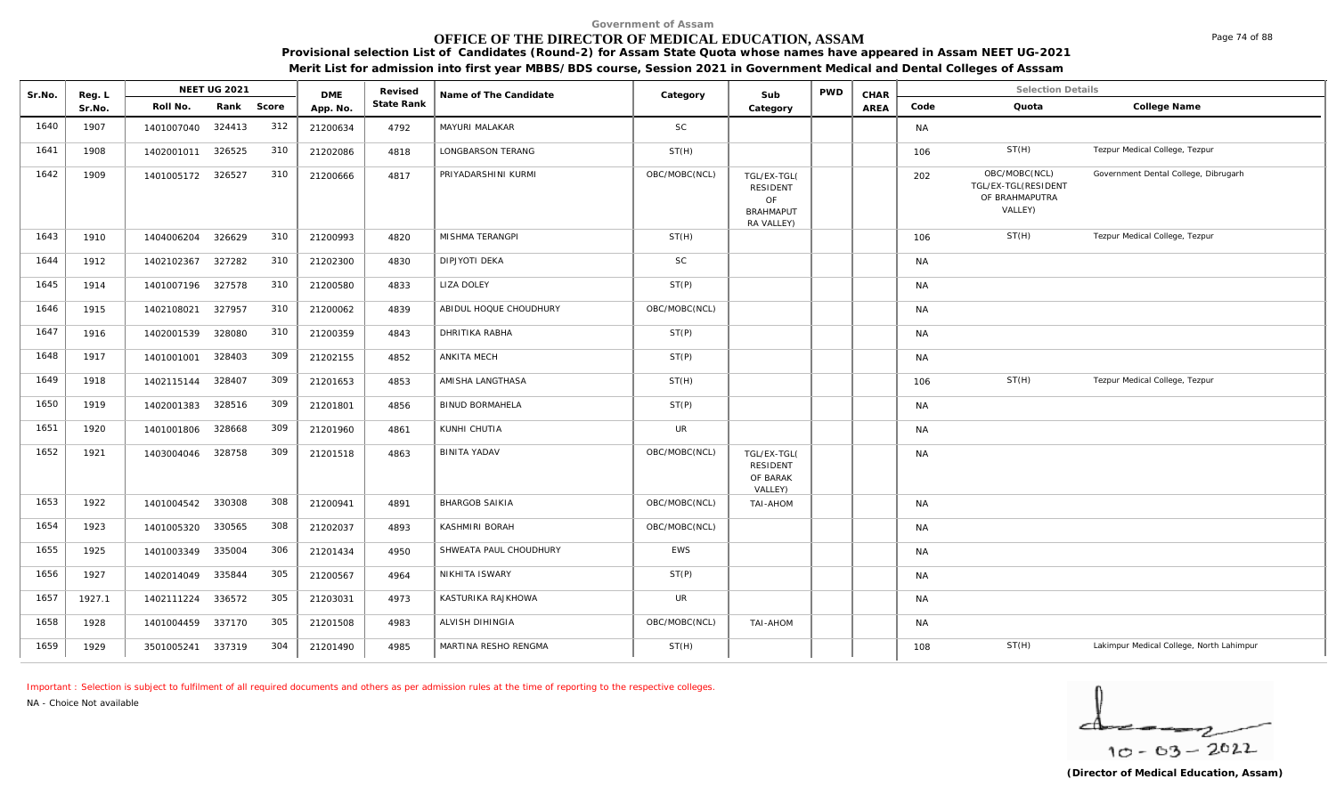Government of Assam

# OFFICE OF THE DIRECTOR OF MEDICAL EDUCATION, ASSAM

**Provisional selection List of Candidates (Round-2) for Assam State Quota whose names have appeared in Assam NEET UG-2021**

**Merit List for admission into first year MBBS/BDS course, Session 2021 in Government Medical and Dental Colleges of Asssam**

| Sr.No. | Reg. L Sr.No. | NEET UG 2021 Roll No. | Rank | Score | DME App. No. | Revised State Rank | Name of The Candidate | Category | Sub Category | PWD | CHAR AREA | Selection Details Code | Quota | College Name |
|---|---|---|---|---|---|---|---|---|---|---|---|---|---|---|
| 1640 | 1907 | 1401007040 | 324413 | 312 | 21200634 | 4792 | MAYURI MALAKAR | SC | | | | NA | | |
| 1641 | 1908 | 1402001011 | 326525 | 310 | 21202086 | 4818 | LONGBARSON TERANG | ST(H) | | | | 106 | ST(H) | Tezpur Medical College, Tezpur |
| 1642 | 1909 | 1401005172 | 326527 | 310 | 21200666 | 4817 | PRIYADARSHINI KURMI | OBC/MOBC(NCL) | TGL/EX-TGL( RESIDENT OF BRAHMAPUT RA VALLEY) | | | 202 | OBC/MOBC(NCL) TGL/EX-TGL(RESIDENT OF BRAHMAPUTRA VALLEY) | Government Dental College, Dibrugarh |
| 1643 | 1910 | 1404006204 | 326629 | 310 | 21200993 | 4820 | MISHMA TERANGPI | ST(H) | | | | 106 | ST(H) | Tezpur Medical College, Tezpur |
| 1644 | 1912 | 1402102367 | 327282 | 310 | 21202300 | 4830 | DIPJYOTI DEKA | SC | | | | NA | | |
| 1645 | 1914 | 1401007196 | 327578 | 310 | 21200580 | 4833 | LIZA DOLEY | ST(P) | | | | NA | | |
| 1646 | 1915 | 1402108021 | 327957 | 310 | 21200062 | 4839 | ABIDUL HOQUE CHOUDHURY | OBC/MOBC(NCL) | | | | NA | | |
| 1647 | 1916 | 1402001539 | 328080 | 310 | 21200359 | 4843 | DHRITIKA RABHA | ST(P) | | | | NA | | |
| 1648 | 1917 | 1401001001 | 328403 | 309 | 21202155 | 4852 | ANKITA MECH | ST(P) | | | | NA | | |
| 1649 | 1918 | 1402115144 | 328407 | 309 | 21201653 | 4853 | AMISHA LANGTHASA | ST(H) | | | | 106 | ST(H) | Tezpur Medical College, Tezpur |
| 1650 | 1919 | 1402001383 | 328516 | 309 | 21201801 | 4856 | BINUD BORMAHELA | ST(P) | | | | NA | | |
| 1651 | 1920 | 1401001806 | 328668 | 309 | 21201960 | 4861 | KUNHI CHUTIA | UR | | | | NA | | |
| 1652 | 1921 | 1403004046 | 328758 | 309 | 21201518 | 4863 | BINITA YADAV | OBC/MOBC(NCL) | TGL/EX-TGL( RESIDENT OF BARAK VALLEY) | | | NA | | |
| 1653 | 1922 | 1401004542 | 330308 | 308 | 21200941 | 4891 | BHARGOB SAIKIA | OBC/MOBC(NCL) | TAI-AHOM | | | NA | | |
| 1654 | 1923 | 1401005320 | 330565 | 308 | 21202037 | 4893 | KASHMIRI BORAH | OBC/MOBC(NCL) | | | | NA | | |
| 1655 | 1925 | 1401003349 | 335004 | 306 | 21201434 | 4950 | SHWEATA PAUL CHOUDHURY | EWS | | | | NA | | |
| 1656 | 1927 | 1402014049 | 335844 | 305 | 21200567 | 4964 | NIKHITA ISWARY | ST(P) | | | | NA | | |
| 1657 | 1927.1 | 1402111224 | 336572 | 305 | 21203031 | 4973 | KASTURIKA RAJKHOWA | UR | | | | NA | | |
| 1658 | 1928 | 1401004459 | 337170 | 305 | 21201508 | 4983 | ALVISH DIHINGIA | OBC/MOBC(NCL) | TAI-AHOM | | | NA | | |
| 1659 | 1929 | 3501005241 | 337319 | 304 | 21201490 | 4985 | MARTINA RESHO RENGMA | ST(H) | | | | 108 | ST(H) | Lakimpur Medical College, North Lahimpur |

Important : Selection is subject to fulfilment of all required documents and others as per admission rules at the time of reporting to the respective colleges.

NA - Choice Not available

10-03-2022

**(Director of Medical Education, Assam)**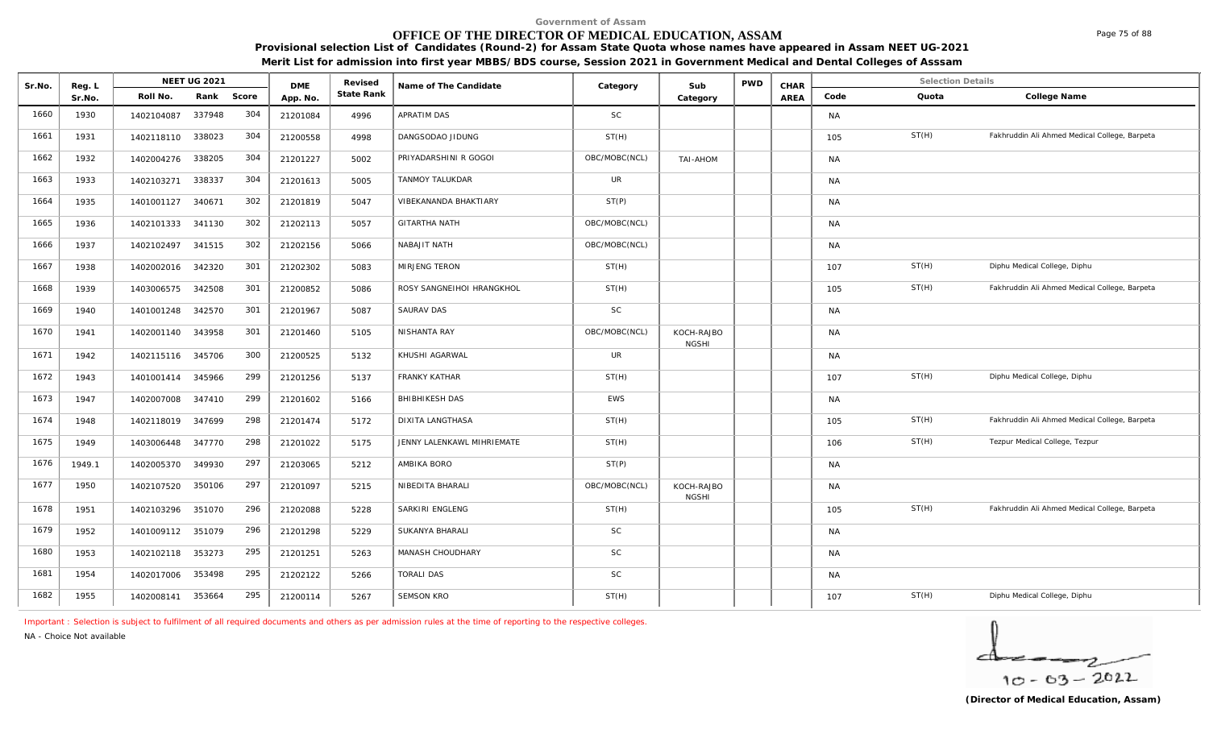Government of Assam

# OFFICE OF THE DIRECTOR OF MEDICAL EDUCATION, ASSAM

**Provisional selection List of Candidates (Round-2) for Assam State Quota whose names have appeared in Assam NEET UG-2021**

**Merit List for admission into first year MBBS/BDS course, Session 2021 in Government Medical and Dental Colleges of Asssam**

| Sr.No. | Reg. L Sr.No. | NEET UG 2021 Roll No. | Rank | Score | DME App. No. | Revised State Rank | Name of The Candidate | Category | Sub Category | PWD | CHAR AREA | Code | Quota | College Name |
|---|---|---|---|---|---|---|---|---|---|---|---|---|---|---|
| 1660 | 1930 | 1402104087 | 337948 | 304 | 21201084 | 4996 | APRATIM DAS | SC | | | | NA | | |
| 1661 | 1931 | 1402118110 | 338023 | 304 | 21200558 | 4998 | DANGSODAO JIDUNG | ST(H) | | | | 105 | ST(H) | Fakhruddin Ali Ahmed Medical College, Barpeta |
| 1662 | 1932 | 1402004276 | 338205 | 304 | 21201227 | 5002 | PRIYADARSHINI R GOGOI | OBC/MOBC(NCL) | TAI-AHOM | | | NA | | |
| 1663 | 1933 | 1402103271 | 338337 | 304 | 21201613 | 5005 | TANMOY TALUKDAR | UR | | | | NA | | |
| 1664 | 1935 | 1401001127 | 340671 | 302 | 21201819 | 5047 | VIBEKANANDA BHAKTIARY | ST(P) | | | | NA | | |
| 1665 | 1936 | 1402101333 | 341130 | 302 | 21202113 | 5057 | GITARTHA NATH | OBC/MOBC(NCL) | | | | NA | | |
| 1666 | 1937 | 1402102497 | 341515 | 302 | 21202156 | 5066 | NABAJIT NATH | OBC/MOBC(NCL) | | | | NA | | |
| 1667 | 1938 | 1402002016 | 342320 | 301 | 21202302 | 5083 | MIRJENG TERON | ST(H) | | | | 107 | ST(H) | Diphu Medical College, Diphu |
| 1668 | 1939 | 1403006575 | 342508 | 301 | 21200852 | 5086 | ROSY SANGNEIHOI HRANGKHOL | ST(H) | | | | 105 | ST(H) | Fakhruddin Ali Ahmed Medical College, Barpeta |
| 1669 | 1940 | 1401001248 | 342570 | 301 | 21201967 | 5087 | SAURAV DAS | SC | | | | NA | | |
| 1670 | 1941 | 1402001140 | 343958 | 301 | 21201460 | 5105 | NISHANTA RAY | OBC/MOBC(NCL) | KOCH-RAJBO NGSHI | | | NA | | |
| 1671 | 1942 | 1402115116 | 345706 | 300 | 21200525 | 5132 | KHUSHI AGARWAL | UR | | | | NA | | |
| 1672 | 1943 | 1401001414 | 345966 | 299 | 21201256 | 5137 | FRANKY KATHAR | ST(H) | | | | 107 | ST(H) | Diphu Medical College, Diphu |
| 1673 | 1947 | 1402007008 | 347410 | 299 | 21201602 | 5166 | BHIBHIKESH DAS | EWS | | | | NA | | |
| 1674 | 1948 | 1402118019 | 347699 | 298 | 21201474 | 5172 | DIXITA LANGTHASA | ST(H) | | | | 105 | ST(H) | Fakhruddin Ali Ahmed Medical College, Barpeta |
| 1675 | 1949 | 1403006448 | 347770 | 298 | 21201022 | 5175 | JENNY LALENKAWL MIHRIEMATE | ST(H) | | | | 106 | ST(H) | Tezpur Medical College, Tezpur |
| 1676 | 1949.1 | 1402005370 | 349930 | 297 | 21203065 | 5212 | AMBIKA BORO | ST(P) | | | | NA | | |
| 1677 | 1950 | 1402107520 | 350106 | 297 | 21201097 | 5215 | NIBEDITA BHARALI | OBC/MOBC(NCL) | KOCH-RAJBO NGSHI | | | NA | | |
| 1678 | 1951 | 1402103296 | 351070 | 296 | 21202088 | 5228 | SARKIRI ENGLENG | ST(H) | | | | 105 | ST(H) | Fakhruddin Ali Ahmed Medical College, Barpeta |
| 1679 | 1952 | 1401009112 | 351079 | 296 | 21201298 | 5229 | SUKANYA BHARALI | SC | | | | NA | | |
| 1680 | 1953 | 1402102118 | 353273 | 295 | 21201251 | 5263 | MANASH CHOUDHARY | SC | | | | NA | | |
| 1681 | 1954 | 1402017006 | 353498 | 295 | 21202122 | 5266 | TORALI DAS | SC | | | | NA | | |
| 1682 | 1955 | 1402008141 | 353664 | 295 | 21200114 | 5267 | SEMSON KRO | ST(H) | | | | 107 | ST(H) | Diphu Medical College, Diphu |

Important : Selection is subject to fulfilment of all required documents and others as per admission rules at the time of reporting to the respective colleges.

NA - Choice Not available

10 - 03 - 2022

**(Director of Medical Education, Assam)**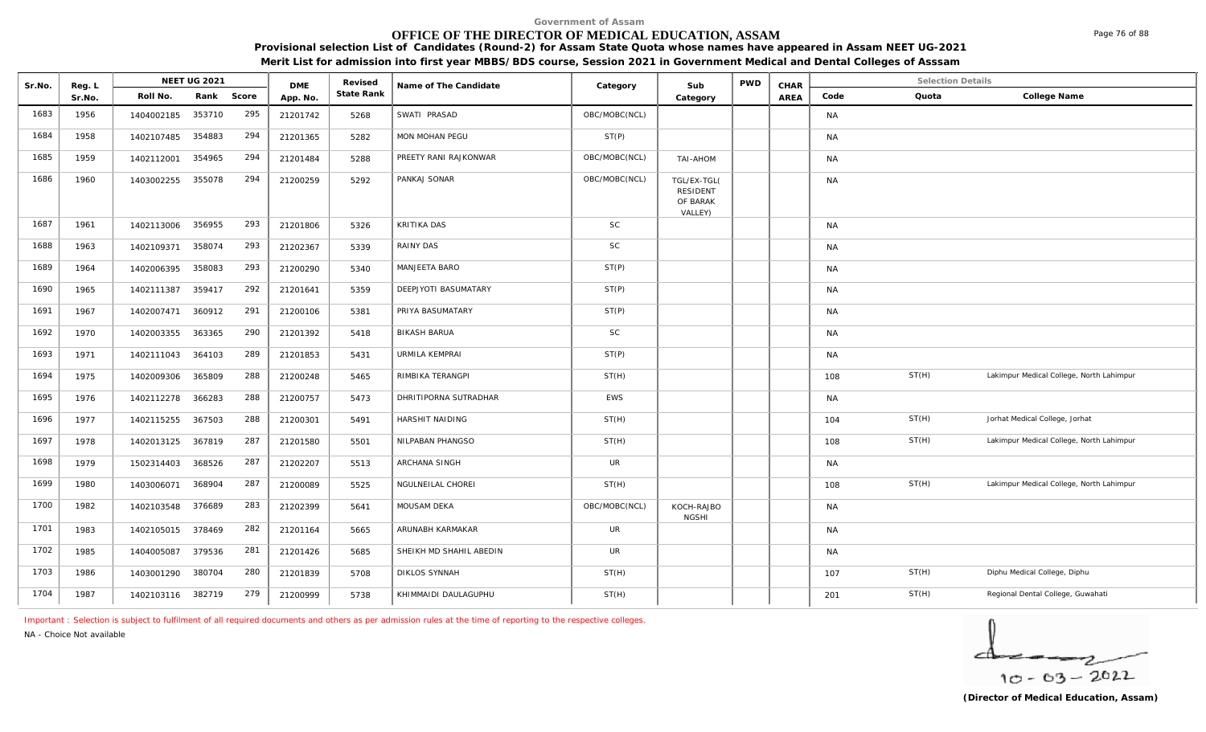Government of Assam

# OFFICE OF THE DIRECTOR OF MEDICAL EDUCATION, ASSAM

**Provisional selection List of Candidates (Round-2) for Assam State Quota whose names have appeared in Assam NEET UG-2021**

**Merit List for admission into first year MBBS/BDS course, Session 2021 in Government Medical and Dental Colleges of Asssam**

| Sr.No. | Reg. L Sr.No. | NEET UG 2021 Roll No. | Rank | Score | DME App. No. | Revised State Rank | Name of The Candidate | Category | Sub Category | PWD | CHAR AREA | Code | Quota | College Name |
|---|---|---|---|---|---|---|---|---|---|---|---|---|---|---|
| 1683 | 1956 | 1404002185 | 353710 | 295 | 21201742 | 5268 | SWATI PRASAD | OBC/MOBC(NCL) | | | | NA | | |
| 1684 | 1958 | 1402107485 | 354883 | 294 | 21201365 | 5282 | MON MOHAN PEGU | ST(P) | | | | NA | | |
| 1685 | 1959 | 1402112001 | 354965 | 294 | 21201484 | 5288 | PREETY RANI RAJKONWAR | OBC/MOBC(NCL) | TAI-AHOM | | | NA | | |
| 1686 | 1960 | 1403002255 | 355078 | 294 | 21200259 | 5292 | PANKAJ SONAR | OBC/MOBC(NCL) | TGL/EX-TGL( RESIDENT OF BARAK VALLEY) | | | NA | | |
| 1687 | 1961 | 1402113006 | 356955 | 293 | 21201806 | 5326 | KRITIKA DAS | SC | | | | NA | | |
| 1688 | 1963 | 1402109371 | 358074 | 293 | 21202367 | 5339 | RAINY DAS | SC | | | | NA | | |
| 1689 | 1964 | 1402006395 | 358083 | 293 | 21200290 | 5340 | MANJEETA BARO | ST(P) | | | | NA | | |
| 1690 | 1965 | 1402111387 | 359417 | 292 | 21201641 | 5359 | DEEPJYOTI BASUMATARY | ST(P) | | | | NA | | |
| 1691 | 1967 | 1402007471 | 360912 | 291 | 21200106 | 5381 | PRIYA BASUMATARY | ST(P) | | | | NA | | |
| 1692 | 1970 | 1402003355 | 363365 | 290 | 21201392 | 5418 | BIKASH BARUA | SC | | | | NA | | |
| 1693 | 1971 | 1402111043 | 364103 | 289 | 21201853 | 5431 | URMILA KEMPRAI | ST(P) | | | | NA | | |
| 1694 | 1975 | 1402009306 | 365809 | 288 | 21200248 | 5465 | RIMBIKA TERANGPI | ST(H) | | | | 108 | ST(H) | Lakimpur Medical College, North Lahimpur |
| 1695 | 1976 | 1402112278 | 366283 | 288 | 21200757 | 5473 | DHRITIPORNA SUTRADHAR | EWS | | | | NA | | |
| 1696 | 1977 | 1402115255 | 367503 | 288 | 21200301 | 5491 | HARSHIT NAIDING | ST(H) | | | | 104 | ST(H) | Jorhat Medical College, Jorhat |
| 1697 | 1978 | 1402013125 | 367819 | 287 | 21201580 | 5501 | NILPABAN PHANGSO | ST(H) | | | | 108 | ST(H) | Lakimpur Medical College, North Lahimpur |
| 1698 | 1979 | 1502314403 | 368526 | 287 | 21202207 | 5513 | ARCHANA SINGH | UR | | | | NA | | |
| 1699 | 1980 | 1403006071 | 368904 | 287 | 21200089 | 5525 | NGULNEILAL CHOREI | ST(H) | | | | 108 | ST(H) | Lakimpur Medical College, North Lahimpur |
| 1700 | 1982 | 1402103548 | 376689 | 283 | 21202399 | 5641 | MOUSAM DEKA | OBC/MOBC(NCL) | KOCH-RAJBONGSHI | | | NA | | |
| 1701 | 1983 | 1402105015 | 378469 | 282 | 21201164 | 5665 | ARUNABH KARMAKAR | UR | | | | NA | | |
| 1702 | 1985 | 1404005087 | 379536 | 281 | 21201426 | 5685 | SHEIKH MD SHAHIL ABEDIN | UR | | | | NA | | |
| 1703 | 1986 | 1403001290 | 380704 | 280 | 21201839 | 5708 | DIKLOS SYNNAH | ST(H) | | | | 107 | ST(H) | Diphu Medical College, Diphu |
| 1704 | 1987 | 1402103116 | 382719 | 279 | 21200999 | 5738 | KHIMMAIDI DAULAGUPHU | ST(H) | | | | 201 | ST(H) | Regional Dental College, Guwahati |

Important : Selection is subject to fulfilment of all required documents and others as per admission rules at the time of reporting to the respective colleges.

NA - Choice Not available

10 - 03 - 2022

**(Director of Medical Education, Assam)**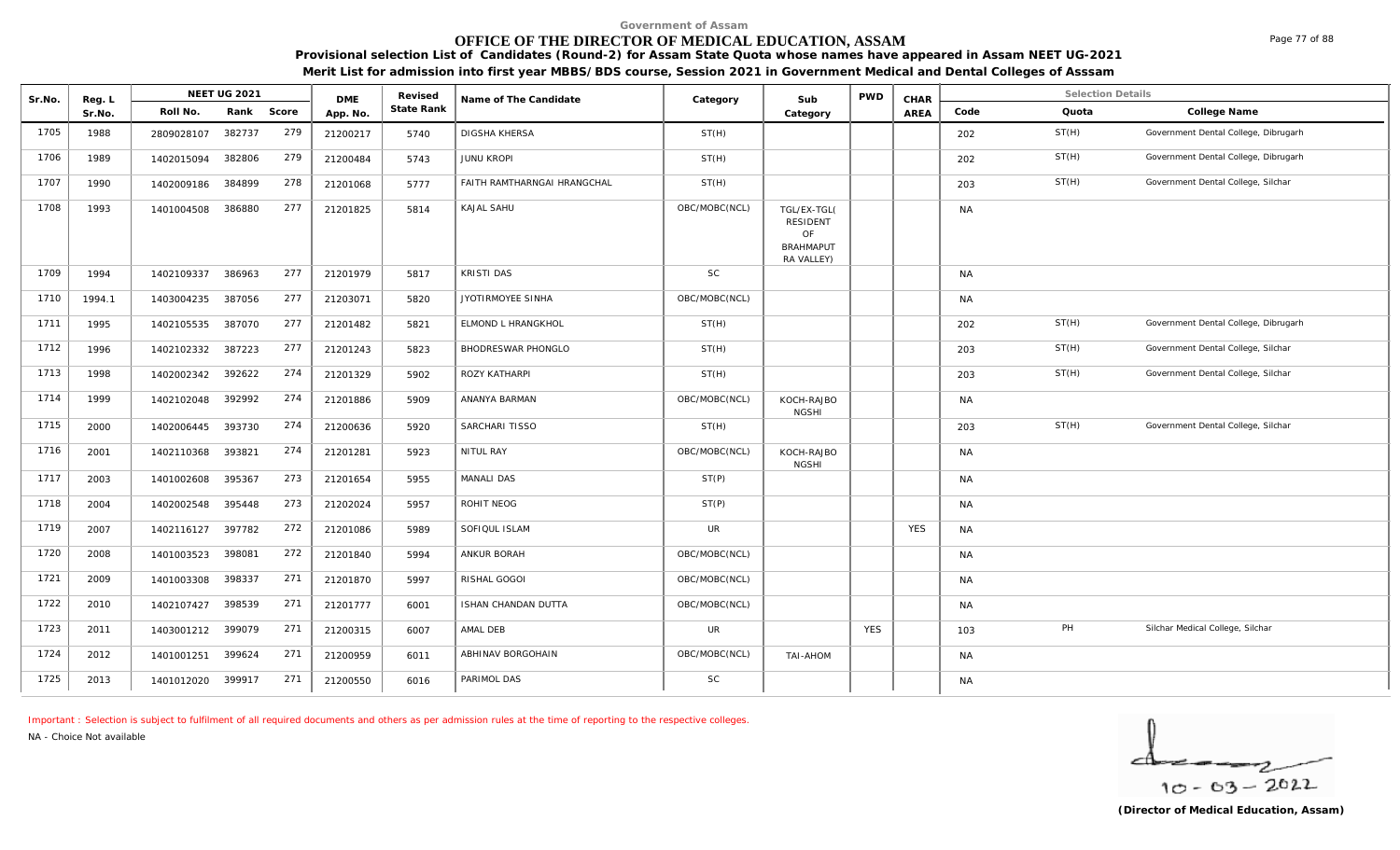Government of Assam

# OFFICE OF THE DIRECTOR OF MEDICAL EDUCATION, ASSAM

**Provisional selection List of Candidates (Round-2) for Assam State Quota whose names have appeared in Assam NEET UG-2021**

**Merit List for admission into first year MBBS/BDS course, Session 2021 in Government Medical and Dental Colleges of Asssam**

| Sr.No. | Reg. L Sr.No. | NEET UG 2021 Roll No. | Rank | Score | DME App. No. | Revised State Rank | Name of The Candidate | Category | Sub Category | PWD | CHAR AREA | Code | Quota | College Name |
|---|---|---|---|---|---|---|---|---|---|---|---|---|---|---|
| 1705 | 1988 | 2809028107 | 382737 | 279 | 21200217 | 5740 | DIGSHA KHERSA | ST(H) | | | | 202 | ST(H) | Government Dental College, Dibrugarh |
| 1706 | 1989 | 1402015094 | 382806 | 279 | 21200484 | 5743 | JUNU KROPI | ST(H) | | | | 202 | ST(H) | Government Dental College, Dibrugarh |
| 1707 | 1990 | 1402009186 | 384899 | 278 | 21201068 | 5777 | FAITH RAMTHARNGAI HRANGCHAL | ST(H) | | | | 203 | ST(H) | Government Dental College, Silchar |
| 1708 | 1993 | 1401004508 | 386880 | 277 | 21201825 | 5814 | KAJAL SAHU | OBC/MOBC(NCL) | TGL/EX-TGL( RESIDENT OF BRAHMAPUTRA VALLEY) | | | NA | | |
| 1709 | 1994 | 1402109337 | 386963 | 277 | 21201979 | 5817 | KRISTI DAS | SC | | | | NA | | |
| 1710 | 1994.1 | 1403004235 | 387056 | 277 | 21203071 | 5820 | JYOTIRMOYEE SINHA | OBC/MOBC(NCL) | | | | NA | | |
| 1711 | 1995 | 1402105535 | 387070 | 277 | 21201482 | 5821 | ELMOND L HRANGKHOL | ST(H) | | | | 202 | ST(H) | Government Dental College, Dibrugarh |
| 1712 | 1996 | 1402102332 | 387223 | 277 | 21201243 | 5823 | BHODRESWAR PHONGLO | ST(H) | | | | 203 | ST(H) | Government Dental College, Silchar |
| 1713 | 1998 | 1402002342 | 392622 | 274 | 21201329 | 5902 | ROZY KATHARPI | ST(H) | | | | 203 | ST(H) | Government Dental College, Silchar |
| 1714 | 1999 | 1402102048 | 392992 | 274 | 21201886 | 5909 | ANANYA BARMAN | OBC/MOBC(NCL) | KOCH-RAJBONGSHI | | | NA | | |
| 1715 | 2000 | 1402006445 | 393730 | 274 | 21200636 | 5920 | SARCHARI TISSO | ST(H) | | | | 203 | ST(H) | Government Dental College, Silchar |
| 1716 | 2001 | 1402110368 | 393821 | 274 | 21201281 | 5923 | NITUL RAY | OBC/MOBC(NCL) | KOCH-RAJBONGSHI | | | NA | | |
| 1717 | 2003 | 1401002608 | 395367 | 273 | 21201654 | 5955 | MANALI DAS | ST(P) | | | | NA | | |
| 1718 | 2004 | 1402002548 | 395448 | 273 | 21202024 | 5957 | ROHIT NEOG | ST(P) | | | | NA | | |
| 1719 | 2007 | 1402116127 | 397782 | 272 | 21201086 | 5989 | SOFIQUL ISLAM | UR | | | YES | NA | | |
| 1720 | 2008 | 1401003523 | 398081 | 272 | 21201840 | 5994 | ANKUR BORAH | OBC/MOBC(NCL) | | | | NA | | |
| 1721 | 2009 | 1401003308 | 398337 | 271 | 21201870 | 5997 | RISHAL GOGOI | OBC/MOBC(NCL) | | | | NA | | |
| 1722 | 2010 | 1402107427 | 398539 | 271 | 21201777 | 6001 | ISHAN CHANDAN DUTTA | OBC/MOBC(NCL) | | | | NA | | |
| 1723 | 2011 | 1403001212 | 399079 | 271 | 21200315 | 6007 | AMAL DEB | UR | | YES | | 103 | PH | Silchar Medical College, Silchar |
| 1724 | 2012 | 1401001251 | 399624 | 271 | 21200959 | 6011 | ABHINAV BORGOHAIN | OBC/MOBC(NCL) | TAI-AHOM | | | NA | | |
| 1725 | 2013 | 1401012020 | 399917 | 271 | 21200550 | 6016 | PARIMOL DAS | SC | | | | NA | | |

Important : Selection is subject to fulfilment of all required documents and others as per admission rules at the time of reporting to the respective colleges.

NA - Choice Not available

10-03-2022

**(Director of Medical Education, Assam)**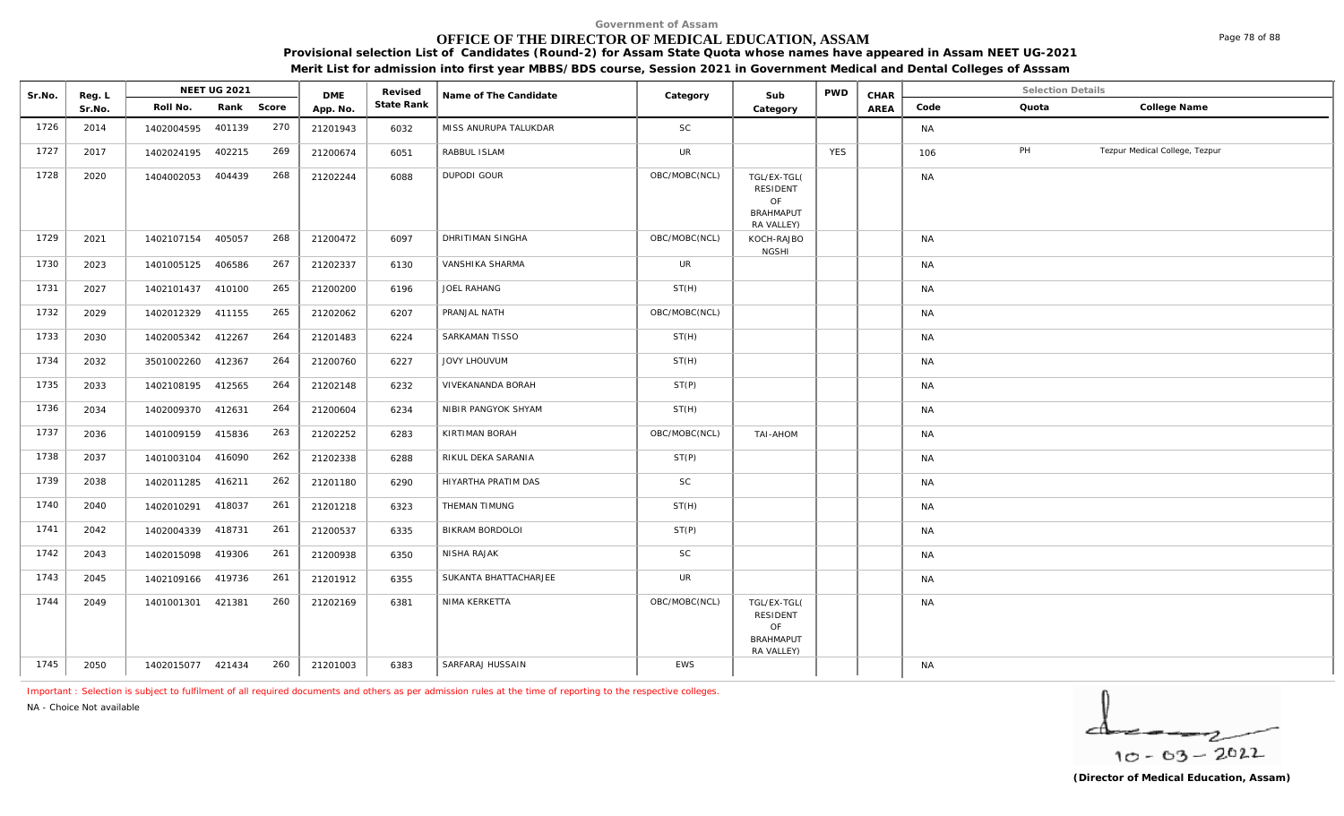Government of Assam

# OFFICE OF THE DIRECTOR OF MEDICAL EDUCATION, ASSAM

**Provisional selection List of Candidates (Round-2) for Assam State Quota whose names have appeared in Assam NEET UG-2021**

**Merit List for admission into first year MBBS/BDS course, Session 2021 in Government Medical and Dental Colleges of Asssam**

| Sr.No. | Reg. L Sr.No. | NEET UG 2021 Roll No. | NEET UG 2021 Rank | NEET UG 2021 Score | DME App. No. | Revised State Rank | Name of The Candidate | Category | Sub Category | PWD | CHAR AREA | Selection Details Code | Selection Details Quota | Selection Details College Name |
|---|---|---|---|---|---|---|---|---|---|---|---|---|---|---|
| 1726 | 2014 | 1402004595 | 401139 | 270 | 21201943 | 6032 | MISS ANURUPA TALUKDAR | SC | | | | NA | | |
| 1727 | 2017 | 1402024195 | 402215 | 269 | 21200674 | 6051 | RABBUL ISLAM | UR | | YES | | 106 | PH | Tezpur Medical College, Tezpur |
| 1728 | 2020 | 1404002053 | 404439 | 268 | 21202244 | 6088 | DUPODI GOUR | OBC/MOBC(NCL) | TGL/EX-TGL( RESIDENT OF BRAHMAPUT RA VALLEY) | | | NA | | |
| 1729 | 2021 | 1402107154 | 405057 | 268 | 21200472 | 6097 | DHRITIMAN SINGHA | OBC/MOBC(NCL) | KOCH-RAJBO NGSHI | | | NA | | |
| 1730 | 2023 | 1401005125 | 406586 | 267 | 21202337 | 6130 | VANSHIKA SHARMA | UR | | | | NA | | |
| 1731 | 2027 | 1402101437 | 410100 | 265 | 21200200 | 6196 | JOEL RAHANG | ST(H) | | | | NA | | |
| 1732 | 2029 | 1402012329 | 411155 | 265 | 21202062 | 6207 | PRANJAL NATH | OBC/MOBC(NCL) | | | | NA | | |
| 1733 | 2030 | 1402005342 | 412267 | 264 | 21201483 | 6224 | SARKAMAN TISSO | ST(H) | | | | NA | | |
| 1734 | 2032 | 3501002260 | 412367 | 264 | 21200760 | 6227 | JOVY LHOUVUM | ST(H) | | | | NA | | |
| 1735 | 2033 | 1402108195 | 412565 | 264 | 21202148 | 6232 | VIVEKANANDA BORAH | ST(P) | | | | NA | | |
| 1736 | 2034 | 1402009370 | 412631 | 264 | 21200604 | 6234 | NIBIR PANGYOK SHYAM | ST(H) | | | | NA | | |
| 1737 | 2036 | 1401009159 | 415836 | 263 | 21202252 | 6283 | KIRTIMAN BORAH | OBC/MOBC(NCL) | TAI-AHOM | | | NA | | |
| 1738 | 2037 | 1401003104 | 416090 | 262 | 21202338 | 6288 | RIKUL DEKA SARANIA | ST(P) | | | | NA | | |
| 1739 | 2038 | 1402011285 | 416211 | 262 | 21201180 | 6290 | HIYARTHA PRATIM DAS | SC | | | | NA | | |
| 1740 | 2040 | 1402010291 | 418037 | 261 | 21201218 | 6323 | THEMAN TIMUNG | ST(H) | | | | NA | | |
| 1741 | 2042 | 1402004339 | 418731 | 261 | 21200537 | 6335 | BIKRAM BORDOLOI | ST(P) | | | | NA | | |
| 1742 | 2043 | 1402015098 | 419306 | 261 | 21200938 | 6350 | NISHA RAJAK | SC | | | | NA | | |
| 1743 | 2045 | 1402109166 | 419736 | 261 | 21201912 | 6355 | SUKANTA BHATTACHARJEE | UR | | | | NA | | |
| 1744 | 2049 | 1401001301 | 421381 | 260 | 21202169 | 6381 | NIMA KERKETTA | OBC/MOBC(NCL) | TGL/EX-TGL( RESIDENT OF BRAHMAPUT RA VALLEY) | | | NA | | |
| 1745 | 2050 | 1402015077 | 421434 | 260 | 21201003 | 6383 | SARFARAJ HUSSAIN | EWS | | | | NA | | |

Important : Selection is subject to fulfilment of all required documents and others as per admission rules at the time of reporting to the respective colleges.

NA - Choice Not available

10 - 03 - 2022

**(Director of Medical Education, Assam)**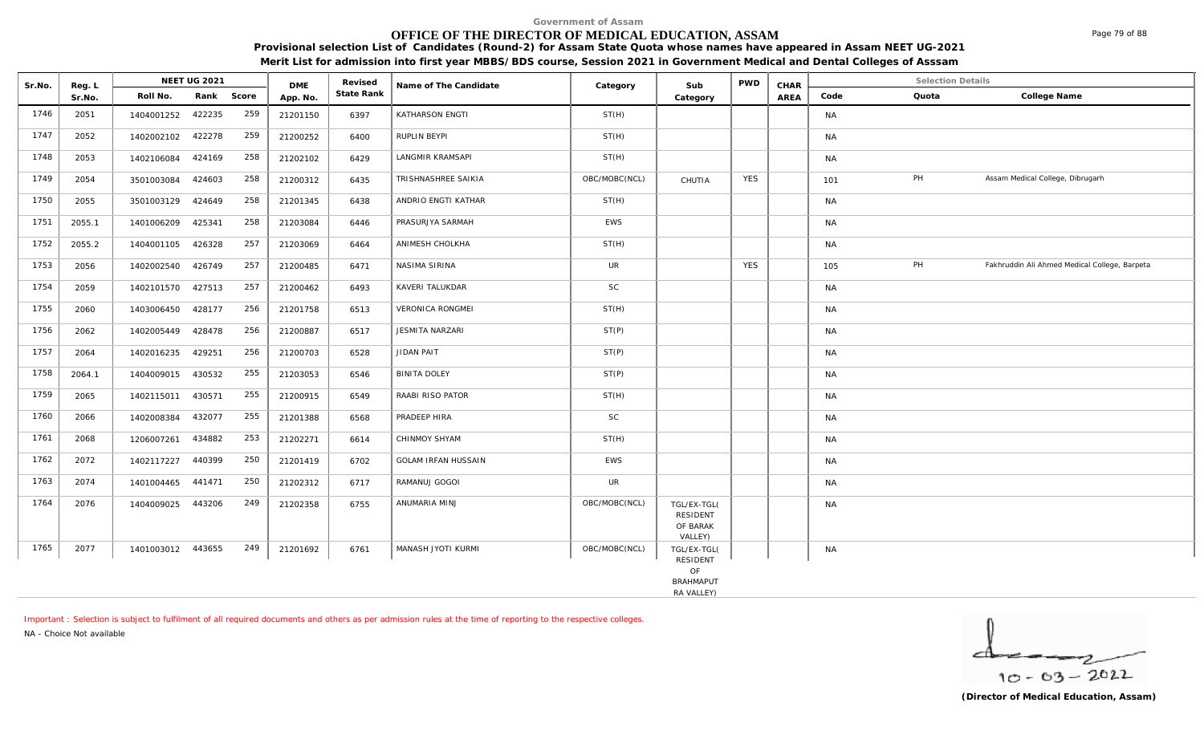Government of Assam

# OFFICE OF THE DIRECTOR OF MEDICAL EDUCATION, ASSAM

**Provisional selection List of Candidates (Round-2) for Assam State Quota whose names have appeared in Assam NEET UG-2021**

**Merit List for admission into first year MBBS/BDS course, Session 2021 in Government Medical and Dental Colleges of Asssam**

| Sr.No. | Reg. L Sr.No. | NEET UG 2021 Roll No. | Rank | Score | DME App. No. | Revised State Rank | Name of The Candidate | Category | Sub Category | PWD | CHAR AREA | Code | Quota | College Name |
|---|---|---|---|---|---|---|---|---|---|---|---|---|---|---|
| 1746 | 2051 | 1404001252 | 422235 | 259 | 21201150 | 6397 | KATHARSON ENGTI | ST(H) | | | | NA | | |
| 1747 | 2052 | 1402002102 | 422278 | 259 | 21200252 | 6400 | RUPLIN BEYPI | ST(H) | | | | NA | | |
| 1748 | 2053 | 1402106084 | 424169 | 258 | 21202102 | 6429 | LANGMIR KRAMSAPI | ST(H) | | | | NA | | |
| 1749 | 2054 | 3501003084 | 424603 | 258 | 21200312 | 6435 | TRISHNASHREE SAIKIA | OBC/MOBC(NCL) | CHUTIA | YES | | 101 | PH | Assam Medical College, Dibrugarh |
| 1750 | 2055 | 3501003129 | 424649 | 258 | 21201345 | 6438 | ANDRIO ENGTI KATHAR | ST(H) | | | | NA | | |
| 1751 | 2055.1 | 1401006209 | 425341 | 258 | 21203084 | 6446 | PRASURJYA SARMAH | EWS | | | | NA | | |
| 1752 | 2055.2 | 1404001105 | 426328 | 257 | 21203069 | 6464 | ANIMESH CHOLKHA | ST(H) | | | | NA | | |
| 1753 | 2056 | 1402002540 | 426749 | 257 | 21200485 | 6471 | NASIMA SIRINA | UR | | YES | | 105 | PH | Fakhruddin Ali Ahmed Medical College, Barpeta |
| 1754 | 2059 | 1402101570 | 427513 | 257 | 21200462 | 6493 | KAVERI TALUKDAR | SC | | | | NA | | |
| 1755 | 2060 | 1403006450 | 428177 | 256 | 21201758 | 6513 | VERONICA RONGMEI | ST(H) | | | | NA | | |
| 1756 | 2062 | 1402005449 | 428478 | 256 | 21200887 | 6517 | JESMITA NARZARI | ST(P) | | | | NA | | |
| 1757 | 2064 | 1402016235 | 429251 | 256 | 21200703 | 6528 | JIDAN PAIT | ST(P) | | | | NA | | |
| 1758 | 2064.1 | 1404009015 | 430532 | 255 | 21203053 | 6546 | BINITA DOLEY | ST(P) | | | | NA | | |
| 1759 | 2065 | 1402115011 | 430571 | 255 | 21200915 | 6549 | RAABI RISO PATOR | ST(H) | | | | NA | | |
| 1760 | 2066 | 1402008384 | 432077 | 255 | 21201388 | 6568 | PRADEEP HIRA | SC | | | | NA | | |
| 1761 | 2068 | 1206007261 | 434882 | 253 | 21202271 | 6614 | CHINMOY SHYAM | ST(H) | | | | NA | | |
| 1762 | 2072 | 1402117227 | 440399 | 250 | 21201419 | 6702 | GOLAM IRFAN HUSSAIN | EWS | | | | NA | | |
| 1763 | 2074 | 1401004465 | 441471 | 250 | 21202312 | 6717 | RAMANUJ GOGOI | UR | | | | NA | | |
| 1764 | 2076 | 1404009025 | 443206 | 249 | 21202358 | 6755 | ANUMARIA MINJ | OBC/MOBC(NCL) | TGL/EX-TGL( RESIDENT OF BARAK VALLEY) | | | NA | | |
| 1765 | 2077 | 1401003012 | 443655 | 249 | 21201692 | 6761 | MANASH JYOTI KURMI | OBC/MOBC(NCL) | TGL/EX-TGL( RESIDENT OF BRAHMAPUTRA VALLEY) | | | NA | | |

Important : Selection is subject to fulfilment of all required documents and others as per admission rules at the time of reporting to the respective colleges.

NA - Choice Not available

10-03-2022

**(Director of Medical Education, Assam)**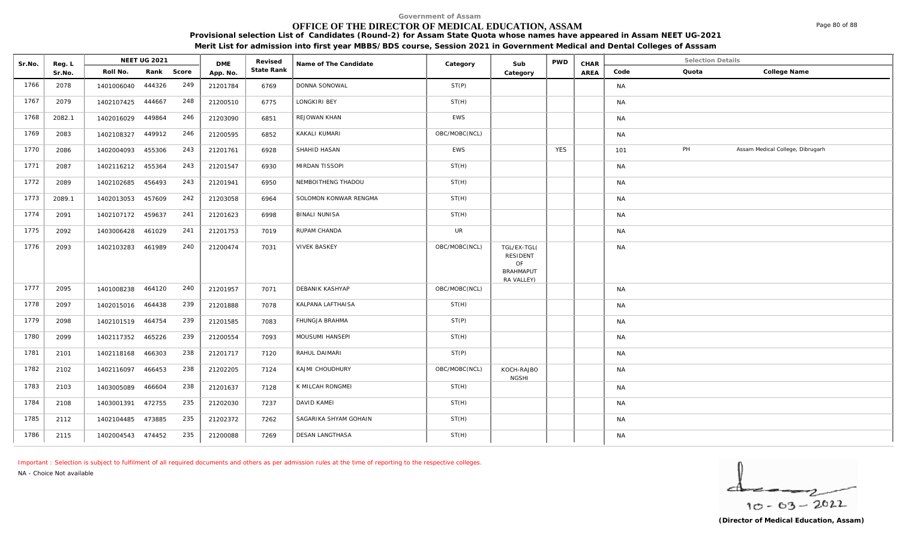Government of Assam

# OFFICE OF THE DIRECTOR OF MEDICAL EDUCATION, ASSAM

**Provisional selection List of Candidates (Round-2) for Assam State Quota whose names have appeared in Assam NEET UG-2021**

**Merit List for admission into first year MBBS/BDS course, Session 2021 in Government Medical and Dental Colleges of Asssam**

| Sr.No. | Reg. L Sr.No. | NEET UG 2021 Roll No. | Rank | Score | DME App. No. | Revised State Rank | Name of The Candidate | Category | Sub Category | PWD | CHAR AREA | Code | Quota | College Name |
|---|---|---|---|---|---|---|---|---|---|---|---|---|---|---|
| 1766 | 2078 | 1401006040 | 444326 | 249 | 21201784 | 6769 | DONNA SONOWAL | ST(P) | | | | NA | | |
| 1767 | 2079 | 1402107425 | 444667 | 248 | 21200510 | 6775 | LONGKIRI BEY | ST(H) | | | | NA | | |
| 1768 | 2082.1 | 1402016029 | 449864 | 246 | 21203090 | 6851 | REJOWAN KHAN | EWS | | | | NA | | |
| 1769 | 2083 | 1402108327 | 449912 | 246 | 21200595 | 6852 | KAKALI KUMARI | OBC/MOBC(NCL) | | | | NA | | |
| 1770 | 2086 | 1402004093 | 455306 | 243 | 21201761 | 6928 | SHAHID HASAN | EWS | | YES | | 101 | PH | Assam Medical College, Dibrugarh |
| 1771 | 2087 | 1402116212 | 455364 | 243 | 21201547 | 6930 | MIRDAN TISSOPI | ST(H) | | | | NA | | |
| 1772 | 2089 | 1402102685 | 456493 | 243 | 21201941 | 6950 | NEMBOITHENG THADOU | ST(H) | | | | NA | | |
| 1773 | 2089.1 | 1402013053 | 457609 | 242 | 21203058 | 6964 | SOLOMON KONWAR RENGMA | ST(H) | | | | NA | | |
| 1774 | 2091 | 1402107172 | 459637 | 241 | 21201623 | 6998 | BINALI NUNISA | ST(H) | | | | NA | | |
| 1775 | 2092 | 1403006428 | 461029 | 241 | 21201753 | 7019 | RUPAM CHANDA | UR | | | | NA | | |
| 1776 | 2093 | 1402103283 | 461989 | 240 | 21200474 | 7031 | VIVEK BASKEY | OBC/MOBC(NCL) | TGL/EX-TGL( RESIDENT OF BRAHMAPUT RA VALLEY) | | | NA | | |
| 1777 | 2095 | 1401008238 | 464120 | 240 | 21201957 | 7071 | DEBANIK KASHYAP | OBC/MOBC(NCL) | | | | NA | | |
| 1778 | 2097 | 1402015016 | 464438 | 239 | 21201888 | 7078 | KALPANA LAFTHAISA | ST(H) | | | | NA | | |
| 1779 | 2098 | 1402101519 | 464754 | 239 | 21201585 | 7083 | FHUNGJA BRAHMA | ST(P) | | | | NA | | |
| 1780 | 2099 | 1402117352 | 465226 | 239 | 21200554 | 7093 | MOUSUMI HANSEPI | ST(H) | | | | NA | | |
| 1781 | 2101 | 1402118168 | 466303 | 238 | 21201717 | 7120 | RAHUL DAIMARI | ST(P) | | | | NA | | |
| 1782 | 2102 | 1402116097 | 466453 | 238 | 21202205 | 7124 | KAJMI CHOUDHURY | OBC/MOBC(NCL) | KOCH-RAJBO NGSHI | | | NA | | |
| 1783 | 2103 | 1403005089 | 466604 | 238 | 21201637 | 7128 | K MILCAH RONGMEI | ST(H) | | | | NA | | |
| 1784 | 2108 | 1403001391 | 472755 | 235 | 21202030 | 7237 | DAVID KAMEI | ST(H) | | | | NA | | |
| 1785 | 2112 | 1402104485 | 473885 | 235 | 21202372 | 7262 | SAGARIKA SHYAM GOHAIN | ST(H) | | | | NA | | |
| 1786 | 2115 | 1402004543 | 474452 | 235 | 21200088 | 7269 | DESAN LANGTHASA | ST(H) | | | | NA | | |

Important : Selection is subject to fulfilment of all required documents and others as per admission rules at the time of reporting to the respective colleges.

NA - Choice Not available

10-03-2022

**(Director of Medical Education, Assam)**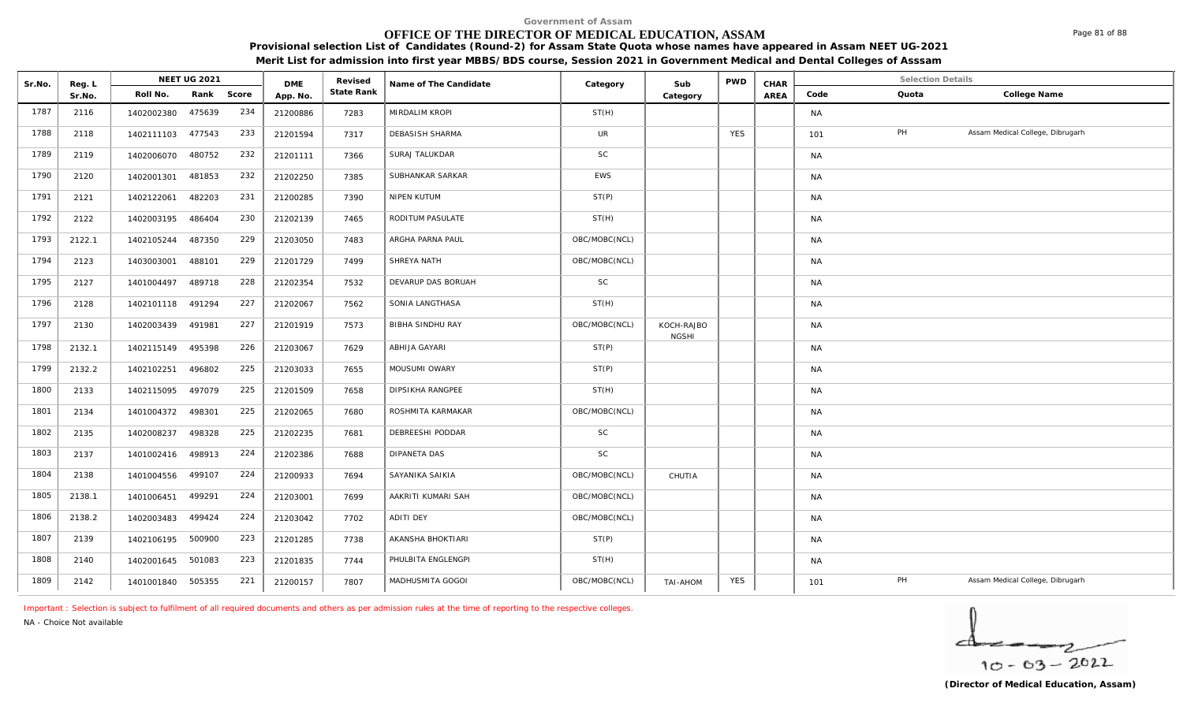Government of Assam

# OFFICE OF THE DIRECTOR OF MEDICAL EDUCATION, ASSAM

**Provisional selection List of Candidates (Round-2) for Assam State Quota whose names have appeared in Assam NEET UG-2021**

**Merit List for admission into first year MBBS/BDS course, Session 2021 in Government Medical and Dental Colleges of Asssam**

| Sr.No. | Reg. L Sr.No. | NEET UG 2021 Roll No. | Rank | Score | DME App. No. | Revised State Rank | Name of The Candidate | Category | Sub Category | PWD | CHAR AREA | Selection Details Code | Quota | College Name |
|---|---|---|---|---|---|---|---|---|---|---|---|---|---|---|
| 1787 | 2116 | 1402002380 | 475639 | 234 | 21200886 | 7283 | MIRDALIM KROPI | ST(H) | | | | NA | | |
| 1788 | 2118 | 1402111103 | 477543 | 233 | 21201594 | 7317 | DEBASISH SHARMA | UR | | YES | | 101 | PH | Assam Medical College, Dibrugarh |
| 1789 | 2119 | 1402006070 | 480752 | 232 | 21201111 | 7366 | SURAJ TALUKDAR | SC | | | | NA | | |
| 1790 | 2120 | 1402001301 | 481853 | 232 | 21202250 | 7385 | SUBHANKAR SARKAR | EWS | | | | NA | | |
| 1791 | 2121 | 1402122061 | 482203 | 231 | 21200285 | 7390 | NIPEN KUTUM | ST(P) | | | | NA | | |
| 1792 | 2122 | 1402003195 | 486404 | 230 | 21202139 | 7465 | RODITUM PASULATE | ST(H) | | | | NA | | |
| 1793 | 2122.1 | 1402105244 | 487350 | 229 | 21203050 | 7483 | ARGHA PARNA PAUL | OBC/MOBC(NCL) | | | | NA | | |
| 1794 | 2123 | 1403003001 | 488101 | 229 | 21201729 | 7499 | SHREYA NATH | OBC/MOBC(NCL) | | | | NA | | |
| 1795 | 2127 | 1401004497 | 489718 | 228 | 21202354 | 7532 | DEVARUP DAS BORUAH | SC | | | | NA | | |
| 1796 | 2128 | 1402101118 | 491294 | 227 | 21202067 | 7562 | SONIA LANGTHASA | ST(H) | | | | NA | | |
| 1797 | 2130 | 1402003439 | 491981 | 227 | 21201919 | 7573 | BIBHA SINDHU RAY | OBC/MOBC(NCL) | KOCH-RAJBONGSHI | | | NA | | |
| 1798 | 2132.1 | 1402115149 | 495398 | 226 | 21203067 | 7629 | ABHIJA GAYARI | ST(P) | | | | NA | | |
| 1799 | 2132.2 | 1402102251 | 496802 | 225 | 21203033 | 7655 | MOUSUMI OWARY | ST(P) | | | | NA | | |
| 1800 | 2133 | 1402115095 | 497079 | 225 | 21201509 | 7658 | DIPSIKHA RANGPEE | ST(H) | | | | NA | | |
| 1801 | 2134 | 1401004372 | 498301 | 225 | 21202065 | 7680 | ROSHMITA KARMAKAR | OBC/MOBC(NCL) | | | | NA | | |
| 1802 | 2135 | 1402008237 | 498328 | 225 | 21202235 | 7681 | DEBREESHI PODDAR | SC | | | | NA | | |
| 1803 | 2137 | 1401002416 | 498913 | 224 | 21202386 | 7688 | DIPANETA DAS | SC | | | | NA | | |
| 1804 | 2138 | 1401004556 | 499107 | 224 | 21200933 | 7694 | SAYANIKA SAIKIA | OBC/MOBC(NCL) | CHUTIA | | | NA | | |
| 1805 | 2138.1 | 1401006451 | 499291 | 224 | 21203001 | 7699 | AAKRITI KUMARI SAH | OBC/MOBC(NCL) | | | | NA | | |
| 1806 | 2138.2 | 1402003483 | 499424 | 224 | 21203042 | 7702 | ADITI DEY | OBC/MOBC(NCL) | | | | NA | | |
| 1807 | 2139 | 1402106195 | 500900 | 223 | 21201285 | 7738 | AKANSHA BHOKTIARI | ST(P) | | | | NA | | |
| 1808 | 2140 | 1402001645 | 501083 | 223 | 21201835 | 7744 | PHULBITA ENGLENGPI | ST(H) | | | | NA | | |
| 1809 | 2142 | 1401001840 | 505355 | 221 | 21200157 | 7807 | MADHUSMITA GOGOI | OBC/MOBC(NCL) | TAI-AHOM | YES | | 101 | PH | Assam Medical College, Dibrugarh |

Important : Selection is subject to fulfilment of all required documents and others as per admission rules at the time of reporting to the respective colleges.

NA - Choice Not available

10-03-2022

**(Director of Medical Education, Assam)**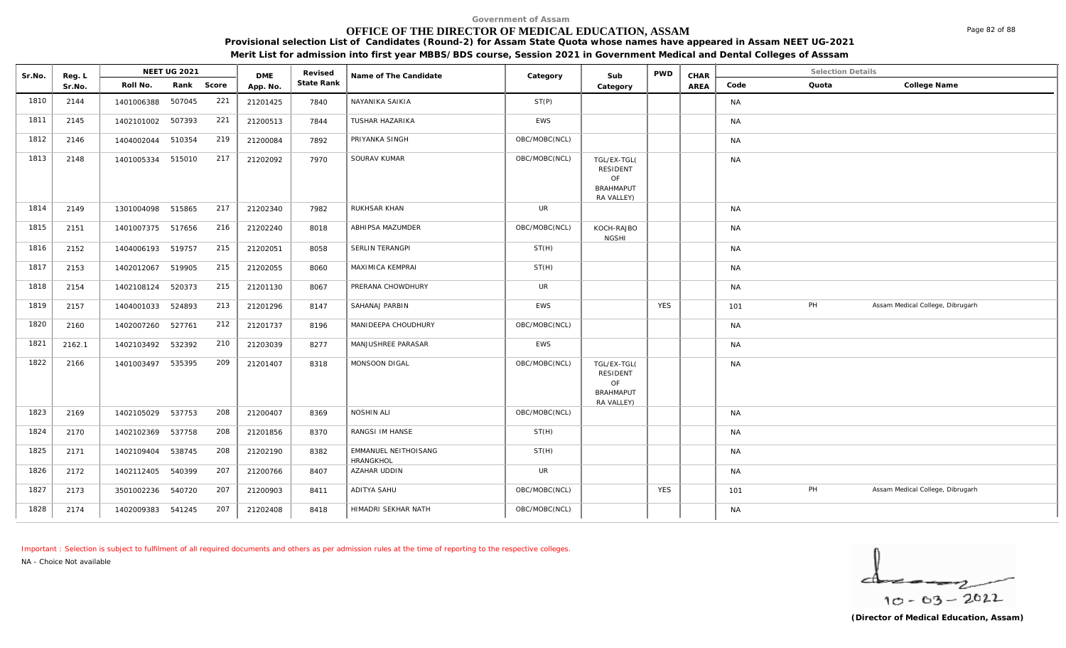Government of Assam

# OFFICE OF THE DIRECTOR OF MEDICAL EDUCATION, ASSAM

**Provisional selection List of Candidates (Round-2) for Assam State Quota whose names have appeared in Assam NEET UG-2021**

**Merit List for admission into first year MBBS/BDS course, Session 2021 in Government Medical and Dental Colleges of Asssam**

| Sr.No. | Reg. L Sr.No. | NEET UG 2021 Roll No. | Rank | Score | DME App. No. | Revised State Rank | Name of The Candidate | Category | Sub Category | PWD | CHAR AREA | Code | Quota | College Name |
|---|---|---|---|---|---|---|---|---|---|---|---|---|---|---|
| 1810 | 2144 | 1401006388 | 507045 | 221 | 21201425 | 7840 | NAYANIKA SAIKIA | ST(P) | | | | NA | | |
| 1811 | 2145 | 1402101002 | 507393 | 221 | 21200513 | 7844 | TUSHAR HAZARIKA | EWS | | | | NA | | |
| 1812 | 2146 | 1404002044 | 510354 | 219 | 21200084 | 7892 | PRIYANKA SINGH | OBC/MOBC(NCL) | | | | NA | | |
| 1813 | 2148 | 1401005334 | 515010 | 217 | 21202092 | 7970 | SOURAV KUMAR | OBC/MOBC(NCL) | TGL/EX-TGL( RESIDENT OF BRAHMAPUT RA VALLEY) | | | NA | | |
| 1814 | 2149 | 1301004098 | 515865 | 217 | 21202340 | 7982 | RUKHSAR KHAN | UR | | | | NA | | |
| 1815 | 2151 | 1401007375 | 517656 | 216 | 21202240 | 8018 | ABHIPSA MAZUMDER | OBC/MOBC(NCL) | KOCH-RAJBO NGSHI | | | NA | | |
| 1816 | 2152 | 1404006193 | 519757 | 215 | 21202051 | 8058 | SERLIN TERANGPI | ST(H) | | | | NA | | |
| 1817 | 2153 | 1402012067 | 519905 | 215 | 21202055 | 8060 | MAXIMICA KEMPRAI | ST(H) | | | | NA | | |
| 1818 | 2154 | 1402108124 | 520373 | 215 | 21201130 | 8067 | PRERANA CHOWDHURY | UR | | | | NA | | |
| 1819 | 2157 | 1404001033 | 524893 | 213 | 21201296 | 8147 | SAHANAJ PARBIN | EWS | | YES | | 101 | PH | Assam Medical College, Dibrugarh |
| 1820 | 2160 | 1402007260 | 527761 | 212 | 21201737 | 8196 | MANIDEEPA CHOUDHURY | OBC/MOBC(NCL) | | | | NA | | |
| 1821 | 2162.1 | 1402103492 | 532392 | 210 | 21203039 | 8277 | MANJUSHREE PARASAR | EWS | | | | NA | | |
| 1822 | 2166 | 1401003497 | 535395 | 209 | 21201407 | 8318 | MONSOON DIGAL | OBC/MOBC(NCL) | TGL/EX-TGL( RESIDENT OF BRAHMAPUT RA VALLEY) | | | NA | | |
| 1823 | 2169 | 1402105029 | 537753 | 208 | 21200407 | 8369 | NOSHIN ALI | OBC/MOBC(NCL) | | | | NA | | |
| 1824 | 2170 | 1402102369 | 537758 | 208 | 21201856 | 8370 | RANGSI IM HANSE | ST(H) | | | | NA | | |
| 1825 | 2171 | 1402109404 | 538745 | 208 | 21202190 | 8382 | EMMANUEL NEITHOISANG HRANGKHOL | ST(H) | | | | NA | | |
| 1826 | 2172 | 1402112405 | 540399 | 207 | 21200766 | 8407 | AZAHAR UDDIN | UR | | | | NA | | |
| 1827 | 2173 | 3501002236 | 540720 | 207 | 21200903 | 8411 | ADITYA SAHU | OBC/MOBC(NCL) | | YES | | 101 | PH | Assam Medical College, Dibrugarh |
| 1828 | 2174 | 1402009383 | 541245 | 207 | 21202408 | 8418 | HIMADRI SEKHAR NATH | OBC/MOBC(NCL) | | | | NA | | |

Important : Selection is subject to fulfilment of all required documents and others as per admission rules at the time of reporting to the respective colleges.

NA - Choice Not available

10 - 03 - 2022

**(Director of Medical Education, Assam)**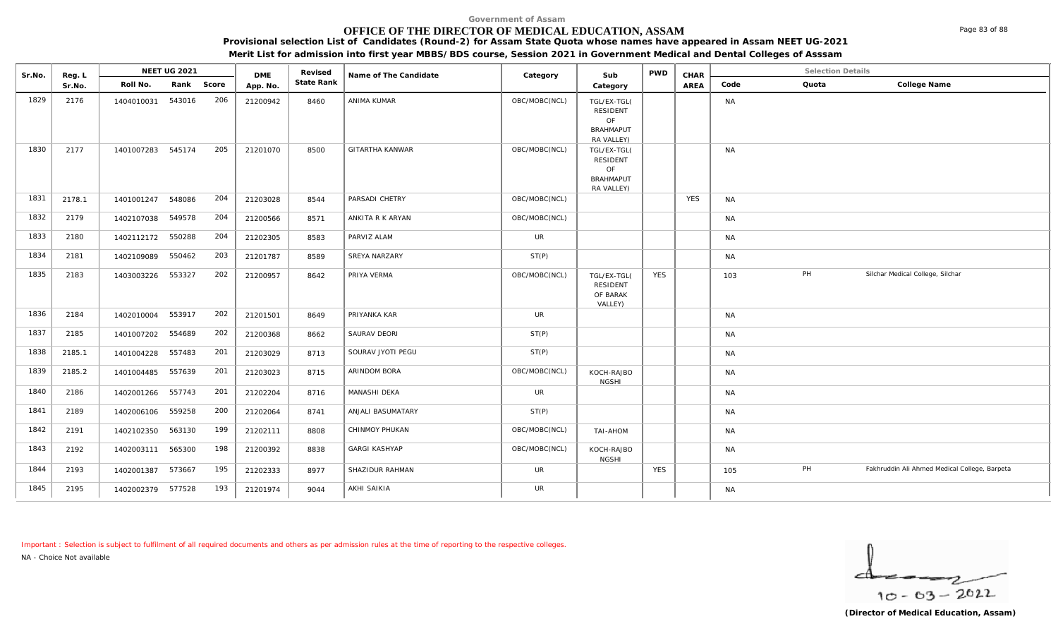Government of Assam

# OFFICE OF THE DIRECTOR OF MEDICAL EDUCATION, ASSAM

**Provisional selection List of Candidates (Round-2) for Assam State Quota whose names have appeared in Assam NEET UG-2021**

**Merit List for admission into first year MBBS/BDS course, Session 2021 in Government Medical and Dental Colleges of Asssam**

| Sr.No. | Reg. L Sr.No. | NEET UG 2021 Roll No. | Rank | Score | DME App. No. | Revised State Rank | Name of The Candidate | Category | Sub Category | PWD | CHAR AREA | Selection Details Code | Quota | College Name |
|---|---|---|---|---|---|---|---|---|---|---|---|---|---|---|
| 1829 | 2176 | 1404010031 | 543016 | 206 | 21200942 | 8460 | ANIMA KUMAR | OBC/MOBC(NCL) | TGL/EX-TGL( RESIDENT OF BRAHMAPUT RA VALLEY) | | | NA | | |
| 1830 | 2177 | 1401007283 | 545174 | 205 | 21201070 | 8500 | GITARTHA KANWAR | OBC/MOBC(NCL) | TGL/EX-TGL( RESIDENT OF BRAHMAPUT RA VALLEY) | | | NA | | |
| 1831 | 2178.1 | 1401001247 | 548086 | 204 | 21203028 | 8544 | PARSADI CHETRY | OBC/MOBC(NCL) | | | YES | NA | | |
| 1832 | 2179 | 1402107038 | 549578 | 204 | 21200566 | 8571 | ANKITA R K ARYAN | OBC/MOBC(NCL) | | | | NA | | |
| 1833 | 2180 | 1402112172 | 550288 | 204 | 21202305 | 8583 | PARVIZ ALAM | UR | | | | NA | | |
| 1834 | 2181 | 1402109089 | 550462 | 203 | 21201787 | 8589 | SREYA NARZARY | ST(P) | | | | NA | | |
| 1835 | 2183 | 1403003226 | 553327 | 202 | 21200957 | 8642 | PRIYA VERMA | OBC/MOBC(NCL) | TGL/EX-TGL( RESIDENT OF BARAK VALLEY) | YES | | 103 | PH | Silchar Medical College, Silchar |
| 1836 | 2184 | 1402010004 | 553917 | 202 | 21201501 | 8649 | PRIYANKA KAR | UR | | | | NA | | |
| 1837 | 2185 | 1401007202 | 554689 | 202 | 21200368 | 8662 | SAURAV DEORI | ST(P) | | | | NA | | |
| 1838 | 2185.1 | 1401004228 | 557483 | 201 | 21203029 | 8713 | SOURAV JYOTI PEGU | ST(P) | | | | NA | | |
| 1839 | 2185.2 | 1401004485 | 557639 | 201 | 21203023 | 8715 | ARINDOM BORA | OBC/MOBC(NCL) | KOCH-RAJBO NGSHI | | | NA | | |
| 1840 | 2186 | 1402001266 | 557743 | 201 | 21202204 | 8716 | MANASHI DEKA | UR | | | | NA | | |
| 1841 | 2189 | 1402006106 | 559258 | 200 | 21202064 | 8741 | ANJALI BASUMATARY | ST(P) | | | | NA | | |
| 1842 | 2191 | 1402102350 | 563130 | 199 | 21202111 | 8808 | CHINMOY PHUKAN | OBC/MOBC(NCL) | TAI-AHOM | | | NA | | |
| 1843 | 2192 | 1402003111 | 565300 | 198 | 21200392 | 8838 | GARGI KASHYAP | OBC/MOBC(NCL) | KOCH-RAJBO NGSHI | | | NA | | |
| 1844 | 2193 | 1402001387 | 573667 | 195 | 21202333 | 8977 | SHAZIDUR RAHMAN | UR | | YES | | 105 | PH | Fakhruddin Ali Ahmed Medical College, Barpeta |
| 1845 | 2195 | 1402002379 | 577528 | 193 | 21201974 | 9044 | AKHI SAIKIA | UR | | | | NA | | |

Important : Selection is subject to fulfilment of all required documents and others as per admission rules at the time of reporting to the respective colleges.

NA - Choice Not available

10-03-2022

**(Director of Medical Education, Assam)**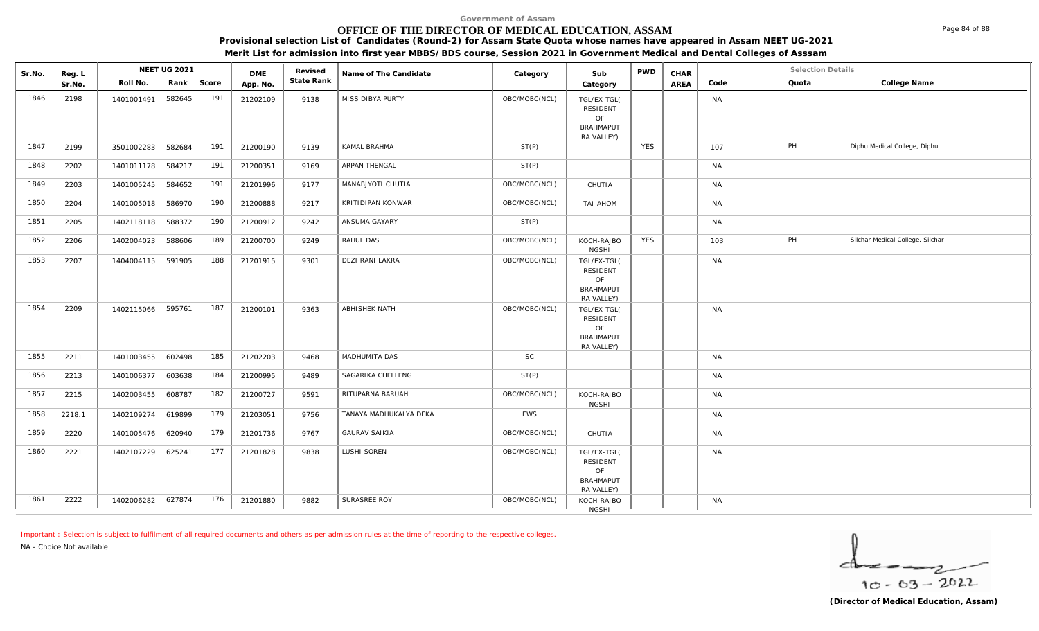Government of Assam

# OFFICE OF THE DIRECTOR OF MEDICAL EDUCATION, ASSAM

**Provisional selection List of Candidates (Round-2) for Assam State Quota whose names have appeared in Assam NEET UG-2021**

**Merit List for admission into first year MBBS/BDS course, Session 2021 in Government Medical and Dental Colleges of Asssam**

| Sr.No. | Reg. L Sr.No. | NEET UG 2021 Roll No. | Rank | Score | DME App. No. | Revised State Rank | Name of The Candidate | Category | Sub Category | PWD | CHAR AREA | Selection Details Code | Quota | College Name |
|---|---|---|---|---|---|---|---|---|---|---|---|---|---|---|
| 1846 | 2198 | 1401001491 | 582645 | 191 | 21202109 | 9138 | MISS DIBYA PURTY | OBC/MOBC(NCL) | TGL/EX-TGL( RESIDENT OF BRAHMAPUT RA VALLEY) | | | NA | | |
| 1847 | 2199 | 3501002283 | 582684 | 191 | 21200190 | 9139 | KAMAL BRAHMA | ST(P) | | YES | | 107 | PH | Diphu Medical College, Diphu |
| 1848 | 2202 | 1401011178 | 584217 | 191 | 21200351 | 9169 | ARPAN THENGAL | ST(P) | | | | NA | | |
| 1849 | 2203 | 1401005245 | 584652 | 191 | 21201996 | 9177 | MANABJYOTI CHUTIA | OBC/MOBC(NCL) | CHUTIA | | | NA | | |
| 1850 | 2204 | 1401005018 | 586970 | 190 | 21200888 | 9217 | KRITIDIPAN KONWAR | OBC/MOBC(NCL) | TAI-AHOM | | | NA | | |
| 1851 | 2205 | 1402118118 | 588372 | 190 | 21200912 | 9242 | ANSUMA GAYARY | ST(P) | | | | NA | | |
| 1852 | 2206 | 1402004023 | 588606 | 189 | 21200700 | 9249 | RAHUL DAS | OBC/MOBC(NCL) | KOCH-RAJBO NGSHI | YES | | 103 | PH | Silchar Medical College, Silchar |
| 1853 | 2207 | 1404004115 | 591905 | 188 | 21201915 | 9301 | DEZI RANI LAKRA | OBC/MOBC(NCL) | TGL/EX-TGL( RESIDENT OF BRAHMAPUT RA VALLEY) | | | NA | | |
| 1854 | 2209 | 1402115066 | 595761 | 187 | 21200101 | 9363 | ABHISHEK NATH | OBC/MOBC(NCL) | TGL/EX-TGL( RESIDENT OF BRAHMAPUT RA VALLEY) | | | NA | | |
| 1855 | 2211 | 1401003455 | 602498 | 185 | 21202203 | 9468 | MADHUMITA DAS | SC | | | | NA | | |
| 1856 | 2213 | 1401006377 | 603638 | 184 | 21200995 | 9489 | SAGARIKA CHELLENG | ST(P) | | | | NA | | |
| 1857 | 2215 | 1402003455 | 608787 | 182 | 21200727 | 9591 | RITUPARNA BARUAH | OBC/MOBC(NCL) | KOCH-RAJBO NGSHI | | | NA | | |
| 1858 | 2218.1 | 1402109274 | 619899 | 179 | 21203051 | 9756 | TANAYA MADHUKALYA DEKA | EWS | | | | NA | | |
| 1859 | 2220 | 1401005476 | 620940 | 179 | 21201736 | 9767 | GAURAV SAIKIA | OBC/MOBC(NCL) | CHUTIA | | | NA | | |
| 1860 | 2221 | 1402107229 | 625241 | 177 | 21201828 | 9838 | LUSHI SOREN | OBC/MOBC(NCL) | TGL/EX-TGL( RESIDENT OF BRAHMAPUT RA VALLEY) | | | NA | | |
| 1861 | 2222 | 1402006282 | 627874 | 176 | 21201880 | 9882 | SURASREE ROY | OBC/MOBC(NCL) | KOCH-RAJBO NGSHI | | | NA | | |

Important : Selection is subject to fulfilment of all required documents and others as per admission rules at the time of reporting to the respective colleges.

NA - Choice Not available

10 - 03 - 2022

**(Director of Medical Education, Assam)**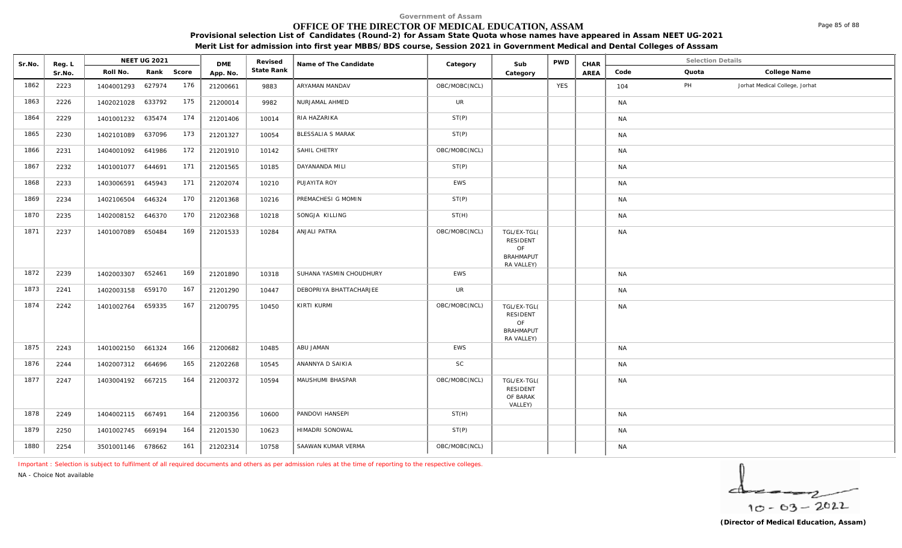Government of Assam

# OFFICE OF THE DIRECTOR OF MEDICAL EDUCATION, ASSAM

**Provisional selection List of Candidates (Round-2) for Assam State Quota whose names have appeared in Assam NEET UG-2021**

**Merit List for admission into first year MBBS/BDS course, Session 2021 in Government Medical and Dental Colleges of Asssam**

| Sr.No. | Reg. L Sr.No. | NEET UG 2021 Roll No. | Rank | Score | DME App. No. | Revised State Rank | Name of The Candidate | Category | Sub Category | PWD | CHAR AREA | Code | Quota | College Name |
|---|---|---|---|---|---|---|---|---|---|---|---|---|---|---|
| 1862 | 2223 | 1404001293 | 627974 | 176 | 21200661 | 9883 | ARYAMAN MANDAV | OBC/MOBC(NCL) | | YES | | 104 | PH | Jorhat Medical College, Jorhat |
| 1863 | 2226 | 1402021028 | 633792 | 175 | 21200014 | 9982 | NURJAMAL AHMED | UR | | | | NA | | |
| 1864 | 2229 | 1401001232 | 635474 | 174 | 21201406 | 10014 | RIA HAZARIKA | ST(P) | | | | NA | | |
| 1865 | 2230 | 1402101089 | 637096 | 173 | 21201327 | 10054 | BLESSALIA S MARAK | ST(P) | | | | NA | | |
| 1866 | 2231 | 1404001092 | 641986 | 172 | 21201910 | 10142 | SAHIL CHETRY | OBC/MOBC(NCL) | | | | NA | | |
| 1867 | 2232 | 1401001077 | 644691 | 171 | 21201565 | 10185 | DAYANANDA MILI | ST(P) | | | | NA | | |
| 1868 | 2233 | 1403006591 | 645943 | 171 | 21202074 | 10210 | PUJAYITA ROY | EWS | | | | NA | | |
| 1869 | 2234 | 1402106504 | 646324 | 170 | 21201368 | 10216 | PREMACHESI G MOMIN | ST(P) | | | | NA | | |
| 1870 | 2235 | 1402008152 | 646370 | 170 | 21202368 | 10218 | SONGJA KILLING | ST(H) | | | | NA | | |
| 1871 | 2237 | 1401007089 | 650484 | 169 | 21201533 | 10284 | ANJALI PATRA | OBC/MOBC(NCL) | TGL/EX-TGL( RESIDENT OF BRAHMAPUT RA VALLEY) | | | NA | | |
| 1872 | 2239 | 1402003307 | 652461 | 169 | 21201890 | 10318 | SUHANA YASMIN CHOUDHURY | EWS | | | | NA | | |
| 1873 | 2241 | 1402003158 | 659170 | 167 | 21201290 | 10447 | DEBOPRIYA BHATTACHARJEE | UR | | | | NA | | |
| 1874 | 2242 | 1401002764 | 659335 | 167 | 21200795 | 10450 | KIRTI KURMI | OBC/MOBC(NCL) | TGL/EX-TGL( RESIDENT OF BRAHMAPUT RA VALLEY) | | | NA | | |
| 1875 | 2243 | 1401002150 | 661324 | 166 | 21200682 | 10485 | ABU JAMAN | EWS | | | | NA | | |
| 1876 | 2244 | 1402007312 | 664696 | 165 | 21202268 | 10545 | ANANNYA D SAIKIA | SC | | | | NA | | |
| 1877 | 2247 | 1403004192 | 667215 | 164 | 21200372 | 10594 | MAUSHUMI BHASPAR | OBC/MOBC(NCL) | TGL/EX-TGL( RESIDENT OF BARAK VALLEY) | | | NA | | |
| 1878 | 2249 | 1404002115 | 667491 | 164 | 21200356 | 10600 | PANDOVI HANSEPI | ST(H) | | | | NA | | |
| 1879 | 2250 | 1401002745 | 669194 | 164 | 21201530 | 10623 | HIMADRI SONOWAL | ST(P) | | | | NA | | |
| 1880 | 2254 | 3501001146 | 678662 | 161 | 21202314 | 10758 | SAAWAN KUMAR VERMA | OBC/MOBC(NCL) | | | | NA | | |

Important : Selection is subject to fulfilment of all required documents and others as per admission rules at the time of reporting to the respective colleges.

NA - Choice Not available

10-03-2022

**(Director of Medical Education, Assam)**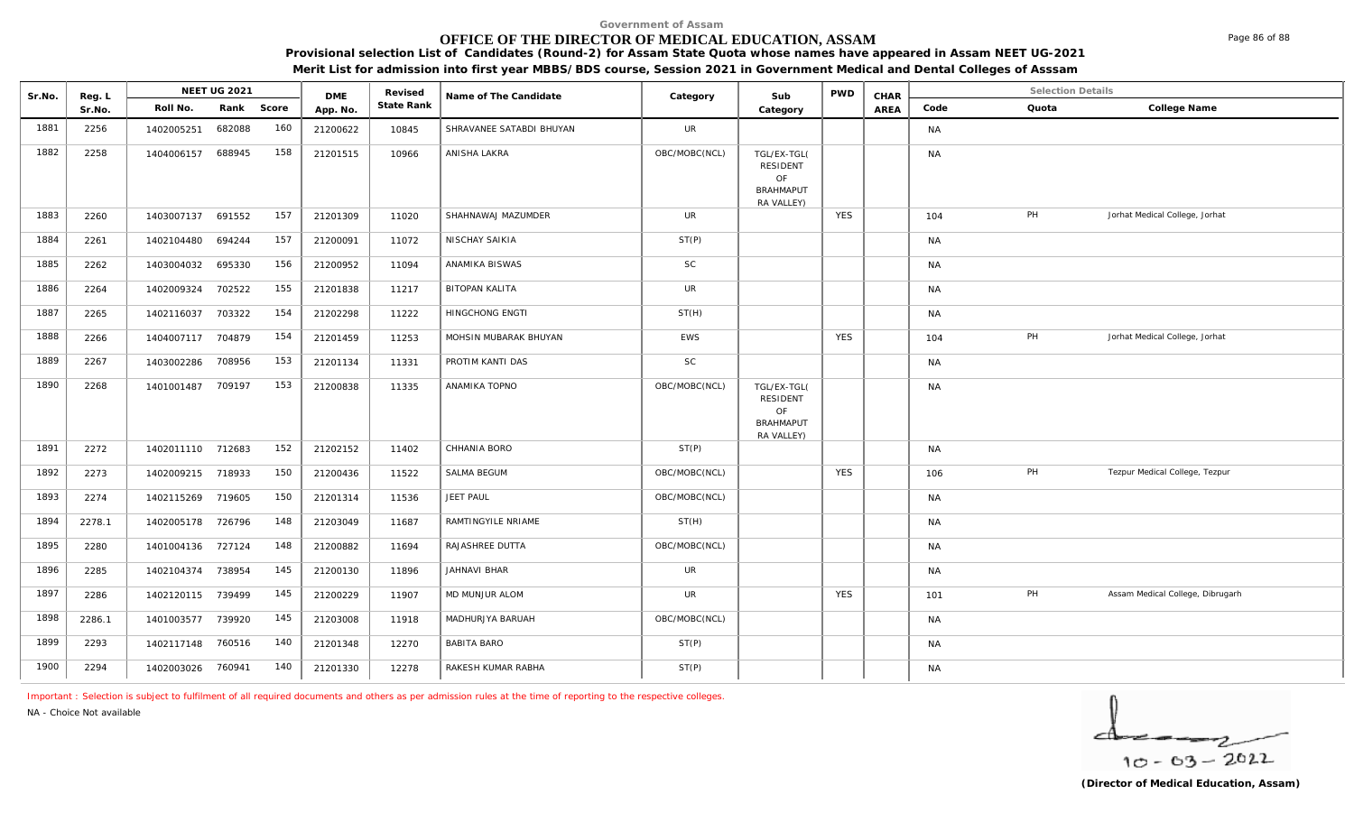Government of Assam

# OFFICE OF THE DIRECTOR OF MEDICAL EDUCATION, ASSAM

**Provisional selection List of Candidates (Round-2) for Assam State Quota whose names have appeared in Assam NEET UG-2021**

**Merit List for admission into first year MBBS/BDS course, Session 2021 in Government Medical and Dental Colleges of Asssam**

| Sr.No. | Reg. L Sr.No. | NEET UG 2021 Roll No. | Rank | Score | DME App. No. | Revised State Rank | Name of The Candidate | Category | Sub Category | PWD | CHAR AREA | Selection Details Code | Quota | College Name |
|---|---|---|---|---|---|---|---|---|---|---|---|---|---|---|
| 1881 | 2256 | 1402005251 | 682088 | 160 | 21200622 | 10845 | SHRAVANEE SATABDI BHUYAN | UR | | | | NA | | |
| 1882 | 2258 | 1404006157 | 688945 | 158 | 21201515 | 10966 | ANISHA LAKRA | OBC/MOBC(NCL) | TGL/EX-TGL( RESIDENT OF BRAHMAPUT RA VALLEY) | | | NA | | |
| 1883 | 2260 | 1403007137 | 691552 | 157 | 21201309 | 11020 | SHAHNAWAJ MAZUMDER | UR | | YES | | 104 | PH | Jorhat Medical College, Jorhat |
| 1884 | 2261 | 1402104480 | 694244 | 157 | 21200091 | 11072 | NISCHAY SAIKIA | ST(P) | | | | NA | | |
| 1885 | 2262 | 1403004032 | 695330 | 156 | 21200952 | 11094 | ANAMIKA BISWAS | SC | | | | NA | | |
| 1886 | 2264 | 1402009324 | 702522 | 155 | 21201838 | 11217 | BITOPAN KALITA | UR | | | | NA | | |
| 1887 | 2265 | 1402116037 | 703322 | 154 | 21202298 | 11222 | HINGCHONG ENGTI | ST(H) | | | | NA | | |
| 1888 | 2266 | 1404007117 | 704879 | 154 | 21201459 | 11253 | MOHSIN MUBARAK BHUYAN | EWS | | YES | | 104 | PH | Jorhat Medical College, Jorhat |
| 1889 | 2267 | 1403002286 | 708956 | 153 | 21201134 | 11331 | PROTIM KANTI DAS | SC | | | | NA | | |
| 1890 | 2268 | 1401001487 | 709197 | 153 | 21200838 | 11335 | ANAMIKA TOPNO | OBC/MOBC(NCL) | TGL/EX-TGL( RESIDENT OF BRAHMAPUT RA VALLEY) | | | NA | | |
| 1891 | 2272 | 1402011110 | 712683 | 152 | 21202152 | 11402 | CHHANIA BORO | ST(P) | | | | NA | | |
| 1892 | 2273 | 1402009215 | 718933 | 150 | 21200436 | 11522 | SALMA BEGUM | OBC/MOBC(NCL) | | YES | | 106 | PH | Tezpur Medical College, Tezpur |
| 1893 | 2274 | 1402115269 | 719605 | 150 | 21201314 | 11536 | JEET PAUL | OBC/MOBC(NCL) | | | | NA | | |
| 1894 | 2278.1 | 1402005178 | 726796 | 148 | 21203049 | 11687 | RAMTINGYILE NRIAME | ST(H) | | | | NA | | |
| 1895 | 2280 | 1401004136 | 727124 | 148 | 21200882 | 11694 | RAJASHREE DUTTA | OBC/MOBC(NCL) | | | | NA | | |
| 1896 | 2285 | 1402104374 | 738954 | 145 | 21200130 | 11896 | JAHNAVI BHAR | UR | | | | NA | | |
| 1897 | 2286 | 1402120115 | 739499 | 145 | 21200229 | 11907 | MD MUNJUR ALOM | UR | | YES | | 101 | PH | Assam Medical College, Dibrugarh |
| 1898 | 2286.1 | 1401003577 | 739920 | 145 | 21203008 | 11918 | MADHURJYA BARUAH | OBC/MOBC(NCL) | | | | NA | | |
| 1899 | 2293 | 1402117148 | 760516 | 140 | 21201348 | 12270 | BABITA BARO | ST(P) | | | | NA | | |
| 1900 | 2294 | 1402003026 | 760941 | 140 | 21201330 | 12278 | RAKESH KUMAR RABHA | ST(P) | | | | NA | | |

Important : Selection is subject to fulfilment of all required documents and others as per admission rules at the time of reporting to the respective colleges.

NA - Choice Not available

10 - 03 - 2022

**(Director of Medical Education, Assam)**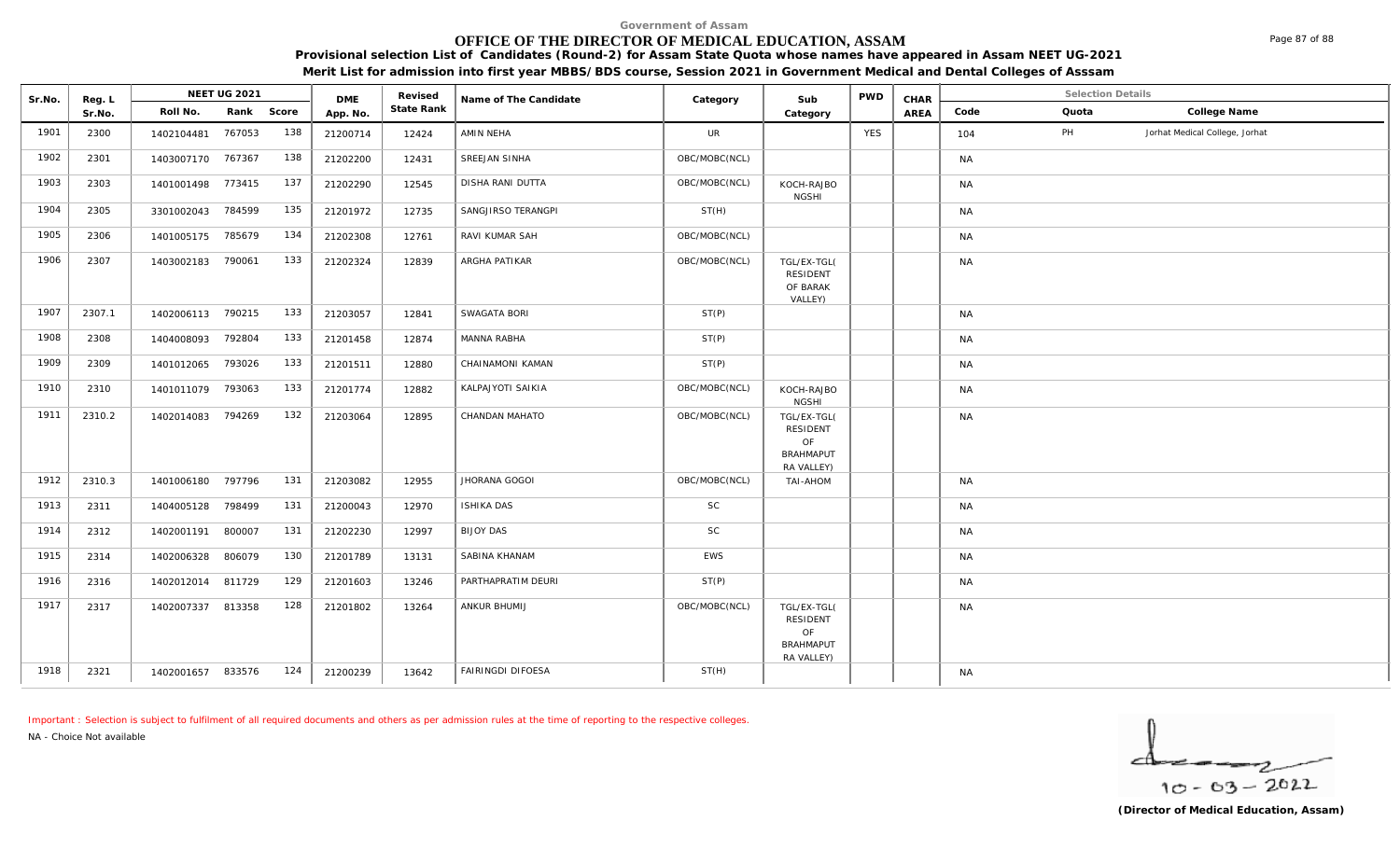Government of Assam

# OFFICE OF THE DIRECTOR OF MEDICAL EDUCATION, ASSAM

**Provisional selection List of Candidates (Round-2) for Assam State Quota whose names have appeared in Assam NEET UG-2021**

**Merit List for admission into first year MBBS/BDS course, Session 2021 in Government Medical and Dental Colleges of Asssam**

| Sr.No. | Reg. L Sr.No. | NEET UG 2021 Roll No. | Rank | Score | DME App. No. | Revised State Rank | Name of The Candidate | Category | Sub Category | PWD | CHAR AREA | Code | Quota | College Name |
|---|---|---|---|---|---|---|---|---|---|---|---|---|---|---|
| 1901 | 2300 | 1402104481 | 767053 | 138 | 21200714 | 12424 | AMIN NEHA | UR | | YES | | 104 | PH | Jorhat Medical College, Jorhat |
| 1902 | 2301 | 1403007170 | 767367 | 138 | 21202200 | 12431 | SREEJAN SINHA | OBC/MOBC(NCL) | | | | NA | | |
| 1903 | 2303 | 1401001498 | 773415 | 137 | 21202290 | 12545 | DISHA RANI DUTTA | OBC/MOBC(NCL) | KOCH-RAJBONGSHI | | | NA | | |
| 1904 | 2305 | 3301002043 | 784599 | 135 | 21201972 | 12735 | SANGJIRSO TERANGPI | ST(H) | | | | NA | | |
| 1905 | 2306 | 1401005175 | 785679 | 134 | 21202308 | 12761 | RAVI KUMAR SAH | OBC/MOBC(NCL) | | | | NA | | |
| 1906 | 2307 | 1403002183 | 790061 | 133 | 21202324 | 12839 | ARGHA PATIKAR | OBC/MOBC(NCL) | TGL/EX-TGL( RESIDENT OF BARAK VALLEY) | | | NA | | |
| 1907 | 2307.1 | 1402006113 | 790215 | 133 | 21203057 | 12841 | SWAGATA BORI | ST(P) | | | | NA | | |
| 1908 | 2308 | 1404008093 | 792804 | 133 | 21201458 | 12874 | MANNA RABHA | ST(P) | | | | NA | | |
| 1909 | 2309 | 1401012065 | 793026 | 133 | 21201511 | 12880 | CHAINAMONI KAMAN | ST(P) | | | | NA | | |
| 1910 | 2310 | 1401011079 | 793063 | 133 | 21201774 | 12882 | KALPAJYOTI SAIKIA | OBC/MOBC(NCL) | KOCH-RAJBONGSHI | | | NA | | |
| 1911 | 2310.2 | 1402014083 | 794269 | 132 | 21203064 | 12895 | CHANDAN MAHATO | OBC/MOBC(NCL) | TGL/EX-TGL( RESIDENT OF BRAHMAPUTRA VALLEY) | | | NA | | |
| 1912 | 2310.3 | 1401006180 | 797796 | 131 | 21203082 | 12955 | JHORANA GOGOI | OBC/MOBC(NCL) | TAI-AHOM | | | NA | | |
| 1913 | 2311 | 1404005128 | 798499 | 131 | 21200043 | 12970 | ISHIKA DAS | SC | | | | NA | | |
| 1914 | 2312 | 1402001191 | 800007 | 131 | 21202230 | 12997 | BIJOY DAS | SC | | | | NA | | |
| 1915 | 2314 | 1402006328 | 806079 | 130 | 21201789 | 13131 | SABINA KHANAM | EWS | | | | NA | | |
| 1916 | 2316 | 1402012014 | 811729 | 129 | 21201603 | 13246 | PARTHAPRATIM DEURI | ST(P) | | | | NA | | |
| 1917 | 2317 | 1402007337 | 813358 | 128 | 21201802 | 13264 | ANKUR BHUMIJ | OBC/MOBC(NCL) | TGL/EX-TGL( RESIDENT OF BRAHMAPUTRA VALLEY) | | | NA | | |
| 1918 | 2321 | 1402001657 | 833576 | 124 | 21200239 | 13642 | FAIRINGDI DIFOESA | ST(H) | | | | NA | | |

Important : Selection is subject to fulfilment of all required documents and others as per admission rules at the time of reporting to the respective colleges.

NA - Choice Not available

10-03-2022

**(Director of Medical Education, Assam)**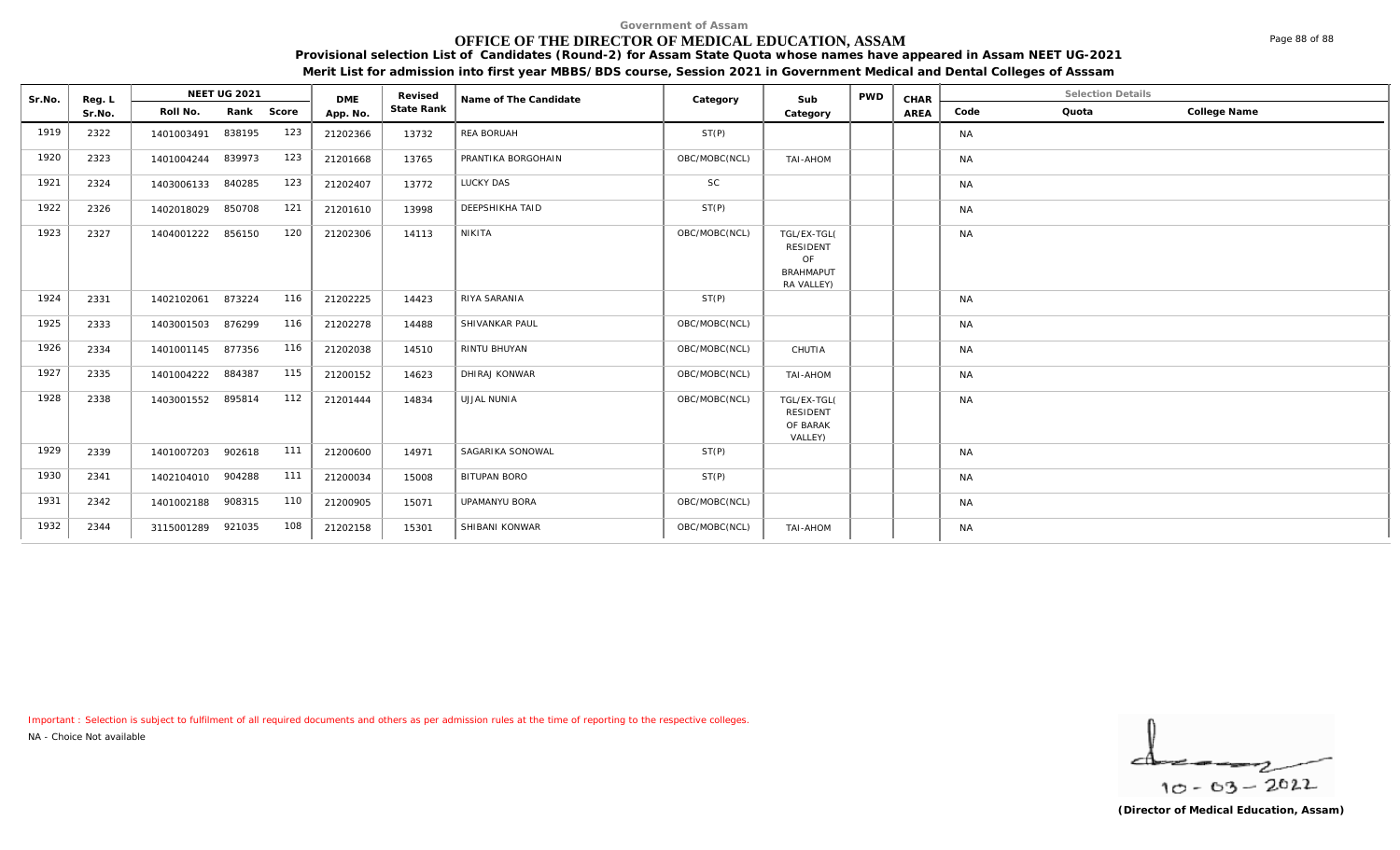Government of Assam

# OFFICE OF THE DIRECTOR OF MEDICAL EDUCATION, ASSAM

**Provisional selection List of Candidates (Round-2) for Assam State Quota whose names have appeared in Assam NEET UG-2021**

**Merit List for admission into first year MBBS/BDS course, Session 2021 in Government Medical and Dental Colleges of Asssam**

| Sr.No. | Reg. L Sr.No. | NEET UG 2021 Roll No. | Rank | Score | DME App. No. | Revised State Rank | Name of The Candidate | Category | Sub Category | PWD | CHAR AREA | Selection Details Code | Quota | College Name |
|---|---|---|---|---|---|---|---|---|---|---|---|---|---|---|
| 1919 | 2322 | 1401003491 | 838195 | 123 | 21202366 | 13732 | REA BORUAH | ST(P) | | | | NA | | |
| 1920 | 2323 | 1401004244 | 839973 | 123 | 21201668 | 13765 | PRANTIKA BORGOHAIN | OBC/MOBC(NCL) | TAI-AHOM | | | NA | | |
| 1921 | 2324 | 1403006133 | 840285 | 123 | 21202407 | 13772 | LUCKY DAS | SC | | | | NA | | |
| 1922 | 2326 | 1402018029 | 850708 | 121 | 21201610 | 13998 | DEEPSHIKHA TAID | ST(P) | | | | NA | | |
| 1923 | 2327 | 1404001222 | 856150 | 120 | 21202306 | 14113 | NIKITA | OBC/MOBC(NCL) | TGL/EX-TGL( RESIDENT OF BRAHMAPUT RA VALLEY) | | | NA | | |
| 1924 | 2331 | 1402102061 | 873224 | 116 | 21202225 | 14423 | RIYA SARANIA | ST(P) | | | | NA | | |
| 1925 | 2333 | 1403001503 | 876299 | 116 | 21202278 | 14488 | SHIVANKAR PAUL | OBC/MOBC(NCL) | | | | NA | | |
| 1926 | 2334 | 1401001145 | 877356 | 116 | 21202038 | 14510 | RINTU BHUYAN | OBC/MOBC(NCL) | CHUTIA | | | NA | | |
| 1927 | 2335 | 1401004222 | 884387 | 115 | 21200152 | 14623 | DHIRAJ KONWAR | OBC/MOBC(NCL) | TAI-AHOM | | | NA | | |
| 1928 | 2338 | 1403001552 | 895814 | 112 | 21201444 | 14834 | UJJAL NUNIA | OBC/MOBC(NCL) | TGL/EX-TGL( RESIDENT OF BARAK VALLEY) | | | NA | | |
| 1929 | 2339 | 1401007203 | 902618 | 111 | 21200600 | 14971 | SAGARIKA SONOWAL | ST(P) | | | | NA | | |
| 1930 | 2341 | 1402104010 | 904288 | 111 | 21200034 | 15008 | BITUPAN BORO | ST(P) | | | | NA | | |
| 1931 | 2342 | 1401002188 | 908315 | 110 | 21200905 | 15071 | UPAMANYU BORA | OBC/MOBC(NCL) | | | | NA | | |
| 1932 | 2344 | 3115001289 | 921035 | 108 | 21202158 | 15301 | SHIBANI KONWAR | OBC/MOBC(NCL) | TAI-AHOM | | | NA | | |

Important : Selection is subject to fulfilment of all required documents and others as per admission rules at the time of reporting to the respective colleges.

NA - Choice Not available

10 - 03 - 2022

**(Director of Medical Education, Assam)**